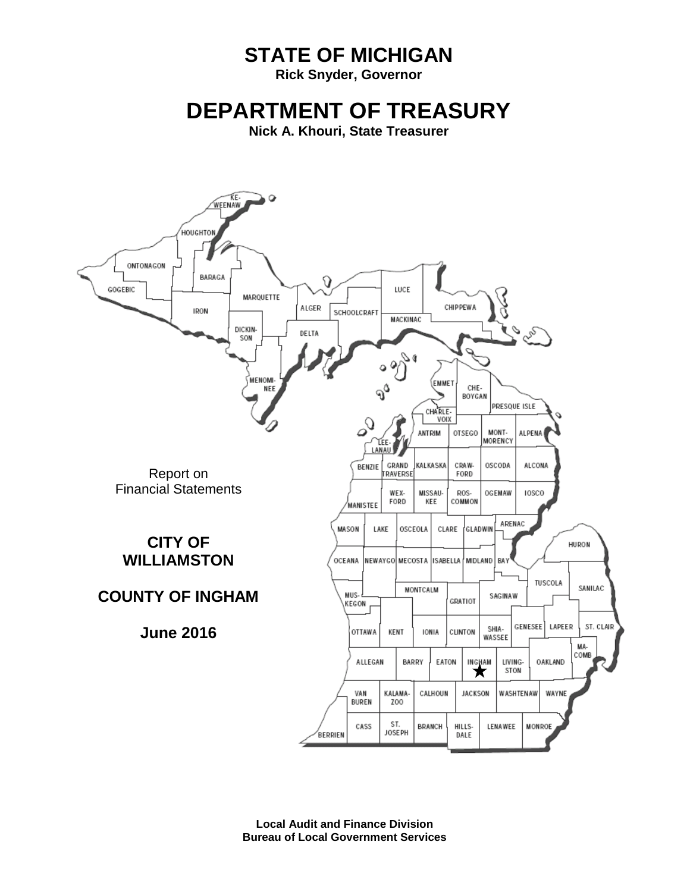# STATE OF MICHIGAN

**Rick Snyder, Governor**

# DEPARTMENT OF TREASURY

**Nick A. Khouri, State Treasurer**

Report on
Financial Statements

**CITY OF WILLIAMSTON**

**COUNTY OF INGHAM**

**June 2016**

**Local Audit and Finance Division**
**Bureau of Local Government Services**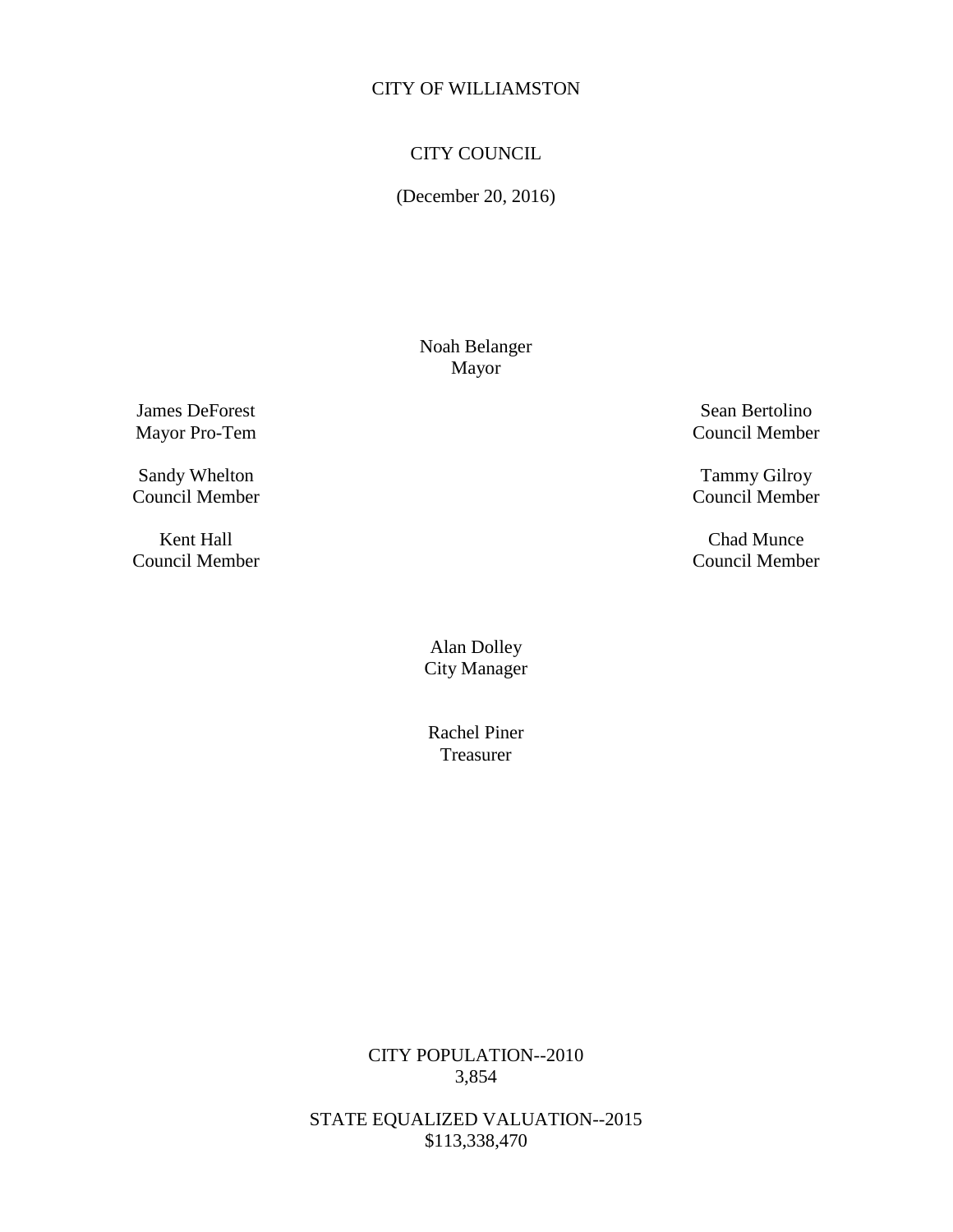CITY OF WILLIAMSTON

CITY COUNCIL

(December 20, 2016)

Noah Belanger
Mayor

James DeForest
Mayor Pro-Tem

Sean Bertolino
Council Member

Sandy Whelton
Council Member

Tammy Gilroy
Council Member

Kent Hall
Council Member

Chad Munce
Council Member

Alan Dolley
City Manager

Rachel Piner
Treasurer

CITY POPULATION--2010
3,854

STATE EQUALIZED VALUATION--2015
$113,338,470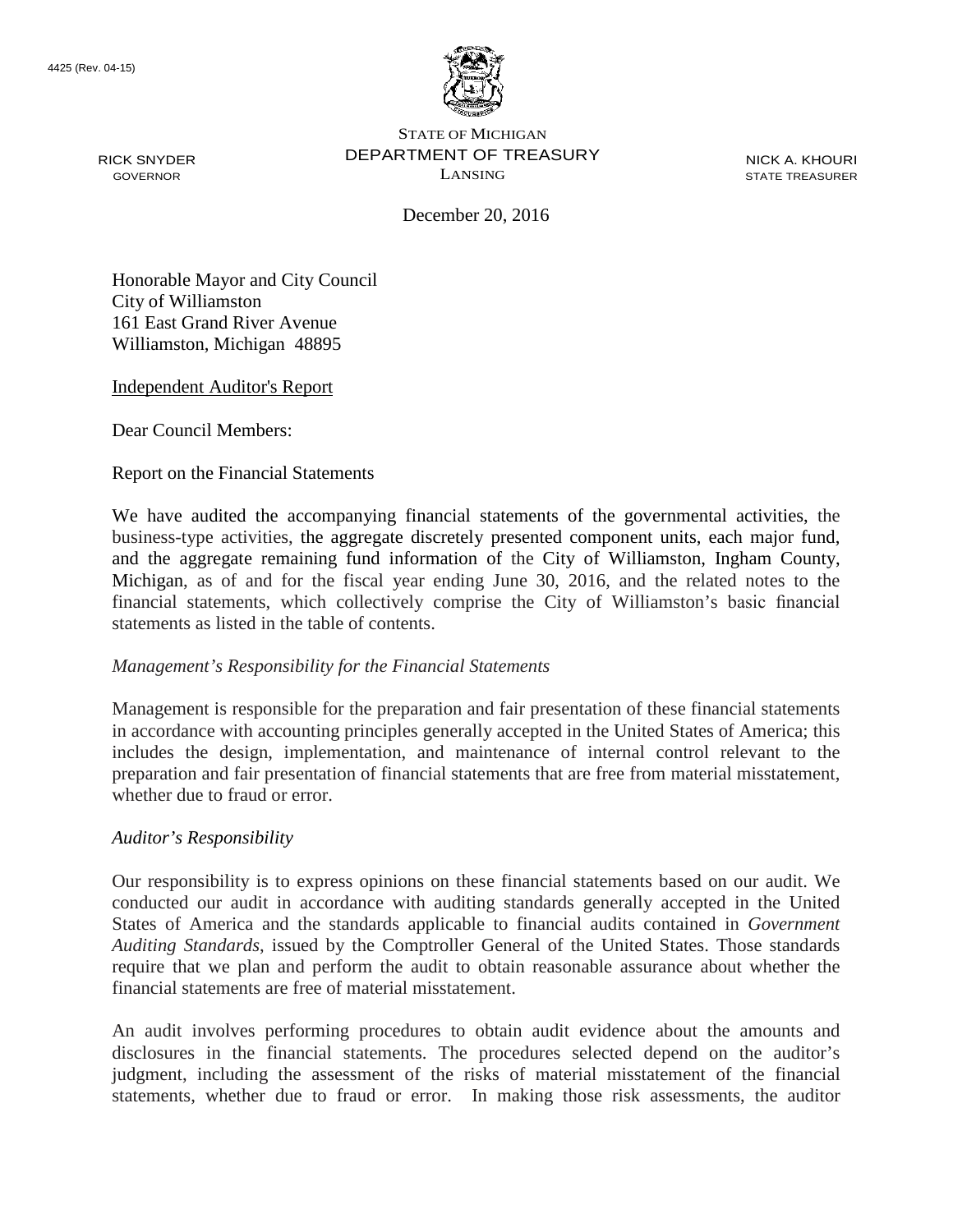4425 (Rev. 04-15)

STATE OF MICHIGAN
DEPARTMENT OF TREASURY
LANSING

RICK SNYDER
GOVERNOR

NICK A. KHOURI
STATE TREASURER

December 20, 2016

Honorable Mayor and City Council
City of Williamston
161 East Grand River Avenue
Williamston, Michigan 48895

Independent Auditor's Report

Dear Council Members:

Report on the Financial Statements

We have audited the accompanying financial statements of the governmental activities, the business-type activities, the aggregate discretely presented component units, each major fund, and the aggregate remaining fund information of the City of Williamston, Ingham County, Michigan, as of and for the fiscal year ending June 30, 2016, and the related notes to the financial statements, which collectively comprise the City of Williamston's basic financial statements as listed in the table of contents.

*Management's Responsibility for the Financial Statements*

Management is responsible for the preparation and fair presentation of these financial statements in accordance with accounting principles generally accepted in the United States of America; this includes the design, implementation, and maintenance of internal control relevant to the preparation and fair presentation of financial statements that are free from material misstatement, whether due to fraud or error.

*Auditor's Responsibility*

Our responsibility is to express opinions on these financial statements based on our audit. We conducted our audit in accordance with auditing standards generally accepted in the United States of America and the standards applicable to financial audits contained in *Government Auditing Standards*, issued by the Comptroller General of the United States. Those standards require that we plan and perform the audit to obtain reasonable assurance about whether the financial statements are free of material misstatement.

An audit involves performing procedures to obtain audit evidence about the amounts and disclosures in the financial statements. The procedures selected depend on the auditor's judgment, including the assessment of the risks of material misstatement of the financial statements, whether due to fraud or error. In making those risk assessments, the auditor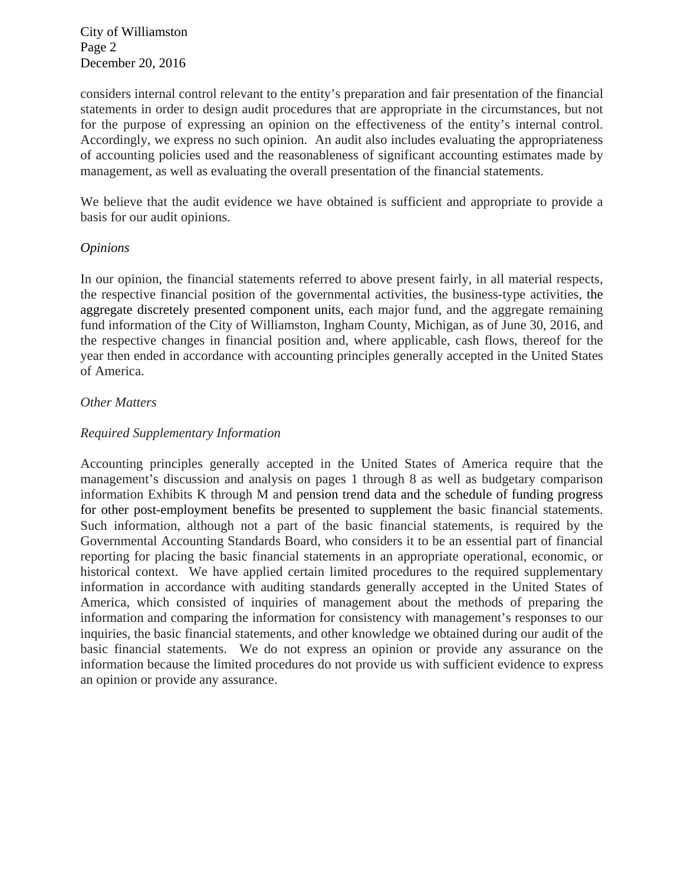considers internal control relevant to the entity's preparation and fair presentation of the financial statements in order to design audit procedures that are appropriate in the circumstances, but not for the purpose of expressing an opinion on the effectiveness of the entity's internal control. Accordingly, we express no such opinion. An audit also includes evaluating the appropriateness of accounting policies used and the reasonableness of significant accounting estimates made by management, as well as evaluating the overall presentation of the financial statements.

We believe that the audit evidence we have obtained is sufficient and appropriate to provide a basis for our audit opinions.

*Opinions*

In our opinion, the financial statements referred to above present fairly, in all material respects, the respective financial position of the governmental activities, the business-type activities, the aggregate discretely presented component units, each major fund, and the aggregate remaining fund information of the City of Williamston, Ingham County, Michigan, as of June 30, 2016, and the respective changes in financial position and, where applicable, cash flows, thereof for the year then ended in accordance with accounting principles generally accepted in the United States of America.

*Other Matters*

*Required Supplementary Information*

Accounting principles generally accepted in the United States of America require that the management's discussion and analysis on pages 1 through 8 as well as budgetary comparison information Exhibits K through M and pension trend data and the schedule of funding progress for other post-employment benefits be presented to supplement the basic financial statements. Such information, although not a part of the basic financial statements, is required by the Governmental Accounting Standards Board, who considers it to be an essential part of financial reporting for placing the basic financial statements in an appropriate operational, economic, or historical context. We have applied certain limited procedures to the required supplementary information in accordance with auditing standards generally accepted in the United States of America, which consisted of inquiries of management about the methods of preparing the information and comparing the information for consistency with management's responses to our inquiries, the basic financial statements, and other knowledge we obtained during our audit of the basic financial statements. We do not express an opinion or provide any assurance on the information because the limited procedures do not provide us with sufficient evidence to express an opinion or provide any assurance.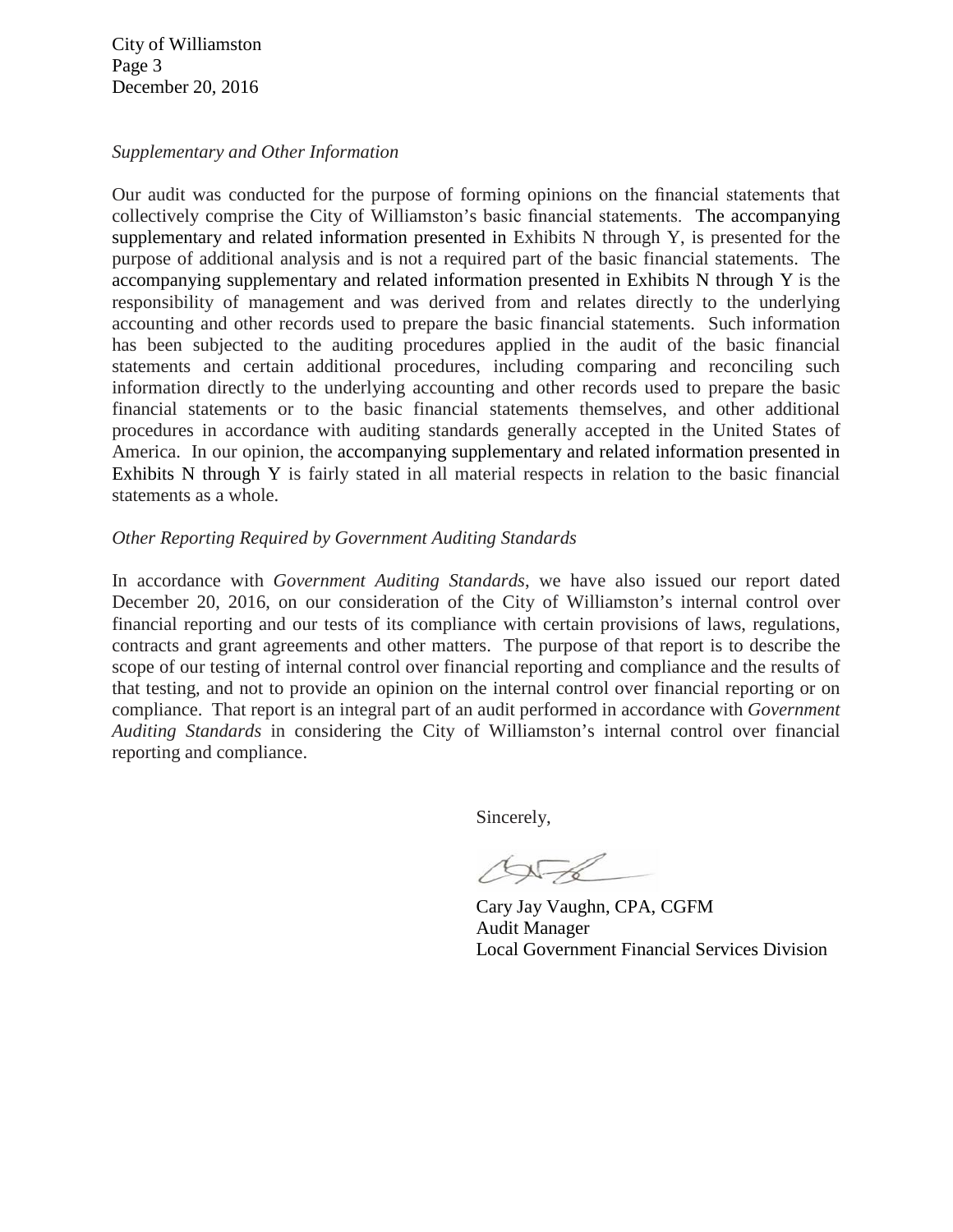City of Williamston
Page 3
December 20, 2016

*Supplementary and Other Information*

Our audit was conducted for the purpose of forming opinions on the financial statements that collectively comprise the City of Williamston's basic financial statements. The accompanying supplementary and related information presented in Exhibits N through Y, is presented for the purpose of additional analysis and is not a required part of the basic financial statements. The accompanying supplementary and related information presented in Exhibits N through Y is the responsibility of management and was derived from and relates directly to the underlying accounting and other records used to prepare the basic financial statements. Such information has been subjected to the auditing procedures applied in the audit of the basic financial statements and certain additional procedures, including comparing and reconciling such information directly to the underlying accounting and other records used to prepare the basic financial statements or to the basic financial statements themselves, and other additional procedures in accordance with auditing standards generally accepted in the United States of America. In our opinion, the accompanying supplementary and related information presented in Exhibits N through Y is fairly stated in all material respects in relation to the basic financial statements as a whole.

*Other Reporting Required by Government Auditing Standards*

In accordance with *Government Auditing Standards*, we have also issued our report dated December 20, 2016, on our consideration of the City of Williamston's internal control over financial reporting and our tests of its compliance with certain provisions of laws, regulations, contracts and grant agreements and other matters. The purpose of that report is to describe the scope of our testing of internal control over financial reporting and compliance and the results of that testing, and not to provide an opinion on the internal control over financial reporting or on compliance. That report is an integral part of an audit performed in accordance with *Government Auditing Standards* in considering the City of Williamston's internal control over financial reporting and compliance.

Sincerely,

Cary Jay Vaughn, CPA, CGFM
Audit Manager
Local Government Financial Services Division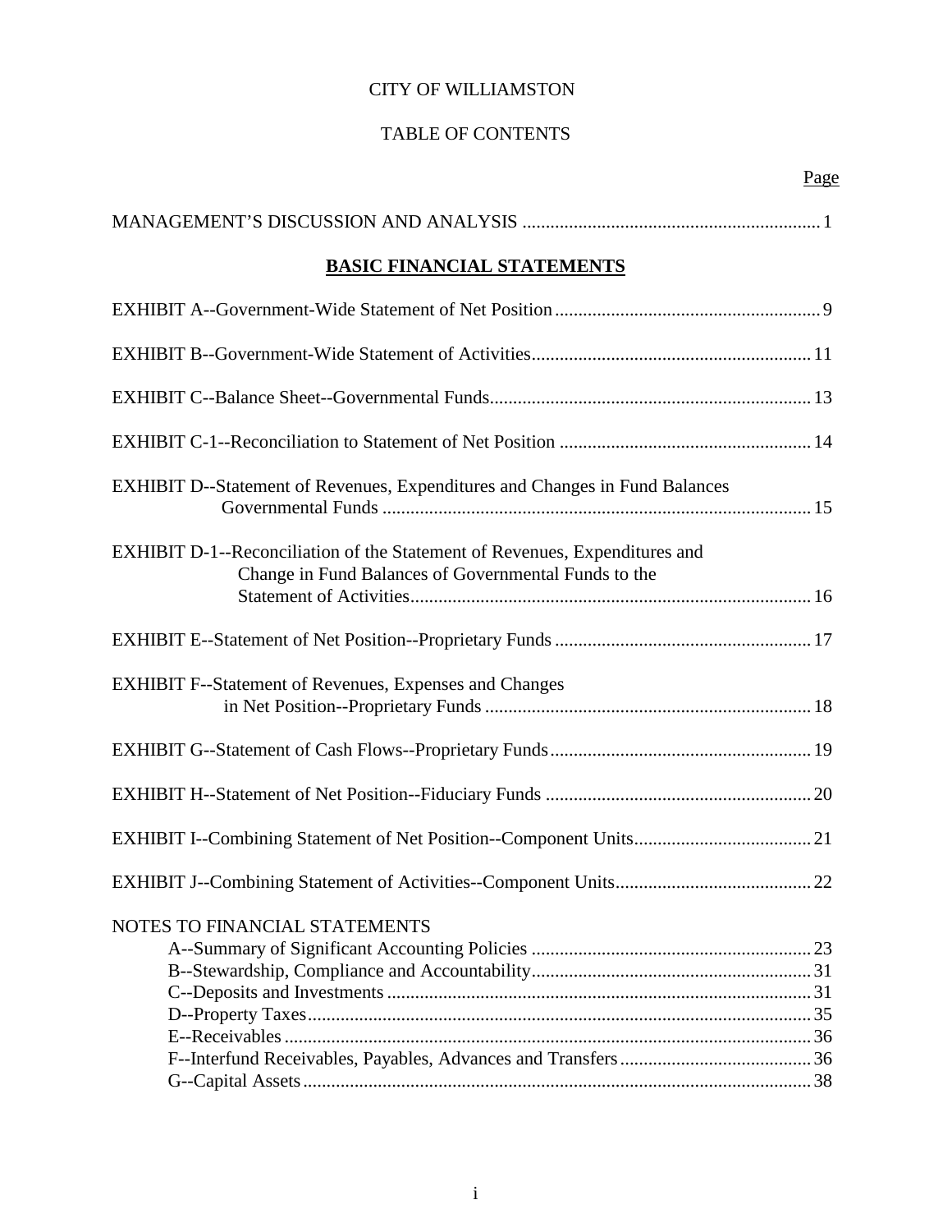CITY OF WILLIAMSTON

TABLE OF CONTENTS

| | Page |
|---|---|
| MANAGEMENT'S DISCUSSION AND ANALYSIS | 1 |

## BASIC FINANCIAL STATEMENTS

| | Page |
|---|---|
| EXHIBIT A--Government-Wide Statement of Net Position | 9 |
| EXHIBIT B--Government-Wide Statement of Activities | 11 |
| EXHIBIT C--Balance Sheet--Governmental Funds | 13 |
| EXHIBIT C-1--Reconciliation to Statement of Net Position | 14 |
| EXHIBIT D--Statement of Revenues, Expenditures and Changes in Fund Balances Governmental Funds | 15 |
| EXHIBIT D-1--Reconciliation of the Statement of Revenues, Expenditures and Change in Fund Balances of Governmental Funds to the Statement of Activities | 16 |
| EXHIBIT E--Statement of Net Position--Proprietary Funds | 17 |
| EXHIBIT F--Statement of Revenues, Expenses and Changes in Net Position--Proprietary Funds | 18 |
| EXHIBIT G--Statement of Cash Flows--Proprietary Funds | 19 |
| EXHIBIT H--Statement of Net Position--Fiduciary Funds | 20 |
| EXHIBIT I--Combining Statement of Net Position--Component Units | 21 |
| EXHIBIT J--Combining Statement of Activities--Component Units | 22 |
| NOTES TO FINANCIAL STATEMENTS | |
| A--Summary of Significant Accounting Policies | 23 |
| B--Stewardship, Compliance and Accountability | 31 |
| C--Deposits and Investments | 31 |
| D--Property Taxes | 35 |
| E--Receivables | 36 |
| F--Interfund Receivables, Payables, Advances and Transfers | 36 |
| G--Capital Assets | 38 |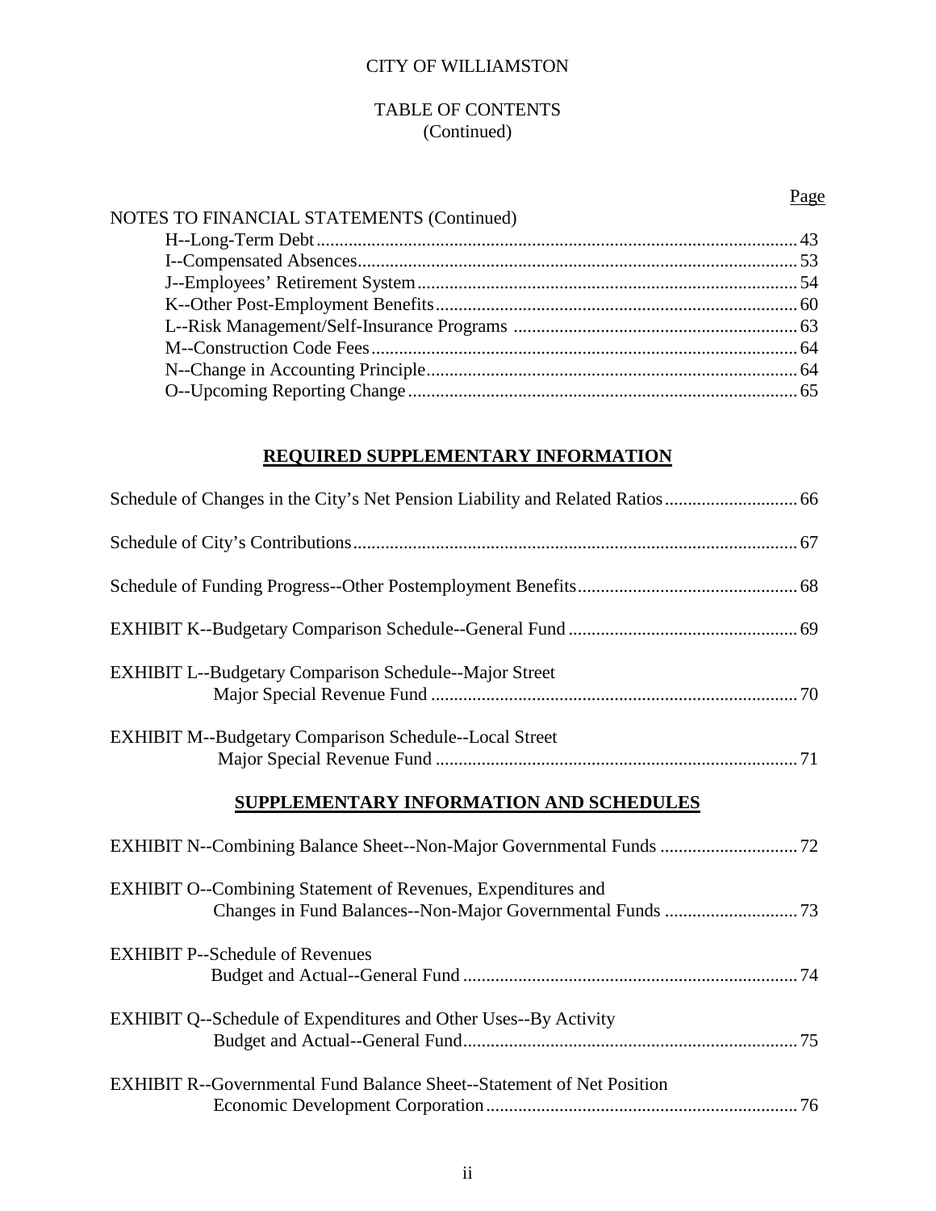CITY OF WILLIAMSTON

TABLE OF CONTENTS
(Continued)

| | Page |
|---|---|
| NOTES TO FINANCIAL STATEMENTS (Continued) | |
| H--Long-Term Debt | 43 |
| I--Compensated Absences | 53 |
| J--Employees' Retirement System | 54 |
| K--Other Post-Employment Benefits | 60 |
| L--Risk Management/Self-Insurance Programs | 63 |
| M--Construction Code Fees | 64 |
| N--Change in Accounting Principle | 64 |
| O--Upcoming Reporting Change | 65 |

## REQUIRED SUPPLEMENTARY INFORMATION

| | |
|---|---|
| Schedule of Changes in the City's Net Pension Liability and Related Ratios | 66 |
| Schedule of City's Contributions | 67 |
| Schedule of Funding Progress--Other Postemployment Benefits | 68 |
| EXHIBIT K--Budgetary Comparison Schedule--General Fund | 69 |
| EXHIBIT L--Budgetary Comparison Schedule--Major Street Major Special Revenue Fund | 70 |
| EXHIBIT M--Budgetary Comparison Schedule--Local Street Major Special Revenue Fund | 71 |

## SUPPLEMENTARY INFORMATION AND SCHEDULES

| | |
|---|---|
| EXHIBIT N--Combining Balance Sheet--Non-Major Governmental Funds | 72 |
| EXHIBIT O--Combining Statement of Revenues, Expenditures and Changes in Fund Balances--Non-Major Governmental Funds | 73 |
| EXHIBIT P--Schedule of Revenues Budget and Actual--General Fund | 74 |
| EXHIBIT Q--Schedule of Expenditures and Other Uses--By Activity Budget and Actual--General Fund | 75 |
| EXHIBIT R--Governmental Fund Balance Sheet--Statement of Net Position Economic Development Corporation | 76 |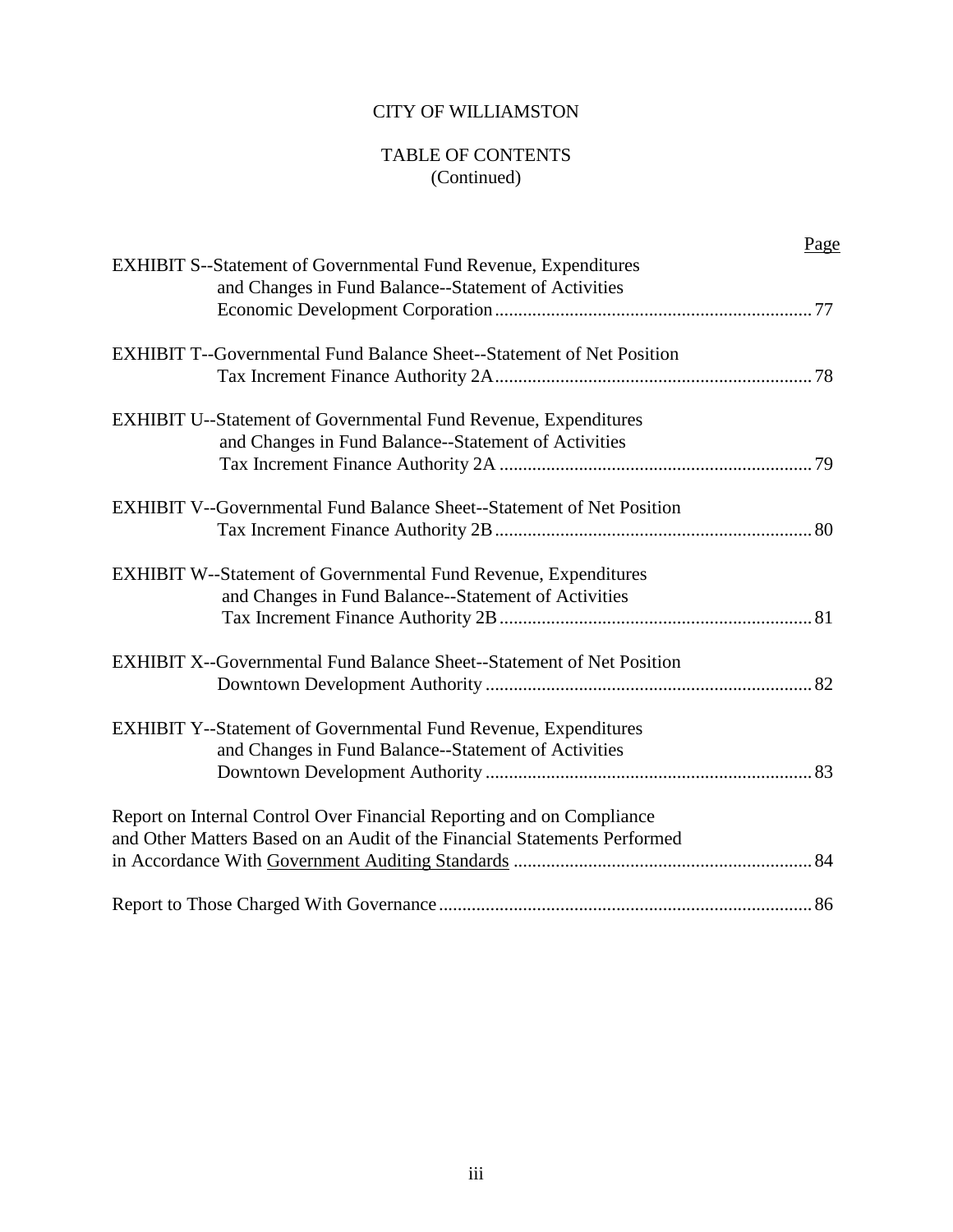CITY OF WILLIAMSTON

TABLE OF CONTENTS
(Continued)

| | Page |
|---|---|
| EXHIBIT S--Statement of Governmental Fund Revenue, Expenditures and Changes in Fund Balance--Statement of Activities Economic Development Corporation | 77 |
| EXHIBIT T--Governmental Fund Balance Sheet--Statement of Net Position Tax Increment Finance Authority 2A | 78 |
| EXHIBIT U--Statement of Governmental Fund Revenue, Expenditures and Changes in Fund Balance--Statement of Activities Tax Increment Finance Authority 2A | 79 |
| EXHIBIT V--Governmental Fund Balance Sheet--Statement of Net Position Tax Increment Finance Authority 2B | 80 |
| EXHIBIT W--Statement of Governmental Fund Revenue, Expenditures and Changes in Fund Balance--Statement of Activities Tax Increment Finance Authority 2B | 81 |
| EXHIBIT X--Governmental Fund Balance Sheet--Statement of Net Position Downtown Development Authority | 82 |
| EXHIBIT Y--Statement of Governmental Fund Revenue, Expenditures and Changes in Fund Balance--Statement of Activities Downtown Development Authority | 83 |
| Report on Internal Control Over Financial Reporting and on Compliance and Other Matters Based on an Audit of the Financial Statements Performed in Accordance With Government Auditing Standards | 84 |
| Report to Those Charged With Governance | 86 |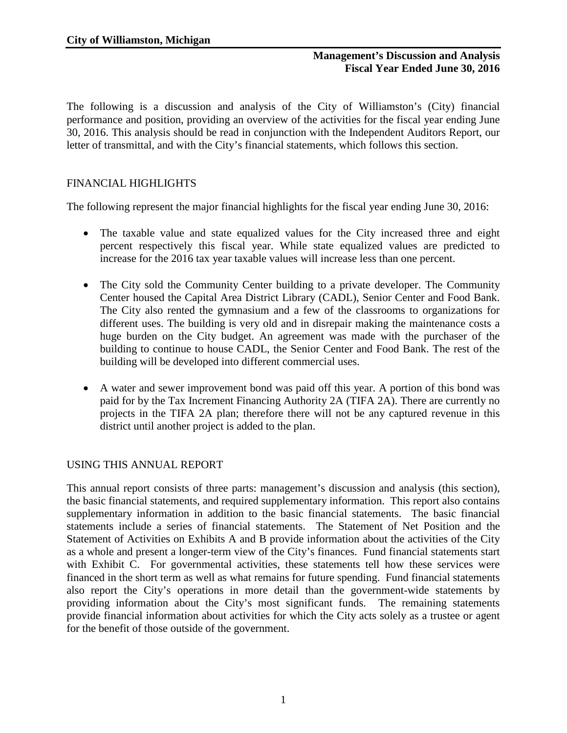**City of Williamston, Michigan**

**Management's Discussion and Analysis**
**Fiscal Year Ended June 30, 2016**

The following is a discussion and analysis of the City of Williamston's (City) financial performance and position, providing an overview of the activities for the fiscal year ending June 30, 2016. This analysis should be read in conjunction with the Independent Auditors Report, our letter of transmittal, and with the City's financial statements, which follows this section.

## FINANCIAL HIGHLIGHTS

The following represent the major financial highlights for the fiscal year ending June 30, 2016:

- The taxable value and state equalized values for the City increased three and eight percent respectively this fiscal year. While state equalized values are predicted to increase for the 2016 tax year taxable values will increase less than one percent.
- The City sold the Community Center building to a private developer. The Community Center housed the Capital Area District Library (CADL), Senior Center and Food Bank. The City also rented the gymnasium and a few of the classrooms to organizations for different uses. The building is very old and in disrepair making the maintenance costs a huge burden on the City budget. An agreement was made with the purchaser of the building to continue to house CADL, the Senior Center and Food Bank. The rest of the building will be developed into different commercial uses.
- A water and sewer improvement bond was paid off this year. A portion of this bond was paid for by the Tax Increment Financing Authority 2A (TIFA 2A). There are currently no projects in the TIFA 2A plan; therefore there will not be any captured revenue in this district until another project is added to the plan.

## USING THIS ANNUAL REPORT

This annual report consists of three parts: management's discussion and analysis (this section), the basic financial statements, and required supplementary information. This report also contains supplementary information in addition to the basic financial statements. The basic financial statements include a series of financial statements. The Statement of Net Position and the Statement of Activities on Exhibits A and B provide information about the activities of the City as a whole and present a longer-term view of the City's finances. Fund financial statements start with Exhibit C. For governmental activities, these statements tell how these services were financed in the short term as well as what remains for future spending. Fund financial statements also report the City's operations in more detail than the government-wide statements by providing information about the City's most significant funds. The remaining statements provide financial information about activities for which the City acts solely as a trustee or agent for the benefit of those outside of the government.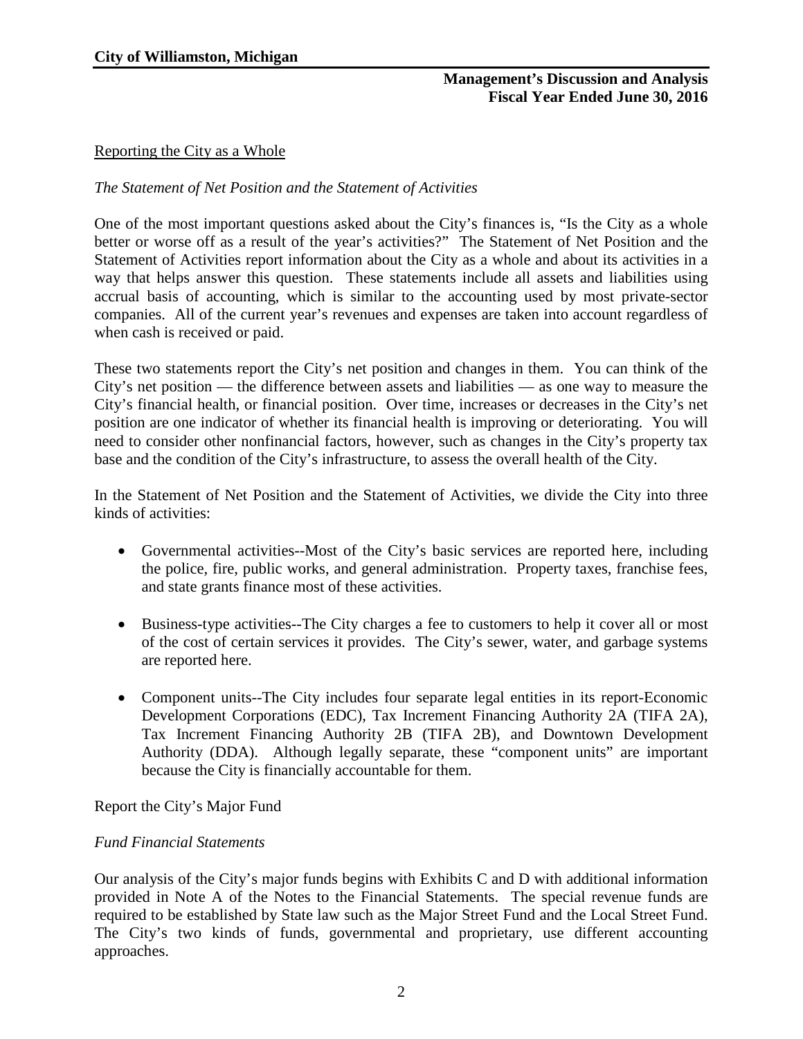Reporting the City as a Whole

*The Statement of Net Position and the Statement of Activities*

One of the most important questions asked about the City's finances is, "Is the City as a whole better or worse off as a result of the year's activities?" The Statement of Net Position and the Statement of Activities report information about the City as a whole and about its activities in a way that helps answer this question. These statements include all assets and liabilities using accrual basis of accounting, which is similar to the accounting used by most private-sector companies. All of the current year's revenues and expenses are taken into account regardless of when cash is received or paid.

These two statements report the City's net position and changes in them. You can think of the City's net position — the difference between assets and liabilities — as one way to measure the City's financial health, or financial position. Over time, increases or decreases in the City's net position are one indicator of whether its financial health is improving or deteriorating. You will need to consider other nonfinancial factors, however, such as changes in the City's property tax base and the condition of the City's infrastructure, to assess the overall health of the City.

In the Statement of Net Position and the Statement of Activities, we divide the City into three kinds of activities:

- Governmental activities--Most of the City's basic services are reported here, including the police, fire, public works, and general administration. Property taxes, franchise fees, and state grants finance most of these activities.
- Business-type activities--The City charges a fee to customers to help it cover all or most of the cost of certain services it provides. The City's sewer, water, and garbage systems are reported here.
- Component units--The City includes four separate legal entities in its report-Economic Development Corporations (EDC), Tax Increment Financing Authority 2A (TIFA 2A), Tax Increment Financing Authority 2B (TIFA 2B), and Downtown Development Authority (DDA). Although legally separate, these "component units" are important because the City is financially accountable for them.

Report the City's Major Fund

*Fund Financial Statements*

Our analysis of the City's major funds begins with Exhibits C and D with additional information provided in Note A of the Notes to the Financial Statements. The special revenue funds are required to be established by State law such as the Major Street Fund and the Local Street Fund. The City's two kinds of funds, governmental and proprietary, use different accounting approaches.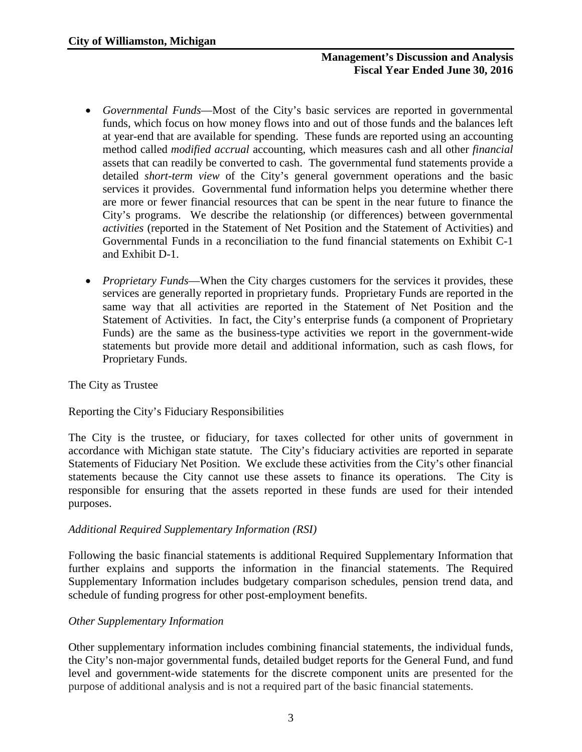- *Governmental Funds*—Most of the City's basic services are reported in governmental funds, which focus on how money flows into and out of those funds and the balances left at year-end that are available for spending. These funds are reported using an accounting method called *modified accrual* accounting, which measures cash and all other *financial* assets that can readily be converted to cash. The governmental fund statements provide a detailed *short-term view* of the City's general government operations and the basic services it provides. Governmental fund information helps you determine whether there are more or fewer financial resources that can be spent in the near future to finance the City's programs. We describe the relationship (or differences) between governmental *activities* (reported in the Statement of Net Position and the Statement of Activities) and Governmental Funds in a reconciliation to the fund financial statements on Exhibit C-1 and Exhibit D-1.

- *Proprietary Funds*—When the City charges customers for the services it provides, these services are generally reported in proprietary funds. Proprietary Funds are reported in the same way that all activities are reported in the Statement of Net Position and the Statement of Activities. In fact, the City's enterprise funds (a component of Proprietary Funds) are the same as the business-type activities we report in the government-wide statements but provide more detail and additional information, such as cash flows, for Proprietary Funds.

The City as Trustee

Reporting the City's Fiduciary Responsibilities

The City is the trustee, or fiduciary, for taxes collected for other units of government in accordance with Michigan state statute. The City's fiduciary activities are reported in separate Statements of Fiduciary Net Position. We exclude these activities from the City's other financial statements because the City cannot use these assets to finance its operations. The City is responsible for ensuring that the assets reported in these funds are used for their intended purposes.

*Additional Required Supplementary Information (RSI)*

Following the basic financial statements is additional Required Supplementary Information that further explains and supports the information in the financial statements. The Required Supplementary Information includes budgetary comparison schedules, pension trend data, and schedule of funding progress for other post-employment benefits.

*Other Supplementary Information*

Other supplementary information includes combining financial statements, the individual funds, the City's non-major governmental funds, detailed budget reports for the General Fund, and fund level and government-wide statements for the discrete component units are presented for the purpose of additional analysis and is not a required part of the basic financial statements.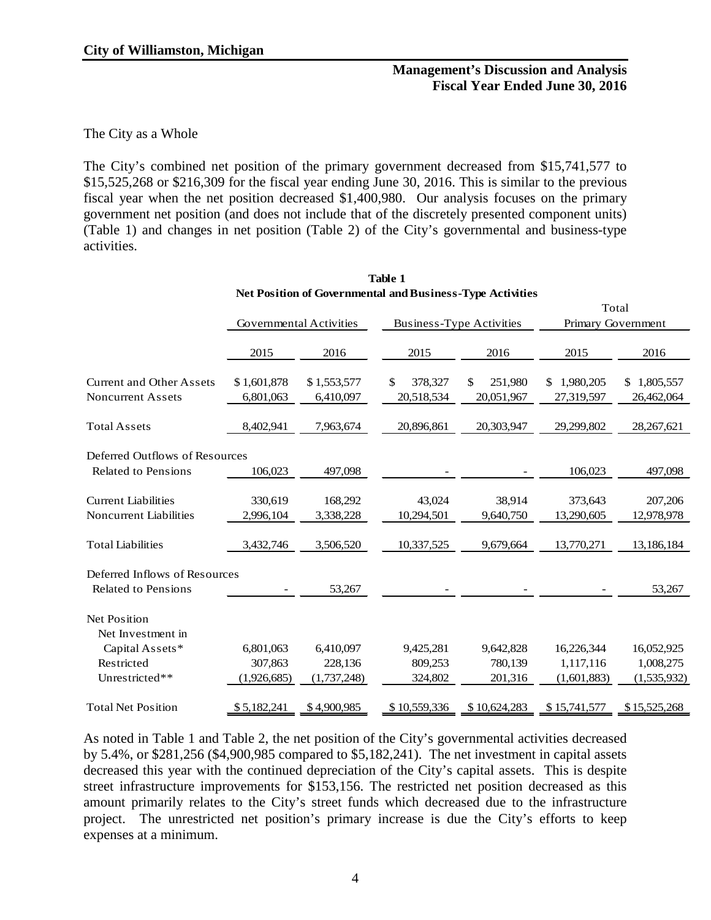The City as a Whole

The City's combined net position of the primary government decreased from $15,741,577 to $15,525,268 or $216,309 for the fiscal year ending June 30, 2016. This is similar to the previous fiscal year when the net position decreased $1,400,980. Our analysis focuses on the primary government net position (and does not include that of the discretely presented component units) (Table 1) and changes in net position (Table 2) of the City's governmental and business-type activities.

**Table 1**
**Net Position of Governmental and Business-Type Activities**

| | Governmental Activities | | Business-Type Activities | | Total Primary Government | |
|---|---|---|---|---|---|---|
| | 2015 | 2016 | 2015 | 2016 | 2015 | 2016 |
| Current and Other Assets | $ 1,601,878 | $ 1,553,577 | $ 378,327 | $ 251,980 | $ 1,980,205 | $ 1,805,557 |
| Noncurrent Assets | 6,801,063 | 6,410,097 | 20,518,534 | 20,051,967 | 27,319,597 | 26,462,064 |
| Total Assets | 8,402,941 | 7,963,674 | 20,896,861 | 20,303,947 | 29,299,802 | 28,267,621 |
| Deferred Outflows of Resources | | | | | | |
| Related to Pensions | 106,023 | 497,098 | - | - | 106,023 | 497,098 |
| Current Liabilities | 330,619 | 168,292 | 43,024 | 38,914 | 373,643 | 207,206 |
| Noncurrent Liabilities | 2,996,104 | 3,338,228 | 10,294,501 | 9,640,750 | 13,290,605 | 12,978,978 |
| Total Liabilities | 3,432,746 | 3,506,520 | 10,337,525 | 9,679,664 | 13,770,271 | 13,186,184 |
| Deferred Inflows of Resources | | | | | | |
| Related to Pensions | - | 53,267 | - | - | - | 53,267 |
| Net Position | | | | | | |
| Net Investment in Capital Assets* | 6,801,063 | 6,410,097 | 9,425,281 | 9,642,828 | 16,226,344 | 16,052,925 |
| Restricted | 307,863 | 228,136 | 809,253 | 780,139 | 1,117,116 | 1,008,275 |
| Unrestricted** | (1,926,685) | (1,737,248) | 324,802 | 201,316 | (1,601,883) | (1,535,932) |
| Total Net Position | $ 5,182,241 | $ 4,900,985 | $ 10,559,336 | $ 10,624,283 | $ 15,741,577 | $ 15,525,268 |

As noted in Table 1 and Table 2, the net position of the City's governmental activities decreased by 5.4%, or $281,256 ($4,900,985 compared to $5,182,241). The net investment in capital assets decreased this year with the continued depreciation of the City's capital assets. This is despite street infrastructure improvements for $153,156. The restricted net position decreased as this amount primarily relates to the City's street funds which decreased due to the infrastructure project. The unrestricted net position's primary increase is due the City's efforts to keep expenses at a minimum.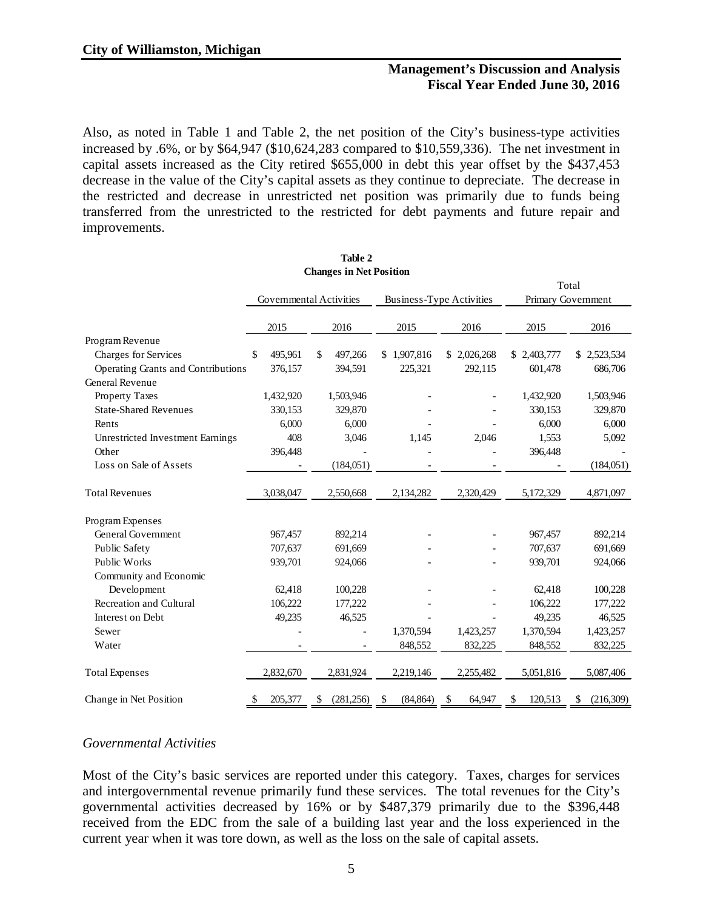Also, as noted in Table 1 and Table 2, the net position of the City's business-type activities increased by .6%, or by $64,947 ($10,624,283 compared to $10,559,336). The net investment in capital assets increased as the City retired $655,000 in debt this year offset by the $437,453 decrease in the value of the City's capital assets as they continue to depreciate. The decrease in the restricted and decrease in unrestricted net position was primarily due to funds being transferred from the unrestricted to the restricted for debt payments and future repair and improvements.

**Table 2**
**Changes in Net Position**

| | Governmental Activities | | Business-Type Activities | | Total Primary Government | |
|---|---|---|---|---|---|---|
| | 2015 | 2016 | 2015 | 2016 | 2015 | 2016 |
| Program Revenue | | | | | | |
| Charges for Services | $ 495,961 | $ 497,266 | $ 1,907,816 | $ 2,026,268 | $ 2,403,777 | $ 2,523,534 |
| Operating Grants and Contributions | 376,157 | 394,591 | 225,321 | 292,115 | 601,478 | 686,706 |
| General Revenue | | | | | | |
| Property Taxes | 1,432,920 | 1,503,946 | - | - | 1,432,920 | 1,503,946 |
| State-Shared Revenues | 330,153 | 329,870 | - | - | 330,153 | 329,870 |
| Rents | 6,000 | 6,000 | - | - | 6,000 | 6,000 |
| Unrestricted Investment Earnings | 408 | 3,046 | 1,145 | 2,046 | 1,553 | 5,092 |
| Other | 396,448 | - | - | - | 396,448 | - |
| Loss on Sale of Assets | - | (184,051) | - | - | - | (184,051) |
| Total Revenues | 3,038,047 | 2,550,668 | 2,134,282 | 2,320,429 | 5,172,329 | 4,871,097 |
| Program Expenses | | | | | | |
| General Government | 967,457 | 892,214 | - | - | 967,457 | 892,214 |
| Public Safety | 707,637 | 691,669 | - | - | 707,637 | 691,669 |
| Public Works | 939,701 | 924,066 | - | - | 939,701 | 924,066 |
| Community and Economic Development | 62,418 | 100,228 | - | - | 62,418 | 100,228 |
| Recreation and Cultural | 106,222 | 177,222 | - | - | 106,222 | 177,222 |
| Interest on Debt | 49,235 | 46,525 | - | - | 49,235 | 46,525 |
| Sewer | - | - | 1,370,594 | 1,423,257 | 1,370,594 | 1,423,257 |
| Water | - | - | 848,552 | 832,225 | 848,552 | 832,225 |
| Total Expenses | 2,832,670 | 2,831,924 | 2,219,146 | 2,255,482 | 5,051,816 | 5,087,406 |
| Change in Net Position | $ 205,377 | $ (281,256) | $ (84,864) | $ 64,947 | $ 120,513 | $ (216,309) |

*Governmental Activities*

Most of the City's basic services are reported under this category. Taxes, charges for services and intergovernmental revenue primarily fund these services. The total revenues for the City's governmental activities decreased by 16% or by $487,379 primarily due to the $396,448 received from the EDC from the sale of a building last year and the loss experienced in the current year when it was tore down, as well as the loss on the sale of capital assets.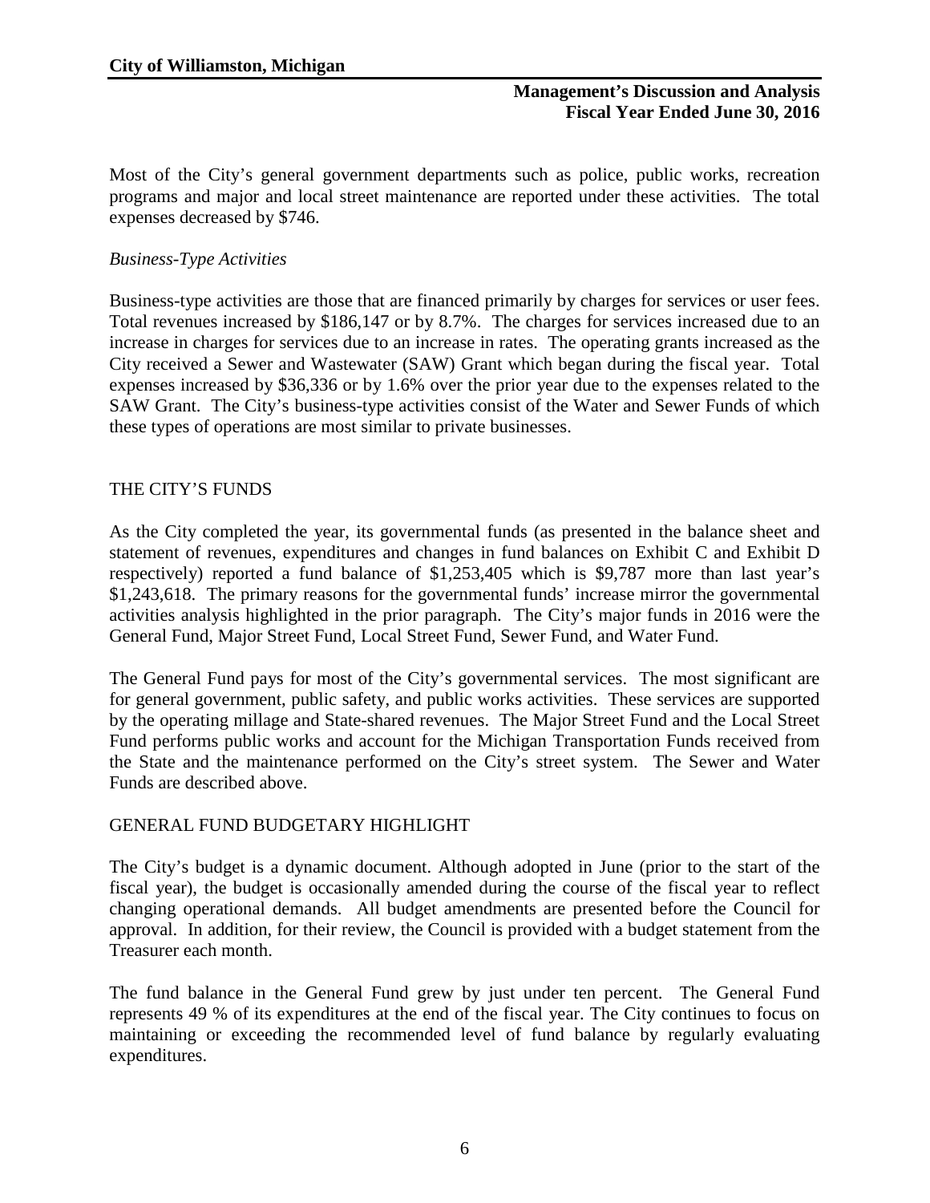Most of the City's general government departments such as police, public works, recreation programs and major and local street maintenance are reported under these activities. The total expenses decreased by $746.

*Business-Type Activities*

Business-type activities are those that are financed primarily by charges for services or user fees. Total revenues increased by $186,147 or by 8.7%. The charges for services increased due to an increase in charges for services due to an increase in rates. The operating grants increased as the City received a Sewer and Wastewater (SAW) Grant which began during the fiscal year. Total expenses increased by $36,336 or by 1.6% over the prior year due to the expenses related to the SAW Grant. The City's business-type activities consist of the Water and Sewer Funds of which these types of operations are most similar to private businesses.

## THE CITY'S FUNDS

As the City completed the year, its governmental funds (as presented in the balance sheet and statement of revenues, expenditures and changes in fund balances on Exhibit C and Exhibit D respectively) reported a fund balance of $1,253,405 which is $9,787 more than last year's $1,243,618. The primary reasons for the governmental funds' increase mirror the governmental activities analysis highlighted in the prior paragraph. The City's major funds in 2016 were the General Fund, Major Street Fund, Local Street Fund, Sewer Fund, and Water Fund.

The General Fund pays for most of the City's governmental services. The most significant are for general government, public safety, and public works activities. These services are supported by the operating millage and State-shared revenues. The Major Street Fund and the Local Street Fund performs public works and account for the Michigan Transportation Funds received from the State and the maintenance performed on the City's street system. The Sewer and Water Funds are described above.

## GENERAL FUND BUDGETARY HIGHLIGHT

The City's budget is a dynamic document. Although adopted in June (prior to the start of the fiscal year), the budget is occasionally amended during the course of the fiscal year to reflect changing operational demands. All budget amendments are presented before the Council for approval. In addition, for their review, the Council is provided with a budget statement from the Treasurer each month.

The fund balance in the General Fund grew by just under ten percent. The General Fund represents 49 % of its expenditures at the end of the fiscal year. The City continues to focus on maintaining or exceeding the recommended level of fund balance by regularly evaluating expenditures.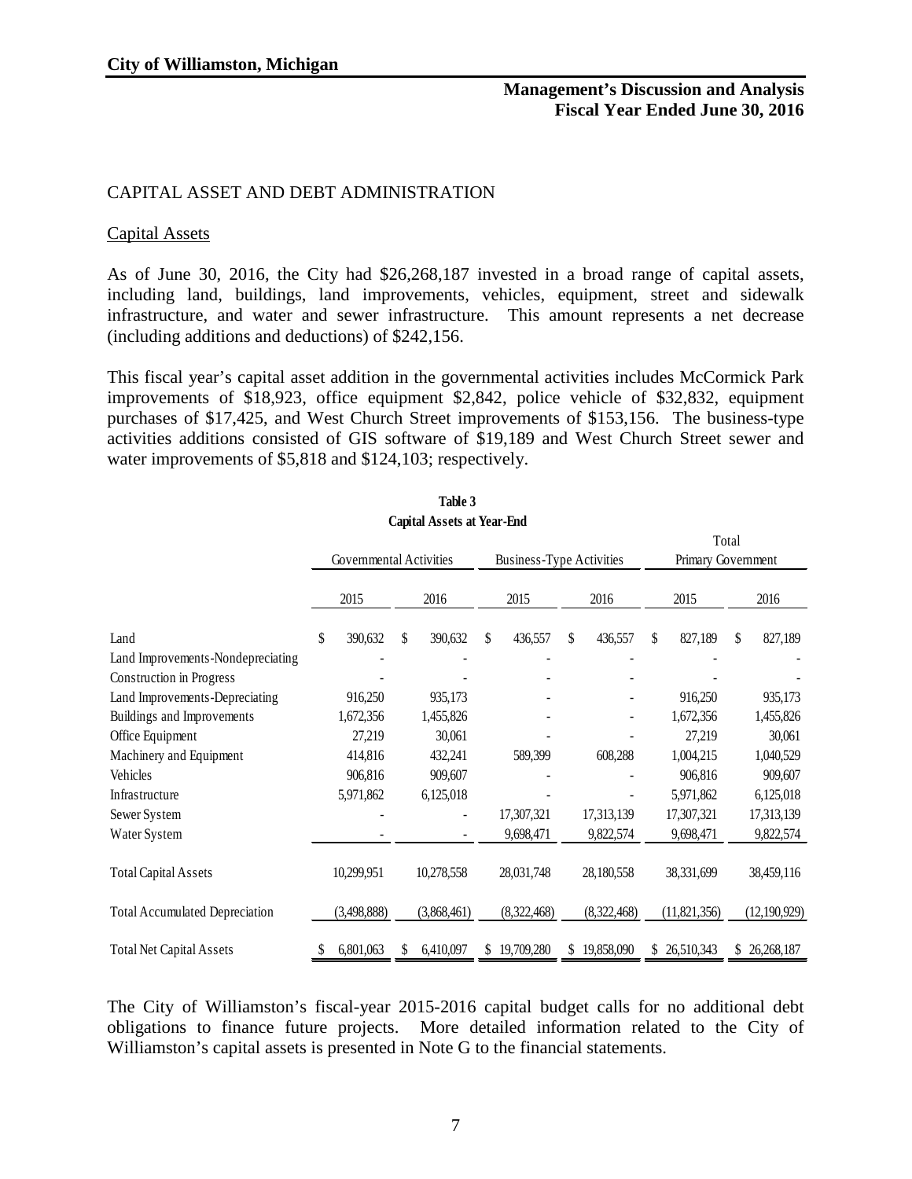## CAPITAL ASSET AND DEBT ADMINISTRATION

### Capital Assets

As of June 30, 2016, the City had $26,268,187 invested in a broad range of capital assets, including land, buildings, land improvements, vehicles, equipment, street and sidewalk infrastructure, and water and sewer infrastructure. This amount represents a net decrease (including additions and deductions) of $242,156.

This fiscal year's capital asset addition in the governmental activities includes McCormick Park improvements of $18,923, office equipment $2,842, police vehicle of $32,832, equipment purchases of $17,425, and West Church Street improvements of $153,156. The business-type activities additions consisted of GIS software of $19,189 and West Church Street sewer and water improvements of $5,818 and $124,103; respectively.

**Table 3**
**Capital Assets at Year-End**

| | Governmental Activities | | Business-Type Activities | | Total Primary Government | |
|---|---|---|---|---|---|---|
| | 2015 | 2016 | 2015 | 2016 | 2015 | 2016 |
| Land | $ 390,632 | $ 390,632 | $ 436,557 | $ 436,557 | $ 827,189 | $ 827,189 |
| Land Improvements-Nondepreciating | - | - | - | - | - | - |
| Construction in Progress | - | - | - | - | - | - |
| Land Improvements-Depreciating | 916,250 | 935,173 | - | - | 916,250 | 935,173 |
| Buildings and Improvements | 1,672,356 | 1,455,826 | - | - | 1,672,356 | 1,455,826 |
| Office Equipment | 27,219 | 30,061 | - | - | 27,219 | 30,061 |
| Machinery and Equipment | 414,816 | 432,241 | 589,399 | 608,288 | 1,004,215 | 1,040,529 |
| Vehicles | 906,816 | 909,607 | - | - | 906,816 | 909,607 |
| Infrastructure | 5,971,862 | 6,125,018 | - | - | 5,971,862 | 6,125,018 |
| Sewer System | - | - | 17,307,321 | 17,313,139 | 17,307,321 | 17,313,139 |
| Water System | - | - | 9,698,471 | 9,822,574 | 9,698,471 | 9,822,574 |
| Total Capital Assets | 10,299,951 | 10,278,558 | 28,031,748 | 28,180,558 | 38,331,699 | 38,459,116 |
| Total Accumulated Depreciation | (3,498,888) | (3,868,461) | (8,322,468) | (8,322,468) | (11,821,356) | (12,190,929) |
| Total Net Capital Assets | $ 6,801,063 | $ 6,410,097 | $ 19,709,280 | $ 19,858,090 | $ 26,510,343 | $ 26,268,187 |

The City of Williamston's fiscal-year 2015-2016 capital budget calls for no additional debt obligations to finance future projects. More detailed information related to the City of Williamston's capital assets is presented in Note G to the financial statements.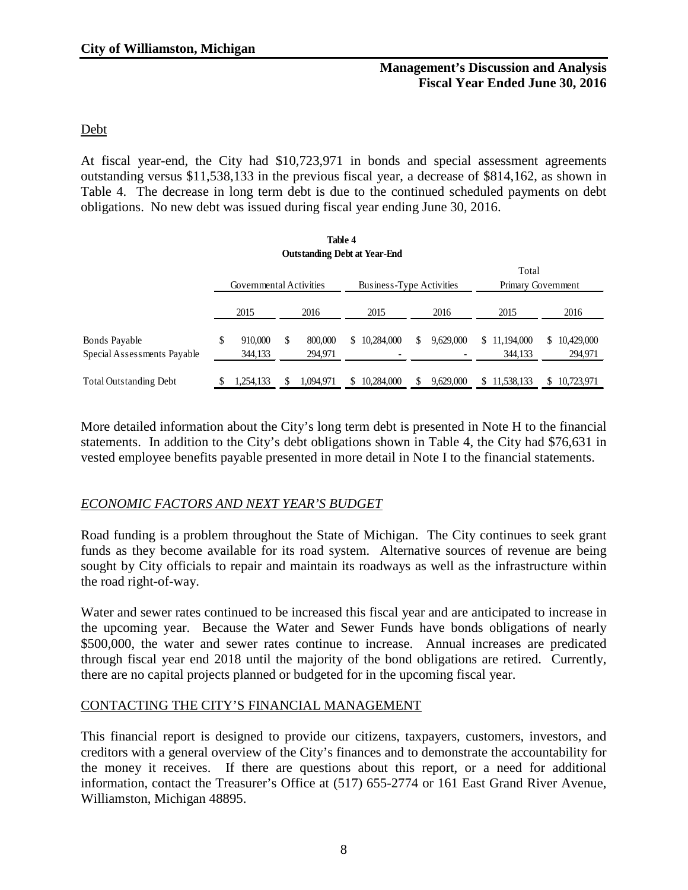## Debt

At fiscal year-end, the City had $10,723,971 in bonds and special assessment agreements outstanding versus $11,538,133 in the previous fiscal year, a decrease of $814,162, as shown in Table 4. The decrease in long term debt is due to the continued scheduled payments on debt obligations. No new debt was issued during fiscal year ending June 30, 2016.

**Table 4**
**Outstanding Debt at Year-End**

| | Governmental Activities | | Business-Type Activities | | Total Primary Government | |
|---|---|---|---|---|---|---|
| | 2015 | 2016 | 2015 | 2016 | 2015 | 2016 |
| Bonds Payable | $ 910,000 | $ 800,000 | $ 10,284,000 | $ 9,629,000 | $ 11,194,000 | $ 10,429,000 |
| Special Assessments Payable | 344,133 | 294,971 | - | - | 344,133 | 294,971 |
| Total Outstanding Debt | $ 1,254,133 | $ 1,094,971 | $ 10,284,000 | $ 9,629,000 | $ 11,538,133 | $ 10,723,971 |

More detailed information about the City's long term debt is presented in Note H to the financial statements. In addition to the City's debt obligations shown in Table 4, the City had $76,631 in vested employee benefits payable presented in more detail in Note I to the financial statements.

## *ECONOMIC FACTORS AND NEXT YEAR'S BUDGET*

Road funding is a problem throughout the State of Michigan. The City continues to seek grant funds as they become available for its road system. Alternative sources of revenue are being sought by City officials to repair and maintain its roadways as well as the infrastructure within the road right-of-way.

Water and sewer rates continued to be increased this fiscal year and are anticipated to increase in the upcoming year. Because the Water and Sewer Funds have bonds obligations of nearly $500,000, the water and sewer rates continue to increase. Annual increases are predicated through fiscal year end 2018 until the majority of the bond obligations are retired. Currently, there are no capital projects planned or budgeted for in the upcoming fiscal year.

## CONTACTING THE CITY'S FINANCIAL MANAGEMENT

This financial report is designed to provide our citizens, taxpayers, customers, investors, and creditors with a general overview of the City's finances and to demonstrate the accountability for the money it receives. If there are questions about this report, or a need for additional information, contact the Treasurer's Office at (517) 655-2774 or 161 East Grand River Avenue, Williamston, Michigan 48895.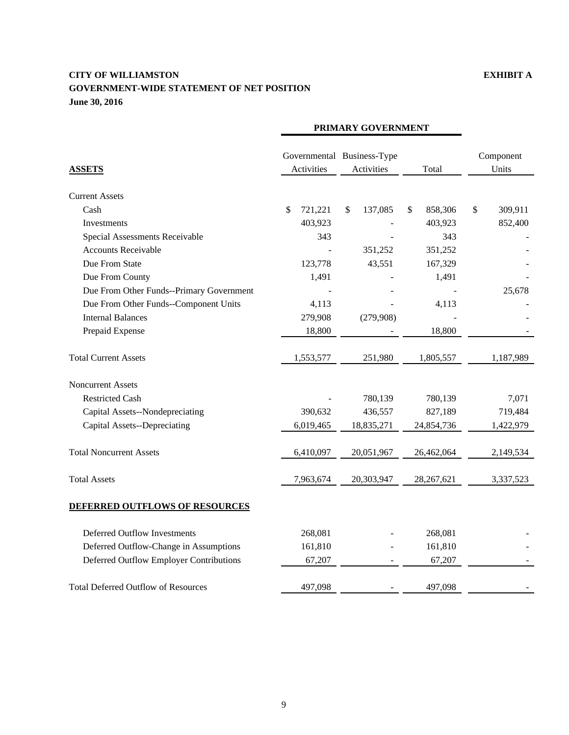**CITY OF WILLIAMSTON** **EXHIBIT A**

**GOVERNMENT-WIDE STATEMENT OF NET POSITION**

**June 30, 2016**

| | PRIMARY GOVERNMENT | | | |
|---|---|---|---|---|
| **ASSETS** | Governmental Activities | Business-Type Activities | Total | Component Units |
| Current Assets | | | | |
| Cash | $ 721,221 | $ 137,085 | $ 858,306 | $ 309,911 |
| Investments | 403,923 | - | 403,923 | 852,400 |
| Special Assessments Receivable | 343 | - | 343 | - |
| Accounts Receivable | - | 351,252 | 351,252 | - |
| Due From State | 123,778 | 43,551 | 167,329 | - |
| Due From County | 1,491 | - | 1,491 | - |
| Due From Other Funds--Primary Government | - | - | - | 25,678 |
| Due From Other Funds--Component Units | 4,113 | - | 4,113 | - |
| Internal Balances | 279,908 | (279,908) | - | - |
| Prepaid Expense | 18,800 | - | 18,800 | - |
| Total Current Assets | 1,553,577 | 251,980 | 1,805,557 | 1,187,989 |
| Noncurrent Assets | | | | |
| Restricted Cash | - | 780,139 | 780,139 | 7,071 |
| Capital Assets--Nondepreciating | 390,632 | 436,557 | 827,189 | 719,484 |
| Capital Assets--Depreciating | 6,019,465 | 18,835,271 | 24,854,736 | 1,422,979 |
| Total Noncurrent Assets | 6,410,097 | 20,051,967 | 26,462,064 | 2,149,534 |
| Total Assets | 7,963,674 | 20,303,947 | 28,267,621 | 3,337,523 |
| **DEFERRED OUTFLOWS OF RESOURCES** | | | | |
| Deferred Outflow Investments | 268,081 | - | 268,081 | - |
| Deferred Outflow-Change in Assumptions | 161,810 | - | 161,810 | - |
| Deferred Outflow Employer Contributions | 67,207 | - | 67,207 | - |
| Total Deferred Outflow of Resources | 497,098 | - | 497,098 | - |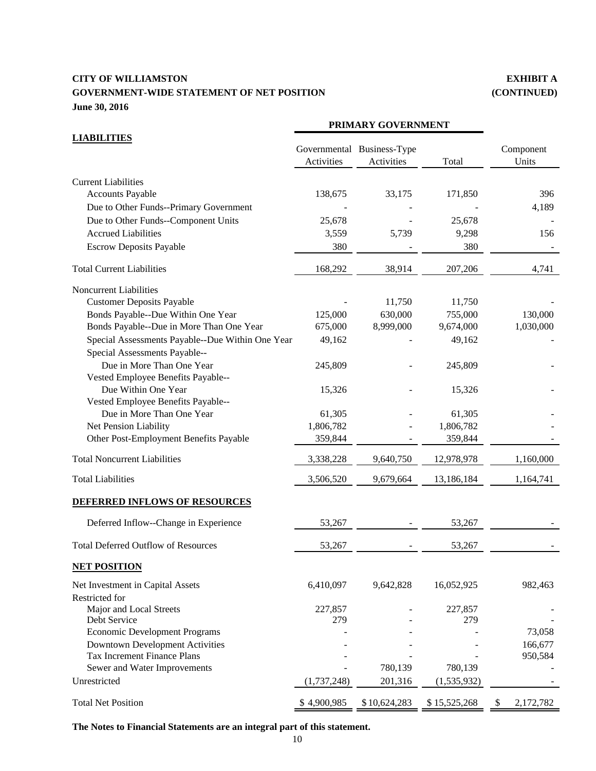**CITY OF WILLIAMSTON** **EXHIBIT A**
**GOVERNMENT-WIDE STATEMENT OF NET POSITION** **(CONTINUED)**
**June 30, 2016**

| | PRIMARY GOVERNMENT | | | |
|---|---|---|---|---|
| **LIABILITIES** | Governmental Activities | Business-Type Activities | Total | Component Units |
| Current Liabilities | | | | |
| Accounts Payable | 138,675 | 33,175 | 171,850 | 396 |
| Due to Other Funds--Primary Government | - | - | - | 4,189 |
| Due to Other Funds--Component Units | 25,678 | - | 25,678 | - |
| Accrued Liabilities | 3,559 | 5,739 | 9,298 | 156 |
| Escrow Deposits Payable | 380 | - | 380 | - |
| Total Current Liabilities | 168,292 | 38,914 | 207,206 | 4,741 |
| Noncurrent Liabilities | | | | |
| Customer Deposits Payable | - | 11,750 | 11,750 | - |
| Bonds Payable--Due Within One Year | 125,000 | 630,000 | 755,000 | 130,000 |
| Bonds Payable--Due in More Than One Year | 675,000 | 8,999,000 | 9,674,000 | 1,030,000 |
| Special Assessments Payable--Due Within One Year | 49,162 | - | 49,162 | - |
| Special Assessments Payable-- Due in More Than One Year | 245,809 | - | 245,809 | - |
| Vested Employee Benefits Payable-- Due Within One Year | 15,326 | - | 15,326 | - |
| Vested Employee Benefits Payable-- Due in More Than One Year | 61,305 | - | 61,305 | - |
| Net Pension Liability | 1,806,782 | - | 1,806,782 | - |
| Other Post-Employment Benefits Payable | 359,844 | - | 359,844 | - |
| Total Noncurrent Liabilities | 3,338,228 | 9,640,750 | 12,978,978 | 1,160,000 |
| Total Liabilities | 3,506,520 | 9,679,664 | 13,186,184 | 1,164,741 |
| **DEFERRED INFLOWS OF RESOURCES** | | | | |
| Deferred Inflow--Change in Experience | 53,267 | - | 53,267 | - |
| Total Deferred Outflow of Resources | 53,267 | - | 53,267 | - |
| **NET POSITION** | | | | |
| Net Investment in Capital Assets | 6,410,097 | 9,642,828 | 16,052,925 | 982,463 |
| Restricted for | | | | |
| Major and Local Streets | 227,857 | - | 227,857 | - |
| Debt Service | 279 | - | 279 | - |
| Economic Development Programs | - | - | - | 73,058 |
| Downtown Development Activities | - | - | - | 166,677 |
| Tax Increment Finance Plans | - | - | - | 950,584 |
| Sewer and Water Improvements | - | 780,139 | 780,139 | - |
| Unrestricted | (1,737,248) | 201,316 | (1,535,932) | - |
| Total Net Position | $ 4,900,985 | $ 10,624,283 | $ 15,525,268 | $ 2,172,782 |

**The Notes to Financial Statements are an integral part of this statement.**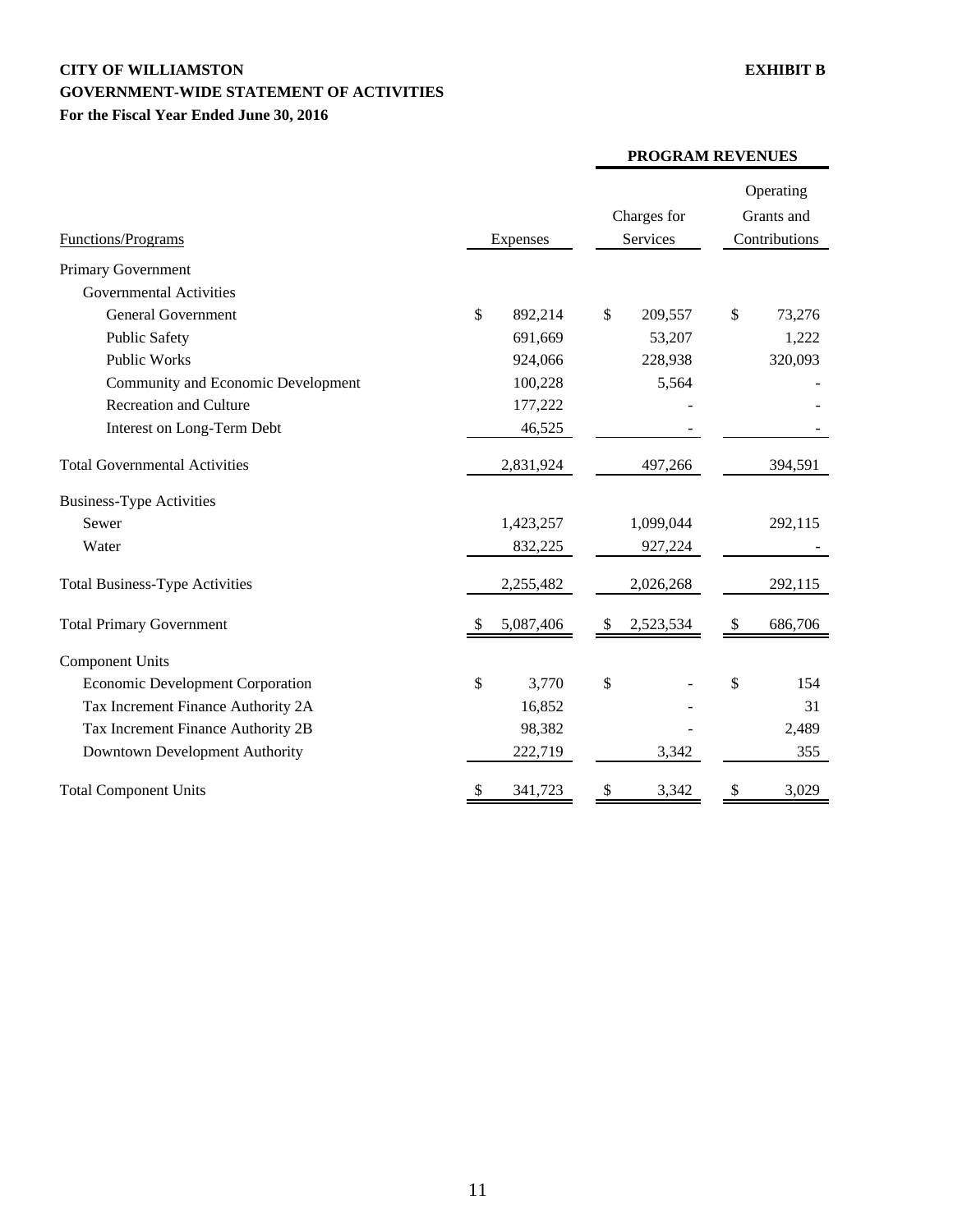**CITY OF WILLIAMSTON** **EXHIBIT B**

**GOVERNMENT-WIDE STATEMENT OF ACTIVITIES**

**For the Fiscal Year Ended June 30, 2016**

| Functions/Programs | Expenses | PROGRAM REVENUES Charges for Services | Operating Grants and Contributions |
|---|---|---|---|
| Primary Government | | | |
| Governmental Activities | | | |
| General Government | $ 892,214 | $ 209,557 | $ 73,276 |
| Public Safety | 691,669 | 53,207 | 1,222 |
| Public Works | 924,066 | 228,938 | 320,093 |
| Community and Economic Development | 100,228 | 5,564 | - |
| Recreation and Culture | 177,222 | - | - |
| Interest on Long-Term Debt | 46,525 | - | - |
| Total Governmental Activities | 2,831,924 | 497,266 | 394,591 |
| Business-Type Activities | | | |
| Sewer | 1,423,257 | 1,099,044 | 292,115 |
| Water | 832,225 | 927,224 | - |
| Total Business-Type Activities | 2,255,482 | 2,026,268 | 292,115 |
| Total Primary Government | $ 5,087,406 | $ 2,523,534 | $ 686,706 |
| Component Units | | | |
| Economic Development Corporation | $ 3,770 | $ - | $ 154 |
| Tax Increment Finance Authority 2A | 16,852 | - | 31 |
| Tax Increment Finance Authority 2B | 98,382 | - | 2,489 |
| Downtown Development Authority | 222,719 | 3,342 | 355 |
| Total Component Units | $ 341,723 | $ 3,342 | $ 3,029 |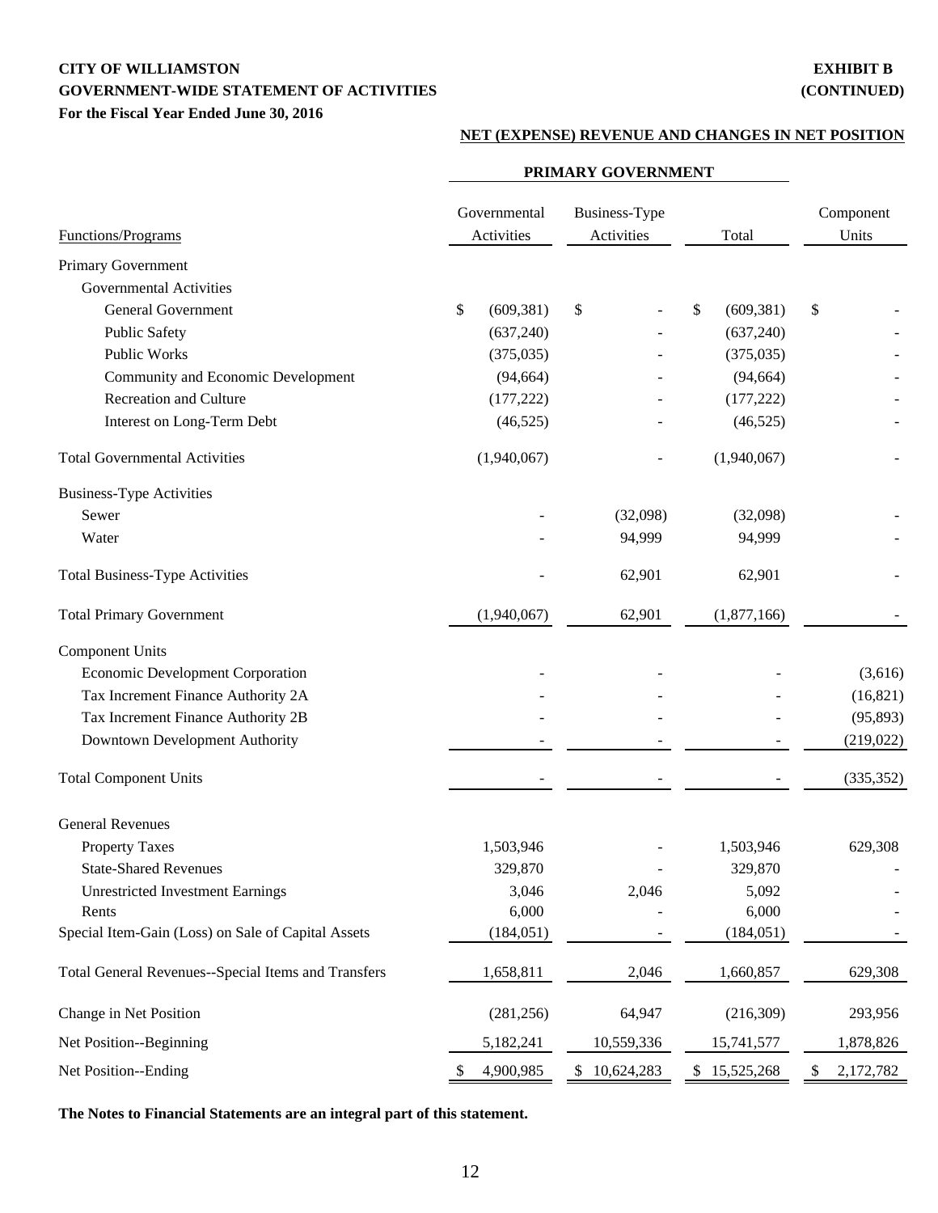**CITY OF WILLIAMSTON** **EXHIBIT B**
**GOVERNMENT-WIDE STATEMENT OF ACTIVITIES** **(CONTINUED)**
**For the Fiscal Year Ended June 30, 2016**

**NET (EXPENSE) REVENUE AND CHANGES IN NET POSITION**

| | PRIMARY GOVERNMENT | | | |
|---|---|---|---|---|
| Functions/Programs | Governmental Activities | Business-Type Activities | Total | Component Units |
| Primary Government | | | | |
| Governmental Activities | | | | |
| General Government | $ (609,381) | $ - | $ (609,381) | $ - |
| Public Safety | (637,240) | - | (637,240) | - |
| Public Works | (375,035) | - | (375,035) | - |
| Community and Economic Development | (94,664) | - | (94,664) | - |
| Recreation and Culture | (177,222) | - | (177,222) | - |
| Interest on Long-Term Debt | (46,525) | - | (46,525) | - |
| Total Governmental Activities | (1,940,067) | - | (1,940,067) | - |
| Business-Type Activities | | | | |
| Sewer | - | (32,098) | (32,098) | - |
| Water | - | 94,999 | 94,999 | - |
| Total Business-Type Activities | - | 62,901 | 62,901 | - |
| Total Primary Government | (1,940,067) | 62,901 | (1,877,166) | - |
| Component Units | | | | |
| Economic Development Corporation | - | - | - | (3,616) |
| Tax Increment Finance Authority 2A | - | - | - | (16,821) |
| Tax Increment Finance Authority 2B | - | - | - | (95,893) |
| Downtown Development Authority | - | - | - | (219,022) |
| Total Component Units | - | - | - | (335,352) |
| General Revenues | | | | |
| Property Taxes | 1,503,946 | - | 1,503,946 | 629,308 |
| State-Shared Revenues | 329,870 | - | 329,870 | - |
| Unrestricted Investment Earnings | 3,046 | 2,046 | 5,092 | - |
| Rents | 6,000 | - | 6,000 | - |
| Special Item-Gain (Loss) on Sale of Capital Assets | (184,051) | - | (184,051) | - |
| Total General Revenues--Special Items and Transfers | 1,658,811 | 2,046 | 1,660,857 | 629,308 |
| Change in Net Position | (281,256) | 64,947 | (216,309) | 293,956 |
| Net Position--Beginning | 5,182,241 | 10,559,336 | 15,741,577 | 1,878,826 |
| Net Position--Ending | $ 4,900,985 | $ 10,624,283 | $ 15,525,268 | $ 2,172,782 |

**The Notes to Financial Statements are an integral part of this statement.**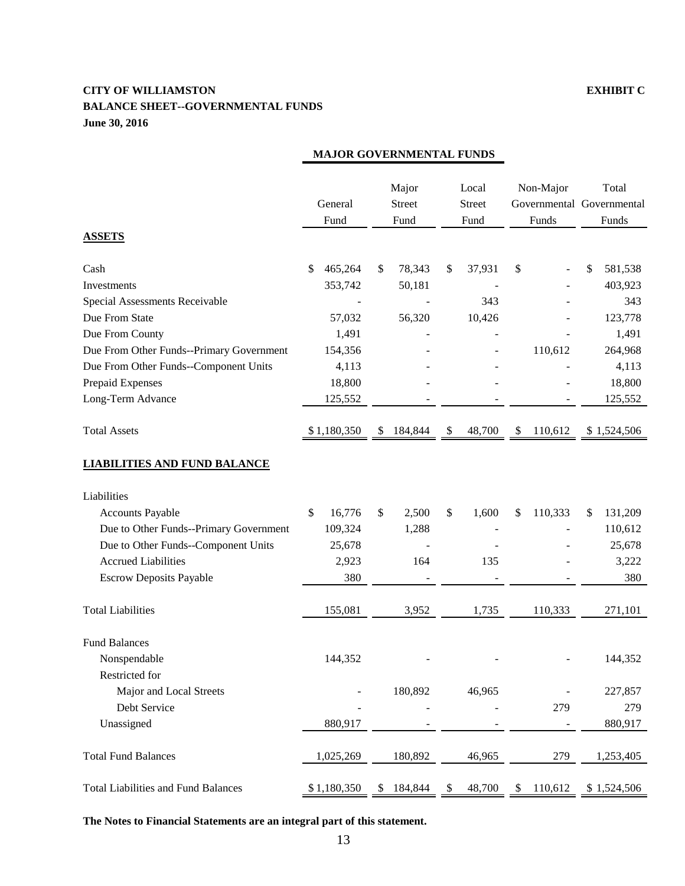**CITY OF WILLIAMSTON** **EXHIBIT C**

**BALANCE SHEET--GOVERNMENTAL FUNDS**

**June 30, 2016**

| | MAJOR GOVERNMENTAL FUNDS | | | | |
|---|---|---|---|---|---|
| | General Fund | Major Street Fund | Local Street Fund | Non-Major Governmental Funds | Total Governmental Funds |
| **ASSETS** | | | | | |
| Cash | $ 465,264 | $ 78,343 | $ 37,931 | $ - | $ 581,538 |
| Investments | 353,742 | 50,181 | - | - | 403,923 |
| Special Assessments Receivable | - | - | 343 | - | 343 |
| Due From State | 57,032 | 56,320 | 10,426 | - | 123,778 |
| Due From County | 1,491 | - | - | - | 1,491 |
| Due From Other Funds--Primary Government | 154,356 | - | - | 110,612 | 264,968 |
| Due From Other Funds--Component Units | 4,113 | - | - | - | 4,113 |
| Prepaid Expenses | 18,800 | - | - | - | 18,800 |
| Long-Term Advance | 125,552 | - | - | - | 125,552 |
| Total Assets | $ 1,180,350 | $ 184,844 | $ 48,700 | $ 110,612 | $ 1,524,506 |
| **LIABILITIES AND FUND BALANCE** | | | | | |
| Liabilities | | | | | |
| Accounts Payable | $ 16,776 | $ 2,500 | $ 1,600 | $ 110,333 | $ 131,209 |
| Due to Other Funds--Primary Government | 109,324 | 1,288 | - | - | 110,612 |
| Due to Other Funds--Component Units | 25,678 | - | - | - | 25,678 |
| Accrued Liabilities | 2,923 | 164 | 135 | - | 3,222 |
| Escrow Deposits Payable | 380 | - | - | - | 380 |
| Total Liabilities | 155,081 | 3,952 | 1,735 | 110,333 | 271,101 |
| Fund Balances | | | | | |
| Nonspendable | 144,352 | - | - | - | 144,352 |
| Restricted for | | | | | |
| Major and Local Streets | - | 180,892 | 46,965 | - | 227,857 |
| Debt Service | - | - | - | 279 | 279 |
| Unassigned | 880,917 | - | - | - | 880,917 |
| Total Fund Balances | 1,025,269 | 180,892 | 46,965 | 279 | 1,253,405 |
| Total Liabilities and Fund Balances | $ 1,180,350 | $ 184,844 | $ 48,700 | $ 110,612 | $ 1,524,506 |

**The Notes to Financial Statements are an integral part of this statement.**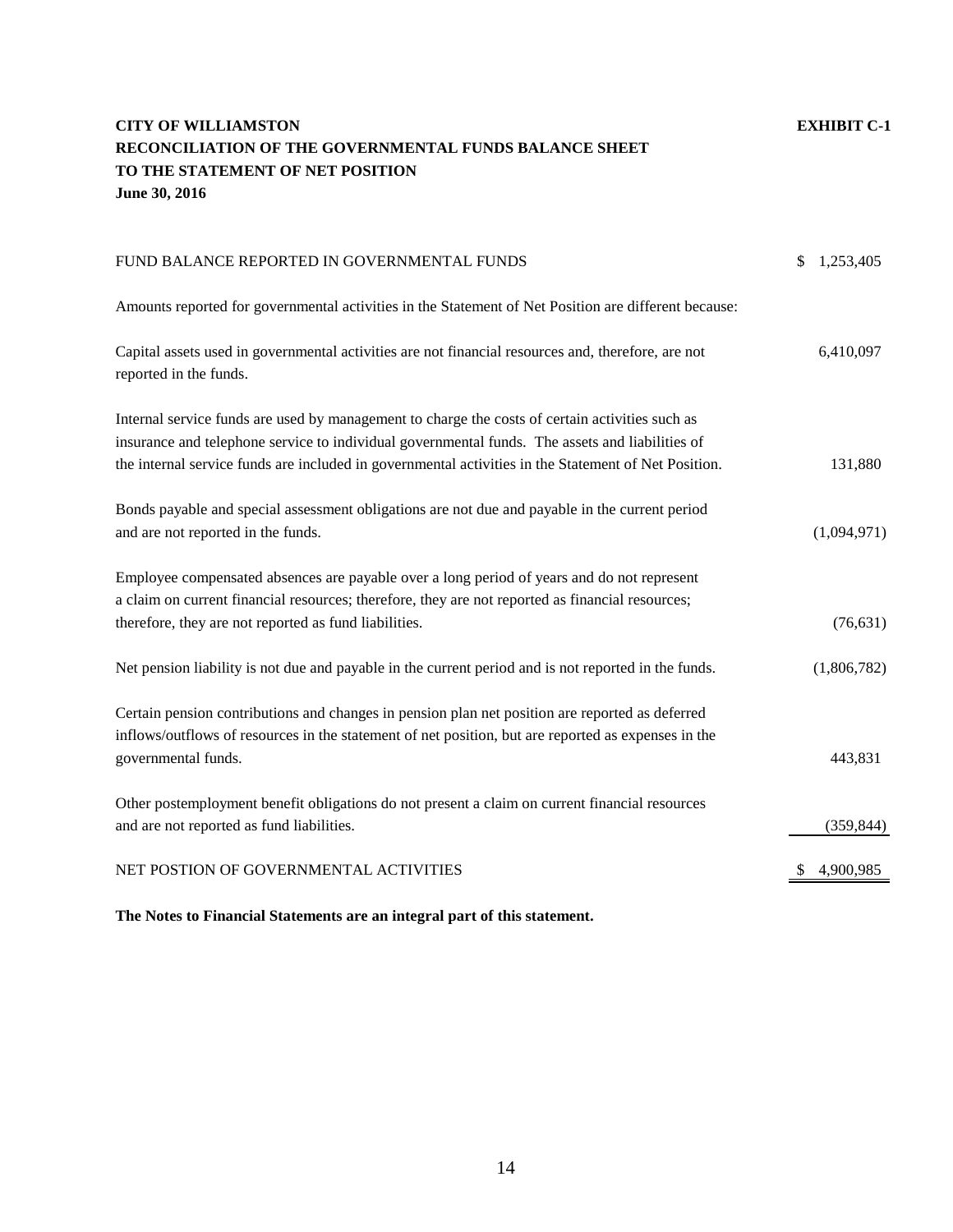**CITY OF WILLIAMSTON** **EXHIBIT C-1**
**RECONCILIATION OF THE GOVERNMENTAL FUNDS BALANCE SHEET**
**TO THE STATEMENT OF NET POSITION**
**June 30, 2016**

| | |
|---|---|
| FUND BALANCE REPORTED IN GOVERNMENTAL FUNDS | $ 1,253,405 |
| Amounts reported for governmental activities in the Statement of Net Position are different because: | |
| Capital assets used in governmental activities are not financial resources and, therefore, are not reported in the funds. | 6,410,097 |
| Internal service funds are used by management to charge the costs of certain activities such as insurance and telephone service to individual governmental funds. The assets and liabilities of the internal service funds are included in governmental activities in the Statement of Net Position. | 131,880 |
| Bonds payable and special assessment obligations are not due and payable in the current period and are not reported in the funds. | (1,094,971) |
| Employee compensated absences are payable over a long period of years and do not represent a claim on current financial resources; therefore, they are not reported as financial resources; therefore, they are not reported as fund liabilities. | (76,631) |
| Net pension liability is not due and payable in the current period and is not reported in the funds. | (1,806,782) |
| Certain pension contributions and changes in pension plan net position are reported as deferred inflows/outflows of resources in the statement of net position, but are reported as expenses in the governmental funds. | 443,831 |
| Other postemployment benefit obligations do not present a claim on current financial resources and are not reported as fund liabilities. | (359,844) |
| NET POSTION OF GOVERNMENTAL ACTIVITIES | $ 4,900,985 |

**The Notes to Financial Statements are an integral part of this statement.**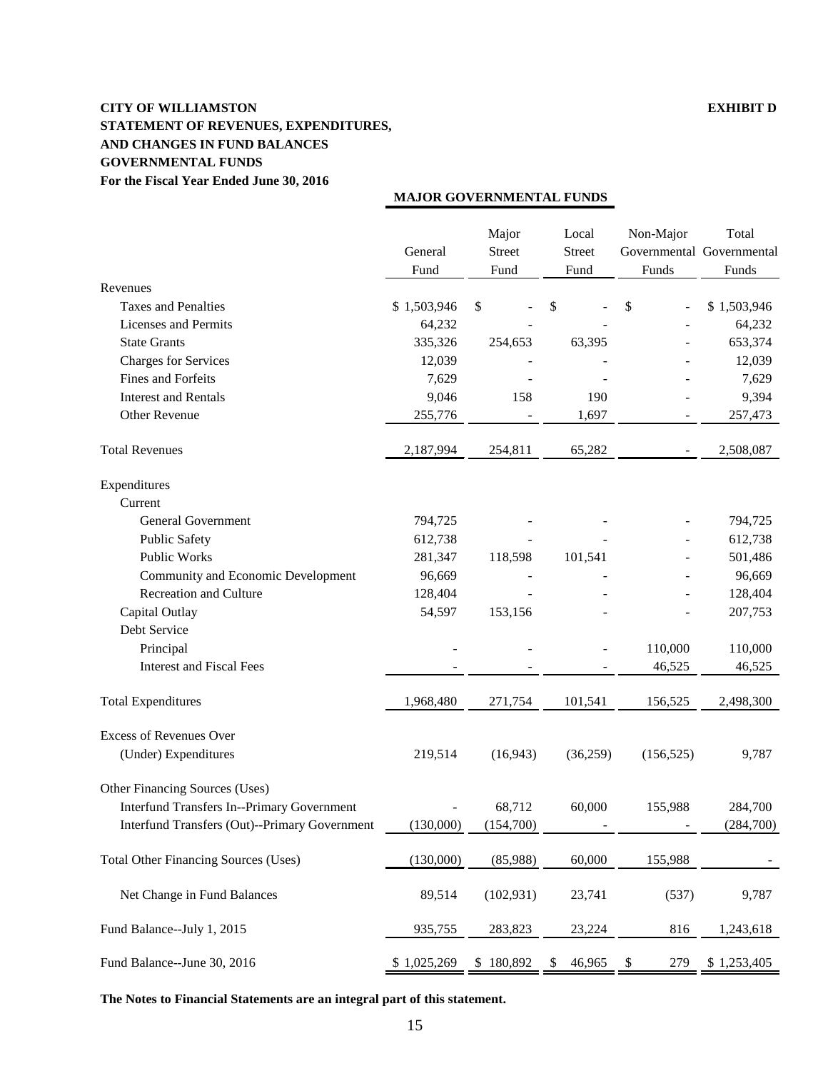**CITY OF WILLIAMSTON**

**EXHIBIT D**

**STATEMENT OF REVENUES, EXPENDITURES, AND CHANGES IN FUND BALANCES**
**GOVERNMENTAL FUNDS**
**For the Fiscal Year Ended June 30, 2016**

| | MAJOR GOVERNMENTAL FUNDS | | | | |
|---|---|---|---|---|---|
| | General Fund | Major Street Fund | Local Street Fund | Non-Major Governmental Funds | Total Governmental Funds |
| Revenues | | | | | |
| Taxes and Penalties | $ 1,503,946 | $ - | $ - | $ - | $ 1,503,946 |
| Licenses and Permits | 64,232 | - | - | - | 64,232 |
| State Grants | 335,326 | 254,653 | 63,395 | - | 653,374 |
| Charges for Services | 12,039 | - | - | - | 12,039 |
| Fines and Forfeits | 7,629 | - | - | - | 7,629 |
| Interest and Rentals | 9,046 | 158 | 190 | - | 9,394 |
| Other Revenue | 255,776 | - | 1,697 | - | 257,473 |
| Total Revenues | 2,187,994 | 254,811 | 65,282 | - | 2,508,087 |
| Expenditures | | | | | |
| Current | | | | | |
| General Government | 794,725 | - | - | - | 794,725 |
| Public Safety | 612,738 | - | - | - | 612,738 |
| Public Works | 281,347 | 118,598 | 101,541 | - | 501,486 |
| Community and Economic Development | 96,669 | - | - | - | 96,669 |
| Recreation and Culture | 128,404 | - | - | - | 128,404 |
| Capital Outlay | 54,597 | 153,156 | - | - | 207,753 |
| Debt Service | | | | | |
| Principal | - | - | - | 110,000 | 110,000 |
| Interest and Fiscal Fees | - | - | - | 46,525 | 46,525 |
| Total Expenditures | 1,968,480 | 271,754 | 101,541 | 156,525 | 2,498,300 |
| Excess of Revenues Over (Under) Expenditures | 219,514 | (16,943) | (36,259) | (156,525) | 9,787 |
| Other Financing Sources (Uses) | | | | | |
| Interfund Transfers In--Primary Government | - | 68,712 | 60,000 | 155,988 | 284,700 |
| Interfund Transfers (Out)--Primary Government | (130,000) | (154,700) | - | - | (284,700) |
| Total Other Financing Sources (Uses) | (130,000) | (85,988) | 60,000 | 155,988 | - |
| Net Change in Fund Balances | 89,514 | (102,931) | 23,741 | (537) | 9,787 |
| Fund Balance--July 1, 2015 | 935,755 | 283,823 | 23,224 | 816 | 1,243,618 |
| Fund Balance--June 30, 2016 | $ 1,025,269 | $ 180,892 | $ 46,965 | $ 279 | $ 1,253,405 |

**The Notes to Financial Statements are an integral part of this statement.**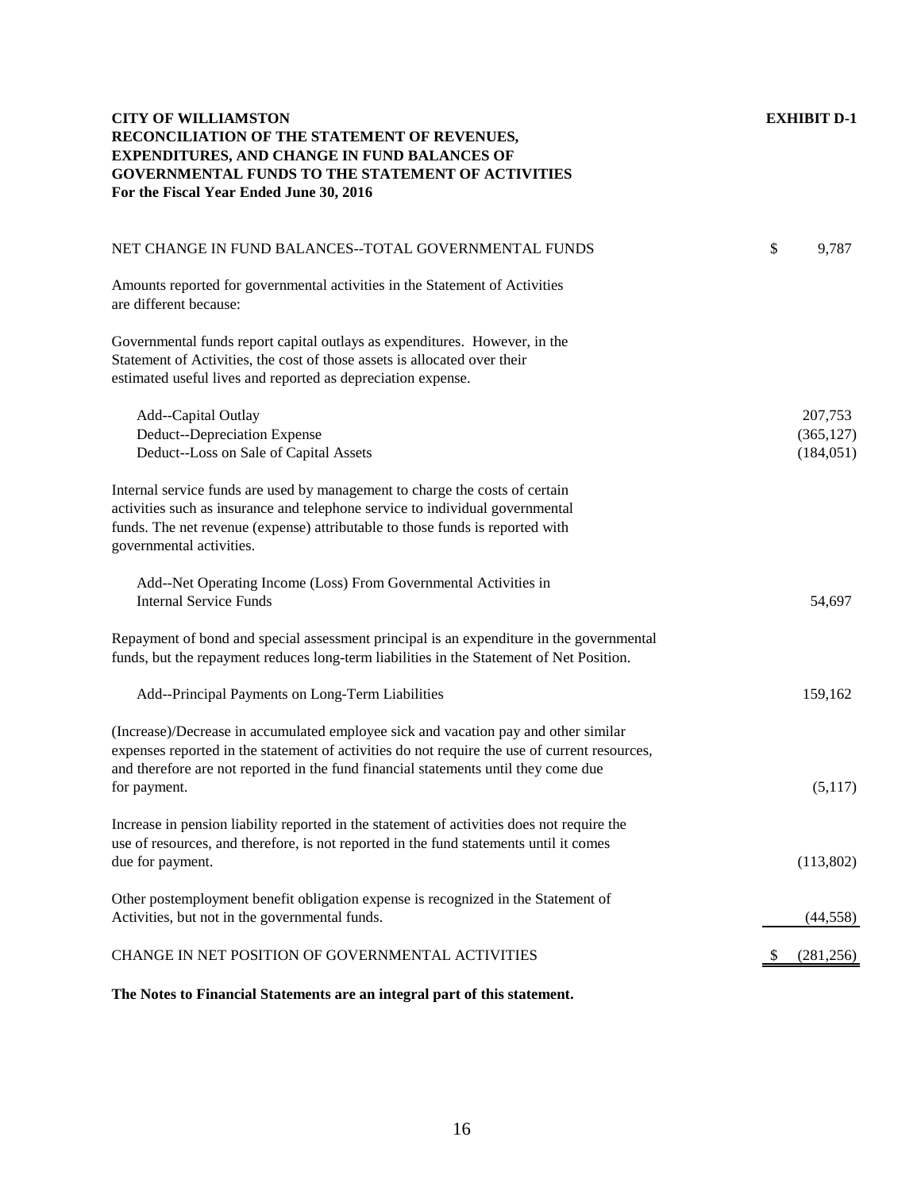**CITY OF WILLIAMSTON** **EXHIBIT D-1**
**RECONCILIATION OF THE STATEMENT OF REVENUES, EXPENDITURES, AND CHANGE IN FUND BALANCES OF GOVERNMENTAL FUNDS TO THE STATEMENT OF ACTIVITIES**
**For the Fiscal Year Ended June 30, 2016**

| | |
|---|---|
| NET CHANGE IN FUND BALANCES--TOTAL GOVERNMENTAL FUNDS | $ 9,787 |
| Amounts reported for governmental activities in the Statement of Activities are different because: | |
| Governmental funds report capital outlays as expenditures. However, in the Statement of Activities, the cost of those assets is allocated over their estimated useful lives and reported as depreciation expense. | |
| Add--Capital Outlay | 207,753 |
| Deduct--Depreciation Expense | (365,127) |
| Deduct--Loss on Sale of Capital Assets | (184,051) |
| Internal service funds are used by management to charge the costs of certain activities such as insurance and telephone service to individual governmental funds. The net revenue (expense) attributable to those funds is reported with governmental activities. | |
| Add--Net Operating Income (Loss) From Governmental Activities in Internal Service Funds | 54,697 |
| Repayment of bond and special assessment principal is an expenditure in the governmental funds, but the repayment reduces long-term liabilities in the Statement of Net Position. | |
| Add--Principal Payments on Long-Term Liabilities | 159,162 |
| (Increase)/Decrease in accumulated employee sick and vacation pay and other similar expenses reported in the statement of activities do not require the use of current resources, and therefore are not reported in the fund financial statements until they come due for payment. | (5,117) |
| Increase in pension liability reported in the statement of activities does not require the use of resources, and therefore, is not reported in the fund statements until it comes due for payment. | (113,802) |
| Other postemployment benefit obligation expense is recognized in the Statement of Activities, but not in the governmental funds. | (44,558) |
| CHANGE IN NET POSITION OF GOVERNMENTAL ACTIVITIES | $ (281,256) |

**The Notes to Financial Statements are an integral part of this statement.**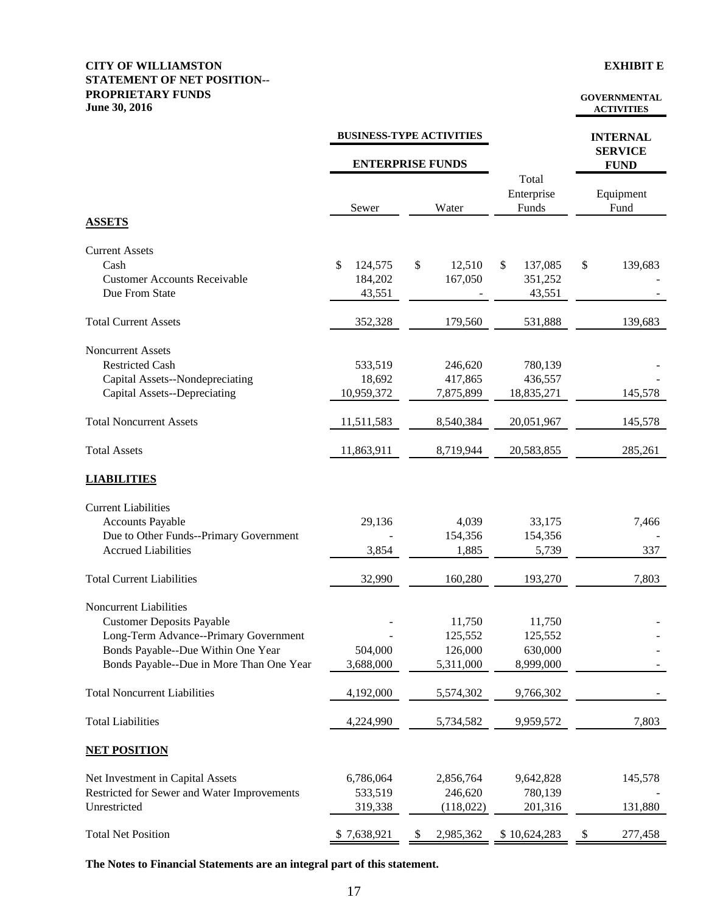**CITY OF WILLIAMSTON**
**STATEMENT OF NET POSITION--**
**PROPRIETARY FUNDS**
**June 30, 2016**

**EXHIBIT E**

| | BUSINESS-TYPE ACTIVITIES | | | GOVERNMENTAL ACTIVITIES |
|---|---|---|---|---|
| | ENTERPRISE FUNDS | | | INTERNAL SERVICE FUND |
| | Sewer | Water | Total Enterprise Funds | Equipment Fund |
| **ASSETS** | | | | |
| Current Assets | | | | |
| Cash | $ 124,575 | $ 12,510 | $ 137,085 | $ 139,683 |
| Customer Accounts Receivable | 184,202 | 167,050 | 351,252 | - |
| Due From State | 43,551 | - | 43,551 | - |
| Total Current Assets | 352,328 | 179,560 | 531,888 | 139,683 |
| Noncurrent Assets | | | | |
| Restricted Cash | 533,519 | 246,620 | 780,139 | - |
| Capital Assets--Nondepreciating | 18,692 | 417,865 | 436,557 | - |
| Capital Assets--Depreciating | 10,959,372 | 7,875,899 | 18,835,271 | 145,578 |
| Total Noncurrent Assets | 11,511,583 | 8,540,384 | 20,051,967 | 145,578 |
| Total Assets | 11,863,911 | 8,719,944 | 20,583,855 | 285,261 |
| **LIABILITIES** | | | | |
| Current Liabilities | | | | |
| Accounts Payable | 29,136 | 4,039 | 33,175 | 7,466 |
| Due to Other Funds--Primary Government | - | 154,356 | 154,356 | - |
| Accrued Liabilities | 3,854 | 1,885 | 5,739 | 337 |
| Total Current Liabilities | 32,990 | 160,280 | 193,270 | 7,803 |
| Noncurrent Liabilities | | | | |
| Customer Deposits Payable | - | 11,750 | 11,750 | - |
| Long-Term Advance--Primary Government | - | 125,552 | 125,552 | - |
| Bonds Payable--Due Within One Year | 504,000 | 126,000 | 630,000 | - |
| Bonds Payable--Due in More Than One Year | 3,688,000 | 5,311,000 | 8,999,000 | - |
| Total Noncurrent Liabilities | 4,192,000 | 5,574,302 | 9,766,302 | - |
| Total Liabilities | 4,224,990 | 5,734,582 | 9,959,572 | 7,803 |
| **NET POSITION** | | | | |
| Net Investment in Capital Assets | 6,786,064 | 2,856,764 | 9,642,828 | 145,578 |
| Restricted for Sewer and Water Improvements | 533,519 | 246,620 | 780,139 | - |
| Unrestricted | 319,338 | (118,022) | 201,316 | 131,880 |
| Total Net Position | $ 7,638,921 | $ 2,985,362 | $ 10,624,283 | $ 277,458 |

**The Notes to Financial Statements are an integral part of this statement.**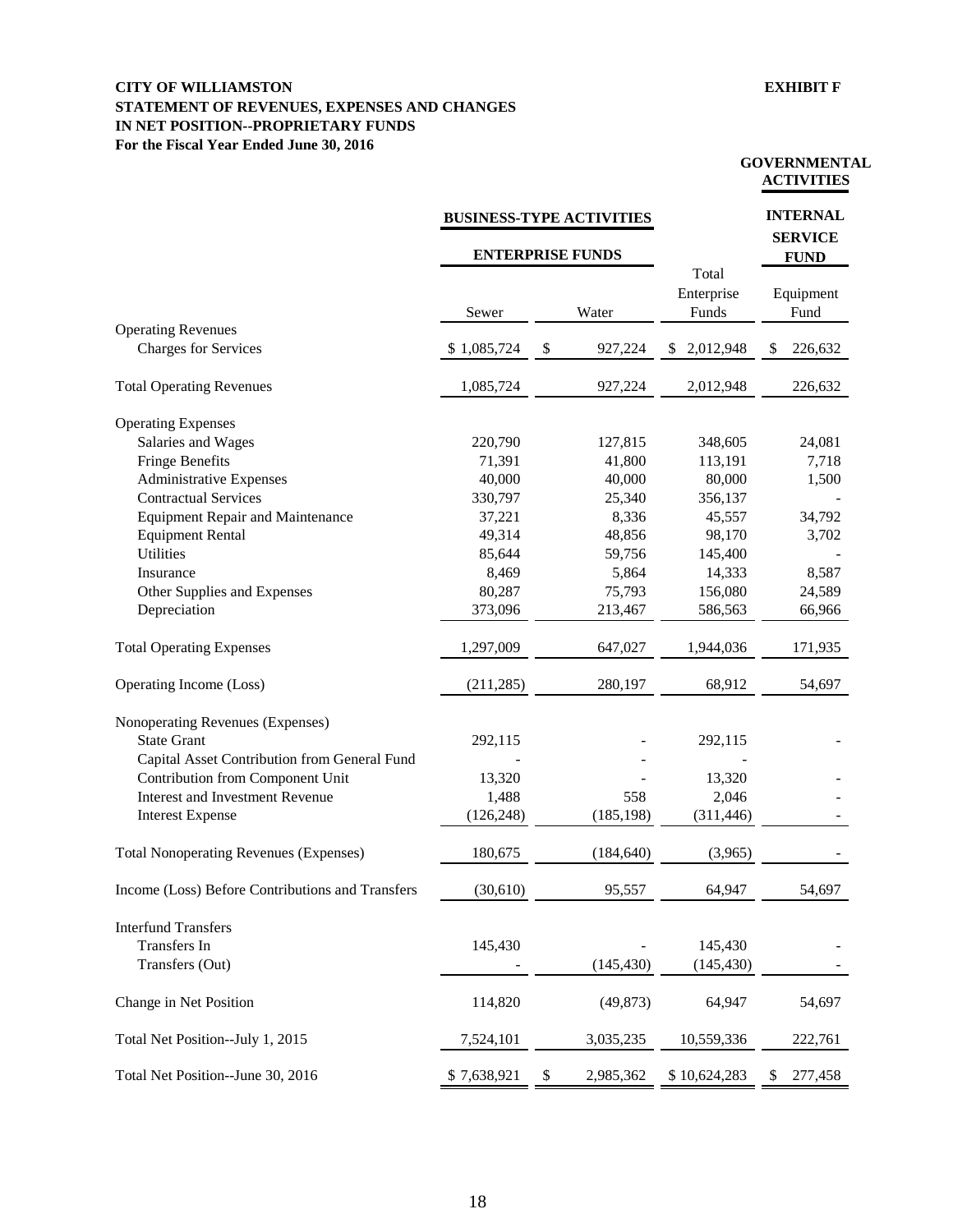**CITY OF WILLIAMSTON** **EXHIBIT F**
**STATEMENT OF REVENUES, EXPENSES AND CHANGES**
**IN NET POSITION--PROPRIETARY FUNDS**
**For the Fiscal Year Ended June 30, 2016**

| | BUSINESS-TYPE ACTIVITIES | | | GOVERNMENTAL ACTIVITIES |
|---|---|---|---|---|
| | ENTERPRISE FUNDS | | | INTERNAL SERVICE FUND |
| | Sewer | Water | Total Enterprise Funds | Equipment Fund |
| Operating Revenues | | | | |
| Charges for Services | $ 1,085,724 | $ 927,224 | $ 2,012,948 | $ 226,632 |
| Total Operating Revenues | 1,085,724 | 927,224 | 2,012,948 | 226,632 |
| Operating Expenses | | | | |
| Salaries and Wages | 220,790 | 127,815 | 348,605 | 24,081 |
| Fringe Benefits | 71,391 | 41,800 | 113,191 | 7,718 |
| Administrative Expenses | 40,000 | 40,000 | 80,000 | 1,500 |
| Contractual Services | 330,797 | 25,340 | 356,137 | - |
| Equipment Repair and Maintenance | 37,221 | 8,336 | 45,557 | 34,792 |
| Equipment Rental | 49,314 | 48,856 | 98,170 | 3,702 |
| Utilities | 85,644 | 59,756 | 145,400 | - |
| Insurance | 8,469 | 5,864 | 14,333 | 8,587 |
| Other Supplies and Expenses | 80,287 | 75,793 | 156,080 | 24,589 |
| Depreciation | 373,096 | 213,467 | 586,563 | 66,966 |
| Total Operating Expenses | 1,297,009 | 647,027 | 1,944,036 | 171,935 |
| Operating Income (Loss) | (211,285) | 280,197 | 68,912 | 54,697 |
| Nonoperating Revenues (Expenses) | | | | |
| State Grant | 292,115 | - | 292,115 | - |
| Capital Asset Contribution from General Fund | - | - | - | |
| Contribution from Component Unit | 13,320 | - | 13,320 | - |
| Interest and Investment Revenue | 1,488 | 558 | 2,046 | - |
| Interest Expense | (126,248) | (185,198) | (311,446) | - |
| Total Nonoperating Revenues (Expenses) | 180,675 | (184,640) | (3,965) | - |
| Income (Loss) Before Contributions and Transfers | (30,610) | 95,557 | 64,947 | 54,697 |
| Interfund Transfers | | | | |
| Transfers In | 145,430 | - | 145,430 | - |
| Transfers (Out) | - | (145,430) | (145,430) | - |
| Change in Net Position | 114,820 | (49,873) | 64,947 | 54,697 |
| Total Net Position--July 1, 2015 | 7,524,101 | 3,035,235 | 10,559,336 | 222,761 |
| Total Net Position--June 30, 2016 | $ 7,638,921 | $ 2,985,362 | $ 10,624,283 | $ 277,458 |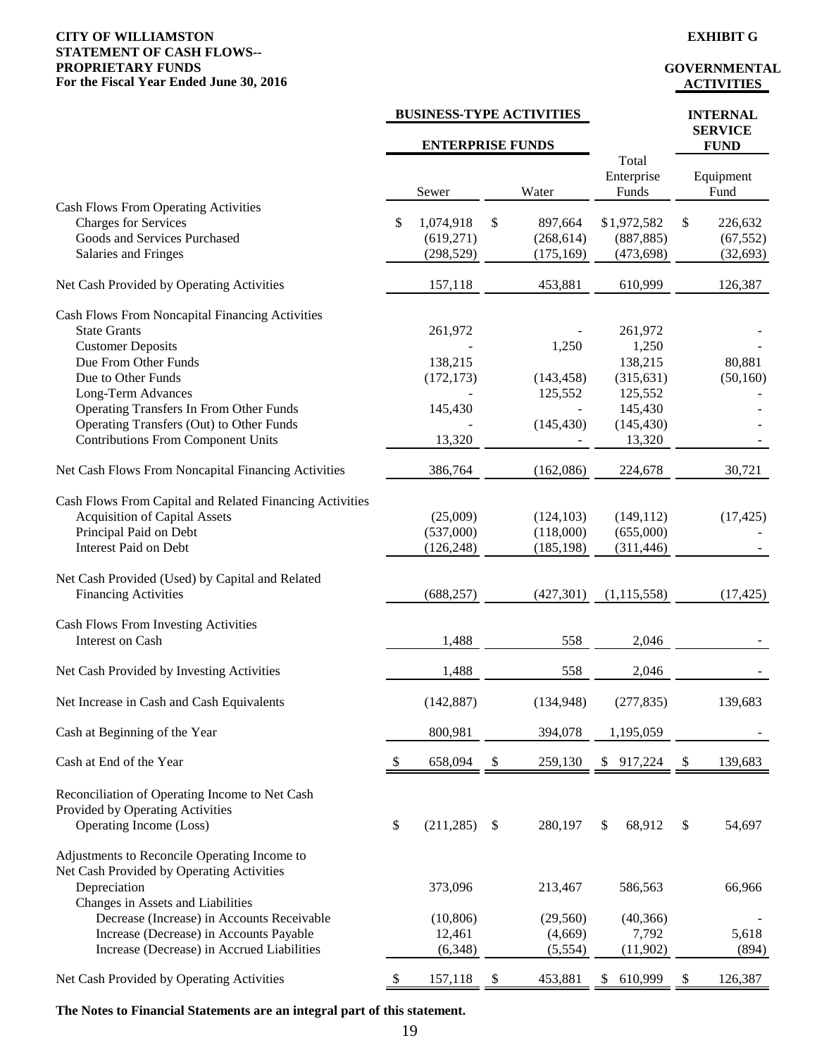**CITY OF WILLIAMSTON**
**STATEMENT OF CASH FLOWS--**
**PROPRIETARY FUNDS**
**For the Fiscal Year Ended June 30, 2016**

**EXHIBIT G**

| | BUSINESS-TYPE ACTIVITIES | | | GOVERNMENTAL ACTIVITIES |
|---|---|---|---|---|
| | ENTERPRISE FUNDS | | | INTERNAL SERVICE FUND |
| | Sewer | Water | Total Enterprise Funds | Equipment Fund |
| **Cash Flows From Operating Activities** | | | | |
| Charges for Services | $ 1,074,918 | $ 897,664 | $1,972,582 | $ 226,632 |
| Goods and Services Purchased | (619,271) | (268,614) | (887,885) | (67,552) |
| Salaries and Fringes | (298,529) | (175,169) | (473,698) | (32,693) |
| Net Cash Provided by Operating Activities | 157,118 | 453,881 | 610,999 | 126,387 |
| **Cash Flows From Noncapital Financing Activities** | | | | |
| State Grants | 261,972 | - | 261,972 | - |
| Customer Deposits | - | 1,250 | 1,250 | - |
| Due From Other Funds | 138,215 | | 138,215 | 80,881 |
| Due to Other Funds | (172,173) | (143,458) | (315,631) | (50,160) |
| Long-Term Advances | - | 125,552 | 125,552 | - |
| Operating Transfers In From Other Funds | 145,430 | - | 145,430 | - |
| Operating Transfers (Out) to Other Funds | - | (145,430) | (145,430) | - |
| Contributions From Component Units | 13,320 | - | 13,320 | - |
| Net Cash Flows From Noncapital Financing Activities | 386,764 | (162,086) | 224,678 | 30,721 |
| **Cash Flows From Capital and Related Financing Activities** | | | | |
| Acquisition of Capital Assets | (25,009) | (124,103) | (149,112) | (17,425) |
| Principal Paid on Debt | (537,000) | (118,000) | (655,000) | - |
| Interest Paid on Debt | (126,248) | (185,198) | (311,446) | - |
| Net Cash Provided (Used) by Capital and Related Financing Activities | (688,257) | (427,301) | (1,115,558) | (17,425) |
| **Cash Flows From Investing Activities** | | | | |
| Interest on Cash | 1,488 | 558 | 2,046 | - |
| Net Cash Provided by Investing Activities | 1,488 | 558 | 2,046 | - |
| Net Increase in Cash and Cash Equivalents | (142,887) | (134,948) | (277,835) | 139,683 |
| Cash at Beginning of the Year | 800,981 | 394,078 | 1,195,059 | - |
| Cash at End of the Year | $ 658,094 | $ 259,130 | $ 917,224 | $ 139,683 |
| **Reconciliation of Operating Income to Net Cash Provided by Operating Activities** | | | | |
| Operating Income (Loss) | $ (211,285) | $ 280,197 | $ 68,912 | $ 54,697 |
| **Adjustments to Reconcile Operating Income to Net Cash Provided by Operating Activities** | | | | |
| Depreciation | 373,096 | 213,467 | 586,563 | 66,966 |
| Changes in Assets and Liabilities | | | | |
| Decrease (Increase) in Accounts Receivable | (10,806) | (29,560) | (40,366) | - |
| Increase (Decrease) in Accounts Payable | 12,461 | (4,669) | 7,792 | 5,618 |
| Increase (Decrease) in Accrued Liabilities | (6,348) | (5,554) | (11,902) | (894) |
| Net Cash Provided by Operating Activities | $ 157,118 | $ 453,881 | $ 610,999 | $ 126,387 |

**The Notes to Financial Statements are an integral part of this statement.**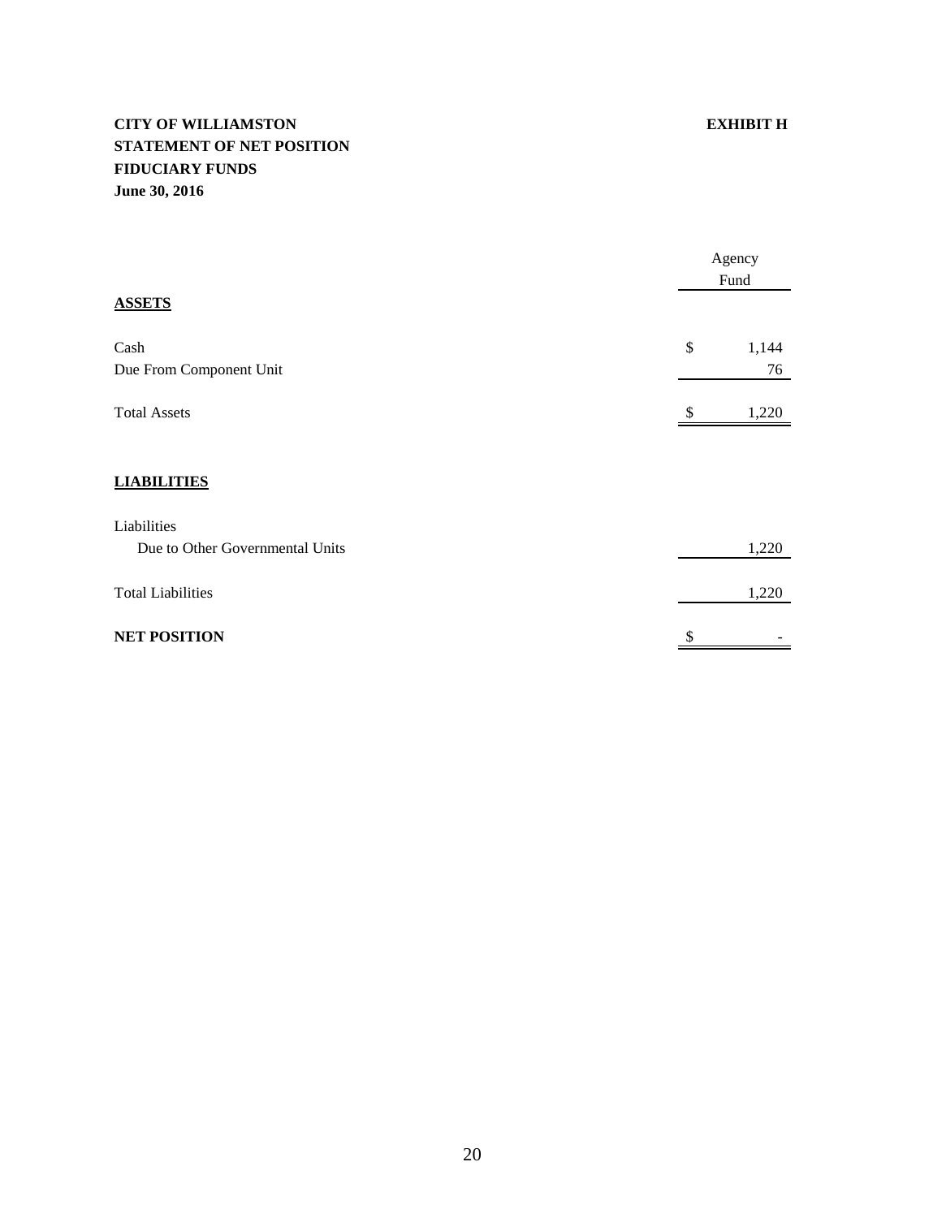**CITY OF WILLIAMSTON** **EXHIBIT H**
**STATEMENT OF NET POSITION**
**FIDUCIARY FUNDS**
**June 30, 2016**

| | Agency Fund |
|---|---|
| **ASSETS** | |
| Cash | $ 1,144 |
| Due From Component Unit | 76 |
| Total Assets | $ 1,220 |
| **LIABILITIES** | |
| Liabilities | |
| Due to Other Governmental Units | 1,220 |
| Total Liabilities | 1,220 |
| **NET POSITION** | $ - |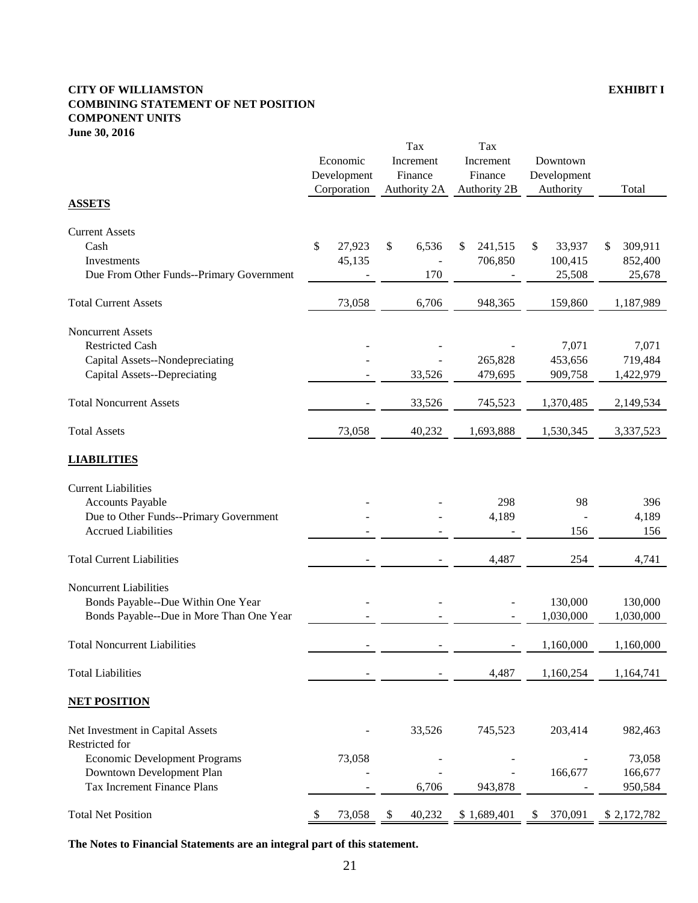**CITY OF WILLIAMSTON** **EXHIBIT I**
**COMBINING STATEMENT OF NET POSITION**
**COMPONENT UNITS**
**June 30, 2016**

| | Economic Development Corporation | Tax Increment Finance Authority 2A | Tax Increment Finance Authority 2B | Downtown Development Authority | Total |
|---|---|---|---|---|---|
| **ASSETS** | | | | | |
| Current Assets | | | | | |
| Cash | $ 27,923 | $ 6,536 | $ 241,515 | $ 33,937 | $ 309,911 |
| Investments | 45,135 | - | 706,850 | 100,415 | 852,400 |
| Due From Other Funds--Primary Government | - | 170 | - | 25,508 | 25,678 |
| Total Current Assets | 73,058 | 6,706 | 948,365 | 159,860 | 1,187,989 |
| Noncurrent Assets | | | | | |
| Restricted Cash | - | - | - | 7,071 | 7,071 |
| Capital Assets--Nondepreciating | - | - | 265,828 | 453,656 | 719,484 |
| Capital Assets--Depreciating | - | 33,526 | 479,695 | 909,758 | 1,422,979 |
| Total Noncurrent Assets | - | 33,526 | 745,523 | 1,370,485 | 2,149,534 |
| Total Assets | 73,058 | 40,232 | 1,693,888 | 1,530,345 | 3,337,523 |
| **LIABILITIES** | | | | | |
| Current Liabilities | | | | | |
| Accounts Payable | - | - | 298 | 98 | 396 |
| Due to Other Funds--Primary Government | - | - | 4,189 | - | 4,189 |
| Accrued Liabilities | - | - | - | 156 | 156 |
| Total Current Liabilities | - | - | 4,487 | 254 | 4,741 |
| Noncurrent Liabilities | | | | | |
| Bonds Payable--Due Within One Year | - | - | - | 130,000 | 130,000 |
| Bonds Payable--Due in More Than One Year | - | - | - | 1,030,000 | 1,030,000 |
| Total Noncurrent Liabilities | - | - | - | 1,160,000 | 1,160,000 |
| Total Liabilities | - | - | 4,487 | 1,160,254 | 1,164,741 |
| **NET POSITION** | | | | | |
| Net Investment in Capital Assets | - | 33,526 | 745,523 | 203,414 | 982,463 |
| Restricted for | | | | | |
| Economic Development Programs | 73,058 | - | - | - | 73,058 |
| Downtown Development Plan | - | - | - | 166,677 | 166,677 |
| Tax Increment Finance Plans | - | 6,706 | 943,878 | - | 950,584 |
| Total Net Position | $ 73,058 | $ 40,232 | $ 1,689,401 | $ 370,091 | $ 2,172,782 |

**The Notes to Financial Statements are an integral part of this statement.**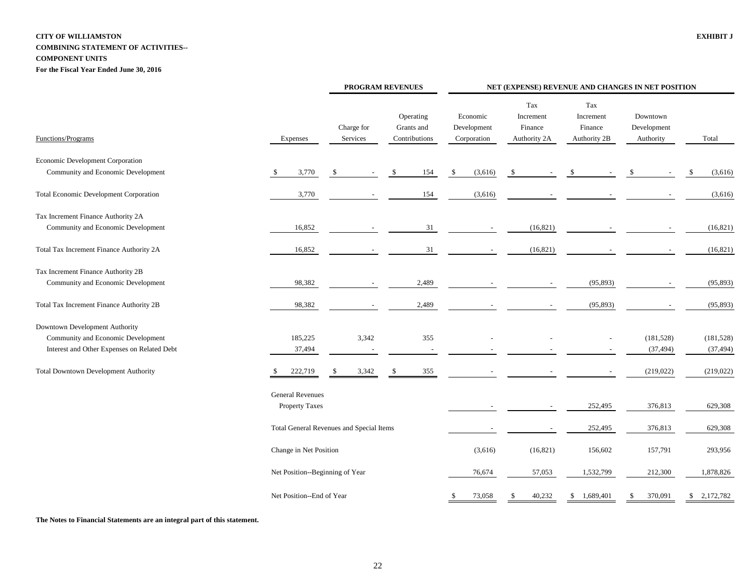**CITY OF WILLIAMSTON**
**COMBINING STATEMENT OF ACTIVITIES--**
**COMPONENT UNITS**
**For the Fiscal Year Ended June 30, 2016**

**EXHIBIT J**

| | | PROGRAM REVENUES | | NET (EXPENSE) REVENUE AND CHANGES IN NET POSITION | | | | |
|---|---|---|---|---|---|---|---|---|
| Functions/Programs | Expenses | Charge for Services | Operating Grants and Contributions | Economic Development Corporation | Tax Increment Finance Authority 2A | Tax Increment Finance Authority 2B | Downtown Development Authority | Total |
| Economic Development Corporation | | | | | | | | |
| Community and Economic Development | $ 3,770 | $ - | $ 154 | $ (3,616) | $ - | $ - | $ - | $ (3,616) |
| Total Economic Development Corporation | 3,770 | - | 154 | (3,616) | - | - | - | (3,616) |
| Tax Increment Finance Authority 2A | | | | | | | | |
| Community and Economic Development | 16,852 | - | 31 | - | (16,821) | - | - | (16,821) |
| Total Tax Increment Finance Authority 2A | 16,852 | - | 31 | - | (16,821) | - | - | (16,821) |
| Tax Increment Finance Authority 2B | | | | | | | | |
| Community and Economic Development | 98,382 | - | 2,489 | - | - | (95,893) | - | (95,893) |
| Total Tax Increment Finance Authority 2B | 98,382 | - | 2,489 | - | - | (95,893) | - | (95,893) |
| Downtown Development Authority | | | | | | | | |
| Community and Economic Development | 185,225 | 3,342 | 355 | - | - | - | (181,528) | (181,528) |
| Interest and Other Expenses on Related Debt | 37,494 | - | - | - | - | - | (37,494) | (37,494) |
| Total Downtown Development Authority | $ 222,719 | $ 3,342 | $ 355 | - | - | - | (219,022) | (219,022) |
| | General Revenues | | | | | | | |
| | Property Taxes | | | - | - | 252,495 | 376,813 | 629,308 |
| | Total General Revenues and Special Items | | | - | - | 252,495 | 376,813 | 629,308 |
| | Change in Net Position | | | (3,616) | (16,821) | 156,602 | 157,791 | 293,956 |
| | Net Position--Beginning of Year | | | 76,674 | 57,053 | 1,532,799 | 212,300 | 1,878,826 |
| | Net Position--End of Year | | | $ 73,058 | $ 40,232 | $ 1,689,401 | $ 370,091 | $ 2,172,782 |

**The Notes to Financial Statements are an integral part of this statement.**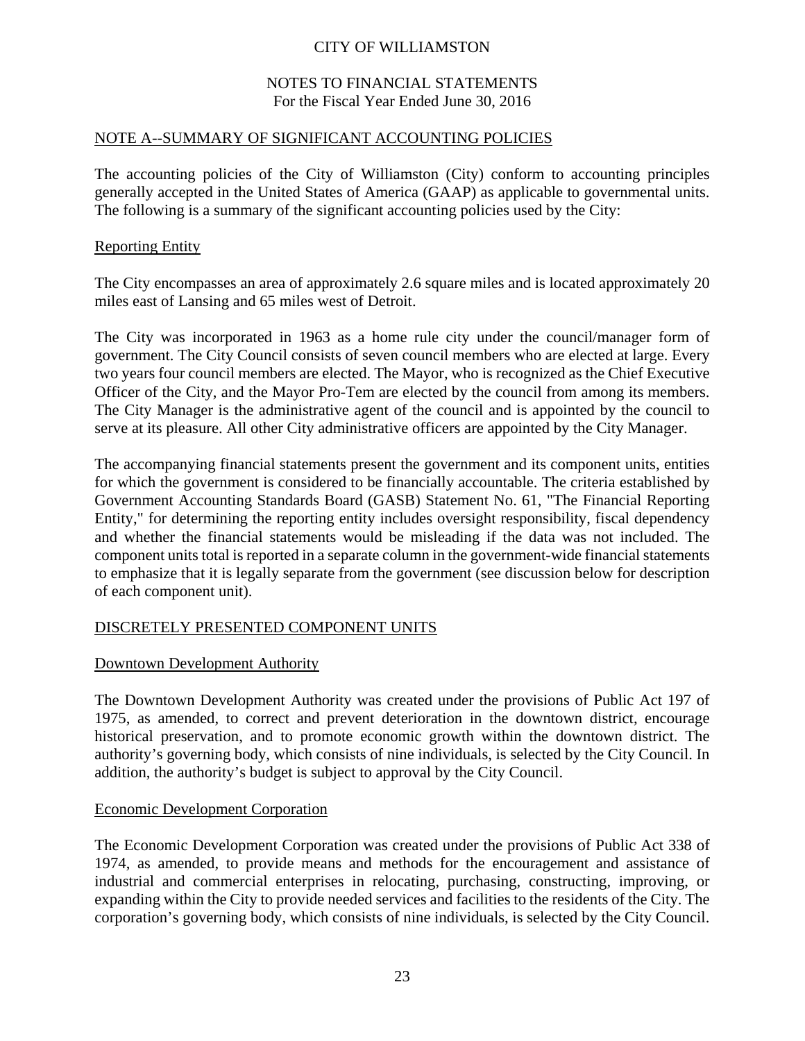# CITY OF WILLIAMSTON

## NOTES TO FINANCIAL STATEMENTS
For the Fiscal Year Ended June 30, 2016

## NOTE A--SUMMARY OF SIGNIFICANT ACCOUNTING POLICIES

The accounting policies of the City of Williamston (City) conform to accounting principles generally accepted in the United States of America (GAAP) as applicable to governmental units. The following is a summary of the significant accounting policies used by the City:

### Reporting Entity

The City encompasses an area of approximately 2.6 square miles and is located approximately 20 miles east of Lansing and 65 miles west of Detroit.

The City was incorporated in 1963 as a home rule city under the council/manager form of government. The City Council consists of seven council members who are elected at large. Every two years four council members are elected. The Mayor, who is recognized as the Chief Executive Officer of the City, and the Mayor Pro-Tem are elected by the council from among its members. The City Manager is the administrative agent of the council and is appointed by the council to serve at its pleasure. All other City administrative officers are appointed by the City Manager.

The accompanying financial statements present the government and its component units, entities for which the government is considered to be financially accountable. The criteria established by Government Accounting Standards Board (GASB) Statement No. 61, "The Financial Reporting Entity," for determining the reporting entity includes oversight responsibility, fiscal dependency and whether the financial statements would be misleading if the data was not included. The component units total is reported in a separate column in the government-wide financial statements to emphasize that it is legally separate from the government (see discussion below for description of each component unit).

## DISCRETELY PRESENTED COMPONENT UNITS

### Downtown Development Authority

The Downtown Development Authority was created under the provisions of Public Act 197 of 1975, as amended, to correct and prevent deterioration in the downtown district, encourage historical preservation, and to promote economic growth within the downtown district. The authority's governing body, which consists of nine individuals, is selected by the City Council. In addition, the authority's budget is subject to approval by the City Council.

### Economic Development Corporation

The Economic Development Corporation was created under the provisions of Public Act 338 of 1974, as amended, to provide means and methods for the encouragement and assistance of industrial and commercial enterprises in relocating, purchasing, constructing, improving, or expanding within the City to provide needed services and facilities to the residents of the City. The corporation's governing body, which consists of nine individuals, is selected by the City Council.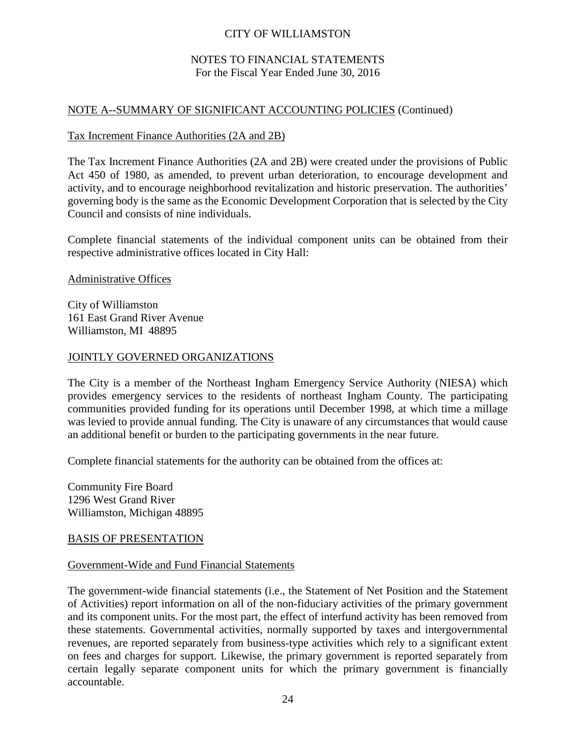## NOTE A--SUMMARY OF SIGNIFICANT ACCOUNTING POLICIES (Continued)

### Tax Increment Finance Authorities (2A and 2B)

The Tax Increment Finance Authorities (2A and 2B) were created under the provisions of Public Act 450 of 1980, as amended, to prevent urban deterioration, to encourage development and activity, and to encourage neighborhood revitalization and historic preservation. The authorities' governing body is the same as the Economic Development Corporation that is selected by the City Council and consists of nine individuals.

Complete financial statements of the individual component units can be obtained from their respective administrative offices located in City Hall:

### Administrative Offices

City of Williamston
161 East Grand River Avenue
Williamston, MI 48895

## JOINTLY GOVERNED ORGANIZATIONS

The City is a member of the Northeast Ingham Emergency Service Authority (NIESA) which provides emergency services to the residents of northeast Ingham County. The participating communities provided funding for its operations until December 1998, at which time a millage was levied to provide annual funding. The City is unaware of any circumstances that would cause an additional benefit or burden to the participating governments in the near future.

Complete financial statements for the authority can be obtained from the offices at:

Community Fire Board
1296 West Grand River
Williamston, Michigan 48895

## BASIS OF PRESENTATION

### Government-Wide and Fund Financial Statements

The government-wide financial statements (i.e., the Statement of Net Position and the Statement of Activities) report information on all of the non-fiduciary activities of the primary government and its component units. For the most part, the effect of interfund activity has been removed from these statements. Governmental activities, normally supported by taxes and intergovernmental revenues, are reported separately from business-type activities which rely to a significant extent on fees and charges for support. Likewise, the primary government is reported separately from certain legally separate component units for which the primary government is financially accountable.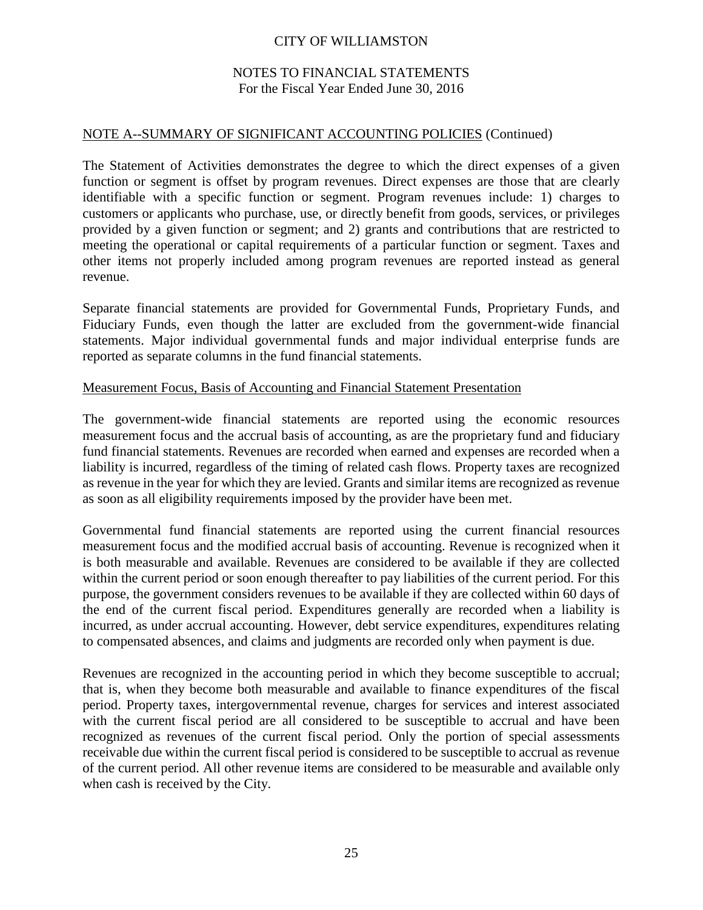NOTE A--SUMMARY OF SIGNIFICANT ACCOUNTING POLICIES (Continued)

The Statement of Activities demonstrates the degree to which the direct expenses of a given function or segment is offset by program revenues. Direct expenses are those that are clearly identifiable with a specific function or segment. Program revenues include: 1) charges to customers or applicants who purchase, use, or directly benefit from goods, services, or privileges provided by a given function or segment; and 2) grants and contributions that are restricted to meeting the operational or capital requirements of a particular function or segment. Taxes and other items not properly included among program revenues are reported instead as general revenue.

Separate financial statements are provided for Governmental Funds, Proprietary Funds, and Fiduciary Funds, even though the latter are excluded from the government-wide financial statements. Major individual governmental funds and major individual enterprise funds are reported as separate columns in the fund financial statements.

## Measurement Focus, Basis of Accounting and Financial Statement Presentation

The government-wide financial statements are reported using the economic resources measurement focus and the accrual basis of accounting, as are the proprietary fund and fiduciary fund financial statements. Revenues are recorded when earned and expenses are recorded when a liability is incurred, regardless of the timing of related cash flows. Property taxes are recognized as revenue in the year for which they are levied. Grants and similar items are recognized as revenue as soon as all eligibility requirements imposed by the provider have been met.

Governmental fund financial statements are reported using the current financial resources measurement focus and the modified accrual basis of accounting. Revenue is recognized when it is both measurable and available. Revenues are considered to be available if they are collected within the current period or soon enough thereafter to pay liabilities of the current period. For this purpose, the government considers revenues to be available if they are collected within 60 days of the end of the current fiscal period. Expenditures generally are recorded when a liability is incurred, as under accrual accounting. However, debt service expenditures, expenditures relating to compensated absences, and claims and judgments are recorded only when payment is due.

Revenues are recognized in the accounting period in which they become susceptible to accrual; that is, when they become both measurable and available to finance expenditures of the fiscal period. Property taxes, intergovernmental revenue, charges for services and interest associated with the current fiscal period are all considered to be susceptible to accrual and have been recognized as revenues of the current fiscal period. Only the portion of special assessments receivable due within the current fiscal period is considered to be susceptible to accrual as revenue of the current period. All other revenue items are considered to be measurable and available only when cash is received by the City.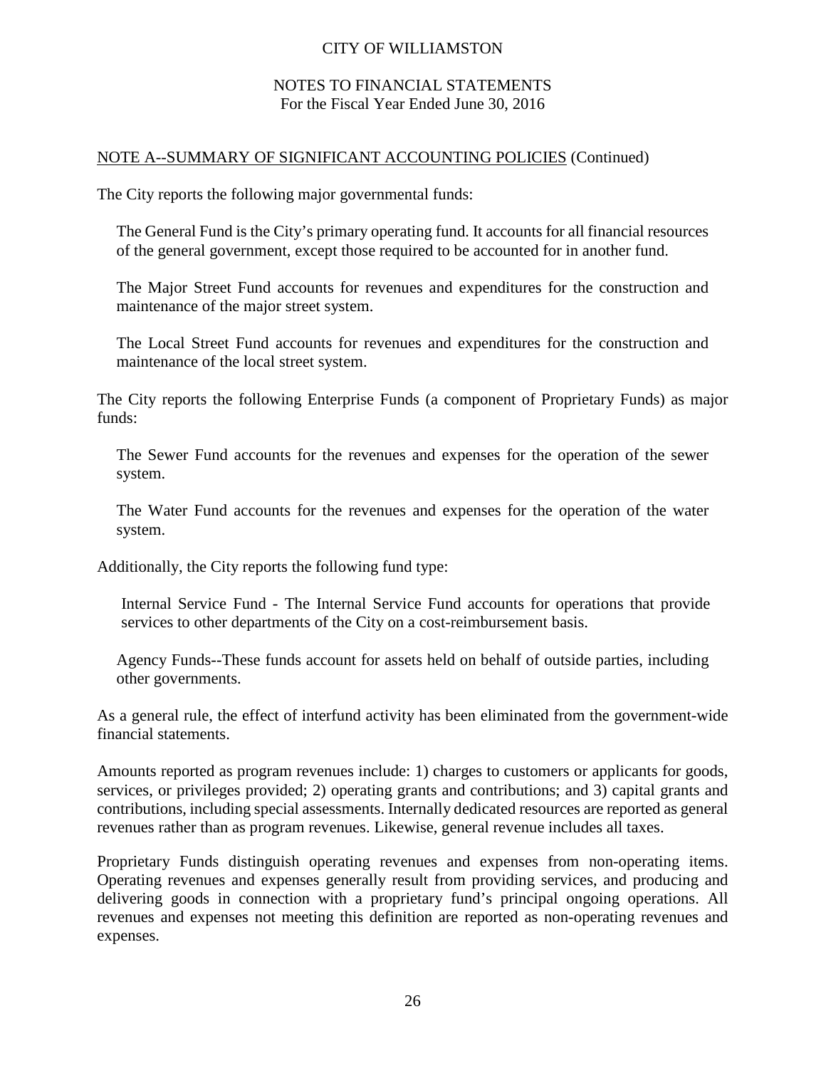CITY OF WILLIAMSTON

NOTES TO FINANCIAL STATEMENTS
For the Fiscal Year Ended June 30, 2016

## NOTE A--SUMMARY OF SIGNIFICANT ACCOUNTING POLICIES (Continued)

The City reports the following major governmental funds:

The General Fund is the City's primary operating fund. It accounts for all financial resources of the general government, except those required to be accounted for in another fund.

The Major Street Fund accounts for revenues and expenditures for the construction and maintenance of the major street system.

The Local Street Fund accounts for revenues and expenditures for the construction and maintenance of the local street system.

The City reports the following Enterprise Funds (a component of Proprietary Funds) as major funds:

The Sewer Fund accounts for the revenues and expenses for the operation of the sewer system.

The Water Fund accounts for the revenues and expenses for the operation of the water system.

Additionally, the City reports the following fund type:

Internal Service Fund - The Internal Service Fund accounts for operations that provide services to other departments of the City on a cost-reimbursement basis.

Agency Funds--These funds account for assets held on behalf of outside parties, including other governments.

As a general rule, the effect of interfund activity has been eliminated from the government-wide financial statements.

Amounts reported as program revenues include: 1) charges to customers or applicants for goods, services, or privileges provided; 2) operating grants and contributions; and 3) capital grants and contributions, including special assessments. Internally dedicated resources are reported as general revenues rather than as program revenues. Likewise, general revenue includes all taxes.

Proprietary Funds distinguish operating revenues and expenses from non-operating items. Operating revenues and expenses generally result from providing services, and producing and delivering goods in connection with a proprietary fund's principal ongoing operations. All revenues and expenses not meeting this definition are reported as non-operating revenues and expenses.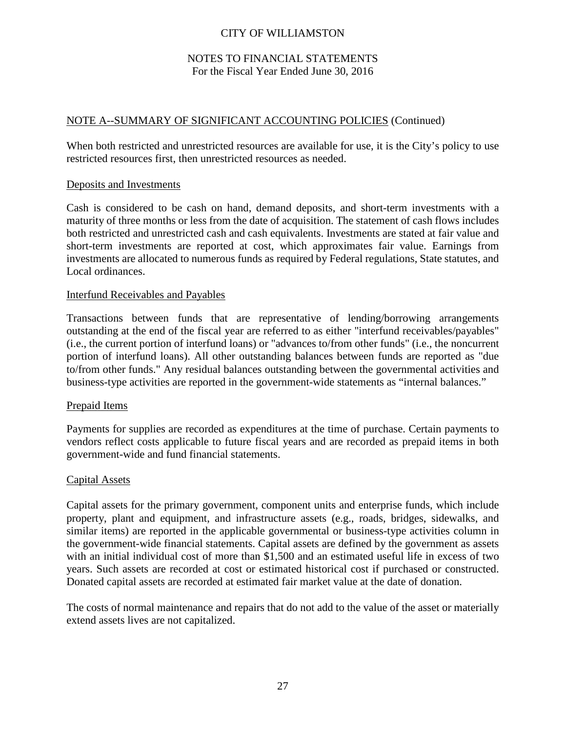## NOTE A--SUMMARY OF SIGNIFICANT ACCOUNTING POLICIES (Continued)

When both restricted and unrestricted resources are available for use, it is the City's policy to use restricted resources first, then unrestricted resources as needed.

### Deposits and Investments

Cash is considered to be cash on hand, demand deposits, and short-term investments with a maturity of three months or less from the date of acquisition. The statement of cash flows includes both restricted and unrestricted cash and cash equivalents. Investments are stated at fair value and short-term investments are reported at cost, which approximates fair value. Earnings from investments are allocated to numerous funds as required by Federal regulations, State statutes, and Local ordinances.

### Interfund Receivables and Payables

Transactions between funds that are representative of lending/borrowing arrangements outstanding at the end of the fiscal year are referred to as either "interfund receivables/payables" (i.e., the current portion of interfund loans) or "advances to/from other funds" (i.e., the noncurrent portion of interfund loans). All other outstanding balances between funds are reported as "due to/from other funds." Any residual balances outstanding between the governmental activities and business-type activities are reported in the government-wide statements as "internal balances."

### Prepaid Items

Payments for supplies are recorded as expenditures at the time of purchase. Certain payments to vendors reflect costs applicable to future fiscal years and are recorded as prepaid items in both government-wide and fund financial statements.

### Capital Assets

Capital assets for the primary government, component units and enterprise funds, which include property, plant and equipment, and infrastructure assets (e.g., roads, bridges, sidewalks, and similar items) are reported in the applicable governmental or business-type activities column in the government-wide financial statements. Capital assets are defined by the government as assets with an initial individual cost of more than $1,500 and an estimated useful life in excess of two years. Such assets are recorded at cost or estimated historical cost if purchased or constructed. Donated capital assets are recorded at estimated fair market value at the date of donation.

The costs of normal maintenance and repairs that do not add to the value of the asset or materially extend assets lives are not capitalized.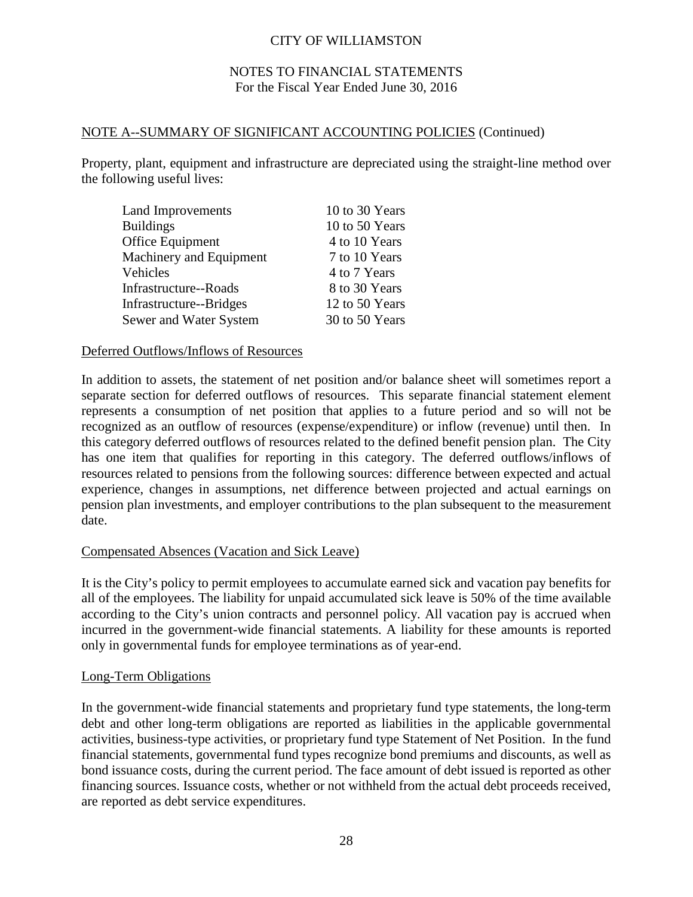## NOTE A--SUMMARY OF SIGNIFICANT ACCOUNTING POLICIES (Continued)

Property, plant, equipment and infrastructure are depreciated using the straight-line method over the following useful lives:

| | |
|---|---|
| Land Improvements | 10 to 30 Years |
| Buildings | 10 to 50 Years |
| Office Equipment | 4 to 10 Years |
| Machinery and Equipment | 7 to 10 Years |
| Vehicles | 4 to 7 Years |
| Infrastructure--Roads | 8 to 30 Years |
| Infrastructure--Bridges | 12 to 50 Years |
| Sewer and Water System | 30 to 50 Years |

### Deferred Outflows/Inflows of Resources

In addition to assets, the statement of net position and/or balance sheet will sometimes report a separate section for deferred outflows of resources. This separate financial statement element represents a consumption of net position that applies to a future period and so will not be recognized as an outflow of resources (expense/expenditure) or inflow (revenue) until then. In this category deferred outflows of resources related to the defined benefit pension plan. The City has one item that qualifies for reporting in this category. The deferred outflows/inflows of resources related to pensions from the following sources: difference between expected and actual experience, changes in assumptions, net difference between projected and actual earnings on pension plan investments, and employer contributions to the plan subsequent to the measurement date.

### Compensated Absences (Vacation and Sick Leave)

It is the City's policy to permit employees to accumulate earned sick and vacation pay benefits for all of the employees. The liability for unpaid accumulated sick leave is 50% of the time available according to the City's union contracts and personnel policy. All vacation pay is accrued when incurred in the government-wide financial statements. A liability for these amounts is reported only in governmental funds for employee terminations as of year-end.

### Long-Term Obligations

In the government-wide financial statements and proprietary fund type statements, the long-term debt and other long-term obligations are reported as liabilities in the applicable governmental activities, business-type activities, or proprietary fund type Statement of Net Position. In the fund financial statements, governmental fund types recognize bond premiums and discounts, as well as bond issuance costs, during the current period. The face amount of debt issued is reported as other financing sources. Issuance costs, whether or not withheld from the actual debt proceeds received, are reported as debt service expenditures.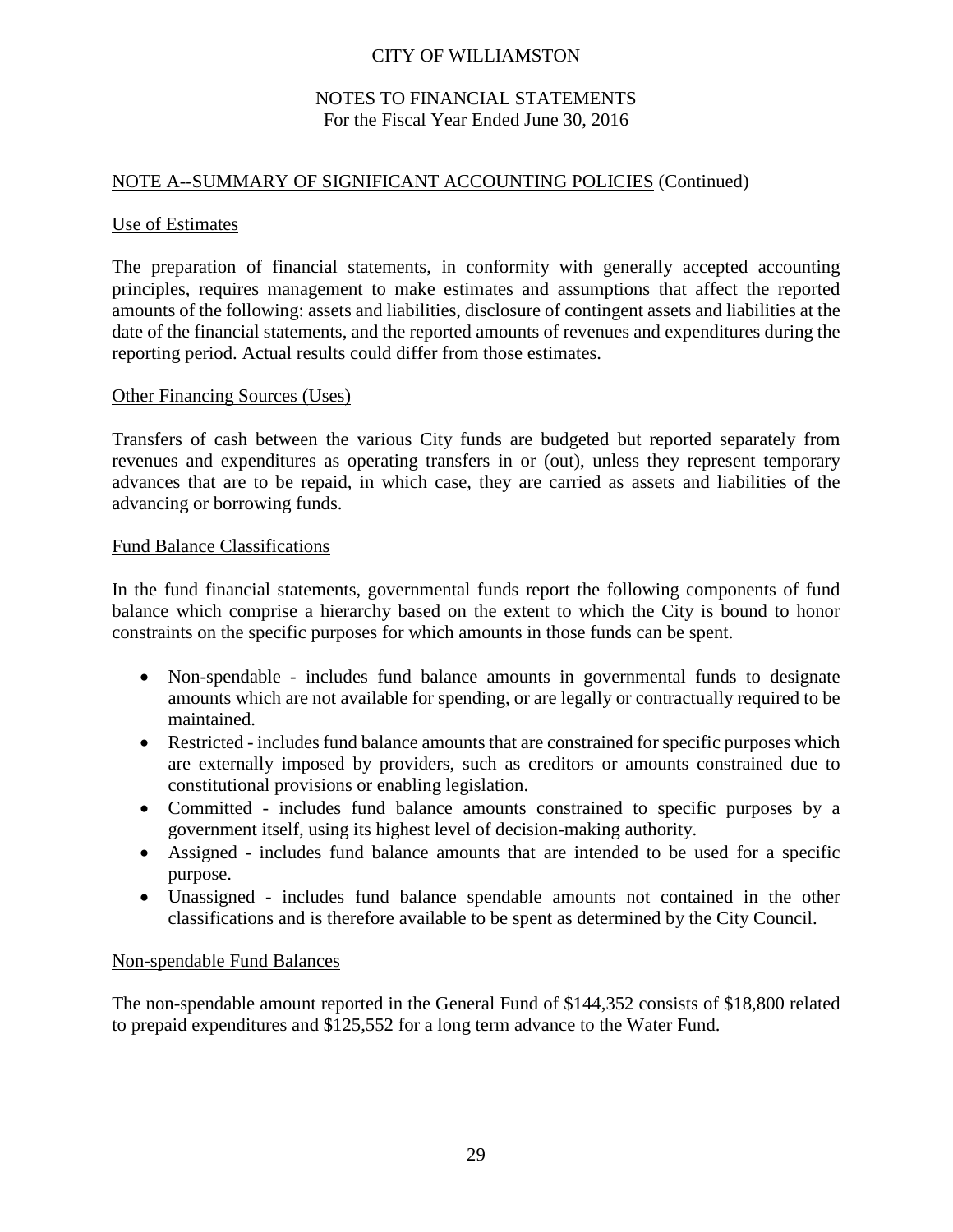## NOTE A--SUMMARY OF SIGNIFICANT ACCOUNTING POLICIES (Continued)

### Use of Estimates

The preparation of financial statements, in conformity with generally accepted accounting principles, requires management to make estimates and assumptions that affect the reported amounts of the following: assets and liabilities, disclosure of contingent assets and liabilities at the date of the financial statements, and the reported amounts of revenues and expenditures during the reporting period. Actual results could differ from those estimates.

### Other Financing Sources (Uses)

Transfers of cash between the various City funds are budgeted but reported separately from revenues and expenditures as operating transfers in or (out), unless they represent temporary advances that are to be repaid, in which case, they are carried as assets and liabilities of the advancing or borrowing funds.

### Fund Balance Classifications

In the fund financial statements, governmental funds report the following components of fund balance which comprise a hierarchy based on the extent to which the City is bound to honor constraints on the specific purposes for which amounts in those funds can be spent.

- Non-spendable - includes fund balance amounts in governmental funds to designate amounts which are not available for spending, or are legally or contractually required to be maintained.
- Restricted - includes fund balance amounts that are constrained for specific purposes which are externally imposed by providers, such as creditors or amounts constrained due to constitutional provisions or enabling legislation.
- Committed - includes fund balance amounts constrained to specific purposes by a government itself, using its highest level of decision-making authority.
- Assigned - includes fund balance amounts that are intended to be used for a specific purpose.
- Unassigned - includes fund balance spendable amounts not contained in the other classifications and is therefore available to be spent as determined by the City Council.

### Non-spendable Fund Balances

The non-spendable amount reported in the General Fund of $144,352 consists of $18,800 related to prepaid expenditures and $125,552 for a long term advance to the Water Fund.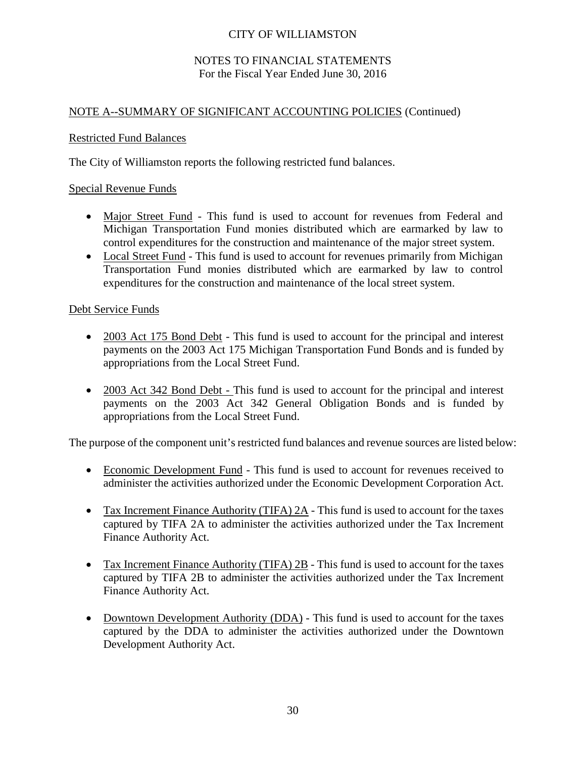## NOTE A--SUMMARY OF SIGNIFICANT ACCOUNTING POLICIES (Continued)

### Restricted Fund Balances

The City of Williamston reports the following restricted fund balances.

### Special Revenue Funds

- Major Street Fund - This fund is used to account for revenues from Federal and Michigan Transportation Fund monies distributed which are earmarked by law to control expenditures for the construction and maintenance of the major street system.
- Local Street Fund - This fund is used to account for revenues primarily from Michigan Transportation Fund monies distributed which are earmarked by law to control expenditures for the construction and maintenance of the local street system.

### Debt Service Funds

- 2003 Act 175 Bond Debt - This fund is used to account for the principal and interest payments on the 2003 Act 175 Michigan Transportation Fund Bonds and is funded by appropriations from the Local Street Fund.

- 2003 Act 342 Bond Debt - This fund is used to account for the principal and interest payments on the 2003 Act 342 General Obligation Bonds and is funded by appropriations from the Local Street Fund.

The purpose of the component unit's restricted fund balances and revenue sources are listed below:

- Economic Development Fund - This fund is used to account for revenues received to administer the activities authorized under the Economic Development Corporation Act.

- Tax Increment Finance Authority (TIFA) 2A - This fund is used to account for the taxes captured by TIFA 2A to administer the activities authorized under the Tax Increment Finance Authority Act.

- Tax Increment Finance Authority (TIFA) 2B - This fund is used to account for the taxes captured by TIFA 2B to administer the activities authorized under the Tax Increment Finance Authority Act.

- Downtown Development Authority (DDA) - This fund is used to account for the taxes captured by the DDA to administer the activities authorized under the Downtown Development Authority Act.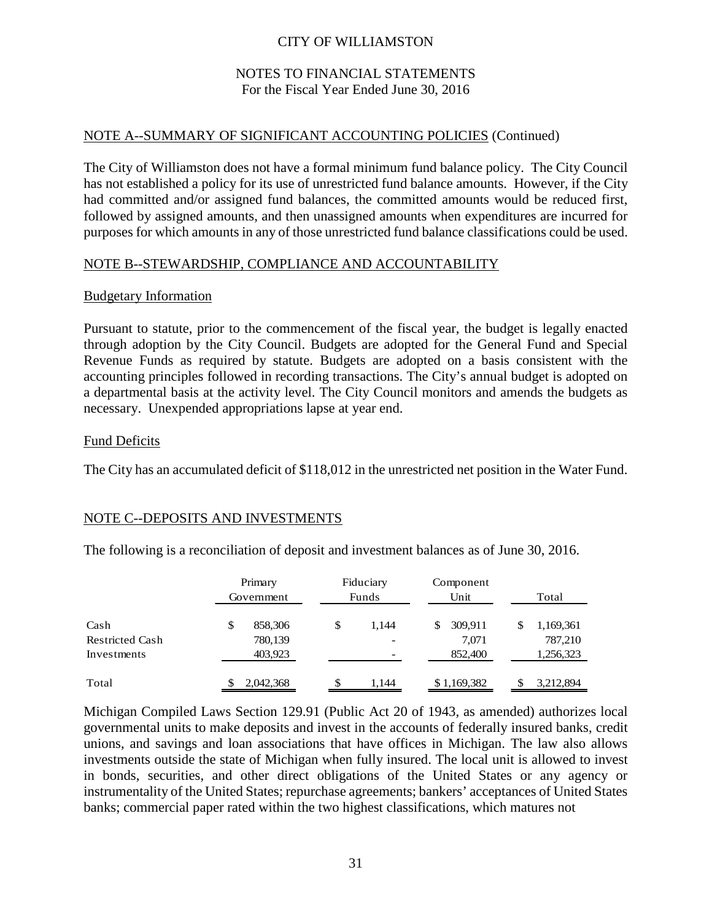CITY OF WILLIAMSTON

NOTES TO FINANCIAL STATEMENTS
For the Fiscal Year Ended June 30, 2016

## NOTE A--SUMMARY OF SIGNIFICANT ACCOUNTING POLICIES (Continued)

The City of Williamston does not have a formal minimum fund balance policy. The City Council has not established a policy for its use of unrestricted fund balance amounts. However, if the City had committed and/or assigned fund balances, the committed amounts would be reduced first, followed by assigned amounts, and then unassigned amounts when expenditures are incurred for purposes for which amounts in any of those unrestricted fund balance classifications could be used.

## NOTE B--STEWARDSHIP, COMPLIANCE AND ACCOUNTABILITY

### Budgetary Information

Pursuant to statute, prior to the commencement of the fiscal year, the budget is legally enacted through adoption by the City Council. Budgets are adopted for the General Fund and Special Revenue Funds as required by statute. Budgets are adopted on a basis consistent with the accounting principles followed in recording transactions. The City's annual budget is adopted on a departmental basis at the activity level. The City Council monitors and amends the budgets as necessary. Unexpended appropriations lapse at year end.

### Fund Deficits

The City has an accumulated deficit of $118,012 in the unrestricted net position in the Water Fund.

## NOTE C--DEPOSITS AND INVESTMENTS

The following is a reconciliation of deposit and investment balances as of June 30, 2016.

| | Primary Government | Fiduciary Funds | Component Unit | Total |
|---|---|---|---|---|
| Cash | $ 858,306 | $ 1,144 | $ 309,911 | $ 1,169,361 |
| Restricted Cash | 780,139 | - | 7,071 | 787,210 |
| Investments | 403,923 | - | 852,400 | 1,256,323 |
| Total | $ 2,042,368 | $ 1,144 | $ 1,169,382 | $ 3,212,894 |

Michigan Compiled Laws Section 129.91 (Public Act 20 of 1943, as amended) authorizes local governmental units to make deposits and invest in the accounts of federally insured banks, credit unions, and savings and loan associations that have offices in Michigan. The law also allows investments outside the state of Michigan when fully insured. The local unit is allowed to invest in bonds, securities, and other direct obligations of the United States or any agency or instrumentality of the United States; repurchase agreements; bankers' acceptances of United States banks; commercial paper rated within the two highest classifications, which matures not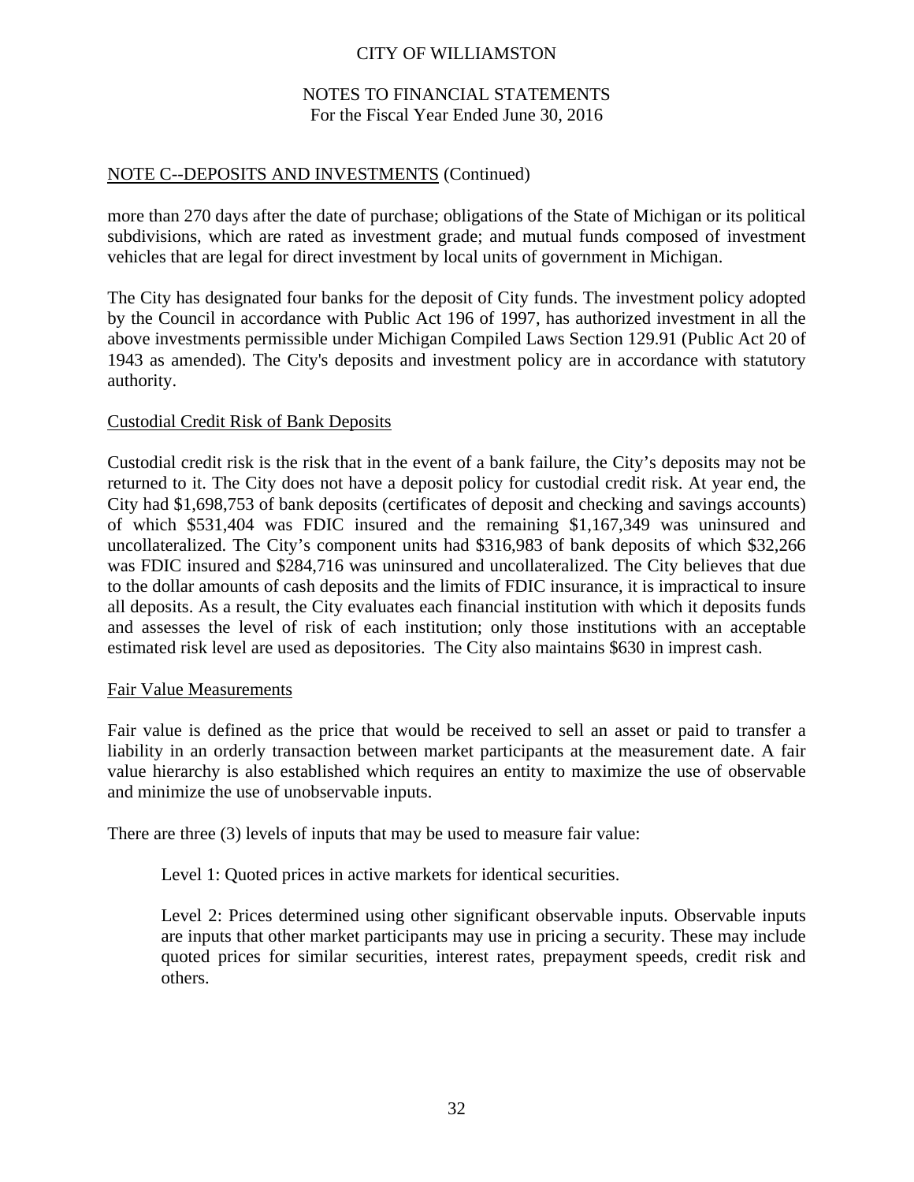## NOTE C--DEPOSITS AND INVESTMENTS (Continued)

more than 270 days after the date of purchase; obligations of the State of Michigan or its political subdivisions, which are rated as investment grade; and mutual funds composed of investment vehicles that are legal for direct investment by local units of government in Michigan.

The City has designated four banks for the deposit of City funds. The investment policy adopted by the Council in accordance with Public Act 196 of 1997, has authorized investment in all the above investments permissible under Michigan Compiled Laws Section 129.91 (Public Act 20 of 1943 as amended). The City's deposits and investment policy are in accordance with statutory authority.

### Custodial Credit Risk of Bank Deposits

Custodial credit risk is the risk that in the event of a bank failure, the City's deposits may not be returned to it. The City does not have a deposit policy for custodial credit risk. At year end, the City had $1,698,753 of bank deposits (certificates of deposit and checking and savings accounts) of which $531,404 was FDIC insured and the remaining $1,167,349 was uninsured and uncollateralized. The City's component units had $316,983 of bank deposits of which $32,266 was FDIC insured and $284,716 was uninsured and uncollateralized. The City believes that due to the dollar amounts of cash deposits and the limits of FDIC insurance, it is impractical to insure all deposits. As a result, the City evaluates each financial institution with which it deposits funds and assesses the level of risk of each institution; only those institutions with an acceptable estimated risk level are used as depositories. The City also maintains $630 in imprest cash.

### Fair Value Measurements

Fair value is defined as the price that would be received to sell an asset or paid to transfer a liability in an orderly transaction between market participants at the measurement date. A fair value hierarchy is also established which requires an entity to maximize the use of observable and minimize the use of unobservable inputs.

There are three (3) levels of inputs that may be used to measure fair value:

Level 1: Quoted prices in active markets for identical securities.

Level 2: Prices determined using other significant observable inputs. Observable inputs are inputs that other market participants may use in pricing a security. These may include quoted prices for similar securities, interest rates, prepayment speeds, credit risk and others.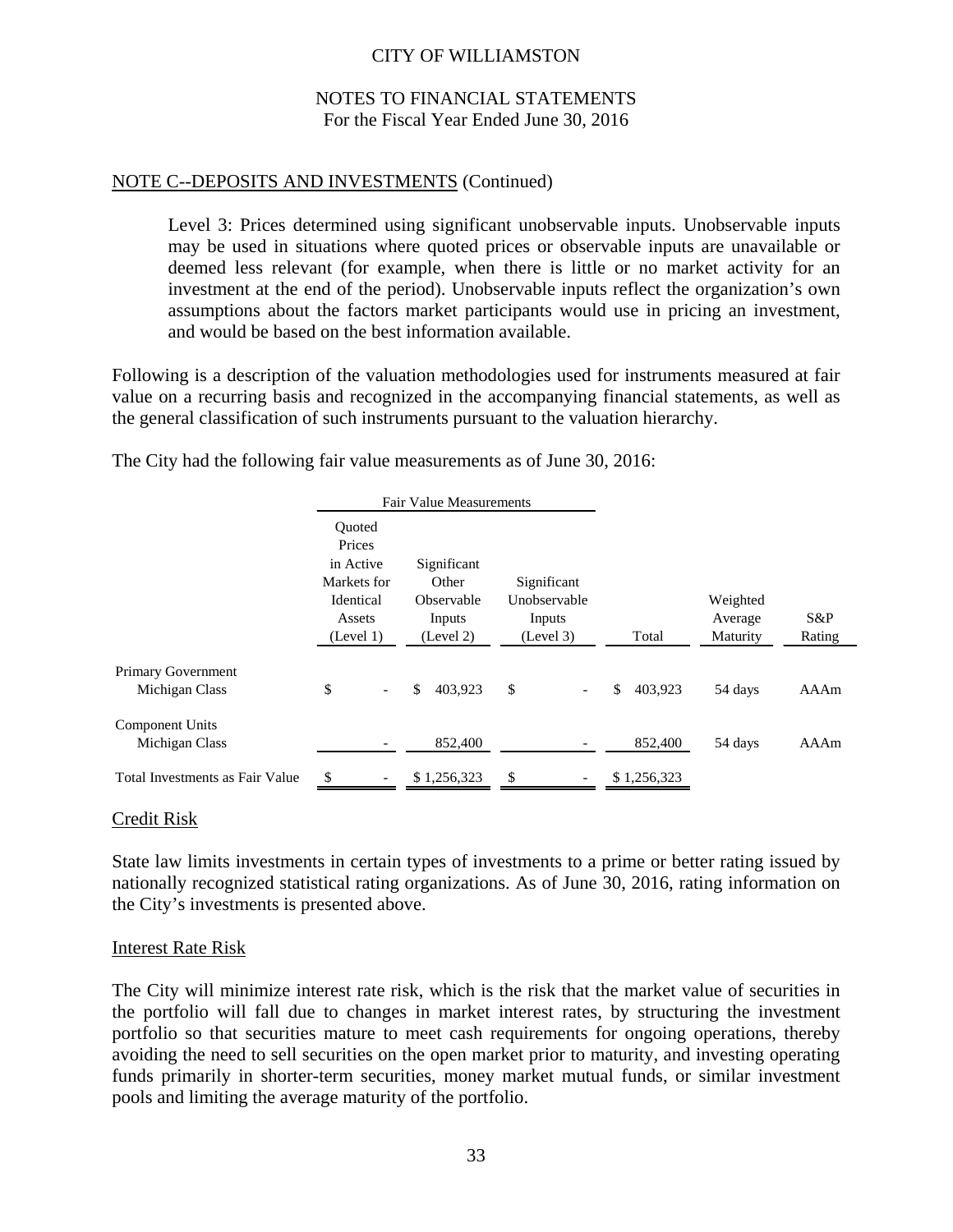## NOTE C--DEPOSITS AND INVESTMENTS (Continued)

Level 3: Prices determined using significant unobservable inputs. Unobservable inputs may be used in situations where quoted prices or observable inputs are unavailable or deemed less relevant (for example, when there is little or no market activity for an investment at the end of the period). Unobservable inputs reflect the organization's own assumptions about the factors market participants would use in pricing an investment, and would be based on the best information available.

Following is a description of the valuation methodologies used for instruments measured at fair value on a recurring basis and recognized in the accompanying financial statements, as well as the general classification of such instruments pursuant to the valuation hierarchy.

The City had the following fair value measurements as of June 30, 2016:

| | Fair Value Measurements | | | | | |
|---|---|---|---|---|---|---|
| | Quoted Prices in Active Markets for Identical Assets (Level 1) | Significant Other Observable Inputs (Level 2) | Significant Unobservable Inputs (Level 3) | Total | Weighted Average Maturity | S&P Rating |
| Primary Government | | | | | | |
| Michigan Class | $ - | $ 403,923 | $ - | $ 403,923 | 54 days | AAAm |
| Component Units | | | | | | |
| Michigan Class | - | 852,400 | - | 852,400 | 54 days | AAAm |
| Total Investments as Fair Value | $ - | $ 1,256,323 | $ - | $ 1,256,323 | | |

### Credit Risk

State law limits investments in certain types of investments to a prime or better rating issued by nationally recognized statistical rating organizations. As of June 30, 2016, rating information on the City's investments is presented above.

### Interest Rate Risk

The City will minimize interest rate risk, which is the risk that the market value of securities in the portfolio will fall due to changes in market interest rates, by structuring the investment portfolio so that securities mature to meet cash requirements for ongoing operations, thereby avoiding the need to sell securities on the open market prior to maturity, and investing operating funds primarily in shorter-term securities, money market mutual funds, or similar investment pools and limiting the average maturity of the portfolio.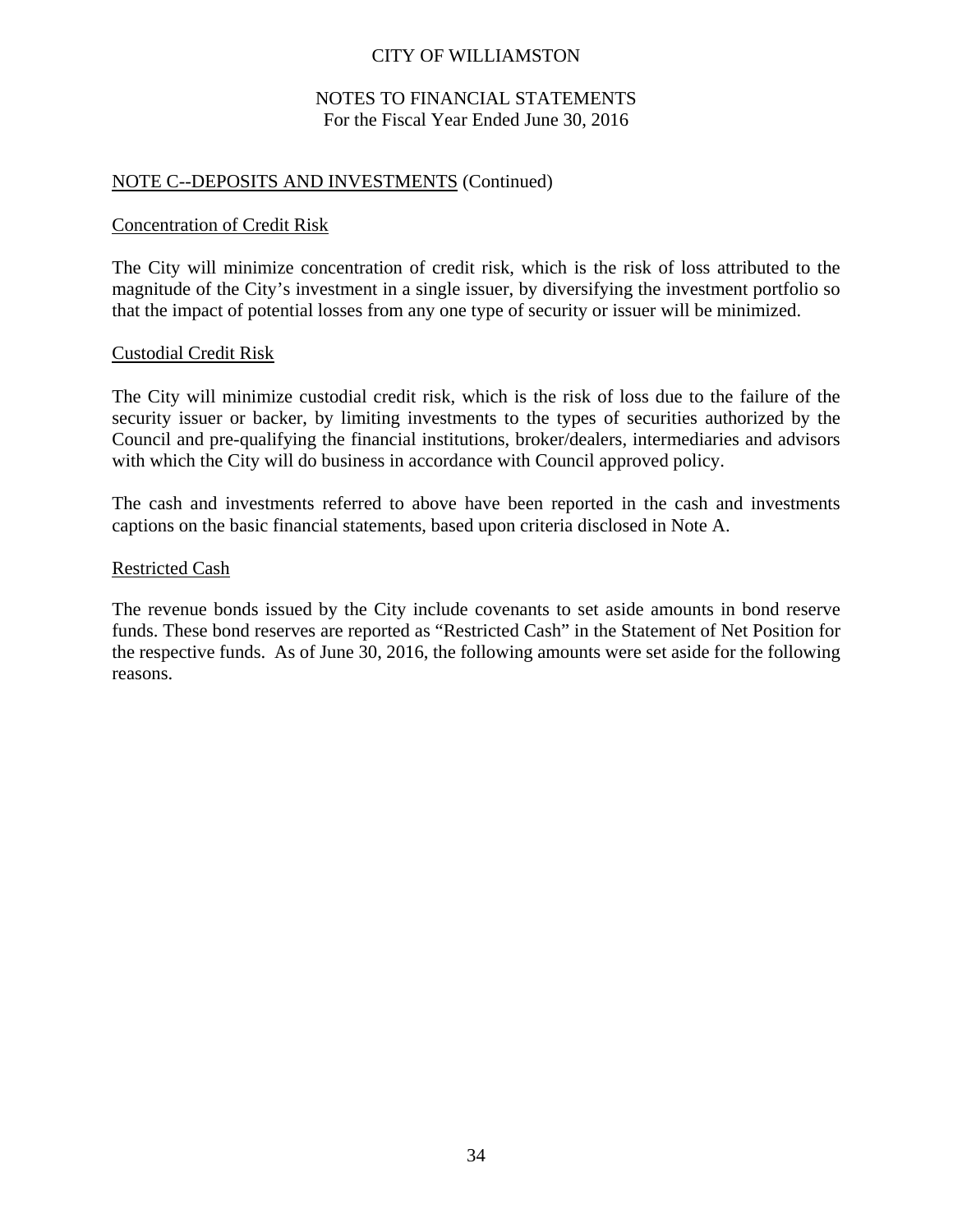## NOTE C--DEPOSITS AND INVESTMENTS (Continued)

### Concentration of Credit Risk

The City will minimize concentration of credit risk, which is the risk of loss attributed to the magnitude of the City's investment in a single issuer, by diversifying the investment portfolio so that the impact of potential losses from any one type of security or issuer will be minimized.

### Custodial Credit Risk

The City will minimize custodial credit risk, which is the risk of loss due to the failure of the security issuer or backer, by limiting investments to the types of securities authorized by the Council and pre-qualifying the financial institutions, broker/dealers, intermediaries and advisors with which the City will do business in accordance with Council approved policy.

The cash and investments referred to above have been reported in the cash and investments captions on the basic financial statements, based upon criteria disclosed in Note A.

### Restricted Cash

The revenue bonds issued by the City include covenants to set aside amounts in bond reserve funds. These bond reserves are reported as "Restricted Cash" in the Statement of Net Position for the respective funds. As of June 30, 2016, the following amounts were set aside for the following reasons.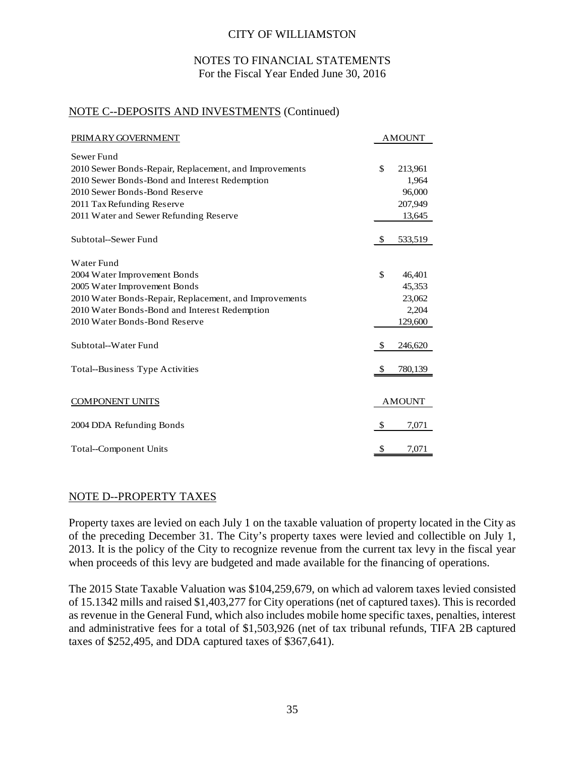CITY OF WILLIAMSTON

NOTES TO FINANCIAL STATEMENTS
For the Fiscal Year Ended June 30, 2016

## NOTE C--DEPOSITS AND INVESTMENTS (Continued)

| PRIMARY GOVERNMENT | AMOUNT |
|---|---|
| Sewer Fund | |
| 2010 Sewer Bonds-Repair, Replacement, and Improvements | $ 213,961 |
| 2010 Sewer Bonds-Bond and Interest Redemption | 1,964 |
| 2010 Sewer Bonds-Bond Reserve | 96,000 |
| 2011 Tax Refunding Reserve | 207,949 |
| 2011 Water and Sewer Refunding Reserve | 13,645 |
| Subtotal--Sewer Fund | $ 533,519 |
| Water Fund | |
| 2004 Water Improvement Bonds | $ 46,401 |
| 2005 Water Improvement Bonds | 45,353 |
| 2010 Water Bonds-Repair, Replacement, and Improvements | 23,062 |
| 2010 Water Bonds-Bond and Interest Redemption | 2,204 |
| 2010 Water Bonds-Bond Reserve | 129,600 |
| Subtotal--Water Fund | $ 246,620 |
| Total--Business Type Activities | $ 780,139 |

| COMPONENT UNITS | AMOUNT |
|---|---|
| 2004 DDA Refunding Bonds | $ 7,071 |
| Total--Component Units | $ 7,071 |

## NOTE D--PROPERTY TAXES

Property taxes are levied on each July 1 on the taxable valuation of property located in the City as of the preceding December 31. The City's property taxes were levied and collectible on July 1, 2013. It is the policy of the City to recognize revenue from the current tax levy in the fiscal year when proceeds of this levy are budgeted and made available for the financing of operations.

The 2015 State Taxable Valuation was $104,259,679, on which ad valorem taxes levied consisted of 15.1342 mills and raised $1,403,277 for City operations (net of captured taxes). This is recorded as revenue in the General Fund, which also includes mobile home specific taxes, penalties, interest and administrative fees for a total of $1,503,926 (net of tax tribunal refunds, TIFA 2B captured taxes of $252,495, and DDA captured taxes of $367,641).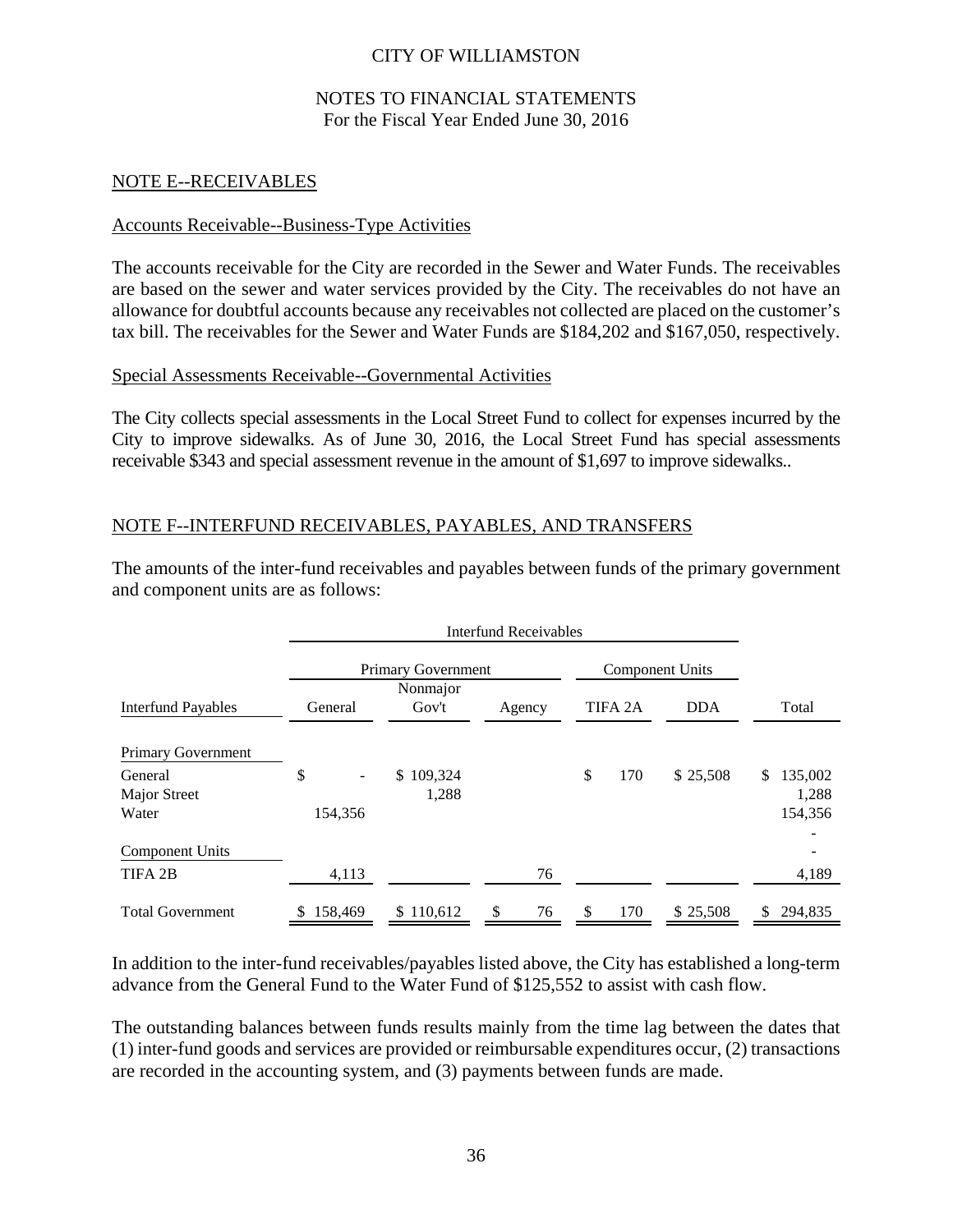CITY OF WILLIAMSTON

NOTES TO FINANCIAL STATEMENTS
For the Fiscal Year Ended June 30, 2016

## NOTE E--RECEIVABLES

### Accounts Receivable--Business-Type Activities

The accounts receivable for the City are recorded in the Sewer and Water Funds. The receivables are based on the sewer and water services provided by the City. The receivables do not have an allowance for doubtful accounts because any receivables not collected are placed on the customer's tax bill. The receivables for the Sewer and Water Funds are $184,202 and $167,050, respectively.

### Special Assessments Receivable--Governmental Activities

The City collects special assessments in the Local Street Fund to collect for expenses incurred by the City to improve sidewalks. As of June 30, 2016, the Local Street Fund has special assessments receivable $343 and special assessment revenue in the amount of $1,697 to improve sidewalks..

## NOTE F--INTERFUND RECEIVABLES, PAYABLES, AND TRANSFERS

The amounts of the inter-fund receivables and payables between funds of the primary government and component units are as follows:

| | Interfund Receivables | | | | | |
|---|---|---|---|---|---|---|
| | Primary Government | | | Component Units | | |
| Interfund Payables | General | Nonmajor Gov't | Agency | TIFA 2A | DDA | Total |
| **Primary Government** | | | | | | |
| General | $ - | $ 109,324 | | $ 170 | $ 25,508 | $ 135,002 |
| Major Street | | 1,288 | | | | 1,288 |
| Water | 154,356 | | | | | 154,356 |
| | | | | | | - |
| **Component Units** | | | | | | - |
| TIFA 2B | 4,113 | | 76 | | | 4,189 |
| Total Government | $ 158,469 | $ 110,612 | $ 76 | $ 170 | $ 25,508 | $ 294,835 |

In addition to the inter-fund receivables/payables listed above, the City has established a long-term advance from the General Fund to the Water Fund of $125,552 to assist with cash flow.

The outstanding balances between funds results mainly from the time lag between the dates that (1) inter-fund goods and services are provided or reimbursable expenditures occur, (2) transactions are recorded in the accounting system, and (3) payments between funds are made.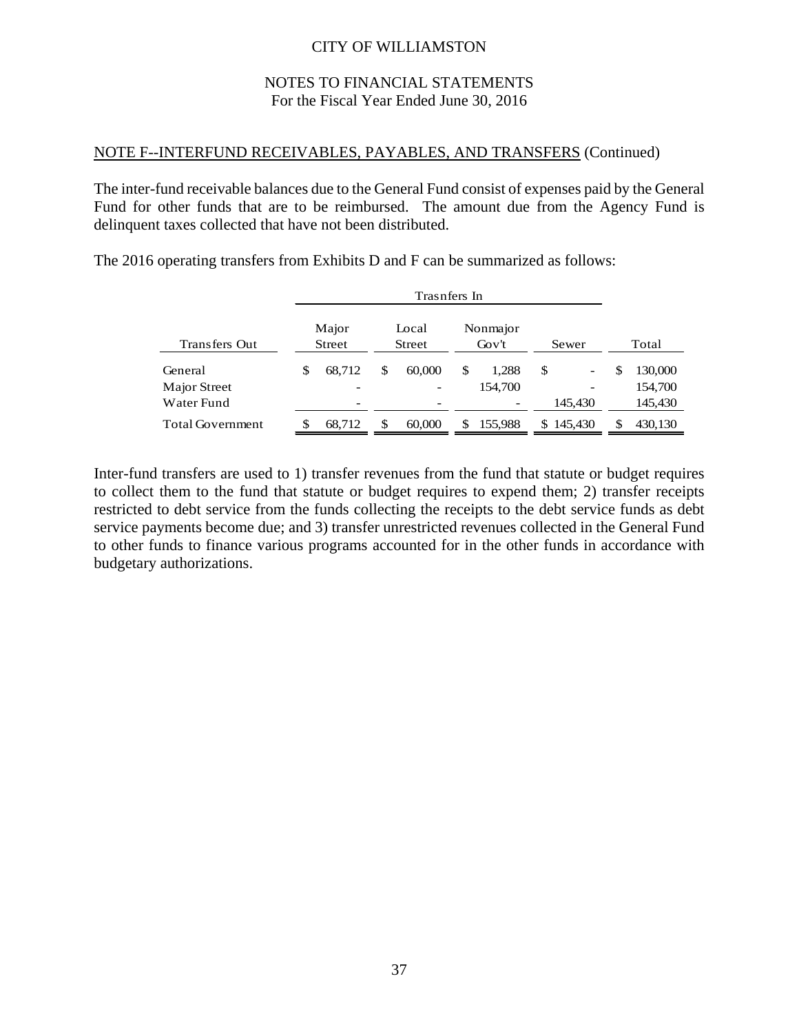CITY OF WILLIAMSTON

NOTES TO FINANCIAL STATEMENTS
For the Fiscal Year Ended June 30, 2016

## NOTE F--INTERFUND RECEIVABLES, PAYABLES, AND TRANSFERS (Continued)

The inter-fund receivable balances due to the General Fund consist of expenses paid by the General Fund for other funds that are to be reimbursed. The amount due from the Agency Fund is delinquent taxes collected that have not been distributed.

The 2016 operating transfers from Exhibits D and F can be summarized as follows:

| | Trasnfers In | | | | |
|---|---|---|---|---|---|
| Transfers Out | Major Street | Local Street | Nonmajor Gov't | Sewer | Total |
| General | $ 68,712 | $ 60,000 | $ 1,288 | $ - | $ 130,000 |
| Major Street | - | - | 154,700 | - | 154,700 |
| Water Fund | - | - | - | 145,430 | 145,430 |
| Total Government | $ 68,712 | $ 60,000 | $ 155,988 | $ 145,430 | $ 430,130 |

Inter-fund transfers are used to 1) transfer revenues from the fund that statute or budget requires to collect them to the fund that statute or budget requires to expend them; 2) transfer receipts restricted to debt service from the funds collecting the receipts to the debt service funds as debt service payments become due; and 3) transfer unrestricted revenues collected in the General Fund to other funds to finance various programs accounted for in the other funds in accordance with budgetary authorizations.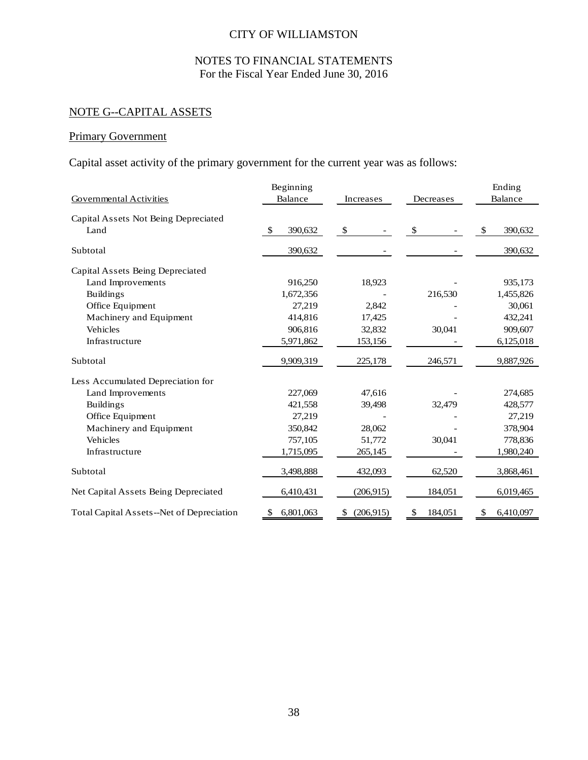CITY OF WILLIAMSTON

NOTES TO FINANCIAL STATEMENTS
For the Fiscal Year Ended June 30, 2016

## NOTE G--CAPITAL ASSETS

### Primary Government

Capital asset activity of the primary government for the current year was as follows:

| Governmental Activities | Beginning Balance | Increases | Decreases | Ending Balance |
|---|---|---|---|---|
| Capital Assets Not Being Depreciated | | | | |
| Land | $ 390,632 | $ - | $ - | $ 390,632 |
| Subtotal | 390,632 | - | - | 390,632 |
| Capital Assets Being Depreciated | | | | |
| Land Improvements | 916,250 | 18,923 | - | 935,173 |
| Buildings | 1,672,356 | - | 216,530 | 1,455,826 |
| Office Equipment | 27,219 | 2,842 | - | 30,061 |
| Machinery and Equipment | 414,816 | 17,425 | - | 432,241 |
| Vehicles | 906,816 | 32,832 | 30,041 | 909,607 |
| Infrastructure | 5,971,862 | 153,156 | - | 6,125,018 |
| Subtotal | 9,909,319 | 225,178 | 246,571 | 9,887,926 |
| Less Accumulated Depreciation for | | | | |
| Land Improvements | 227,069 | 47,616 | - | 274,685 |
| Buildings | 421,558 | 39,498 | 32,479 | 428,577 |
| Office Equipment | 27,219 | - | - | 27,219 |
| Machinery and Equipment | 350,842 | 28,062 | - | 378,904 |
| Vehicles | 757,105 | 51,772 | 30,041 | 778,836 |
| Infrastructure | 1,715,095 | 265,145 | - | 1,980,240 |
| Subtotal | 3,498,888 | 432,093 | 62,520 | 3,868,461 |
| Net Capital Assets Being Depreciated | 6,410,431 | (206,915) | 184,051 | 6,019,465 |
| Total Capital Assets--Net of Depreciation | $ 6,801,063 | $ (206,915) | $ 184,051 | $ 6,410,097 |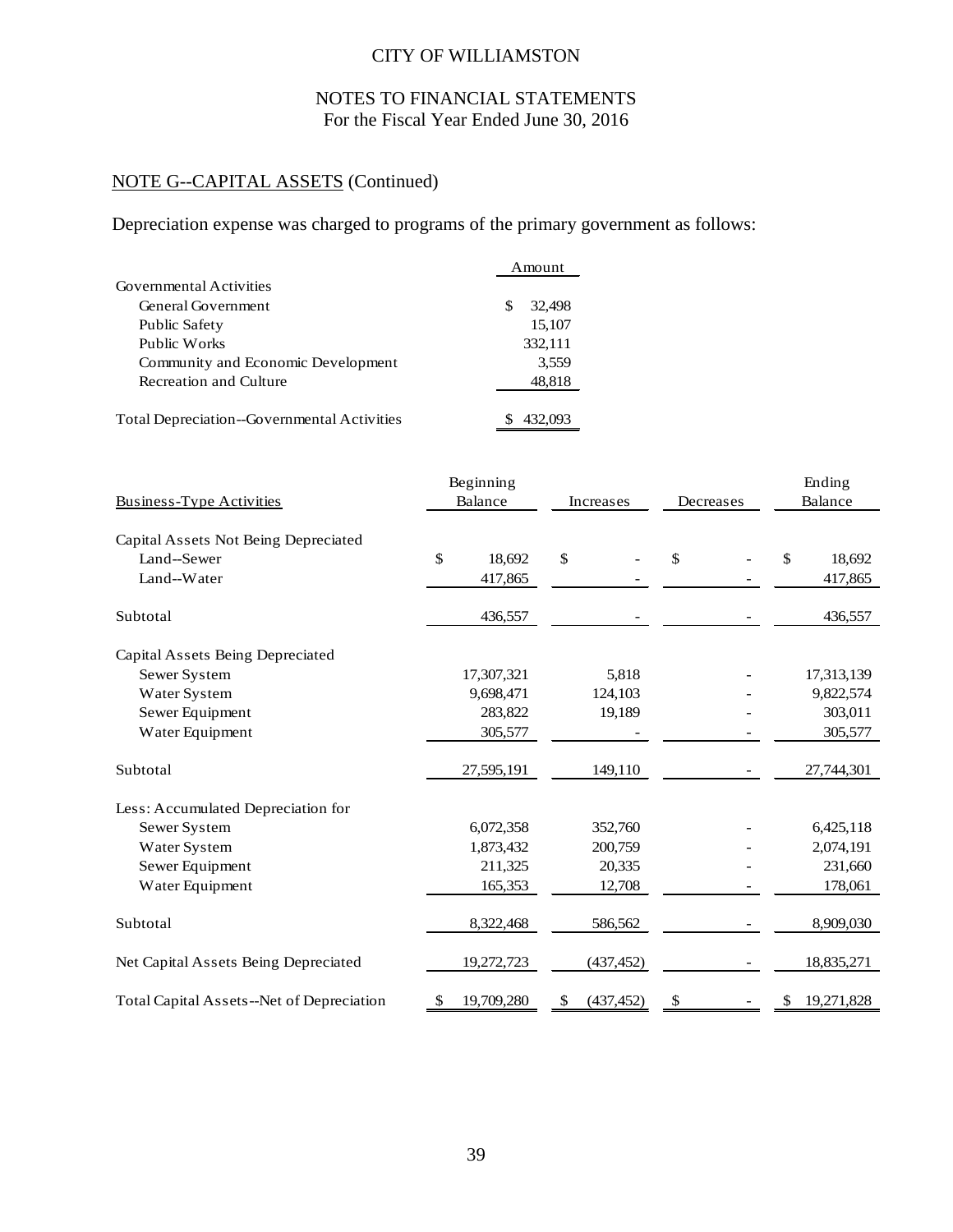CITY OF WILLIAMSTON

NOTES TO FINANCIAL STATEMENTS
For the Fiscal Year Ended June 30, 2016

## NOTE G--CAPITAL ASSETS (Continued)

Depreciation expense was charged to programs of the primary government as follows:

| | Amount |
|---|---|
| Governmental Activities | |
| General Government | $ 32,498 |
| Public Safety | 15,107 |
| Public Works | 332,111 |
| Community and Economic Development | 3,559 |
| Recreation and Culture | 48,818 |
| Total Depreciation--Governmental Activities | $ 432,093 |

| Business-Type Activities | Beginning Balance | Increases | Decreases | Ending Balance |
|---|---|---|---|---|
| Capital Assets Not Being Depreciated | | | | |
| Land--Sewer | $ 18,692 | $ - | $ - | $ 18,692 |
| Land--Water | 417,865 | - | - | 417,865 |
| Subtotal | 436,557 | - | - | 436,557 |
| Capital Assets Being Depreciated | | | | |
| Sewer System | 17,307,321 | 5,818 | - | 17,313,139 |
| Water System | 9,698,471 | 124,103 | - | 9,822,574 |
| Sewer Equipment | 283,822 | 19,189 | - | 303,011 |
| Water Equipment | 305,577 | - | - | 305,577 |
| Subtotal | 27,595,191 | 149,110 | - | 27,744,301 |
| Less: Accumulated Depreciation for | | | | |
| Sewer System | 6,072,358 | 352,760 | - | 6,425,118 |
| Water System | 1,873,432 | 200,759 | - | 2,074,191 |
| Sewer Equipment | 211,325 | 20,335 | - | 231,660 |
| Water Equipment | 165,353 | 12,708 | - | 178,061 |
| Subtotal | 8,322,468 | 586,562 | - | 8,909,030 |
| Net Capital Assets Being Depreciated | 19,272,723 | (437,452) | - | 18,835,271 |
| Total Capital Assets--Net of Depreciation | $ 19,709,280 | $ (437,452) | $ - | $ 19,271,828 |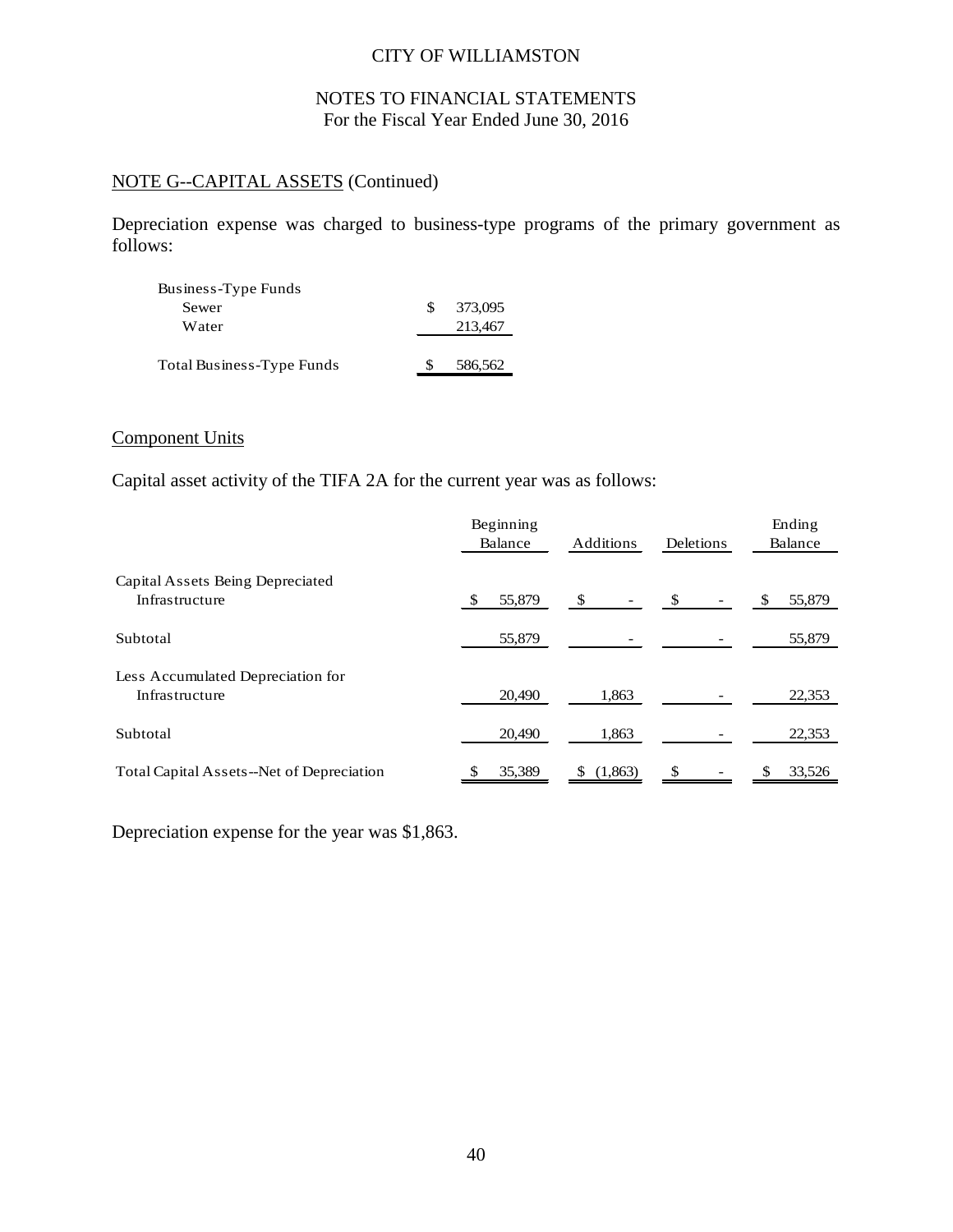CITY OF WILLIAMSTON

NOTES TO FINANCIAL STATEMENTS
For the Fiscal Year Ended June 30, 2016

NOTE G--CAPITAL ASSETS (Continued)

Depreciation expense was charged to business-type programs of the primary government as follows:

| | |
|---|---|
| Business-Type Funds | |
| Sewer | $ 373,095 |
| Water | 213,467 |
| Total Business-Type Funds | $ 586,562 |

Component Units

Capital asset activity of the TIFA 2A for the current year was as follows:

| | Beginning Balance | Additions | Deletions | Ending Balance |
|---|---|---|---|---|
| Capital Assets Being Depreciated | | | | |
| Infrastructure | $ 55,879 | $ - | $ - | $ 55,879 |
| Subtotal | 55,879 | - | - | 55,879 |
| Less Accumulated Depreciation for | | | | |
| Infrastructure | 20,490 | 1,863 | - | 22,353 |
| Subtotal | 20,490 | 1,863 | - | 22,353 |
| Total Capital Assets--Net of Depreciation | $ 35,389 | $ (1,863) | $ - | $ 33,526 |

Depreciation expense for the year was $1,863.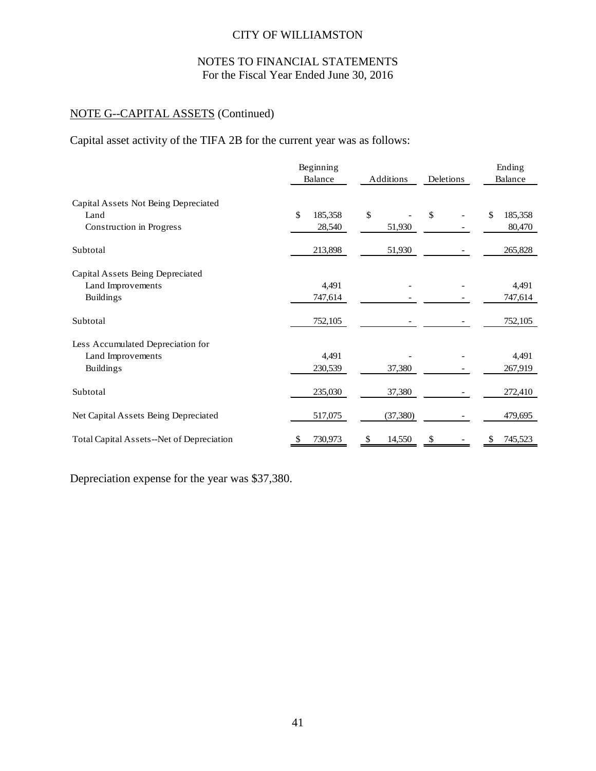CITY OF WILLIAMSTON

NOTES TO FINANCIAL STATEMENTS
For the Fiscal Year Ended June 30, 2016

NOTE G--CAPITAL ASSETS (Continued)

Capital asset activity of the TIFA 2B for the current year was as follows:

| | Beginning Balance | Additions | Deletions | Ending Balance |
|---|---|---|---|---|
| Capital Assets Not Being Depreciated | | | | |
| Land | $ 185,358 | $ - | $ - | $ 185,358 |
| Construction in Progress | 28,540 | 51,930 | - | 80,470 |
| Subtotal | 213,898 | 51,930 | - | 265,828 |
| Capital Assets Being Depreciated | | | | |
| Land Improvements | 4,491 | - | - | 4,491 |
| Buildings | 747,614 | - | - | 747,614 |
| Subtotal | 752,105 | - | - | 752,105 |
| Less Accumulated Depreciation for | | | | |
| Land Improvements | 4,491 | - | - | 4,491 |
| Buildings | 230,539 | 37,380 | - | 267,919 |
| Subtotal | 235,030 | 37,380 | - | 272,410 |
| Net Capital Assets Being Depreciated | 517,075 | (37,380) | - | 479,695 |
| Total Capital Assets--Net of Depreciation | $ 730,973 | $ 14,550 | $ - | $ 745,523 |

Depreciation expense for the year was $37,380.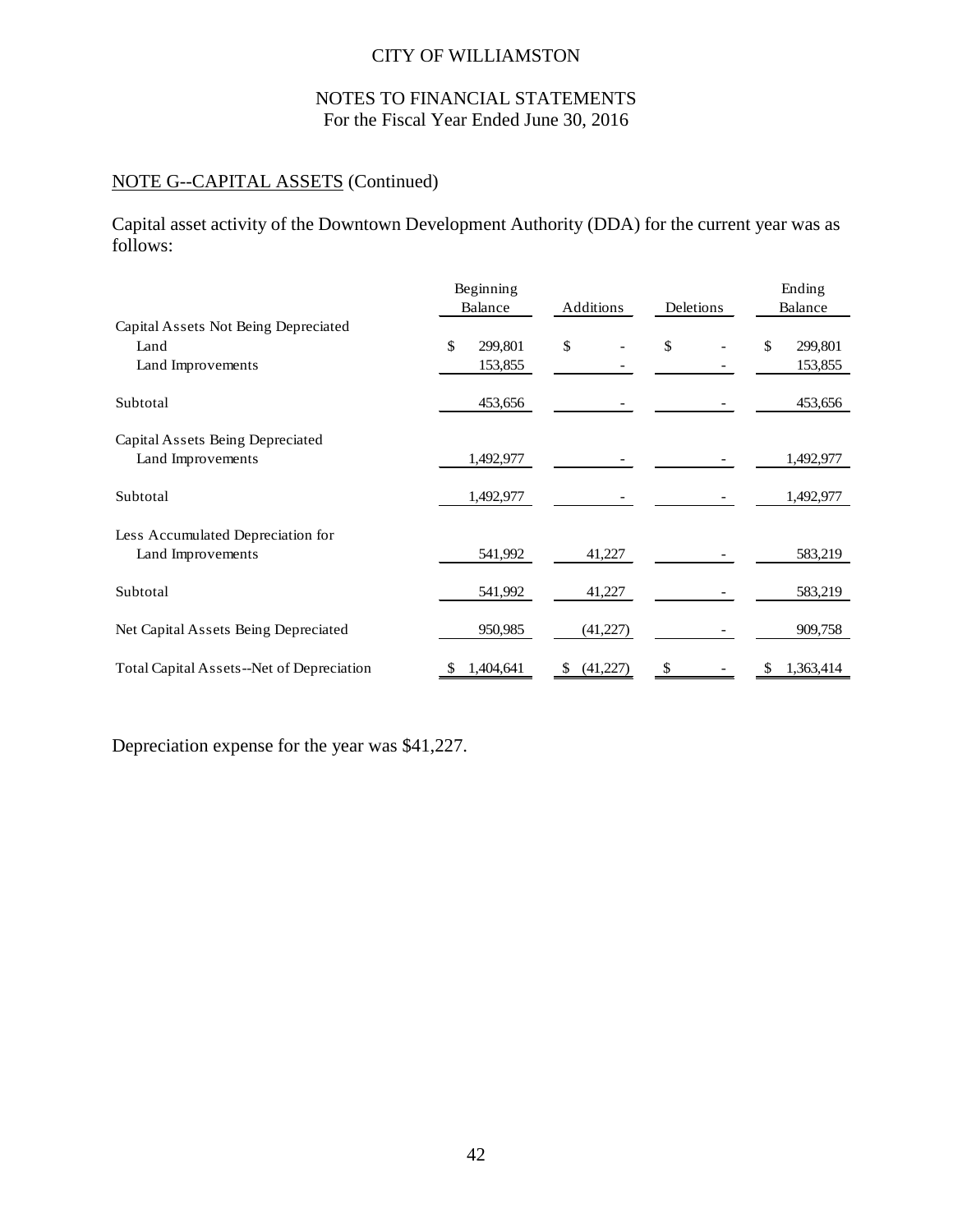CITY OF WILLIAMSTON

NOTES TO FINANCIAL STATEMENTS
For the Fiscal Year Ended June 30, 2016

## NOTE G--CAPITAL ASSETS (Continued)

Capital asset activity of the Downtown Development Authority (DDA) for the current year was as follows:

| | Beginning Balance | Additions | Deletions | Ending Balance |
|---|---|---|---|---|
| Capital Assets Not Being Depreciated | | | | |
| Land | $ 299,801 | $ - | $ - | $ 299,801 |
| Land Improvements | 153,855 | - | - | 153,855 |
| Subtotal | 453,656 | - | - | 453,656 |
| Capital Assets Being Depreciated | | | | |
| Land Improvements | 1,492,977 | - | - | 1,492,977 |
| Subtotal | 1,492,977 | - | - | 1,492,977 |
| Less Accumulated Depreciation for | | | | |
| Land Improvements | 541,992 | 41,227 | - | 583,219 |
| Subtotal | 541,992 | 41,227 | - | 583,219 |
| Net Capital Assets Being Depreciated | 950,985 | (41,227) | - | 909,758 |
| Total Capital Assets--Net of Depreciation | $ 1,404,641 | $ (41,227) | $ - | $ 1,363,414 |

Depreciation expense for the year was $41,227.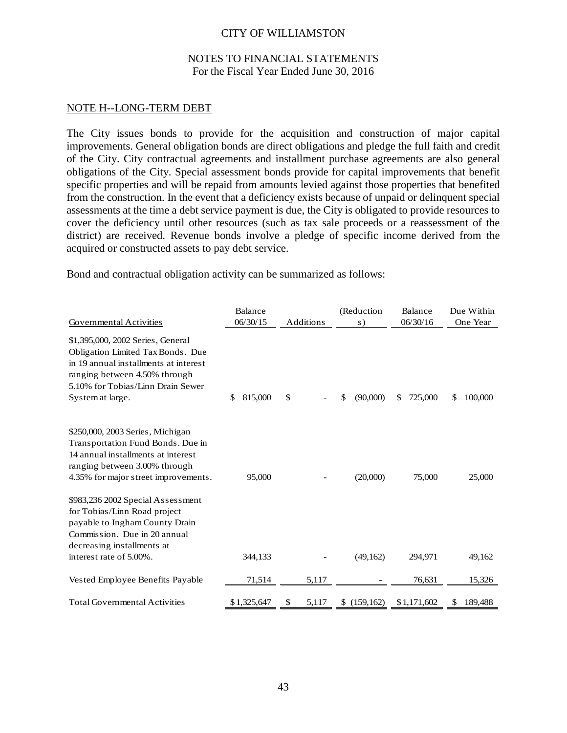CITY OF WILLIAMSTON

NOTES TO FINANCIAL STATEMENTS
For the Fiscal Year Ended June 30, 2016

## NOTE H--LONG-TERM DEBT

The City issues bonds to provide for the acquisition and construction of major capital improvements. General obligation bonds are direct obligations and pledge the full faith and credit of the City. City contractual agreements and installment purchase agreements are also general obligations of the City. Special assessment bonds provide for capital improvements that benefit specific properties and will be repaid from amounts levied against those properties that benefited from the construction. In the event that a deficiency exists because of unpaid or delinquent special assessments at the time a debt service payment is due, the City is obligated to provide resources to cover the deficiency until other resources (such as tax sale proceeds or a reassessment of the district) are received. Revenue bonds involve a pledge of specific income derived from the acquired or constructed assets to pay debt service.

Bond and contractual obligation activity can be summarized as follows:

| Governmental Activities | Balance 06/30/15 | Additions | (Reductions) | Balance 06/30/16 | Due Within One Year |
|---|---|---|---|---|---|
| $1,395,000, 2002 Series, General Obligation Limited Tax Bonds. Due in 19 annual installments at interest ranging between 4.50% through 5.10% for Tobias/Linn Drain Sewer System at large. | $ 815,000 | $ - | $ (90,000) | $ 725,000 | $ 100,000 |
| $250,000, 2003 Series, Michigan Transportation Fund Bonds. Due in 14 annual installments at interest ranging between 3.00% through 4.35% for major street improvements. | 95,000 | - | (20,000) | 75,000 | 25,000 |
| $983,236 2002 Special Assessment for Tobias/Linn Road project payable to Ingham County Drain Commission. Due in 20 annual decreasing installments at interest rate of 5.00%. | 344,133 | - | (49,162) | 294,971 | 49,162 |
| Vested Employee Benefits Payable | 71,514 | 5,117 | - | 76,631 | 15,326 |
| Total Governmental Activities | $ 1,325,647 | $ 5,117 | $ (159,162) | $ 1,171,602 | $ 189,488 |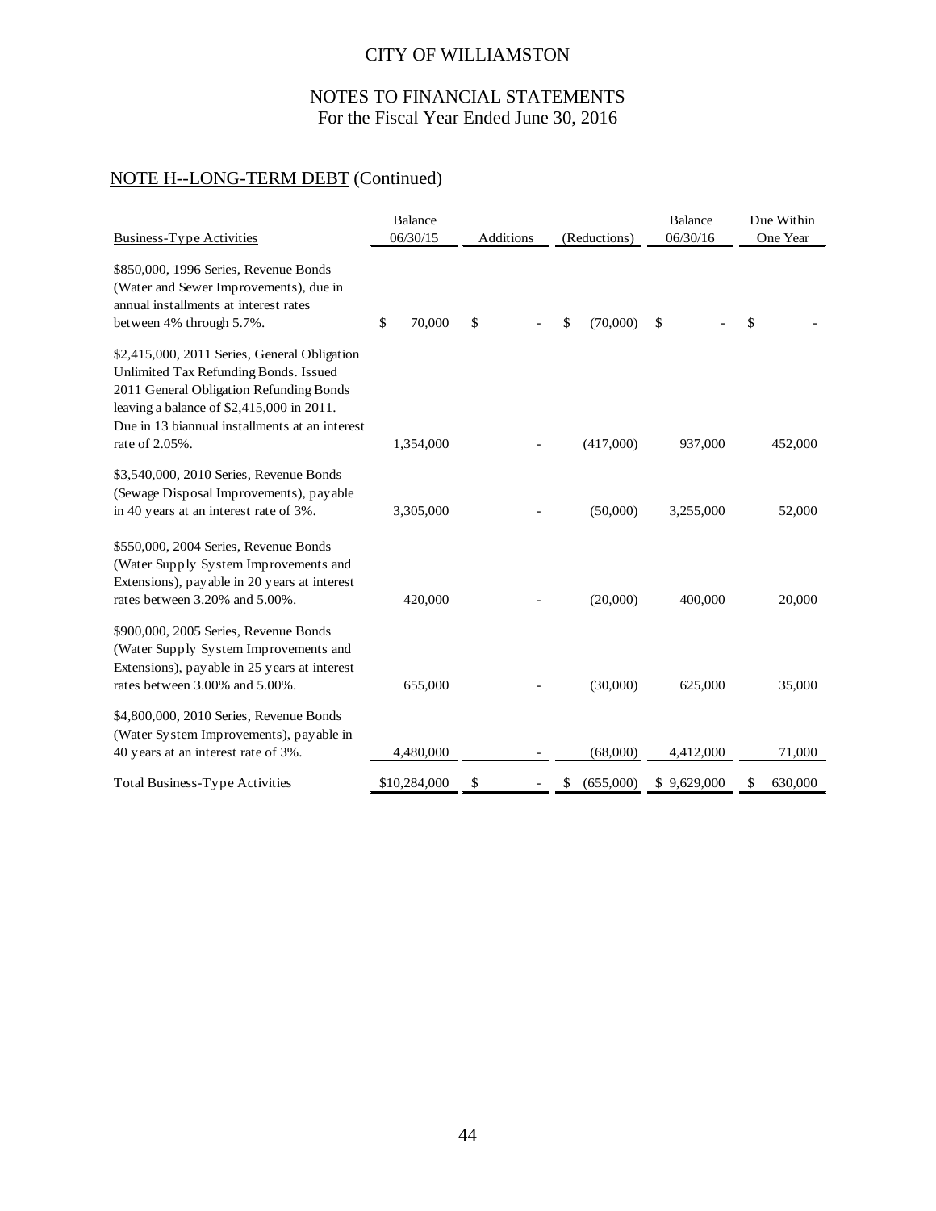CITY OF WILLIAMSTON

NOTES TO FINANCIAL STATEMENTS
For the Fiscal Year Ended June 30, 2016

## NOTE H--LONG-TERM DEBT (Continued)

| Business-Type Activities | Balance 06/30/15 | Additions | (Reductions) | Balance 06/30/16 | Due Within One Year |
|---|---|---|---|---|---|
| $850,000, 1996 Series, Revenue Bonds (Water and Sewer Improvements), due in annual installments at interest rates between 4% through 5.7%. | $ 70,000 | $ - | $ (70,000) | $ - | $ - |
| $2,415,000, 2011 Series, General Obligation Unlimited Tax Refunding Bonds. Issued 2011 General Obligation Refunding Bonds leaving a balance of $2,415,000 in 2011. Due in 13 biannual installments at an interest rate of 2.05%. | 1,354,000 | - | (417,000) | 937,000 | 452,000 |
| $3,540,000, 2010 Series, Revenue Bonds (Sewage Disposal Improvements), payable in 40 years at an interest rate of 3%. | 3,305,000 | - | (50,000) | 3,255,000 | 52,000 |
| $550,000, 2004 Series, Revenue Bonds (Water Supply System Improvements and Extensions), payable in 20 years at interest rates between 3.20% and 5.00%. | 420,000 | - | (20,000) | 400,000 | 20,000 |
| $900,000, 2005 Series, Revenue Bonds (Water Supply System Improvements and Extensions), payable in 25 years at interest rates between 3.00% and 5.00%. | 655,000 | - | (30,000) | 625,000 | 35,000 |
| $4,800,000, 2010 Series, Revenue Bonds (Water System Improvements), payable in 40 years at an interest rate of 3%. | 4,480,000 | - | (68,000) | 4,412,000 | 71,000 |
| Total Business-Type Activities | $10,284,000 | $ - | $ (655,000) | $ 9,629,000 | $ 630,000 |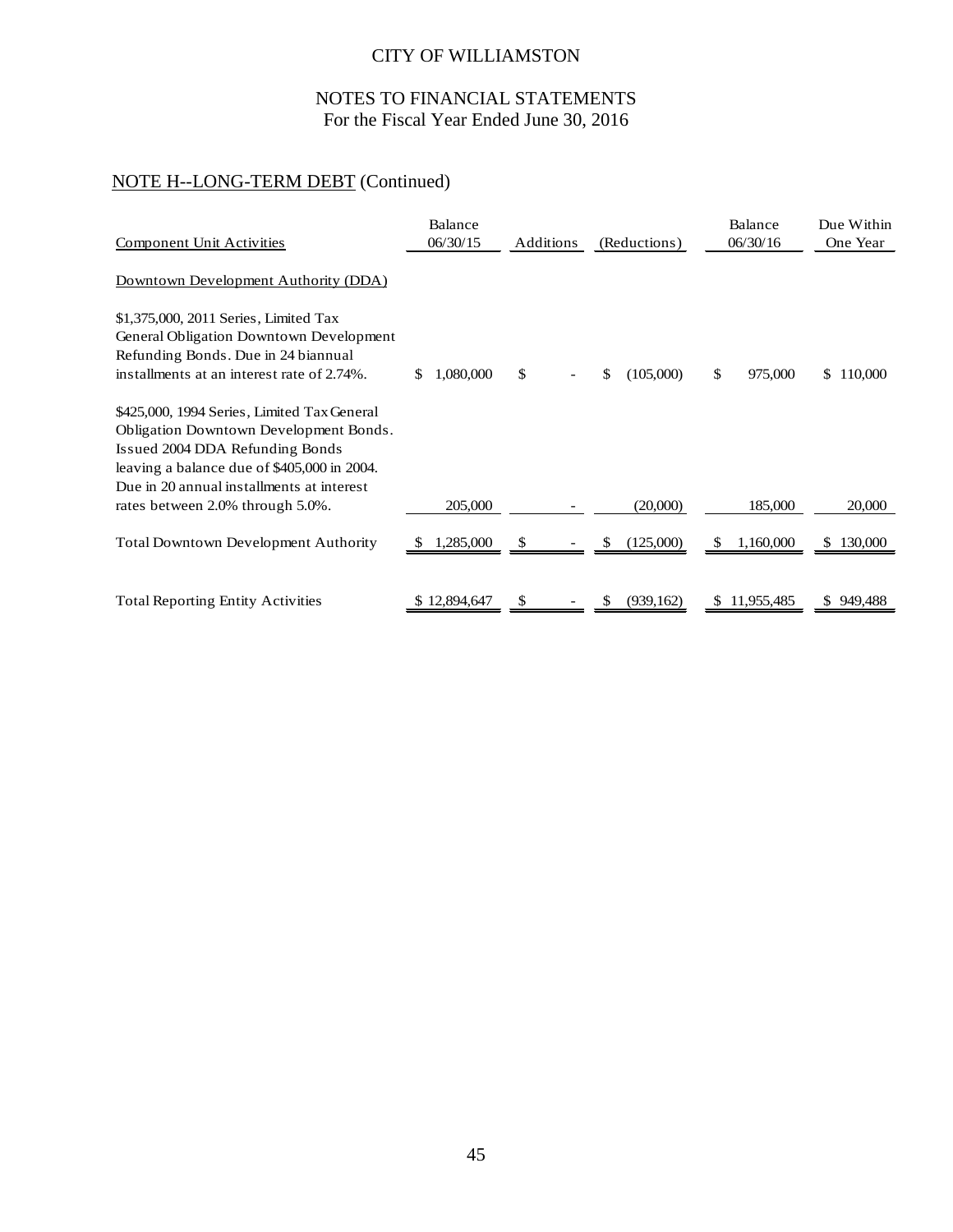CITY OF WILLIAMSTON

NOTES TO FINANCIAL STATEMENTS
For the Fiscal Year Ended June 30, 2016

## NOTE H--LONG-TERM DEBT (Continued)

| Component Unit Activities | Balance 06/30/15 | Additions | (Reductions) | Balance 06/30/16 | Due Within One Year |
|---|---|---|---|---|---|
| Downtown Development Authority (DDA) | | | | | |
| $1,375,000, 2011 Series, Limited Tax General Obligation Downtown Development Refunding Bonds. Due in 24 biannual installments at an interest rate of 2.74%. | $ 1,080,000 | $ - | $ (105,000) | $ 975,000 | $ 110,000 |
| $425,000, 1994 Series, Limited Tax General Obligation Downtown Development Bonds. Issued 2004 DDA Refunding Bonds leaving a balance due of $405,000 in 2004. Due in 20 annual installments at interest rates between 2.0% through 5.0%. | 205,000 | - | (20,000) | 185,000 | 20,000 |
| Total Downtown Development Authority | $ 1,285,000 | $ - | $ (125,000) | $ 1,160,000 | $ 130,000 |
| Total Reporting Entity Activities | $ 12,894,647 | $ - | $ (939,162) | $ 11,955,485 | $ 949,488 |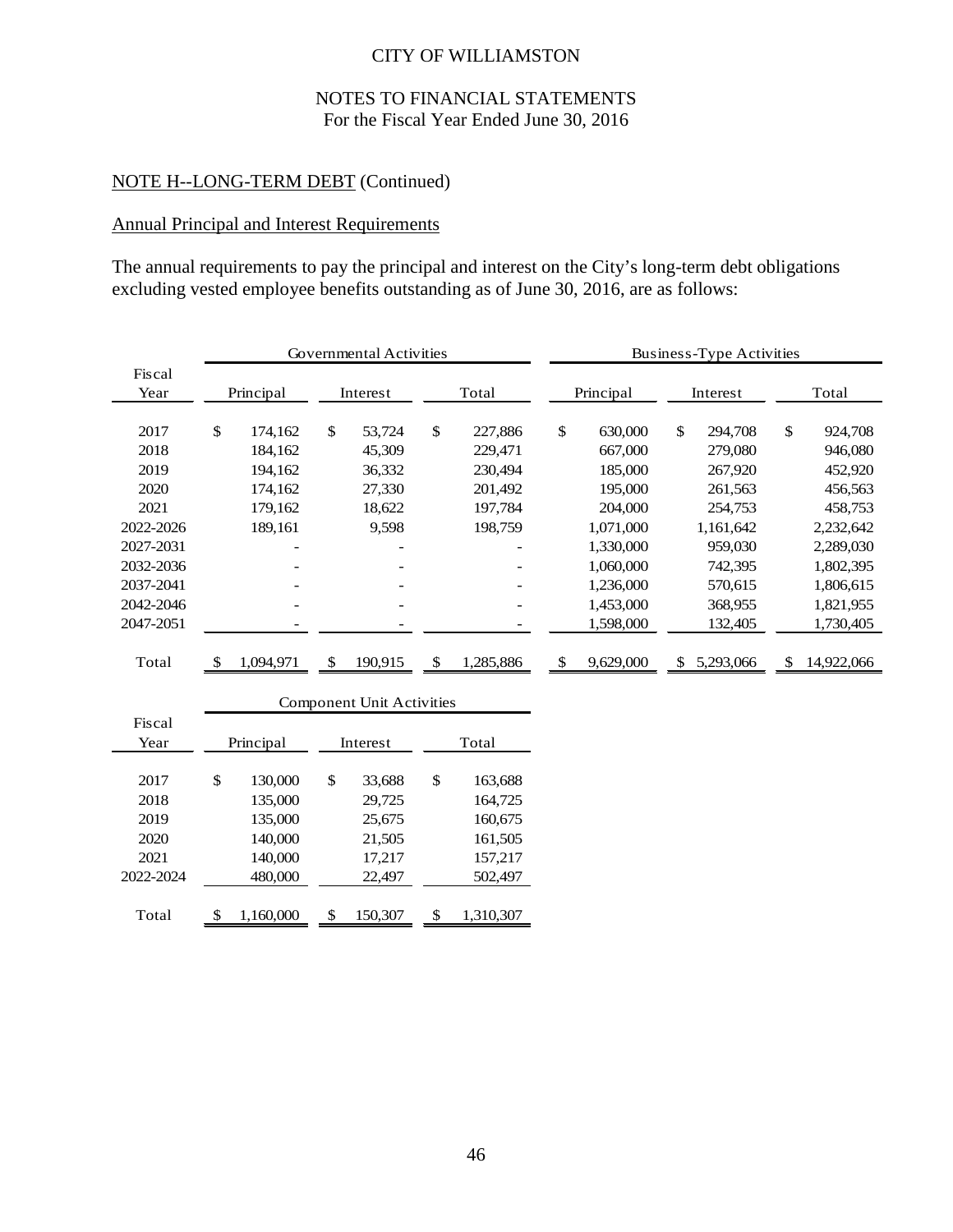CITY OF WILLIAMSTON

NOTES TO FINANCIAL STATEMENTS
For the Fiscal Year Ended June 30, 2016

## NOTE H--LONG-TERM DEBT (Continued)

### Annual Principal and Interest Requirements

The annual requirements to pay the principal and interest on the City's long-term debt obligations excluding vested employee benefits outstanding as of June 30, 2016, are as follows:

| Fiscal Year | Governmental Activities | | | Business-Type Activities | | |
|---|---|---|---|---|---|---|
| | Principal | Interest | Total | Principal | Interest | Total |
| 2017 | $ 174,162 | $ 53,724 | $ 227,886 | $ 630,000 | $ 294,708 | $ 924,708 |
| 2018 | 184,162 | 45,309 | 229,471 | 667,000 | 279,080 | 946,080 |
| 2019 | 194,162 | 36,332 | 230,494 | 185,000 | 267,920 | 452,920 |
| 2020 | 174,162 | 27,330 | 201,492 | 195,000 | 261,563 | 456,563 |
| 2021 | 179,162 | 18,622 | 197,784 | 204,000 | 254,753 | 458,753 |
| 2022-2026 | 189,161 | 9,598 | 198,759 | 1,071,000 | 1,161,642 | 2,232,642 |
| 2027-2031 | - | - | - | 1,330,000 | 959,030 | 2,289,030 |
| 2032-2036 | - | - | - | 1,060,000 | 742,395 | 1,802,395 |
| 2037-2041 | - | - | - | 1,236,000 | 570,615 | 1,806,615 |
| 2042-2046 | - | - | - | 1,453,000 | 368,955 | 1,821,955 |
| 2047-2051 | - | - | - | 1,598,000 | 132,405 | 1,730,405 |
| Total | $ 1,094,971 | $ 190,915 | $ 1,285,886 | $ 9,629,000 | $ 5,293,066 | $ 14,922,066 |

| Fiscal Year | Component Unit Activities | | |
|---|---|---|---|
| | Principal | Interest | Total |
| 2017 | $ 130,000 | $ 33,688 | $ 163,688 |
| 2018 | 135,000 | 29,725 | 164,725 |
| 2019 | 135,000 | 25,675 | 160,675 |
| 2020 | 140,000 | 21,505 | 161,505 |
| 2021 | 140,000 | 17,217 | 157,217 |
| 2022-2024 | 480,000 | 22,497 | 502,497 |
| Total | $ 1,160,000 | $ 150,307 | $ 1,310,307 |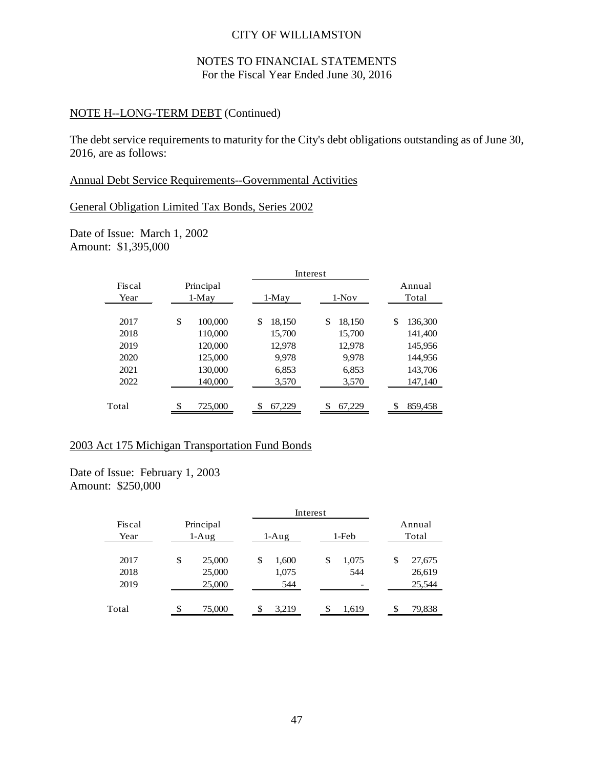CITY OF WILLIAMSTON

NOTES TO FINANCIAL STATEMENTS
For the Fiscal Year Ended June 30, 2016

NOTE H--LONG-TERM DEBT (Continued)

The debt service requirements to maturity for the City's debt obligations outstanding as of June 30, 2016, are as follows:

Annual Debt Service Requirements--Governmental Activities

General Obligation Limited Tax Bonds, Series 2002

Date of Issue: March 1, 2002
Amount: $1,395,000

| Fiscal Year | Principal 1-May | Interest 1-May | Interest 1-Nov | Annual Total |
|---|---|---|---|---|
| 2017 | $ 100,000 | $ 18,150 | $ 18,150 | $ 136,300 |
| 2018 | 110,000 | 15,700 | 15,700 | 141,400 |
| 2019 | 120,000 | 12,978 | 12,978 | 145,956 |
| 2020 | 125,000 | 9,978 | 9,978 | 144,956 |
| 2021 | 130,000 | 6,853 | 6,853 | 143,706 |
| 2022 | 140,000 | 3,570 | 3,570 | 147,140 |
| Total | $ 725,000 | $ 67,229 | $ 67,229 | $ 859,458 |

2003 Act 175 Michigan Transportation Fund Bonds

Date of Issue: February 1, 2003
Amount: $250,000

| Fiscal Year | Principal 1-Aug | Interest 1-Aug | Interest 1-Feb | Annual Total |
|---|---|---|---|---|
| 2017 | $ 25,000 | $ 1,600 | $ 1,075 | $ 27,675 |
| 2018 | 25,000 | 1,075 | 544 | 26,619 |
| 2019 | 25,000 | 544 | - | 25,544 |
| Total | $ 75,000 | $ 3,219 | $ 1,619 | $ 79,838 |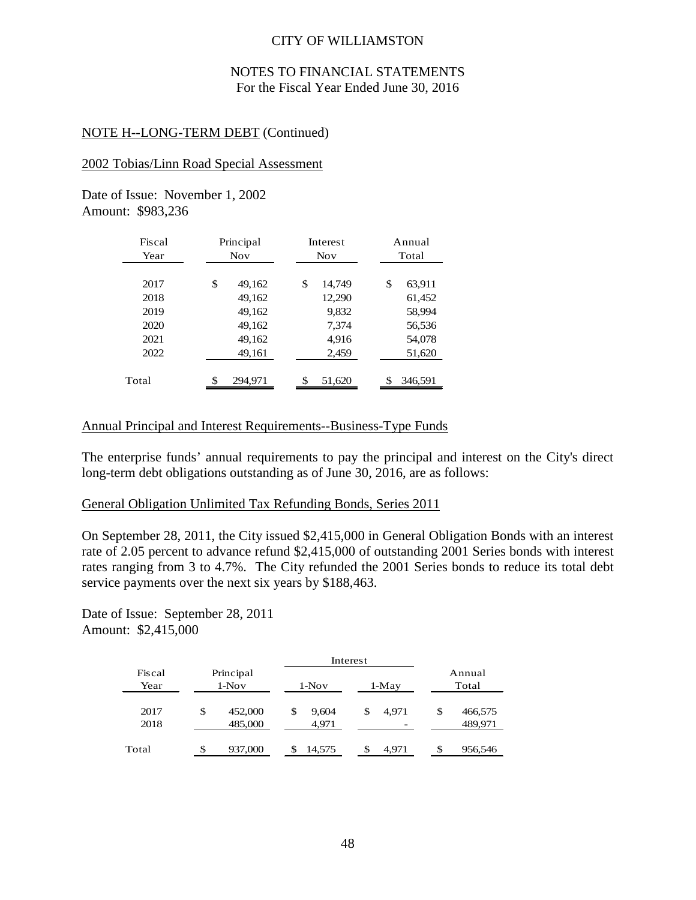## NOTE H--LONG-TERM DEBT (Continued)

### 2002 Tobias/Linn Road Special Assessment

Date of Issue: November 1, 2002
Amount: $983,236

| Fiscal Year | Principal Nov | Interest Nov | Annual Total |
|---|---|---|---|
| 2017 | $ 49,162 | $ 14,749 | $ 63,911 |
| 2018 | 49,162 | 12,290 | 61,452 |
| 2019 | 49,162 | 9,832 | 58,994 |
| 2020 | 49,162 | 7,374 | 56,536 |
| 2021 | 49,162 | 4,916 | 54,078 |
| 2022 | 49,161 | 2,459 | 51,620 |
| Total | $ 294,971 | $ 51,620 | $ 346,591 |

### Annual Principal and Interest Requirements--Business-Type Funds

The enterprise funds' annual requirements to pay the principal and interest on the City's direct long-term debt obligations outstanding as of June 30, 2016, are as follows:

### General Obligation Unlimited Tax Refunding Bonds, Series 2011

On September 28, 2011, the City issued $2,415,000 in General Obligation Bonds with an interest rate of 2.05 percent to advance refund $2,415,000 of outstanding 2001 Series bonds with interest rates ranging from 3 to 4.7%. The City refunded the 2001 Series bonds to reduce its total debt service payments over the next six years by $188,463.

Date of Issue: September 28, 2011
Amount: $2,415,000

| Fiscal Year | Principal 1-Nov | Interest | | Annual Total |
|---|---|---|---|---|
| | | 1-Nov | 1-May | |
| 2017 | $ 452,000 | $ 9,604 | $ 4,971 | $ 466,575 |
| 2018 | 485,000 | 4,971 | - | 489,971 |
| Total | $ 937,000 | $ 14,575 | $ 4,971 | $ 956,546 |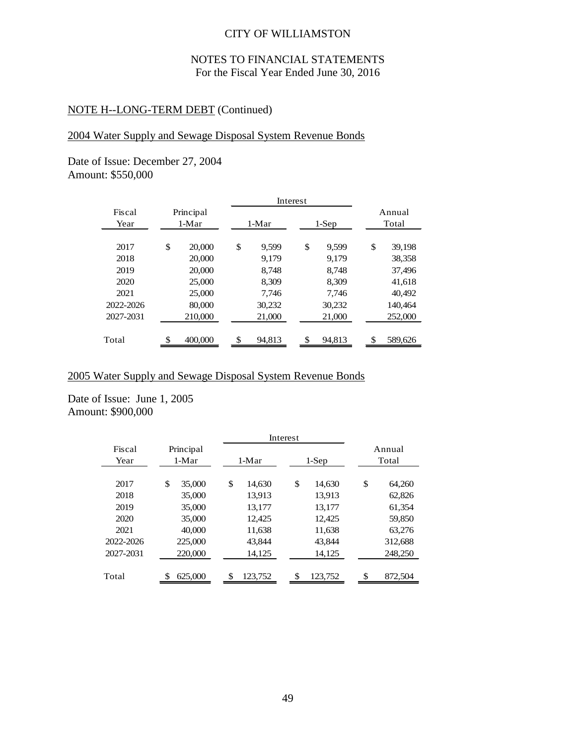CITY OF WILLIAMSTON

NOTES TO FINANCIAL STATEMENTS
For the Fiscal Year Ended June 30, 2016

NOTE H--LONG-TERM DEBT (Continued)

2004 Water Supply and Sewage Disposal System Revenue Bonds

Date of Issue: December 27, 2004
Amount: $550,000

| Fiscal Year | Principal 1-Mar | Interest 1-Mar | Interest 1-Sep | Annual Total |
|---|---|---|---|---|
| 2017 | $ 20,000 | $ 9,599 | $ 9,599 | $ 39,198 |
| 2018 | 20,000 | 9,179 | 9,179 | 38,358 |
| 2019 | 20,000 | 8,748 | 8,748 | 37,496 |
| 2020 | 25,000 | 8,309 | 8,309 | 41,618 |
| 2021 | 25,000 | 7,746 | 7,746 | 40,492 |
| 2022-2026 | 80,000 | 30,232 | 30,232 | 140,464 |
| 2027-2031 | 210,000 | 21,000 | 21,000 | 252,000 |
| Total | $ 400,000 | $ 94,813 | $ 94,813 | $ 589,626 |

2005 Water Supply and Sewage Disposal System Revenue Bonds

Date of Issue: June 1, 2005
Amount: $900,000

| Fiscal Year | Principal 1-Mar | Interest 1-Mar | Interest 1-Sep | Annual Total |
|---|---|---|---|---|
| 2017 | $ 35,000 | $ 14,630 | $ 14,630 | $ 64,260 |
| 2018 | 35,000 | 13,913 | 13,913 | 62,826 |
| 2019 | 35,000 | 13,177 | 13,177 | 61,354 |
| 2020 | 35,000 | 12,425 | 12,425 | 59,850 |
| 2021 | 40,000 | 11,638 | 11,638 | 63,276 |
| 2022-2026 | 225,000 | 43,844 | 43,844 | 312,688 |
| 2027-2031 | 220,000 | 14,125 | 14,125 | 248,250 |
| Total | $ 625,000 | $ 123,752 | $ 123,752 | $ 872,504 |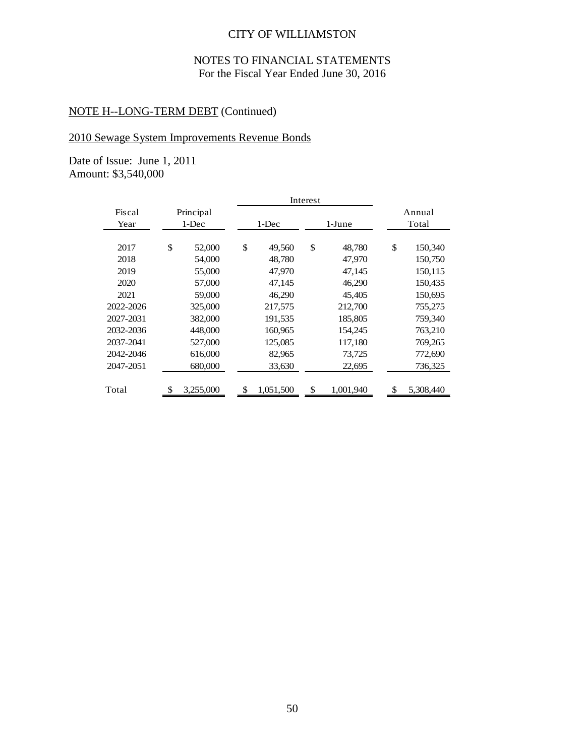CITY OF WILLIAMSTON

NOTES TO FINANCIAL STATEMENTS
For the Fiscal Year Ended June 30, 2016

NOTE H--LONG-TERM DEBT (Continued)

2010 Sewage System Improvements Revenue Bonds

Date of Issue: June 1, 2011
Amount: $3,540,000

| Fiscal Year | Principal 1-Dec | Interest 1-Dec | Interest 1-June | Annual Total |
|---|---|---|---|---|
| 2017 | $ 52,000 | $ 49,560 | $ 48,780 | $ 150,340 |
| 2018 | 54,000 | 48,780 | 47,970 | 150,750 |
| 2019 | 55,000 | 47,970 | 47,145 | 150,115 |
| 2020 | 57,000 | 47,145 | 46,290 | 150,435 |
| 2021 | 59,000 | 46,290 | 45,405 | 150,695 |
| 2022-2026 | 325,000 | 217,575 | 212,700 | 755,275 |
| 2027-2031 | 382,000 | 191,535 | 185,805 | 759,340 |
| 2032-2036 | 448,000 | 160,965 | 154,245 | 763,210 |
| 2037-2041 | 527,000 | 125,085 | 117,180 | 769,265 |
| 2042-2046 | 616,000 | 82,965 | 73,725 | 772,690 |
| 2047-2051 | 680,000 | 33,630 | 22,695 | 736,325 |
| Total | $ 3,255,000 | $ 1,051,500 | $ 1,001,940 | $ 5,308,440 |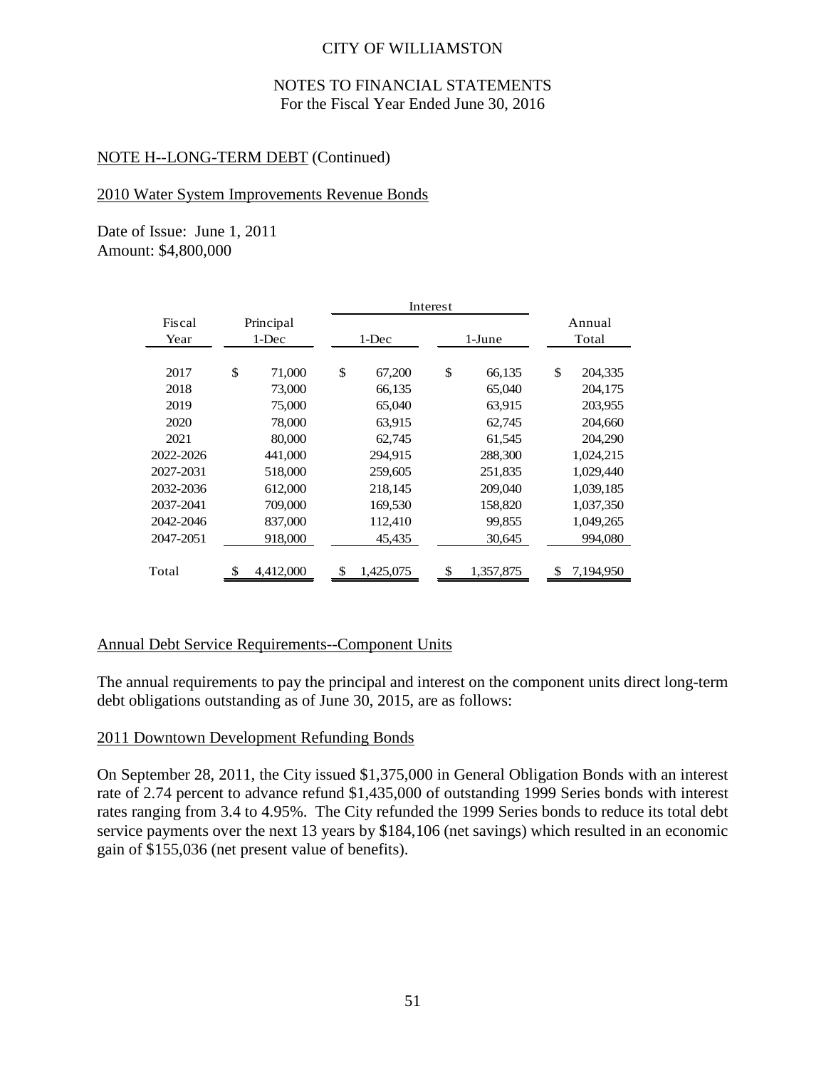CITY OF WILLIAMSTON

NOTES TO FINANCIAL STATEMENTS
For the Fiscal Year Ended June 30, 2016

NOTE H--LONG-TERM DEBT (Continued)

2010 Water System Improvements Revenue Bonds

Date of Issue: June 1, 2011
Amount: $4,800,000

| Fiscal Year | Principal 1-Dec | Interest 1-Dec | Interest 1-June | Annual Total |
|---|---|---|---|---|
| 2017 | $ 71,000 | $ 67,200 | $ 66,135 | $ 204,335 |
| 2018 | 73,000 | 66,135 | 65,040 | 204,175 |
| 2019 | 75,000 | 65,040 | 63,915 | 203,955 |
| 2020 | 78,000 | 63,915 | 62,745 | 204,660 |
| 2021 | 80,000 | 62,745 | 61,545 | 204,290 |
| 2022-2026 | 441,000 | 294,915 | 288,300 | 1,024,215 |
| 2027-2031 | 518,000 | 259,605 | 251,835 | 1,029,440 |
| 2032-2036 | 612,000 | 218,145 | 209,040 | 1,039,185 |
| 2037-2041 | 709,000 | 169,530 | 158,820 | 1,037,350 |
| 2042-2046 | 837,000 | 112,410 | 99,855 | 1,049,265 |
| 2047-2051 | 918,000 | 45,435 | 30,645 | 994,080 |
| Total | $ 4,412,000 | $ 1,425,075 | $ 1,357,875 | $ 7,194,950 |

Annual Debt Service Requirements--Component Units

The annual requirements to pay the principal and interest on the component units direct long-term debt obligations outstanding as of June 30, 2015, are as follows:

2011 Downtown Development Refunding Bonds

On September 28, 2011, the City issued $1,375,000 in General Obligation Bonds with an interest rate of 2.74 percent to advance refund $1,435,000 of outstanding 1999 Series bonds with interest rates ranging from 3.4 to 4.95%. The City refunded the 1999 Series bonds to reduce its total debt service payments over the next 13 years by $184,106 (net savings) which resulted in an economic gain of $155,036 (net present value of benefits).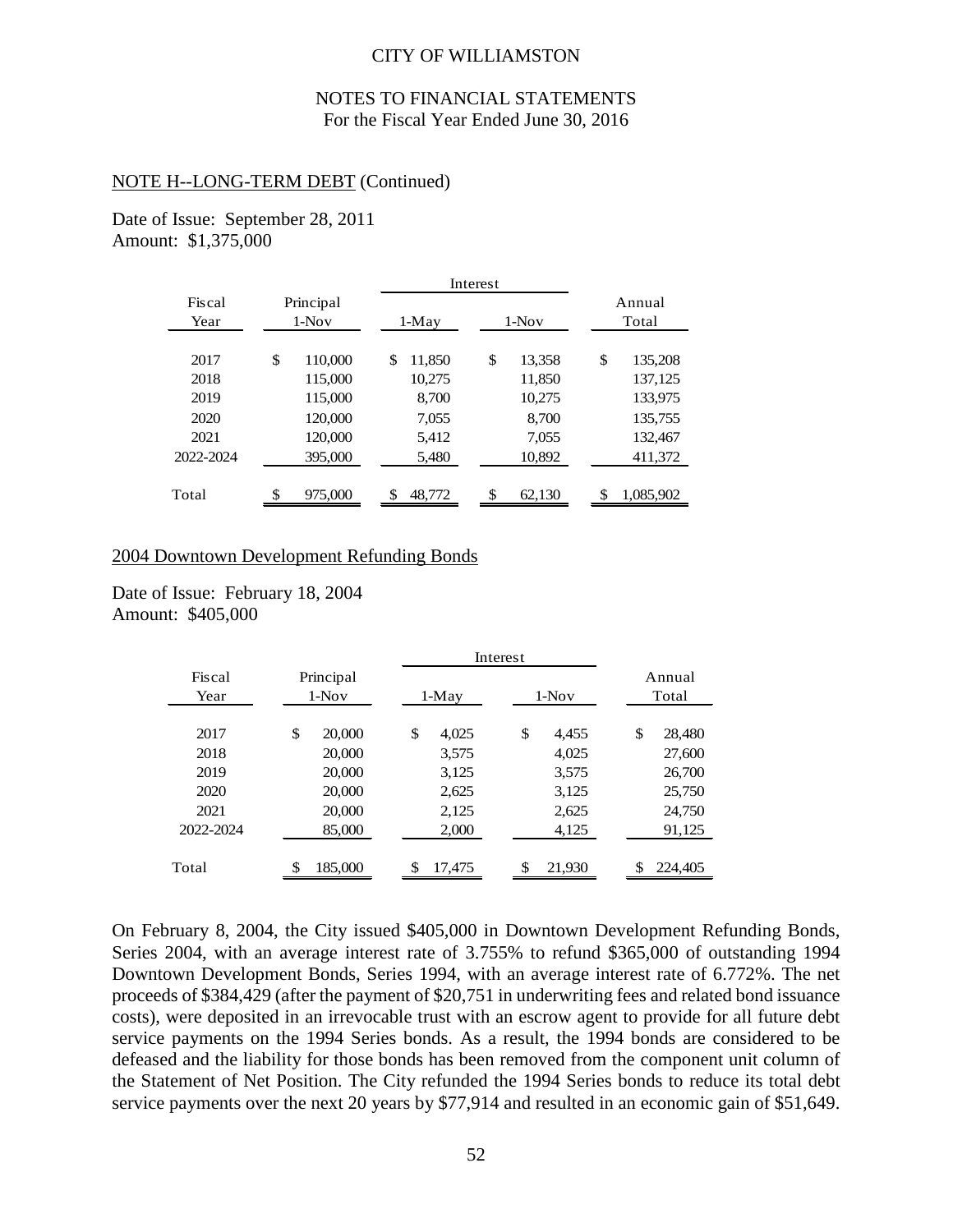## NOTE H--LONG-TERM DEBT (Continued)

Date of Issue: September 28, 2011
Amount: $1,375,000

| Fiscal Year | Principal 1-Nov | Interest 1-May | Interest 1-Nov | Annual Total |
|---|---|---|---|---|
| 2017 | $ 110,000 | $ 11,850 | $ 13,358 | $ 135,208 |
| 2018 | 115,000 | 10,275 | 11,850 | 137,125 |
| 2019 | 115,000 | 8,700 | 10,275 | 133,975 |
| 2020 | 120,000 | 7,055 | 8,700 | 135,755 |
| 2021 | 120,000 | 5,412 | 7,055 | 132,467 |
| 2022-2024 | 395,000 | 5,480 | 10,892 | 411,372 |
| Total | $ 975,000 | $ 48,772 | $ 62,130 | $ 1,085,902 |

### 2004 Downtown Development Refunding Bonds

Date of Issue: February 18, 2004
Amount: $405,000

| Fiscal Year | Principal 1-Nov | Interest 1-May | Interest 1-Nov | Annual Total |
|---|---|---|---|---|
| 2017 | $ 20,000 | $ 4,025 | $ 4,455 | $ 28,480 |
| 2018 | 20,000 | 3,575 | 4,025 | 27,600 |
| 2019 | 20,000 | 3,125 | 3,575 | 26,700 |
| 2020 | 20,000 | 2,625 | 3,125 | 25,750 |
| 2021 | 20,000 | 2,125 | 2,625 | 24,750 |
| 2022-2024 | 85,000 | 2,000 | 4,125 | 91,125 |
| Total | $ 185,000 | $ 17,475 | $ 21,930 | $ 224,405 |

On February 8, 2004, the City issued $405,000 in Downtown Development Refunding Bonds, Series 2004, with an average interest rate of 3.755% to refund $365,000 of outstanding 1994 Downtown Development Bonds, Series 1994, with an average interest rate of 6.772%. The net proceeds of $384,429 (after the payment of $20,751 in underwriting fees and related bond issuance costs), were deposited in an irrevocable trust with an escrow agent to provide for all future debt service payments on the 1994 Series bonds. As a result, the 1994 bonds are considered to be defeased and the liability for those bonds has been removed from the component unit column of the Statement of Net Position. The City refunded the 1994 Series bonds to reduce its total debt service payments over the next 20 years by $77,914 and resulted in an economic gain of $51,649.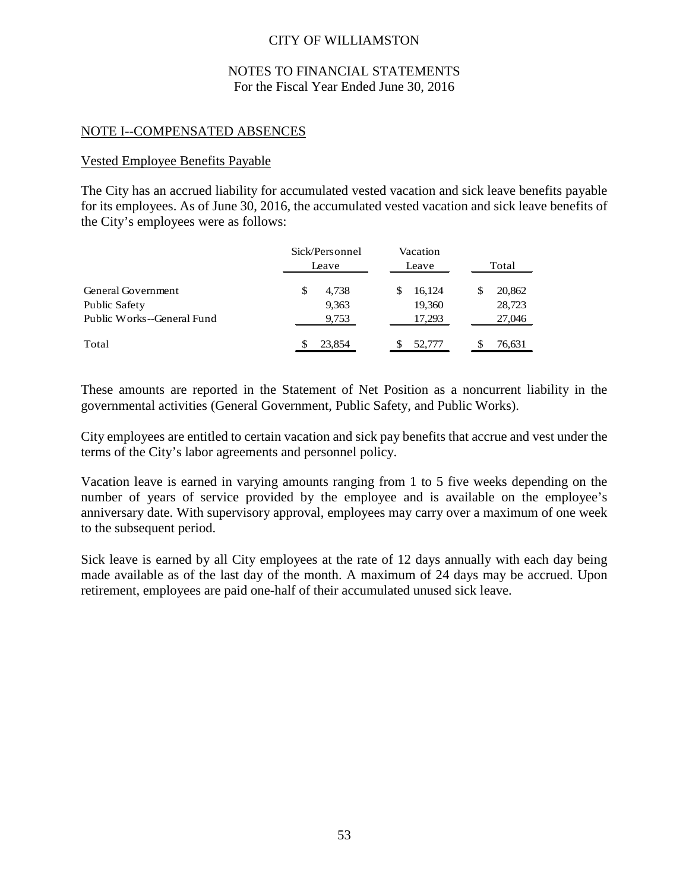CITY OF WILLIAMSTON

NOTES TO FINANCIAL STATEMENTS
For the Fiscal Year Ended June 30, 2016

## NOTE I--COMPENSATED ABSENCES

### Vested Employee Benefits Payable

The City has an accrued liability for accumulated vested vacation and sick leave benefits payable for its employees. As of June 30, 2016, the accumulated vested vacation and sick leave benefits of the City's employees were as follows:

| | Sick/Personnel Leave | Vacation Leave | Total |
|---|---|---|---|
| General Government | $ 4,738 | $ 16,124 | $ 20,862 |
| Public Safety | 9,363 | 19,360 | 28,723 |
| Public Works--General Fund | 9,753 | 17,293 | 27,046 |
| Total | $ 23,854 | $ 52,777 | $ 76,631 |

These amounts are reported in the Statement of Net Position as a noncurrent liability in the governmental activities (General Government, Public Safety, and Public Works).

City employees are entitled to certain vacation and sick pay benefits that accrue and vest under the terms of the City's labor agreements and personnel policy.

Vacation leave is earned in varying amounts ranging from 1 to 5 five weeks depending on the number of years of service provided by the employee and is available on the employee's anniversary date. With supervisory approval, employees may carry over a maximum of one week to the subsequent period.

Sick leave is earned by all City employees at the rate of 12 days annually with each day being made available as of the last day of the month. A maximum of 24 days may be accrued. Upon retirement, employees are paid one-half of their accumulated unused sick leave.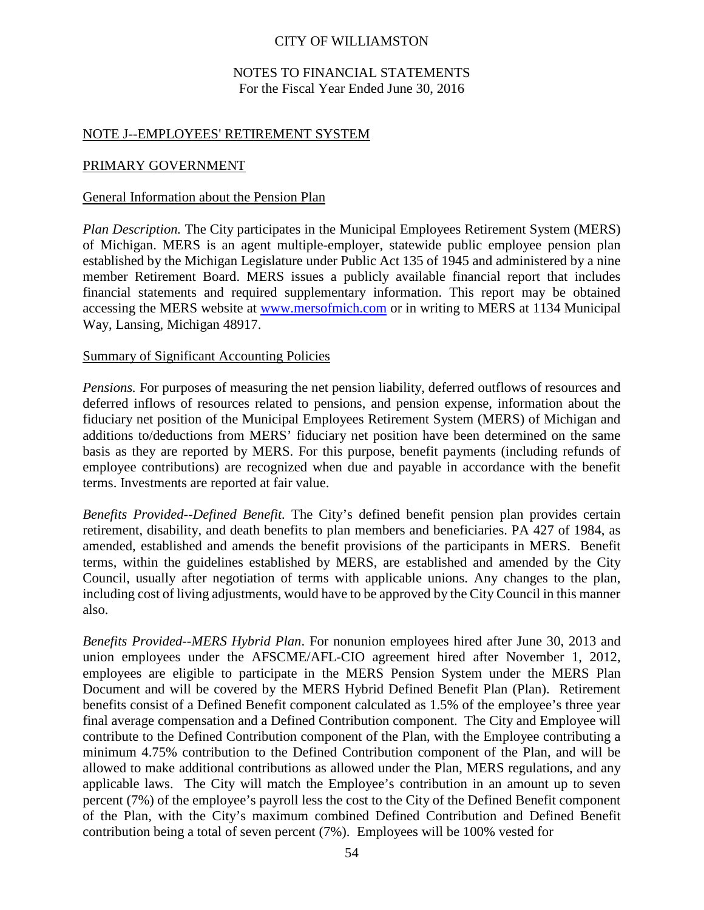CITY OF WILLIAMSTON

NOTES TO FINANCIAL STATEMENTS
For the Fiscal Year Ended June 30, 2016

## NOTE J--EMPLOYEES' RETIREMENT SYSTEM

### PRIMARY GOVERNMENT

#### General Information about the Pension Plan

*Plan Description.* The City participates in the Municipal Employees Retirement System (MERS) of Michigan. MERS is an agent multiple-employer, statewide public employee pension plan established by the Michigan Legislature under Public Act 135 of 1945 and administered by a nine member Retirement Board. MERS issues a publicly available financial report that includes financial statements and required supplementary information. This report may be obtained accessing the MERS website at www.mersofmich.com or in writing to MERS at 1134 Municipal Way, Lansing, Michigan 48917.

#### Summary of Significant Accounting Policies

*Pensions.* For purposes of measuring the net pension liability, deferred outflows of resources and deferred inflows of resources related to pensions, and pension expense, information about the fiduciary net position of the Municipal Employees Retirement System (MERS) of Michigan and additions to/deductions from MERS' fiduciary net position have been determined on the same basis as they are reported by MERS. For this purpose, benefit payments (including refunds of employee contributions) are recognized when due and payable in accordance with the benefit terms. Investments are reported at fair value.

*Benefits Provided--Defined Benefit.* The City's defined benefit pension plan provides certain retirement, disability, and death benefits to plan members and beneficiaries. PA 427 of 1984, as amended, established and amends the benefit provisions of the participants in MERS. Benefit terms, within the guidelines established by MERS, are established and amended by the City Council, usually after negotiation of terms with applicable unions. Any changes to the plan, including cost of living adjustments, would have to be approved by the City Council in this manner also.

*Benefits Provided--MERS Hybrid Plan*. For nonunion employees hired after June 30, 2013 and union employees under the AFSCME/AFL-CIO agreement hired after November 1, 2012, employees are eligible to participate in the MERS Pension System under the MERS Plan Document and will be covered by the MERS Hybrid Defined Benefit Plan (Plan). Retirement benefits consist of a Defined Benefit component calculated as 1.5% of the employee's three year final average compensation and a Defined Contribution component. The City and Employee will contribute to the Defined Contribution component of the Plan, with the Employee contributing a minimum 4.75% contribution to the Defined Contribution component of the Plan, and will be allowed to make additional contributions as allowed under the Plan, MERS regulations, and any applicable laws. The City will match the Employee's contribution in an amount up to seven percent (7%) of the employee's payroll less the cost to the City of the Defined Benefit component of the Plan, with the City's maximum combined Defined Contribution and Defined Benefit contribution being a total of seven percent (7%). Employees will be 100% vested for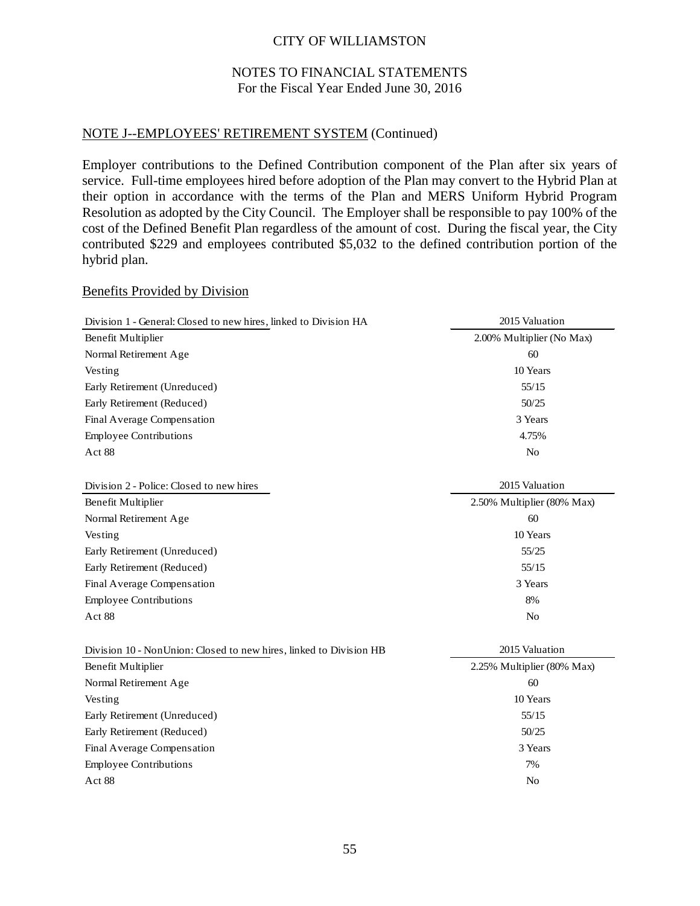CITY OF WILLIAMSTON

NOTES TO FINANCIAL STATEMENTS
For the Fiscal Year Ended June 30, 2016

NOTE J--EMPLOYEES' RETIREMENT SYSTEM (Continued)

Employer contributions to the Defined Contribution component of the Plan after six years of service. Full-time employees hired before adoption of the Plan may convert to the Hybrid Plan at their option in accordance with the terms of the Plan and MERS Uniform Hybrid Program Resolution as adopted by the City Council. The Employer shall be responsible to pay 100% of the cost of the Defined Benefit Plan regardless of the amount of cost. During the fiscal year, the City contributed $229 and employees contributed $5,032 to the defined contribution portion of the hybrid plan.

Benefits Provided by Division

| Division 1 - General: Closed to new hires, linked to Division HA | 2015 Valuation |
|---|---|
| Benefit Multiplier | 2.00% Multiplier (No Max) |
| Normal Retirement Age | 60 |
| Vesting | 10 Years |
| Early Retirement (Unreduced) | 55/15 |
| Early Retirement (Reduced) | 50/25 |
| Final Average Compensation | 3 Years |
| Employee Contributions | 4.75% |
| Act 88 | No |

| Division 2 - Police: Closed to new hires | 2015 Valuation |
|---|---|
| Benefit Multiplier | 2.50% Multiplier (80% Max) |
| Normal Retirement Age | 60 |
| Vesting | 10 Years |
| Early Retirement (Unreduced) | 55/25 |
| Early Retirement (Reduced) | 55/15 |
| Final Average Compensation | 3 Years |
| Employee Contributions | 8% |
| Act 88 | No |

| Division 10 - NonUnion: Closed to new hires, linked to Division HB | 2015 Valuation |
|---|---|
| Benefit Multiplier | 2.25% Multiplier (80% Max) |
| Normal Retirement Age | 60 |
| Vesting | 10 Years |
| Early Retirement (Unreduced) | 55/15 |
| Early Retirement (Reduced) | 50/25 |
| Final Average Compensation | 3 Years |
| Employee Contributions | 7% |
| Act 88 | No |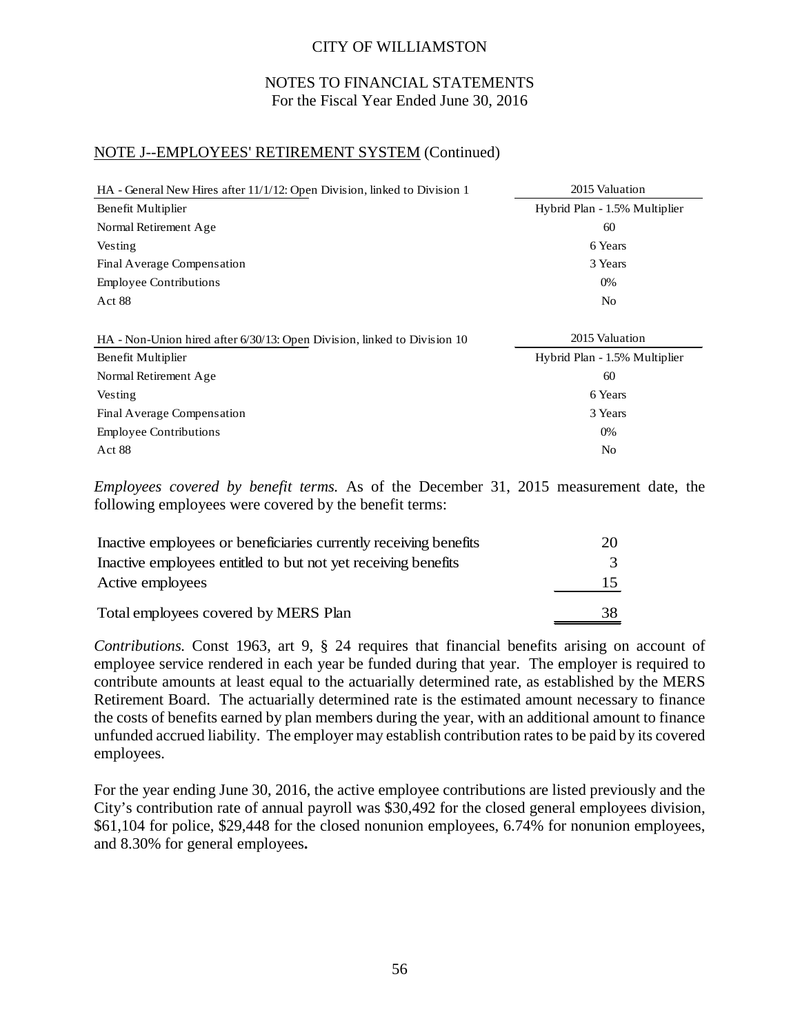CITY OF WILLIAMSTON

NOTES TO FINANCIAL STATEMENTS
For the Fiscal Year Ended June 30, 2016

## NOTE J--EMPLOYEES' RETIREMENT SYSTEM (Continued)

| HA - General New Hires after 11/1/12: Open Division, linked to Division 1 | 2015 Valuation |
|---|---|
| Benefit Multiplier | Hybrid Plan - 1.5% Multiplier |
| Normal Retirement Age | 60 |
| Vesting | 6 Years |
| Final Average Compensation | 3 Years |
| Employee Contributions | 0% |
| Act 88 | No |

| HA - Non-Union hired after 6/30/13: Open Division, linked to Division 10 | 2015 Valuation |
|---|---|
| Benefit Multiplier | Hybrid Plan - 1.5% Multiplier |
| Normal Retirement Age | 60 |
| Vesting | 6 Years |
| Final Average Compensation | 3 Years |
| Employee Contributions | 0% |
| Act 88 | No |

*Employees covered by benefit terms.* As of the December 31, 2015 measurement date, the following employees were covered by the benefit terms:

| | |
|---|---|
| Inactive employees or beneficiaries currently receiving benefits | 20 |
| Inactive employees entitled to but not yet receiving benefits | 3 |
| Active employees | 15 |
| Total employees covered by MERS Plan | 38 |

*Contributions.* Const 1963, art 9, § 24 requires that financial benefits arising on account of employee service rendered in each year be funded during that year. The employer is required to contribute amounts at least equal to the actuarially determined rate, as established by the MERS Retirement Board. The actuarially determined rate is the estimated amount necessary to finance the costs of benefits earned by plan members during the year, with an additional amount to finance unfunded accrued liability. The employer may establish contribution rates to be paid by its covered employees.

For the year ending June 30, 2016, the active employee contributions are listed previously and the City's contribution rate of annual payroll was $30,492 for the closed general employees division, $61,104 for police, $29,448 for the closed nonunion employees, 6.74% for nonunion employees, and 8.30% for general employees**.**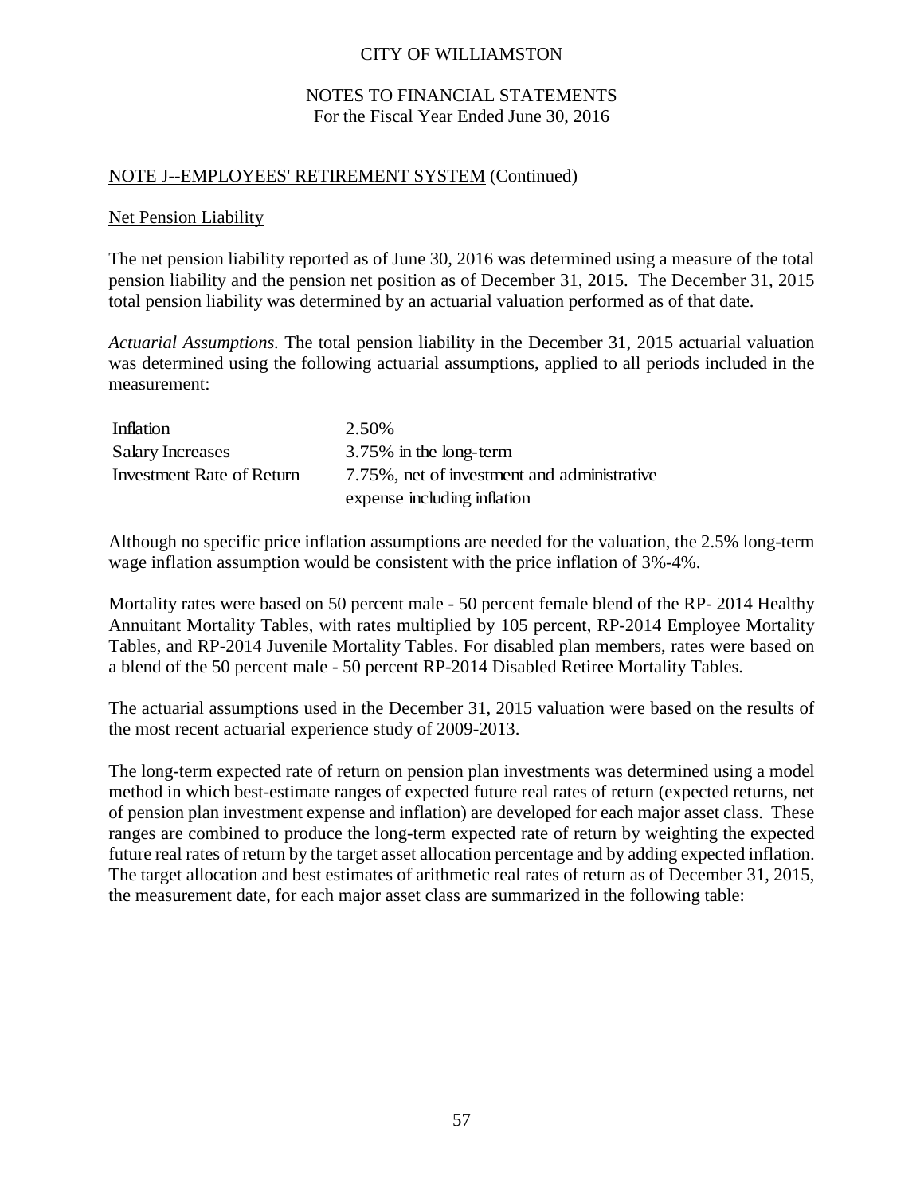CITY OF WILLIAMSTON

NOTES TO FINANCIAL STATEMENTS
For the Fiscal Year Ended June 30, 2016

NOTE J--EMPLOYEES' RETIREMENT SYSTEM (Continued)

Net Pension Liability

The net pension liability reported as of June 30, 2016 was determined using a measure of the total pension liability and the pension net position as of December 31, 2015. The December 31, 2015 total pension liability was determined by an actuarial valuation performed as of that date.

*Actuarial Assumptions.* The total pension liability in the December 31, 2015 actuarial valuation was determined using the following actuarial assumptions, applied to all periods included in the measurement:

| | |
|---|---|
| Inflation | 2.50% |
| Salary Increases | 3.75% in the long-term |
| Investment Rate of Return | 7.75%, net of investment and administrative expense including inflation |

Although no specific price inflation assumptions are needed for the valuation, the 2.5% long-term wage inflation assumption would be consistent with the price inflation of 3%-4%.

Mortality rates were based on 50 percent male - 50 percent female blend of the RP- 2014 Healthy Annuitant Mortality Tables, with rates multiplied by 105 percent, RP-2014 Employee Mortality Tables, and RP-2014 Juvenile Mortality Tables. For disabled plan members, rates were based on a blend of the 50 percent male - 50 percent RP-2014 Disabled Retiree Mortality Tables.

The actuarial assumptions used in the December 31, 2015 valuation were based on the results of the most recent actuarial experience study of 2009-2013.

The long-term expected rate of return on pension plan investments was determined using a model method in which best-estimate ranges of expected future real rates of return (expected returns, net of pension plan investment expense and inflation) are developed for each major asset class. These ranges are combined to produce the long-term expected rate of return by weighting the expected future real rates of return by the target asset allocation percentage and by adding expected inflation. The target allocation and best estimates of arithmetic real rates of return as of December 31, 2015, the measurement date, for each major asset class are summarized in the following table: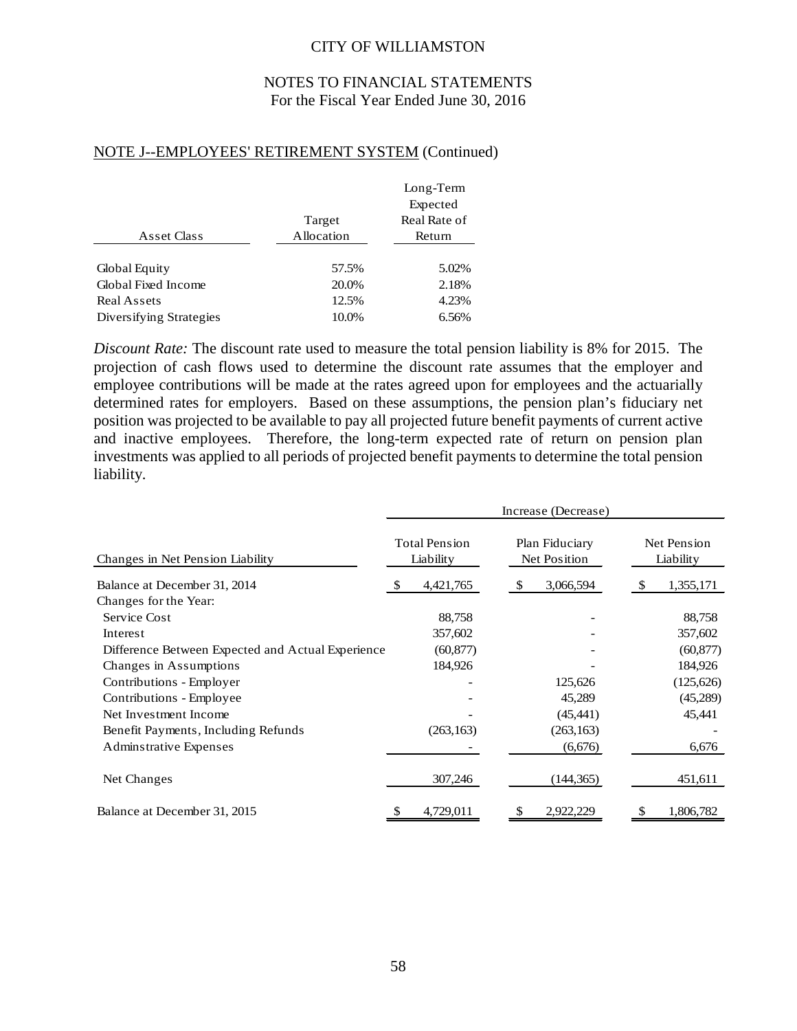CITY OF WILLIAMSTON

NOTES TO FINANCIAL STATEMENTS
For the Fiscal Year Ended June 30, 2016

NOTE J--EMPLOYEES' RETIREMENT SYSTEM (Continued)

| Asset Class | Target Allocation | Long-Term Expected Real Rate of Return |
|---|---|---|
| Global Equity | 57.5% | 5.02% |
| Global Fixed Income | 20.0% | 2.18% |
| Real Assets | 12.5% | 4.23% |
| Diversifying Strategies | 10.0% | 6.56% |

*Discount Rate:* The discount rate used to measure the total pension liability is 8% for 2015. The projection of cash flows used to determine the discount rate assumes that the employer and employee contributions will be made at the rates agreed upon for employees and the actuarially determined rates for employers. Based on these assumptions, the pension plan's fiduciary net position was projected to be available to pay all projected future benefit payments of current active and inactive employees. Therefore, the long-term expected rate of return on pension plan investments was applied to all periods of projected benefit payments to determine the total pension liability.

| | Increase (Decrease) | | |
|---|---|---|---|
| Changes in Net Pension Liability | Total Pension Liability | Plan Fiduciary Net Position | Net Pension Liability |
| Balance at December 31, 2014 | $ 4,421,765 | $ 3,066,594 | $ 1,355,171 |
| Changes for the Year: | | | |
| Service Cost | 88,758 | - | 88,758 |
| Interest | 357,602 | - | 357,602 |
| Difference Between Expected and Actual Experience | (60,877) | - | (60,877) |
| Changes in Assumptions | 184,926 | - | 184,926 |
| Contributions - Employer | - | 125,626 | (125,626) |
| Contributions - Employee | - | 45,289 | (45,289) |
| Net Investment Income | - | (45,441) | 45,441 |
| Benefit Payments, Including Refunds | (263,163) | (263,163) | - |
| Adminstrative Expenses | - | (6,676) | 6,676 |
| Net Changes | 307,246 | (144,365) | 451,611 |
| Balance at December 31, 2015 | $ 4,729,011 | $ 2,922,229 | $ 1,806,782 |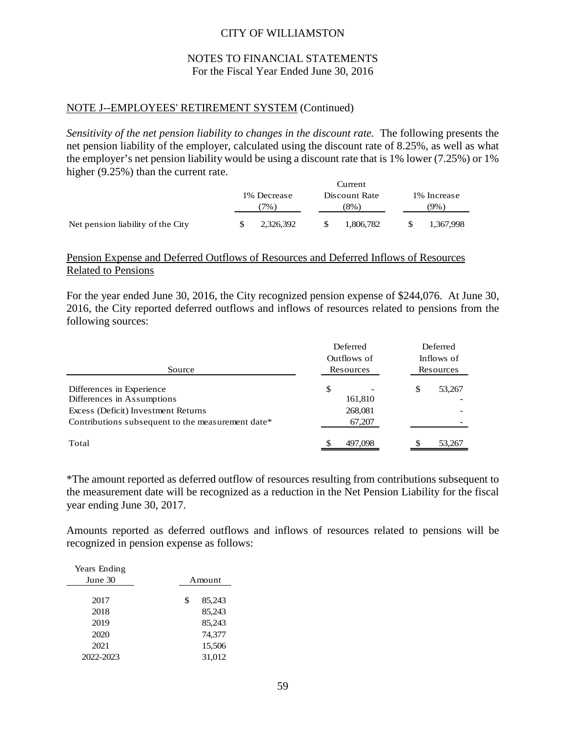CITY OF WILLIAMSTON

NOTES TO FINANCIAL STATEMENTS
For the Fiscal Year Ended June 30, 2016

NOTE J--EMPLOYEES' RETIREMENT SYSTEM (Continued)

*Sensitivity of the net pension liability to changes in the discount rate.* The following presents the net pension liability of the employer, calculated using the discount rate of 8.25%, as well as what the employer's net pension liability would be using a discount rate that is 1% lower (7.25%) or 1% higher (9.25%) than the current rate.

| | 1% Decrease (7%) | Current Discount Rate (8%) | 1% Increase (9%) |
|---|---|---|---|
| Net pension liability of the City | $ 2,326,392 | $ 1,806,782 | $ 1,367,998 |

Pension Expense and Deferred Outflows of Resources and Deferred Inflows of Resources Related to Pensions

For the year ended June 30, 2016, the City recognized pension expense of $244,076. At June 30, 2016, the City reported deferred outflows and inflows of resources related to pensions from the following sources:

| Source | Deferred Outflows of Resources | Deferred Inflows of Resources |
|---|---|---|
| Differences in Experience | $ - | $ 53,267 |
| Differences in Assumptions | 161,810 | - |
| Excess (Deficit) Investment Returns | 268,081 | - |
| Contributions subsequent to the measurement date* | 67,207 | - |
| Total | $ 497,098 | $ 53,267 |

*The amount reported as deferred outflow of resources resulting from contributions subsequent to the measurement date will be recognized as a reduction in the Net Pension Liability for the fiscal year ending June 30, 2017.

Amounts reported as deferred outflows and inflows of resources related to pensions will be recognized in pension expense as follows:

| Years Ending June 30 | Amount |
|---|---|
| 2017 | $ 85,243 |
| 2018 | 85,243 |
| 2019 | 85,243 |
| 2020 | 74,377 |
| 2021 | 15,506 |
| 2022-2023 | 31,012 |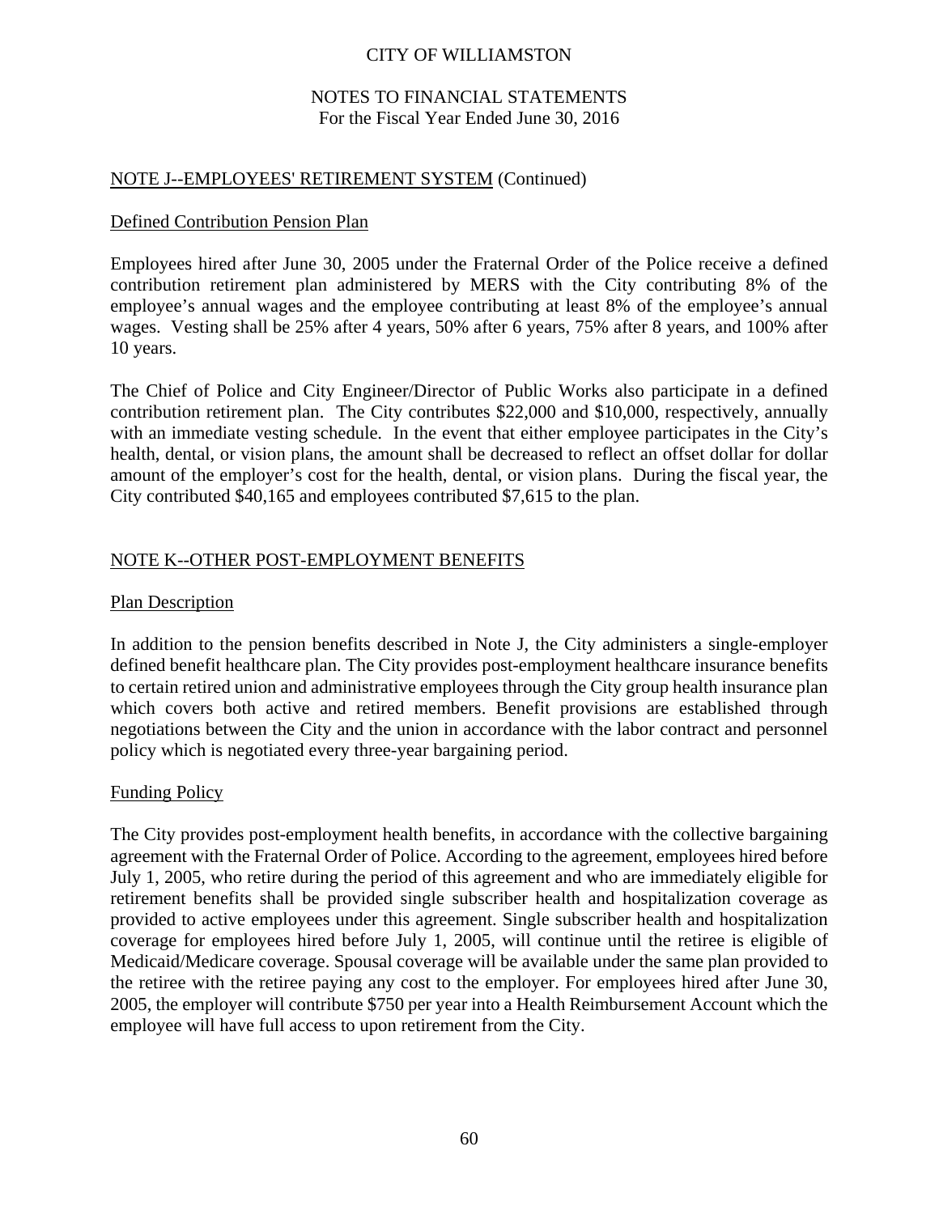## NOTE J--EMPLOYEES' RETIREMENT SYSTEM (Continued)

### Defined Contribution Pension Plan

Employees hired after June 30, 2005 under the Fraternal Order of the Police receive a defined contribution retirement plan administered by MERS with the City contributing 8% of the employee's annual wages and the employee contributing at least 8% of the employee's annual wages. Vesting shall be 25% after 4 years, 50% after 6 years, 75% after 8 years, and 100% after 10 years.

The Chief of Police and City Engineer/Director of Public Works also participate in a defined contribution retirement plan. The City contributes $22,000 and $10,000, respectively, annually with an immediate vesting schedule. In the event that either employee participates in the City's health, dental, or vision plans, the amount shall be decreased to reflect an offset dollar for dollar amount of the employer's cost for the health, dental, or vision plans. During the fiscal year, the City contributed $40,165 and employees contributed $7,615 to the plan.

## NOTE K--OTHER POST-EMPLOYMENT BENEFITS

### Plan Description

In addition to the pension benefits described in Note J, the City administers a single-employer defined benefit healthcare plan. The City provides post-employment healthcare insurance benefits to certain retired union and administrative employees through the City group health insurance plan which covers both active and retired members. Benefit provisions are established through negotiations between the City and the union in accordance with the labor contract and personnel policy which is negotiated every three-year bargaining period.

### Funding Policy

The City provides post-employment health benefits, in accordance with the collective bargaining agreement with the Fraternal Order of Police. According to the agreement, employees hired before July 1, 2005, who retire during the period of this agreement and who are immediately eligible for retirement benefits shall be provided single subscriber health and hospitalization coverage as provided to active employees under this agreement. Single subscriber health and hospitalization coverage for employees hired before July 1, 2005, will continue until the retiree is eligible of Medicaid/Medicare coverage. Spousal coverage will be available under the same plan provided to the retiree with the retiree paying any cost to the employer. For employees hired after June 30, 2005, the employer will contribute $750 per year into a Health Reimbursement Account which the employee will have full access to upon retirement from the City.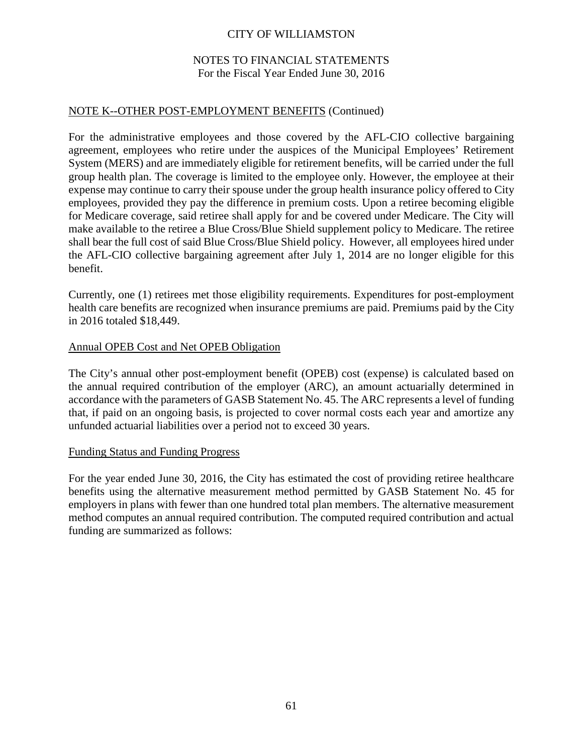## NOTE K--OTHER POST-EMPLOYMENT BENEFITS (Continued)

For the administrative employees and those covered by the AFL-CIO collective bargaining agreement, employees who retire under the auspices of the Municipal Employees' Retirement System (MERS) and are immediately eligible for retirement benefits, will be carried under the full group health plan. The coverage is limited to the employee only. However, the employee at their expense may continue to carry their spouse under the group health insurance policy offered to City employees, provided they pay the difference in premium costs. Upon a retiree becoming eligible for Medicare coverage, said retiree shall apply for and be covered under Medicare. The City will make available to the retiree a Blue Cross/Blue Shield supplement policy to Medicare. The retiree shall bear the full cost of said Blue Cross/Blue Shield policy. However, all employees hired under the AFL-CIO collective bargaining agreement after July 1, 2014 are no longer eligible for this benefit.

Currently, one (1) retirees met those eligibility requirements. Expenditures for post-employment health care benefits are recognized when insurance premiums are paid. Premiums paid by the City in 2016 totaled $18,449.

### Annual OPEB Cost and Net OPEB Obligation

The City's annual other post-employment benefit (OPEB) cost (expense) is calculated based on the annual required contribution of the employer (ARC), an amount actuarially determined in accordance with the parameters of GASB Statement No. 45. The ARC represents a level of funding that, if paid on an ongoing basis, is projected to cover normal costs each year and amortize any unfunded actuarial liabilities over a period not to exceed 30 years.

### Funding Status and Funding Progress

For the year ended June 30, 2016, the City has estimated the cost of providing retiree healthcare benefits using the alternative measurement method permitted by GASB Statement No. 45 for employers in plans with fewer than one hundred total plan members. The alternative measurement method computes an annual required contribution. The computed required contribution and actual funding are summarized as follows: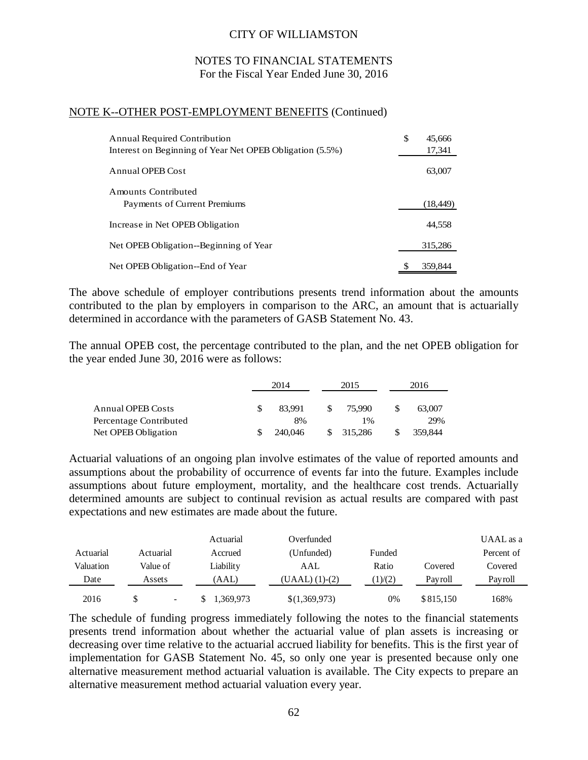CITY OF WILLIAMSTON

NOTES TO FINANCIAL STATEMENTS
For the Fiscal Year Ended June 30, 2016

NOTE K--OTHER POST-EMPLOYMENT BENEFITS (Continued)

| | |
|---|---|
| Annual Required Contribution | $ 45,666 |
| Interest on Beginning of Year Net OPEB Obligation (5.5%) | 17,341 |
| Annual OPEB Cost | 63,007 |
| Amounts Contributed | |
| Payments of Current Premiums | (18,449) |
| Increase in Net OPEB Obligation | 44,558 |
| Net OPEB Obligation--Beginning of Year | 315,286 |
| Net OPEB Obligation--End of Year | $ 359,844 |

The above schedule of employer contributions presents trend information about the amounts contributed to the plan by employers in comparison to the ARC, an amount that is actuarially determined in accordance with the parameters of GASB Statement No. 43.

The annual OPEB cost, the percentage contributed to the plan, and the net OPEB obligation for the year ended June 30, 2016 were as follows:

| | 2014 | 2015 | 2016 |
|---|---|---|---|
| Annual OPEB Costs | $ 83,991 | $ 75,990 | $ 63,007 |
| Percentage Contributed | 8% | 1% | 29% |
| Net OPEB Obligation | $ 240,046 | $ 315,286 | $ 359,844 |

Actuarial valuations of an ongoing plan involve estimates of the value of reported amounts and assumptions about the probability of occurrence of events far into the future. Examples include assumptions about future employment, mortality, and the healthcare cost trends. Actuarially determined amounts are subject to continual revision as actual results are compared with past expectations and new estimates are made about the future.

| Actuarial Valuation Date | Actuarial Value of Assets | Actuarial Accrued Liability (AAL) | Overfunded (Unfunded) AAL (UAAL) (1)-(2) | Funded Ratio (1)/(2) | Covered Payroll | UAAL as a Percent of Covered Payroll |
|---|---|---|---|---|---|---|
| 2016 | $ - | $ 1,369,973 | $(1,369,973) | 0% | $815,150 | 168% |

The schedule of funding progress immediately following the notes to the financial statements presents trend information about whether the actuarial value of plan assets is increasing or decreasing over time relative to the actuarial accrued liability for benefits. This is the first year of implementation for GASB Statement No. 45, so only one year is presented because only one alternative measurement method actuarial valuation is available. The City expects to prepare an alternative measurement method actuarial valuation every year.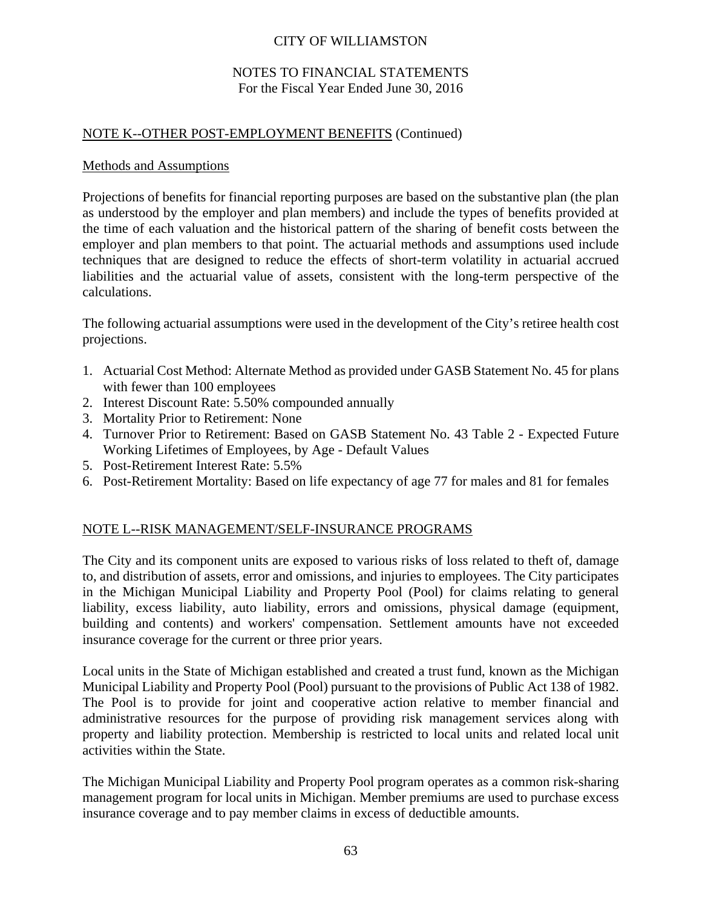## NOTE K--OTHER POST-EMPLOYMENT BENEFITS (Continued)

### Methods and Assumptions

Projections of benefits for financial reporting purposes are based on the substantive plan (the plan as understood by the employer and plan members) and include the types of benefits provided at the time of each valuation and the historical pattern of the sharing of benefit costs between the employer and plan members to that point. The actuarial methods and assumptions used include techniques that are designed to reduce the effects of short-term volatility in actuarial accrued liabilities and the actuarial value of assets, consistent with the long-term perspective of the calculations.

The following actuarial assumptions were used in the development of the City's retiree health cost projections.

1. Actuarial Cost Method: Alternate Method as provided under GASB Statement No. 45 for plans with fewer than 100 employees
2. Interest Discount Rate: 5.50% compounded annually
3. Mortality Prior to Retirement: None
4. Turnover Prior to Retirement: Based on GASB Statement No. 43 Table 2 - Expected Future Working Lifetimes of Employees, by Age - Default Values
5. Post-Retirement Interest Rate: 5.5%
6. Post-Retirement Mortality: Based on life expectancy of age 77 for males and 81 for females

## NOTE L--RISK MANAGEMENT/SELF-INSURANCE PROGRAMS

The City and its component units are exposed to various risks of loss related to theft of, damage to, and distribution of assets, error and omissions, and injuries to employees. The City participates in the Michigan Municipal Liability and Property Pool (Pool) for claims relating to general liability, excess liability, auto liability, errors and omissions, physical damage (equipment, building and contents) and workers' compensation. Settlement amounts have not exceeded insurance coverage for the current or three prior years.

Local units in the State of Michigan established and created a trust fund, known as the Michigan Municipal Liability and Property Pool (Pool) pursuant to the provisions of Public Act 138 of 1982. The Pool is to provide for joint and cooperative action relative to member financial and administrative resources for the purpose of providing risk management services along with property and liability protection. Membership is restricted to local units and related local unit activities within the State.

The Michigan Municipal Liability and Property Pool program operates as a common risk-sharing management program for local units in Michigan. Member premiums are used to purchase excess insurance coverage and to pay member claims in excess of deductible amounts.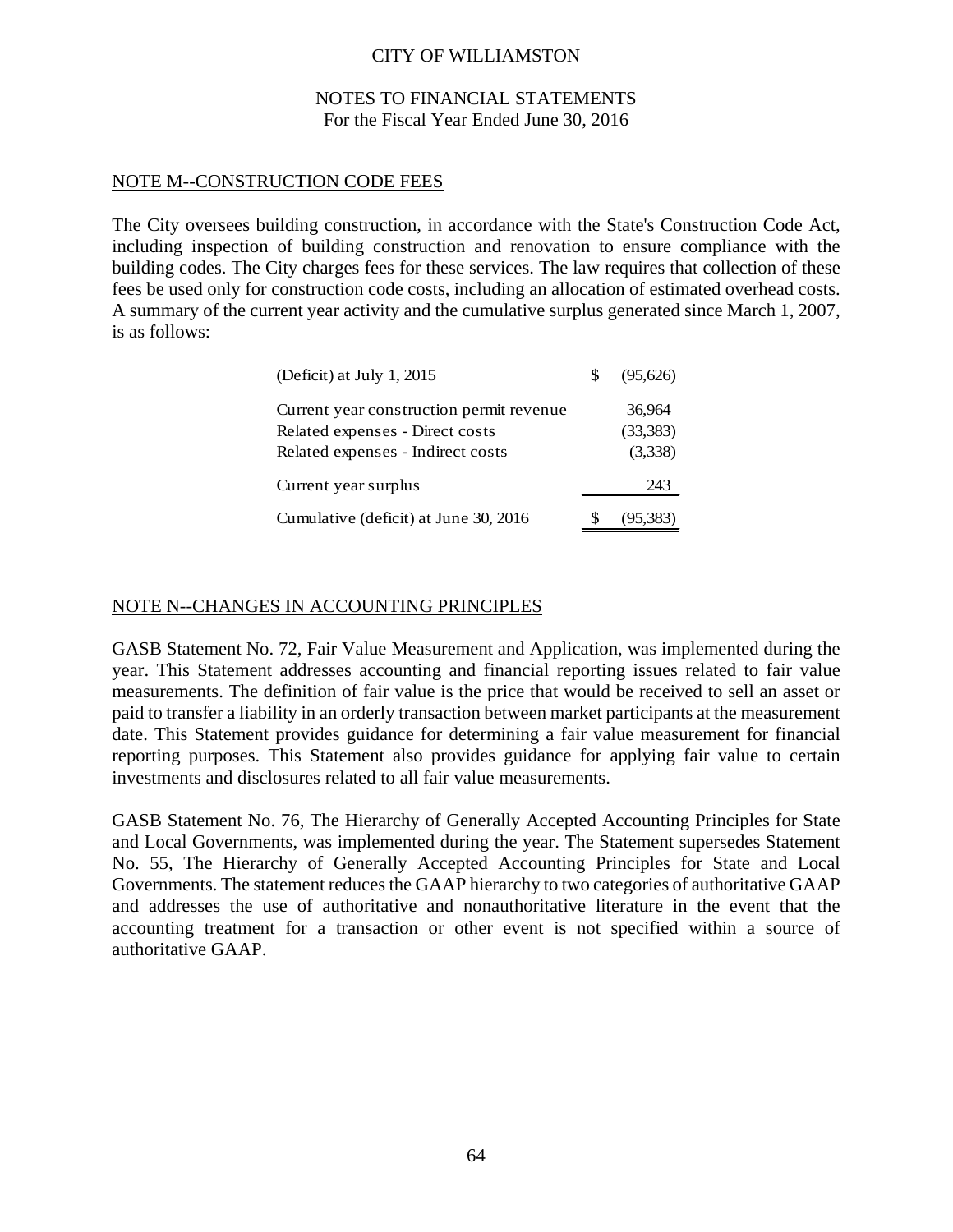CITY OF WILLIAMSTON

NOTES TO FINANCIAL STATEMENTS
For the Fiscal Year Ended June 30, 2016

## NOTE M--CONSTRUCTION CODE FEES

The City oversees building construction, in accordance with the State's Construction Code Act, including inspection of building construction and renovation to ensure compliance with the building codes. The City charges fees for these services. The law requires that collection of these fees be used only for construction code costs, including an allocation of estimated overhead costs. A summary of the current year activity and the cumulative surplus generated since March 1, 2007, is as follows:

| | |
|---|---|
| (Deficit) at July 1, 2015 | $ (95,626) |
| Current year construction permit revenue | 36,964 |
| Related expenses - Direct costs | (33,383) |
| Related expenses - Indirect costs | (3,338) |
| Current year surplus | 243 |
| Cumulative (deficit) at June 30, 2016 | $ (95,383) |

## NOTE N--CHANGES IN ACCOUNTING PRINCIPLES

GASB Statement No. 72, Fair Value Measurement and Application, was implemented during the year. This Statement addresses accounting and financial reporting issues related to fair value measurements. The definition of fair value is the price that would be received to sell an asset or paid to transfer a liability in an orderly transaction between market participants at the measurement date. This Statement provides guidance for determining a fair value measurement for financial reporting purposes. This Statement also provides guidance for applying fair value to certain investments and disclosures related to all fair value measurements.

GASB Statement No. 76, The Hierarchy of Generally Accepted Accounting Principles for State and Local Governments, was implemented during the year. The Statement supersedes Statement No. 55, The Hierarchy of Generally Accepted Accounting Principles for State and Local Governments. The statement reduces the GAAP hierarchy to two categories of authoritative GAAP and addresses the use of authoritative and nonauthoritative literature in the event that the accounting treatment for a transaction or other event is not specified within a source of authoritative GAAP.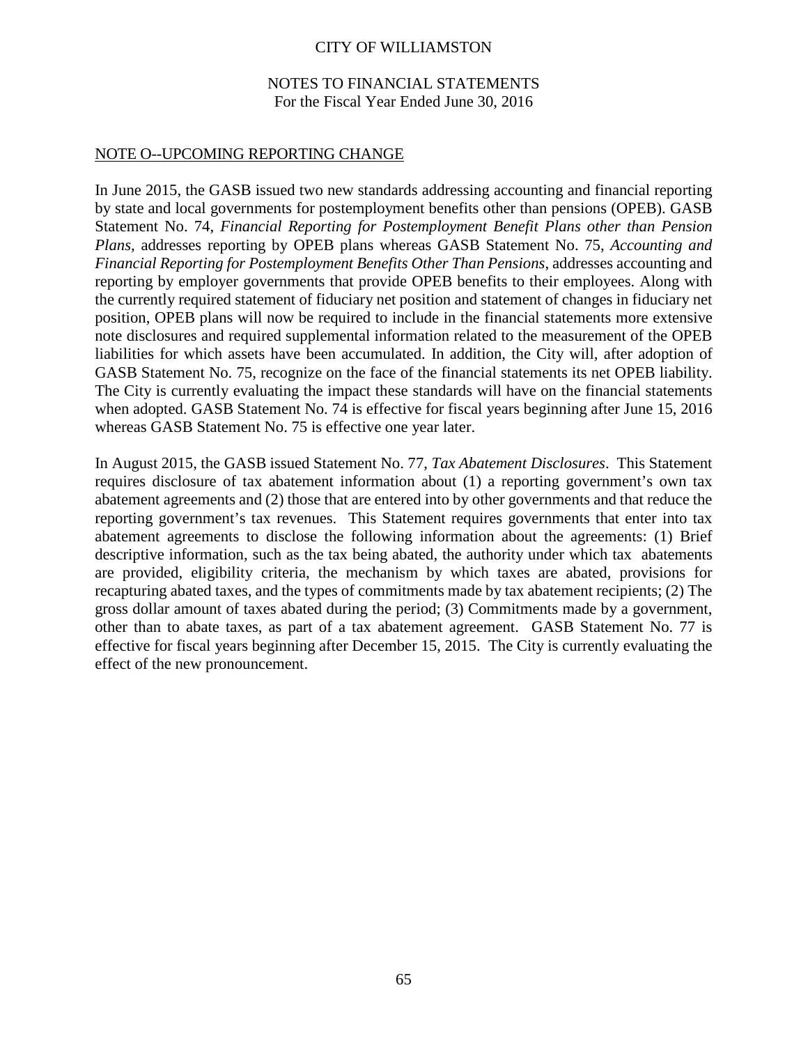CITY OF WILLIAMSTON

NOTES TO FINANCIAL STATEMENTS
For the Fiscal Year Ended June 30, 2016

## NOTE O--UPCOMING REPORTING CHANGE

In June 2015, the GASB issued two new standards addressing accounting and financial reporting by state and local governments for postemployment benefits other than pensions (OPEB). GASB Statement No. 74, *Financial Reporting for Postemployment Benefit Plans other than Pension Plans,* addresses reporting by OPEB plans whereas GASB Statement No. 75, *Accounting and Financial Reporting for Postemployment Benefits Other Than Pensions*, addresses accounting and reporting by employer governments that provide OPEB benefits to their employees. Along with the currently required statement of fiduciary net position and statement of changes in fiduciary net position, OPEB plans will now be required to include in the financial statements more extensive note disclosures and required supplemental information related to the measurement of the OPEB liabilities for which assets have been accumulated. In addition, the City will, after adoption of GASB Statement No. 75, recognize on the face of the financial statements its net OPEB liability. The City is currently evaluating the impact these standards will have on the financial statements when adopted. GASB Statement No. 74 is effective for fiscal years beginning after June 15, 2016 whereas GASB Statement No. 75 is effective one year later.

In August 2015, the GASB issued Statement No. 77, *Tax Abatement Disclosures*. This Statement requires disclosure of tax abatement information about (1) a reporting government's own tax abatement agreements and (2) those that are entered into by other governments and that reduce the reporting government's tax revenues. This Statement requires governments that enter into tax abatement agreements to disclose the following information about the agreements: (1) Brief descriptive information, such as the tax being abated, the authority under which tax abatements are provided, eligibility criteria, the mechanism by which taxes are abated, provisions for recapturing abated taxes, and the types of commitments made by tax abatement recipients; (2) The gross dollar amount of taxes abated during the period; (3) Commitments made by a government, other than to abate taxes, as part of a tax abatement agreement. GASB Statement No. 77 is effective for fiscal years beginning after December 15, 2015. The City is currently evaluating the effect of the new pronouncement.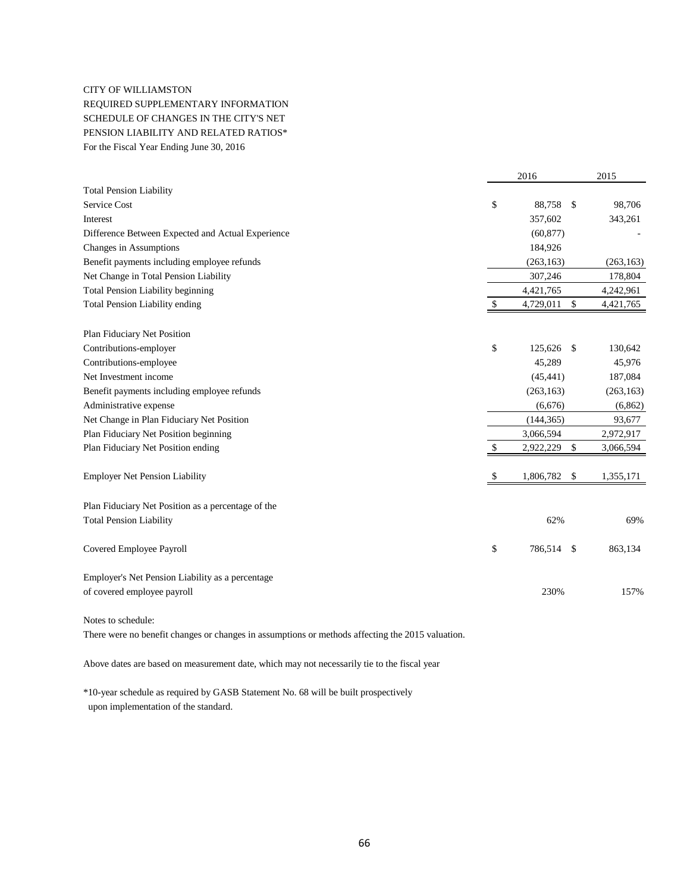CITY OF WILLIAMSTON
REQUIRED SUPPLEMENTARY INFORMATION
SCHEDULE OF CHANGES IN THE CITY'S NET
PENSION LIABILITY AND RELATED RATIOS*
For the Fiscal Year Ending June 30, 2016

| | 2016 | 2015 |
|---|---|---|
| Total Pension Liability | | |
| Service Cost | $ 88,758 | $ 98,706 |
| Interest | 357,602 | 343,261 |
| Difference Between Expected and Actual Experience | (60,877) | - |
| Changes in Assumptions | 184,926 | |
| Benefit payments including employee refunds | (263,163) | (263,163) |
| Net Change in Total Pension Liability | 307,246 | 178,804 |
| Total Pension Liability beginning | 4,421,765 | 4,242,961 |
| Total Pension Liability ending | $ 4,729,011 | $ 4,421,765 |
| | | |
| Plan Fiduciary Net Position | | |
| Contributions-employer | $ 125,626 | $ 130,642 |
| Contributions-employee | 45,289 | 45,976 |
| Net Investment income | (45,441) | 187,084 |
| Benefit payments including employee refunds | (263,163) | (263,163) |
| Administrative expense | (6,676) | (6,862) |
| Net Change in Plan Fiduciary Net Position | (144,365) | 93,677 |
| Plan Fiduciary Net Position beginning | 3,066,594 | 2,972,917 |
| Plan Fiduciary Net Position ending | $ 2,922,229 | $ 3,066,594 |
| | | |
| Employer Net Pension Liability | $ 1,806,782 | $ 1,355,171 |
| | | |
| Plan Fiduciary Net Position as a percentage of the Total Pension Liability | 62% | 69% |
| | | |
| Covered Employee Payroll | $ 786,514 | $ 863,134 |
| | | |
| Employer's Net Pension Liability as a percentage of covered employee payroll | 230% | 157% |

Notes to schedule:

There were no benefit changes or changes in assumptions or methods affecting the 2015 valuation.

Above dates are based on measurement date, which may not necessarily tie to the fiscal year

*10-year schedule as required by GASB Statement No. 68 will be built prospectively upon implementation of the standard.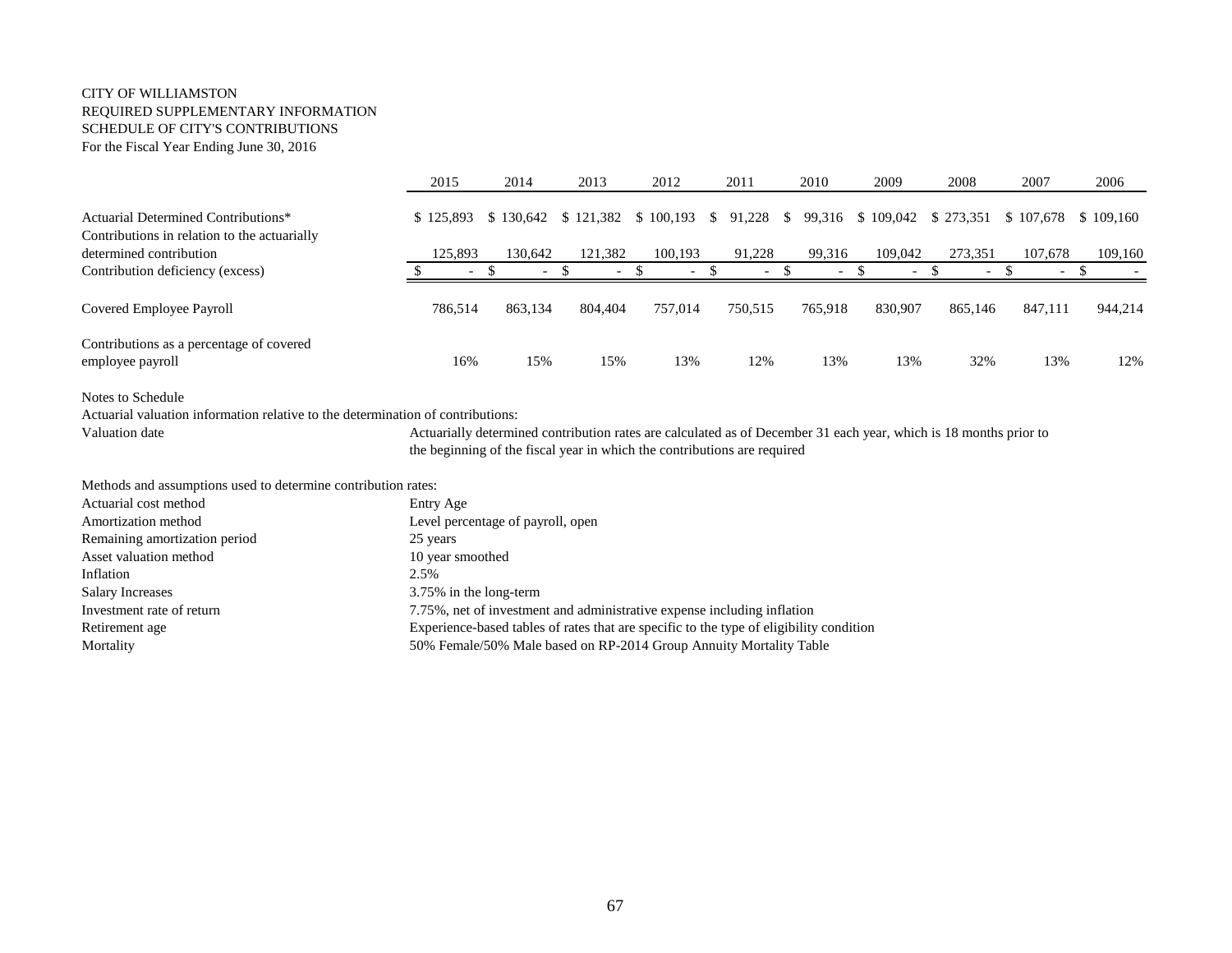CITY OF WILLIAMSTON
REQUIRED SUPPLEMENTARY INFORMATION
SCHEDULE OF CITY'S CONTRIBUTIONS
For the Fiscal Year Ending June 30, 2016

| | 2015 | 2014 | 2013 | 2012 | 2011 | 2010 | 2009 | 2008 | 2007 | 2006 |
|---|---|---|---|---|---|---|---|---|---|---|
| Actuarial Determined Contributions* | $ 125,893 | $ 130,642 | $ 121,382 | $ 100,193 | $ 91,228 | $ 99,316 | $ 109,042 | $ 273,351 | $ 107,678 | $ 109,160 |
| Contributions in relation to the actuarially determined contribution | 125,893 | 130,642 | 121,382 | 100,193 | 91,228 | 99,316 | 109,042 | 273,351 | 107,678 | 109,160 |
| Contribution deficiency (excess) | $ - | $ - | $ - | $ - | $ - | $ - | $ - | $ - | $ - | $ - |
| Covered Employee Payroll | 786,514 | 863,134 | 804,404 | 757,014 | 750,515 | 765,918 | 830,907 | 865,146 | 847,111 | 944,214 |
| Contributions as a percentage of covered employee payroll | 16% | 15% | 15% | 13% | 12% | 13% | 13% | 32% | 13% | 12% |

Notes to Schedule

Actuarial valuation information relative to the determination of contributions:

| | |
|---|---|
| Valuation date | Actuarially determined contribution rates are calculated as of December 31 each year, which is 18 months prior to the beginning of the fiscal year in which the contributions are required |

Methods and assumptions used to determine contribution rates:

| | |
|---|---|
| Actuarial cost method | Entry Age |
| Amortization method | Level percentage of payroll, open |
| Remaining amortization period | 25 years |
| Asset valuation method | 10 year smoothed |
| Inflation | 2.5% |
| Salary Increases | 3.75% in the long-term |
| Investment rate of return | 7.75%, net of investment and administrative expense including inflation |
| Retirement age | Experience-based tables of rates that are specific to the type of eligibility condition |
| Mortality | 50% Female/50% Male based on RP-2014 Group Annuity Mortality Table |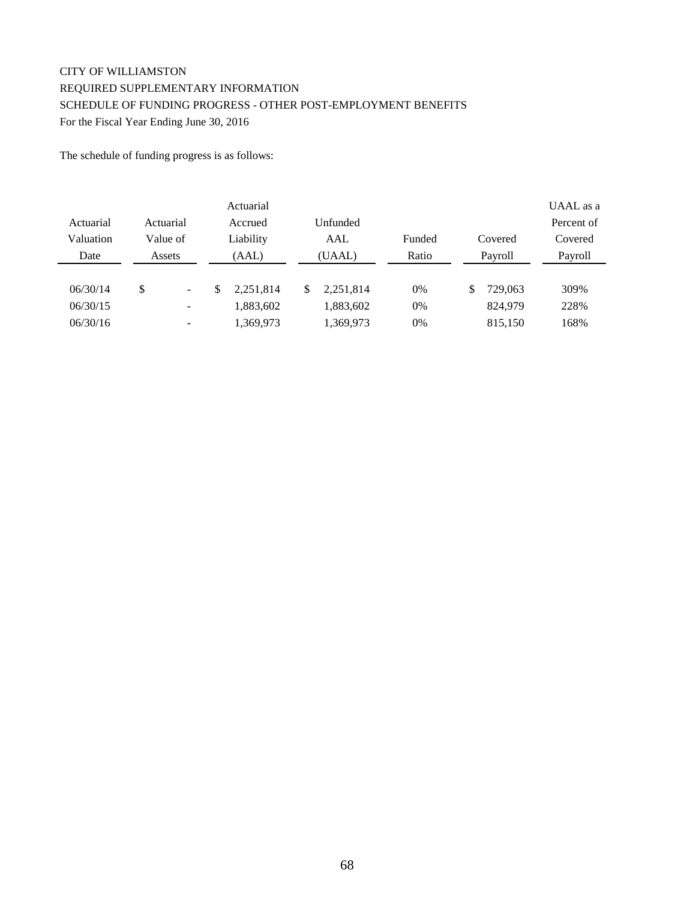CITY OF WILLIAMSTON
REQUIRED SUPPLEMENTARY INFORMATION
SCHEDULE OF FUNDING PROGRESS - OTHER POST-EMPLOYMENT BENEFITS
For the Fiscal Year Ending June 30, 2016

The schedule of funding progress is as follows:

| Actuarial Valuation Date | Actuarial Value of Assets | Actuarial Accrued Liability (AAL) | Unfunded AAL (UAAL) | Funded Ratio | Covered Payroll | UAAL as a Percent of Covered Payroll |
|---|---|---|---|---|---|---|
| 06/30/14 | $ - | $ 2,251,814 | $ 2,251,814 | 0% | $ 729,063 | 309% |
| 06/30/15 | - | 1,883,602 | 1,883,602 | 0% | 824,979 | 228% |
| 06/30/16 | - | 1,369,973 | 1,369,973 | 0% | 815,150 | 168% |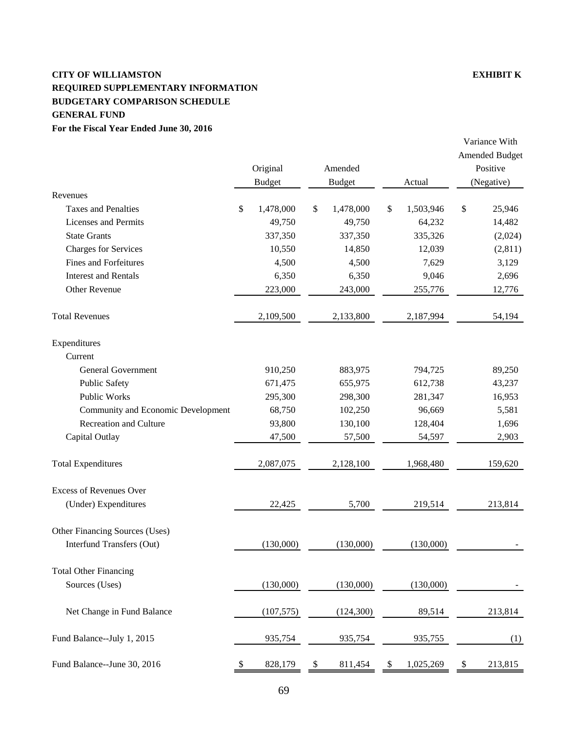**CITY OF WILLIAMSTON** **EXHIBIT K**

**REQUIRED SUPPLEMENTARY INFORMATION**

**BUDGETARY COMPARISON SCHEDULE**

**GENERAL FUND**

**For the Fiscal Year Ended June 30, 2016**

| | Original Budget | Amended Budget | Actual | Variance With Amended Budget Positive (Negative) |
|---|---|---|---|---|
| Revenues | | | | |
| Taxes and Penalties | $ 1,478,000 | $ 1,478,000 | $ 1,503,946 | $ 25,946 |
| Licenses and Permits | 49,750 | 49,750 | 64,232 | 14,482 |
| State Grants | 337,350 | 337,350 | 335,326 | (2,024) |
| Charges for Services | 10,550 | 14,850 | 12,039 | (2,811) |
| Fines and Forfeitures | 4,500 | 4,500 | 7,629 | 3,129 |
| Interest and Rentals | 6,350 | 6,350 | 9,046 | 2,696 |
| Other Revenue | 223,000 | 243,000 | 255,776 | 12,776 |
| Total Revenues | 2,109,500 | 2,133,800 | 2,187,994 | 54,194 |
| Expenditures | | | | |
| Current | | | | |
| General Government | 910,250 | 883,975 | 794,725 | 89,250 |
| Public Safety | 671,475 | 655,975 | 612,738 | 43,237 |
| Public Works | 295,300 | 298,300 | 281,347 | 16,953 |
| Community and Economic Development | 68,750 | 102,250 | 96,669 | 5,581 |
| Recreation and Culture | 93,800 | 130,100 | 128,404 | 1,696 |
| Capital Outlay | 47,500 | 57,500 | 54,597 | 2,903 |
| Total Expenditures | 2,087,075 | 2,128,100 | 1,968,480 | 159,620 |
| Excess of Revenues Over (Under) Expenditures | 22,425 | 5,700 | 219,514 | 213,814 |
| Other Financing Sources (Uses) | | | | |
| Interfund Transfers (Out) | (130,000) | (130,000) | (130,000) | - |
| Total Other Financing Sources (Uses) | (130,000) | (130,000) | (130,000) | - |
| Net Change in Fund Balance | (107,575) | (124,300) | 89,514 | 213,814 |
| Fund Balance--July 1, 2015 | 935,754 | 935,754 | 935,755 | (1) |
| Fund Balance--June 30, 2016 | $ 828,179 | $ 811,454 | $ 1,025,269 | $ 213,815 |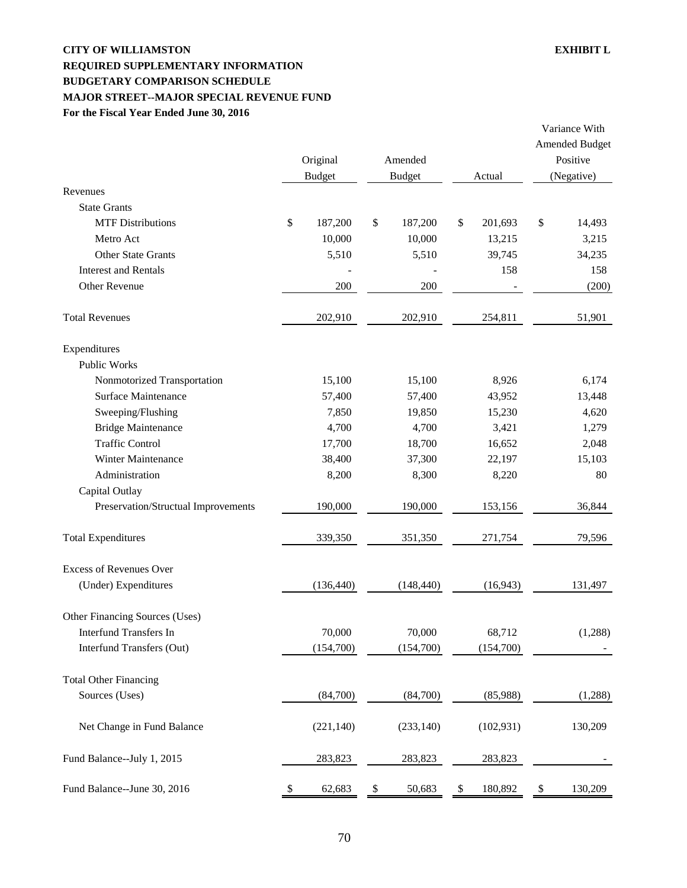**CITY OF WILLIAMSTON** **EXHIBIT L**

**REQUIRED SUPPLEMENTARY INFORMATION**

**BUDGETARY COMPARISON SCHEDULE**

**MAJOR STREET--MAJOR SPECIAL REVENUE FUND**

**For the Fiscal Year Ended June 30, 2016**

| | Original Budget | Amended Budget | Actual | Variance With Amended Budget Positive (Negative) |
|---|---|---|---|---|
| Revenues | | | | |
| State Grants | | | | |
| MTF Distributions | $ 187,200 | $ 187,200 | $ 201,693 | $ 14,493 |
| Metro Act | 10,000 | 10,000 | 13,215 | 3,215 |
| Other State Grants | 5,510 | 5,510 | 39,745 | 34,235 |
| Interest and Rentals | - | - | 158 | 158 |
| Other Revenue | 200 | 200 | - | (200) |
| Total Revenues | 202,910 | 202,910 | 254,811 | 51,901 |
| Expenditures | | | | |
| Public Works | | | | |
| Nonmotorized Transportation | 15,100 | 15,100 | 8,926 | 6,174 |
| Surface Maintenance | 57,400 | 57,400 | 43,952 | 13,448 |
| Sweeping/Flushing | 7,850 | 19,850 | 15,230 | 4,620 |
| Bridge Maintenance | 4,700 | 4,700 | 3,421 | 1,279 |
| Traffic Control | 17,700 | 18,700 | 16,652 | 2,048 |
| Winter Maintenance | 38,400 | 37,300 | 22,197 | 15,103 |
| Administration | 8,200 | 8,300 | 8,220 | 80 |
| Capital Outlay | | | | |
| Preservation/Structual Improvements | 190,000 | 190,000 | 153,156 | 36,844 |
| Total Expenditures | 339,350 | 351,350 | 271,754 | 79,596 |
| Excess of Revenues Over (Under) Expenditures | (136,440) | (148,440) | (16,943) | 131,497 |
| Other Financing Sources (Uses) | | | | |
| Interfund Transfers In | 70,000 | 70,000 | 68,712 | (1,288) |
| Interfund Transfers (Out) | (154,700) | (154,700) | (154,700) | - |
| Total Other Financing Sources (Uses) | (84,700) | (84,700) | (85,988) | (1,288) |
| Net Change in Fund Balance | (221,140) | (233,140) | (102,931) | 130,209 |
| Fund Balance--July 1, 2015 | 283,823 | 283,823 | 283,823 | - |
| Fund Balance--June 30, 2016 | $ 62,683 | $ 50,683 | $ 180,892 | $ 130,209 |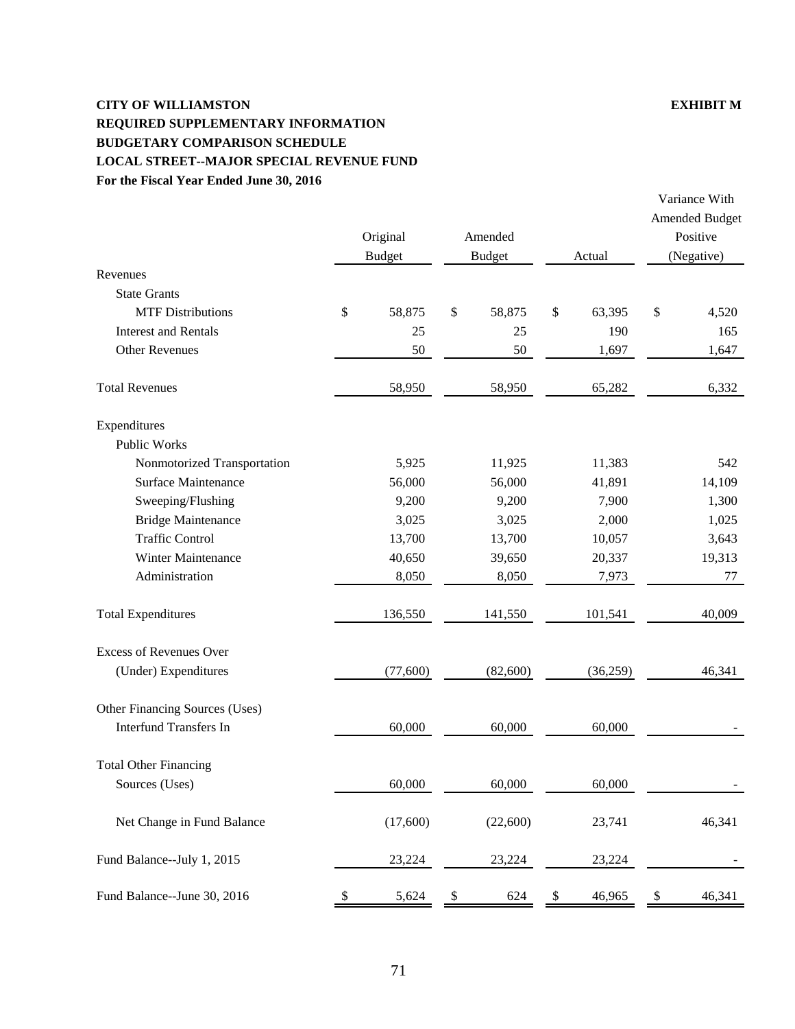**CITY OF WILLIAMSTON** **EXHIBIT M**

**REQUIRED SUPPLEMENTARY INFORMATION**

**BUDGETARY COMPARISON SCHEDULE**

**LOCAL STREET--MAJOR SPECIAL REVENUE FUND**

**For the Fiscal Year Ended June 30, 2016**

| | Original Budget | Amended Budget | Actual | Variance With Amended Budget Positive (Negative) |
|---|---|---|---|---|
| Revenues | | | | |
| State Grants | | | | |
| MTF Distributions | $ 58,875 | $ 58,875 | $ 63,395 | $ 4,520 |
| Interest and Rentals | 25 | 25 | 190 | 165 |
| Other Revenues | 50 | 50 | 1,697 | 1,647 |
| Total Revenues | 58,950 | 58,950 | 65,282 | 6,332 |
| Expenditures | | | | |
| Public Works | | | | |
| Nonmotorized Transportation | 5,925 | 11,925 | 11,383 | 542 |
| Surface Maintenance | 56,000 | 56,000 | 41,891 | 14,109 |
| Sweeping/Flushing | 9,200 | 9,200 | 7,900 | 1,300 |
| Bridge Maintenance | 3,025 | 3,025 | 2,000 | 1,025 |
| Traffic Control | 13,700 | 13,700 | 10,057 | 3,643 |
| Winter Maintenance | 40,650 | 39,650 | 20,337 | 19,313 |
| Administration | 8,050 | 8,050 | 7,973 | 77 |
| Total Expenditures | 136,550 | 141,550 | 101,541 | 40,009 |
| Excess of Revenues Over (Under) Expenditures | (77,600) | (82,600) | (36,259) | 46,341 |
| Other Financing Sources (Uses) | | | | |
| Interfund Transfers In | 60,000 | 60,000 | 60,000 | - |
| Total Other Financing Sources (Uses) | 60,000 | 60,000 | 60,000 | - |
| Net Change in Fund Balance | (17,600) | (22,600) | 23,741 | 46,341 |
| Fund Balance--July 1, 2015 | 23,224 | 23,224 | 23,224 | - |
| Fund Balance--June 30, 2016 | $ 5,624 | $ 624 | $ 46,965 | $ 46,341 |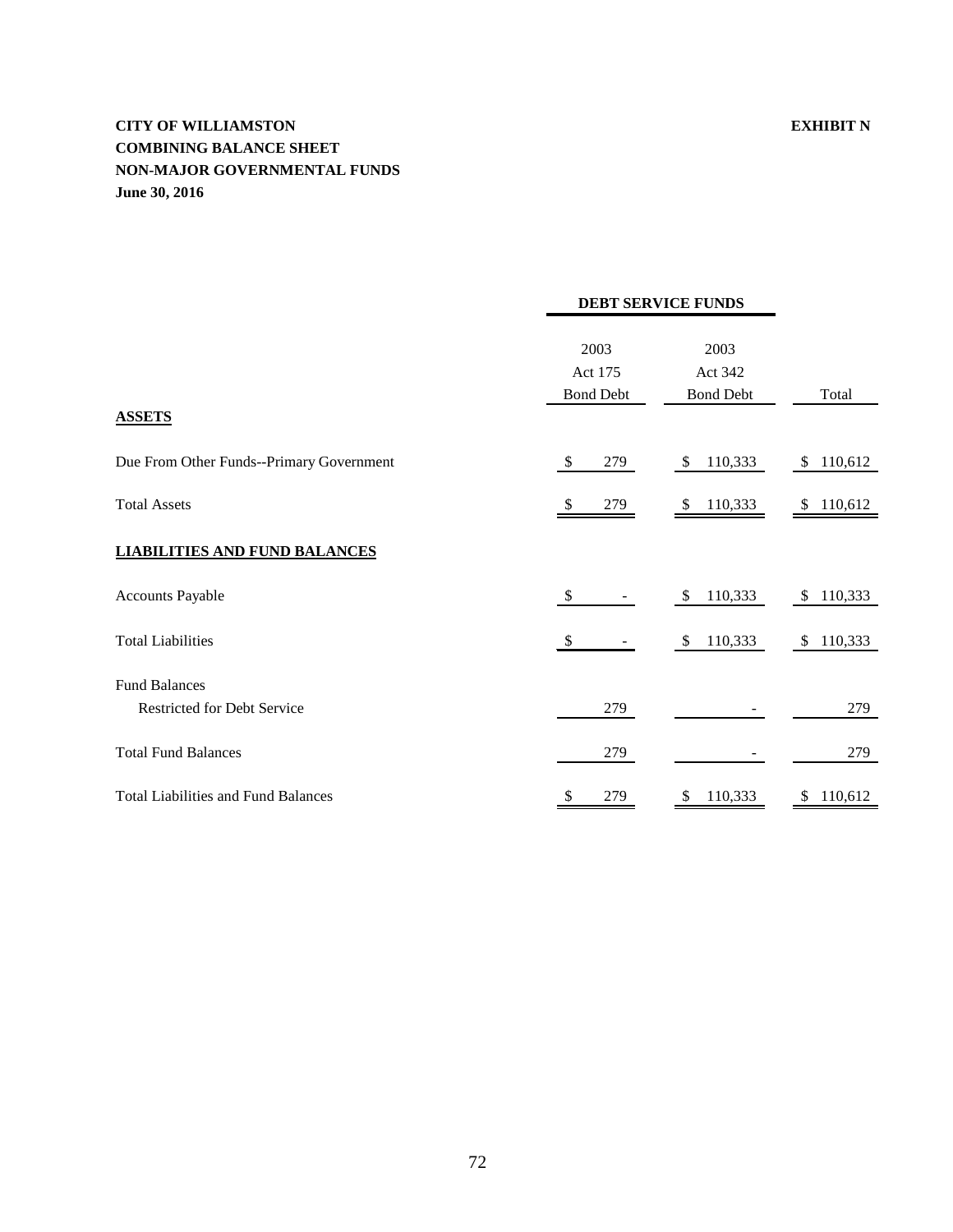**CITY OF WILLIAMSTON** **EXHIBIT N**

**COMBINING BALANCE SHEET**

**NON-MAJOR GOVERNMENTAL FUNDS**

**June 30, 2016**

| | DEBT SERVICE FUNDS | | |
|---|---|---|---|
| | 2003 Act 175 Bond Debt | 2003 Act 342 Bond Debt | Total |
| **ASSETS** | | | |
| Due From Other Funds--Primary Government | $ 279 | $ 110,333 | $ 110,612 |
| Total Assets | $ 279 | $ 110,333 | $ 110,612 |
| **LIABILITIES AND FUND BALANCES** | | | |
| Accounts Payable | $ - | $ 110,333 | $ 110,333 |
| Total Liabilities | $ - | $ 110,333 | $ 110,333 |
| Fund Balances | | | |
| Restricted for Debt Service | 279 | - | 279 |
| Total Fund Balances | 279 | - | 279 |
| Total Liabilities and Fund Balances | $ 279 | $ 110,333 | $ 110,612 |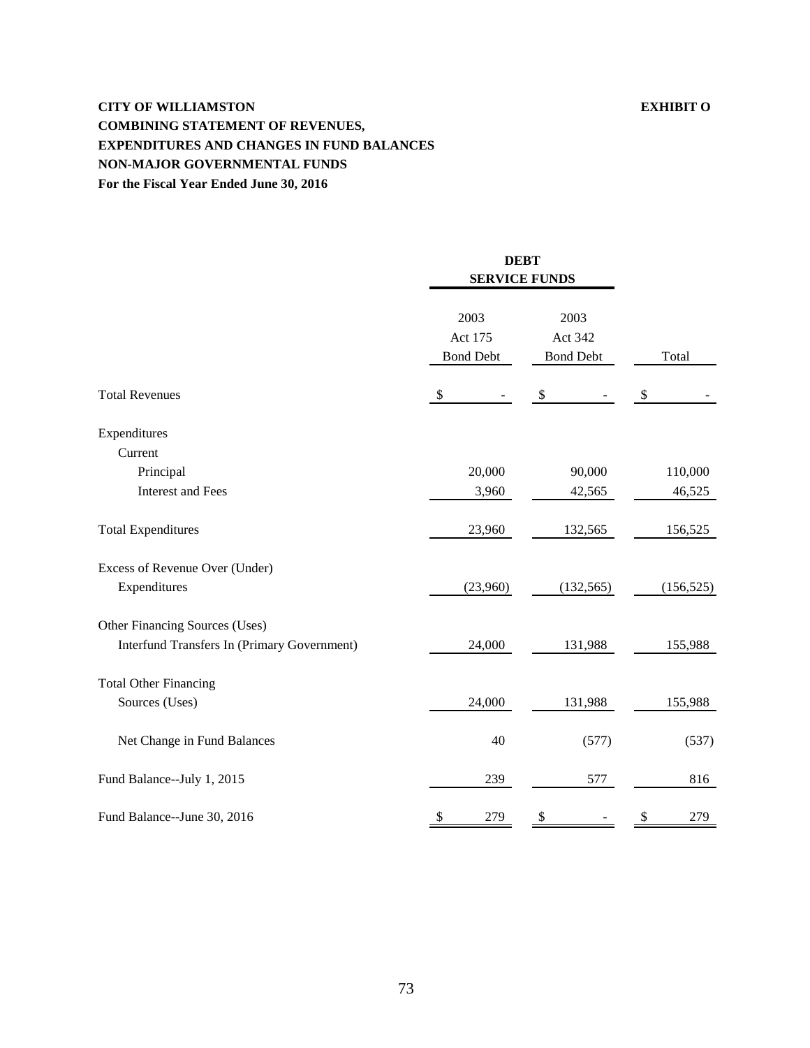**CITY OF WILLIAMSTON** **EXHIBIT O**

**COMBINING STATEMENT OF REVENUES,**
**EXPENDITURES AND CHANGES IN FUND BALANCES**
**NON-MAJOR GOVERNMENTAL FUNDS**
**For the Fiscal Year Ended June 30, 2016**

| | DEBT SERVICE FUNDS | | |
|---|---|---|---|
| | 2003 Act 175 Bond Debt | 2003 Act 342 Bond Debt | Total |
| Total Revenues | $ - | $ - | $ - |
| Expenditures | | | |
| Current | | | |
| Principal | 20,000 | 90,000 | 110,000 |
| Interest and Fees | 3,960 | 42,565 | 46,525 |
| Total Expenditures | 23,960 | 132,565 | 156,525 |
| Excess of Revenue Over (Under) Expenditures | (23,960) | (132,565) | (156,525) |
| Other Financing Sources (Uses) | | | |
| Interfund Transfers In (Primary Government) | 24,000 | 131,988 | 155,988 |
| Total Other Financing Sources (Uses) | 24,000 | 131,988 | 155,988 |
| Net Change in Fund Balances | 40 | (577) | (537) |
| Fund Balance--July 1, 2015 | 239 | 577 | 816 |
| Fund Balance--June 30, 2016 | $ 279 | $ - | $ 279 |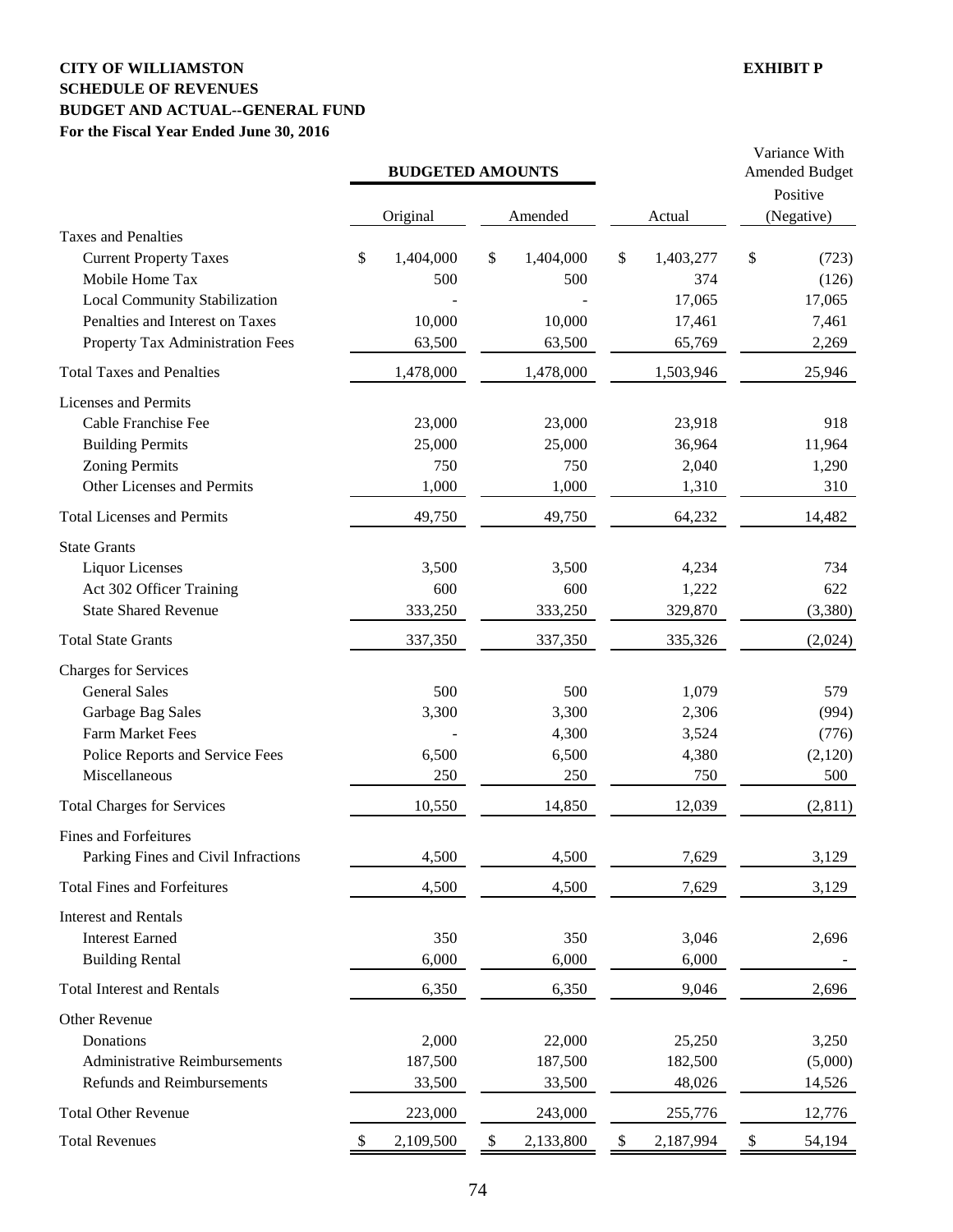**CITY OF WILLIAMSTON**

**EXHIBIT P**

**SCHEDULE OF REVENUES**

**BUDGET AND ACTUAL--GENERAL FUND**

**For the Fiscal Year Ended June 30, 2016**

| | BUDGETED AMOUNTS | | | Variance With Amended Budget |
|---|---|---|---|---|
| | Original | Amended | Actual | Positive (Negative) |
| Taxes and Penalties | | | | |
| Current Property Taxes | $ 1,404,000 | $ 1,404,000 | $ 1,403,277 | $ (723) |
| Mobile Home Tax | 500 | 500 | 374 | (126) |
| Local Community Stabilization | - | - | 17,065 | 17,065 |
| Penalties and Interest on Taxes | 10,000 | 10,000 | 17,461 | 7,461 |
| Property Tax Administration Fees | 63,500 | 63,500 | 65,769 | 2,269 |
| Total Taxes and Penalties | 1,478,000 | 1,478,000 | 1,503,946 | 25,946 |
| Licenses and Permits | | | | |
| Cable Franchise Fee | 23,000 | 23,000 | 23,918 | 918 |
| Building Permits | 25,000 | 25,000 | 36,964 | 11,964 |
| Zoning Permits | 750 | 750 | 2,040 | 1,290 |
| Other Licenses and Permits | 1,000 | 1,000 | 1,310 | 310 |
| Total Licenses and Permits | 49,750 | 49,750 | 64,232 | 14,482 |
| State Grants | | | | |
| Liquor Licenses | 3,500 | 3,500 | 4,234 | 734 |
| Act 302 Officer Training | 600 | 600 | 1,222 | 622 |
| State Shared Revenue | 333,250 | 333,250 | 329,870 | (3,380) |
| Total State Grants | 337,350 | 337,350 | 335,326 | (2,024) |
| Charges for Services | | | | |
| General Sales | 500 | 500 | 1,079 | 579 |
| Garbage Bag Sales | 3,300 | 3,300 | 2,306 | (994) |
| Farm Market Fees | - | 4,300 | 3,524 | (776) |
| Police Reports and Service Fees | 6,500 | 6,500 | 4,380 | (2,120) |
| Miscellaneous | 250 | 250 | 750 | 500 |
| Total Charges for Services | 10,550 | 14,850 | 12,039 | (2,811) |
| Fines and Forfeitures | | | | |
| Parking Fines and Civil Infractions | 4,500 | 4,500 | 7,629 | 3,129 |
| Total Fines and Forfeitures | 4,500 | 4,500 | 7,629 | 3,129 |
| Interest and Rentals | | | | |
| Interest Earned | 350 | 350 | 3,046 | 2,696 |
| Building Rental | 6,000 | 6,000 | 6,000 | - |
| Total Interest and Rentals | 6,350 | 6,350 | 9,046 | 2,696 |
| Other Revenue | | | | |
| Donations | 2,000 | 22,000 | 25,250 | 3,250 |
| Administrative Reimbursements | 187,500 | 187,500 | 182,500 | (5,000) |
| Refunds and Reimbursements | 33,500 | 33,500 | 48,026 | 14,526 |
| Total Other Revenue | 223,000 | 243,000 | 255,776 | 12,776 |
| Total Revenues | $ 2,109,500 | $ 2,133,800 | $ 2,187,994 | $ 54,194 |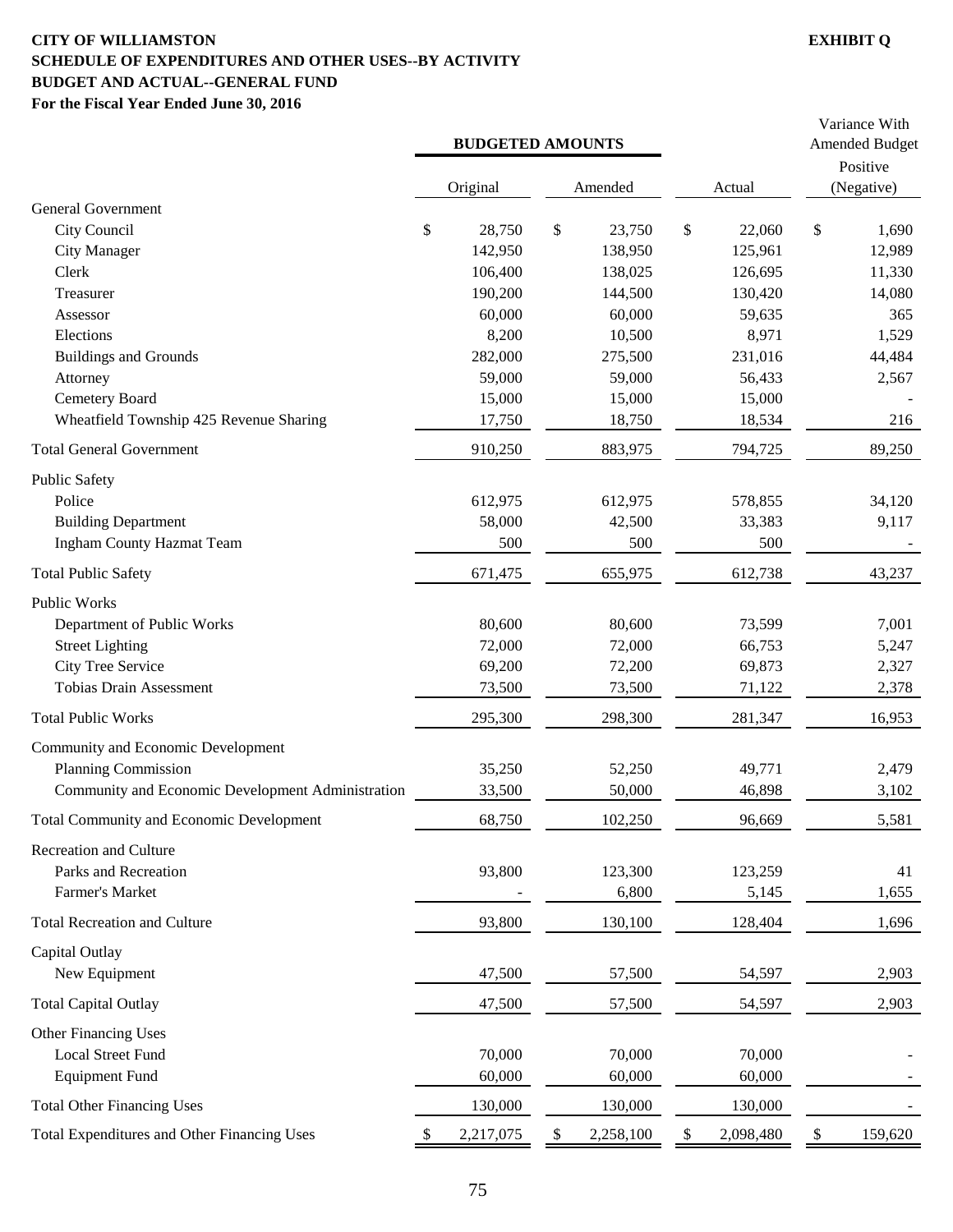**CITY OF WILLIAMSTON** **EXHIBIT Q**

**SCHEDULE OF EXPENDITURES AND OTHER USES--BY ACTIVITY**

**BUDGET AND ACTUAL--GENERAL FUND**

**For the Fiscal Year Ended June 30, 2016**

| | BUDGETED AMOUNTS | | | Variance With Amended Budget |
|---|---|---|---|---|
| | Original | Amended | Actual | Positive (Negative) |
| General Government | | | | |
| City Council | $ 28,750 | $ 23,750 | $ 22,060 | $ 1,690 |
| City Manager | 142,950 | 138,950 | 125,961 | 12,989 |
| Clerk | 106,400 | 138,025 | 126,695 | 11,330 |
| Treasurer | 190,200 | 144,500 | 130,420 | 14,080 |
| Assessor | 60,000 | 60,000 | 59,635 | 365 |
| Elections | 8,200 | 10,500 | 8,971 | 1,529 |
| Buildings and Grounds | 282,000 | 275,500 | 231,016 | 44,484 |
| Attorney | 59,000 | 59,000 | 56,433 | 2,567 |
| Cemetery Board | 15,000 | 15,000 | 15,000 | - |
| Wheatfield Township 425 Revenue Sharing | 17,750 | 18,750 | 18,534 | 216 |
| Total General Government | 910,250 | 883,975 | 794,725 | 89,250 |
| Public Safety | | | | |
| Police | 612,975 | 612,975 | 578,855 | 34,120 |
| Building Department | 58,000 | 42,500 | 33,383 | 9,117 |
| Ingham County Hazmat Team | 500 | 500 | 500 | - |
| Total Public Safety | 671,475 | 655,975 | 612,738 | 43,237 |
| Public Works | | | | |
| Department of Public Works | 80,600 | 80,600 | 73,599 | 7,001 |
| Street Lighting | 72,000 | 72,000 | 66,753 | 5,247 |
| City Tree Service | 69,200 | 72,200 | 69,873 | 2,327 |
| Tobias Drain Assessment | 73,500 | 73,500 | 71,122 | 2,378 |
| Total Public Works | 295,300 | 298,300 | 281,347 | 16,953 |
| Community and Economic Development | | | | |
| Planning Commission | 35,250 | 52,250 | 49,771 | 2,479 |
| Community and Economic Development Administration | 33,500 | 50,000 | 46,898 | 3,102 |
| Total Community and Economic Development | 68,750 | 102,250 | 96,669 | 5,581 |
| Recreation and Culture | | | | |
| Parks and Recreation | 93,800 | 123,300 | 123,259 | 41 |
| Farmer's Market | - | 6,800 | 5,145 | 1,655 |
| Total Recreation and Culture | 93,800 | 130,100 | 128,404 | 1,696 |
| Capital Outlay | | | | |
| New Equipment | 47,500 | 57,500 | 54,597 | 2,903 |
| Total Capital Outlay | 47,500 | 57,500 | 54,597 | 2,903 |
| Other Financing Uses | | | | |
| Local Street Fund | 70,000 | 70,000 | 70,000 | - |
| Equipment Fund | 60,000 | 60,000 | 60,000 | - |
| Total Other Financing Uses | 130,000 | 130,000 | 130,000 | - |
| Total Expenditures and Other Financing Uses | $ 2,217,075 | $ 2,258,100 | $ 2,098,480 | $ 159,620 |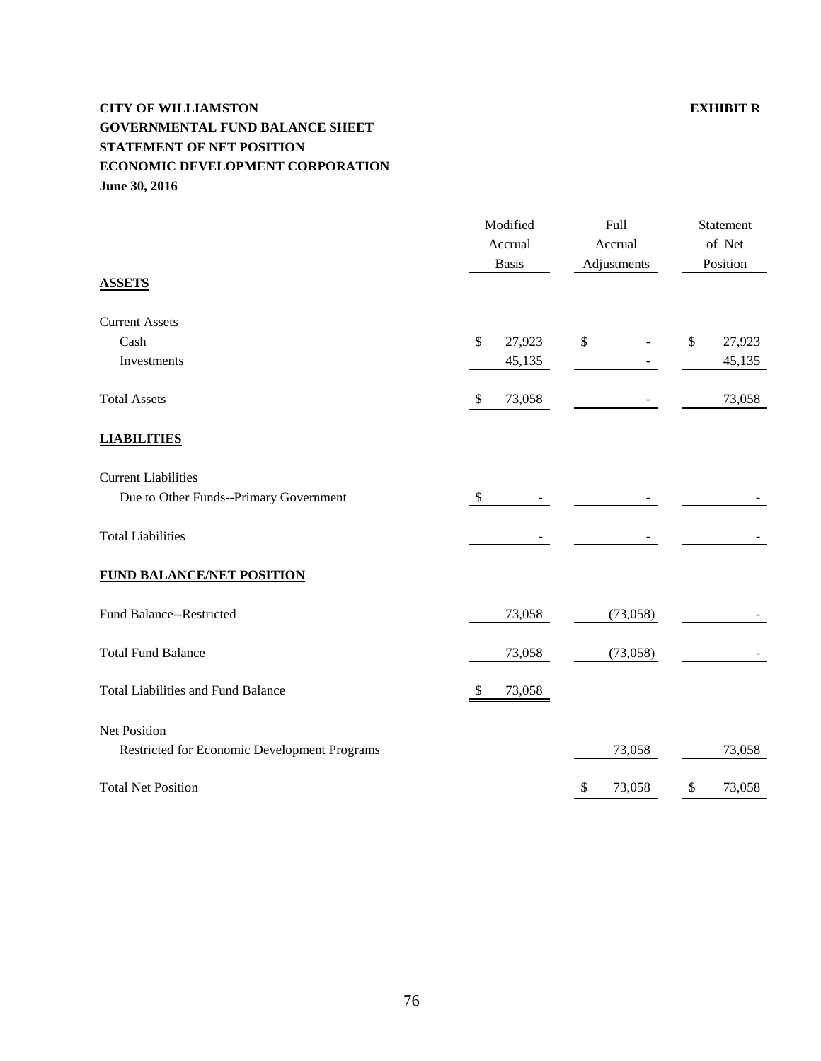**CITY OF WILLIAMSTON** **EXHIBIT R**

**GOVERNMENTAL FUND BALANCE SHEET**

**STATEMENT OF NET POSITION**

**ECONOMIC DEVELOPMENT CORPORATION**

**June 30, 2016**

| | Modified Accrual Basis | Full Accrual Adjustments | Statement of Net Position |
|---|---|---|---|
| **ASSETS** | | | |
| Current Assets | | | |
| Cash | $ 27,923 | $ - | $ 27,923 |
| Investments | 45,135 | - | 45,135 |
| Total Assets | $ 73,058 | - | 73,058 |
| **LIABILITIES** | | | |
| Current Liabilities | | | |
| Due to Other Funds--Primary Government | $ - | - | - |
| Total Liabilities | - | - | - |
| **FUND BALANCE/NET POSITION** | | | |
| Fund Balance--Restricted | 73,058 | (73,058) | - |
| Total Fund Balance | 73,058 | (73,058) | - |
| Total Liabilities and Fund Balance | $ 73,058 | | |
| Net Position | | | |
| Restricted for Economic Development Programs | | 73,058 | 73,058 |
| Total Net Position | | $ 73,058 | $ 73,058 |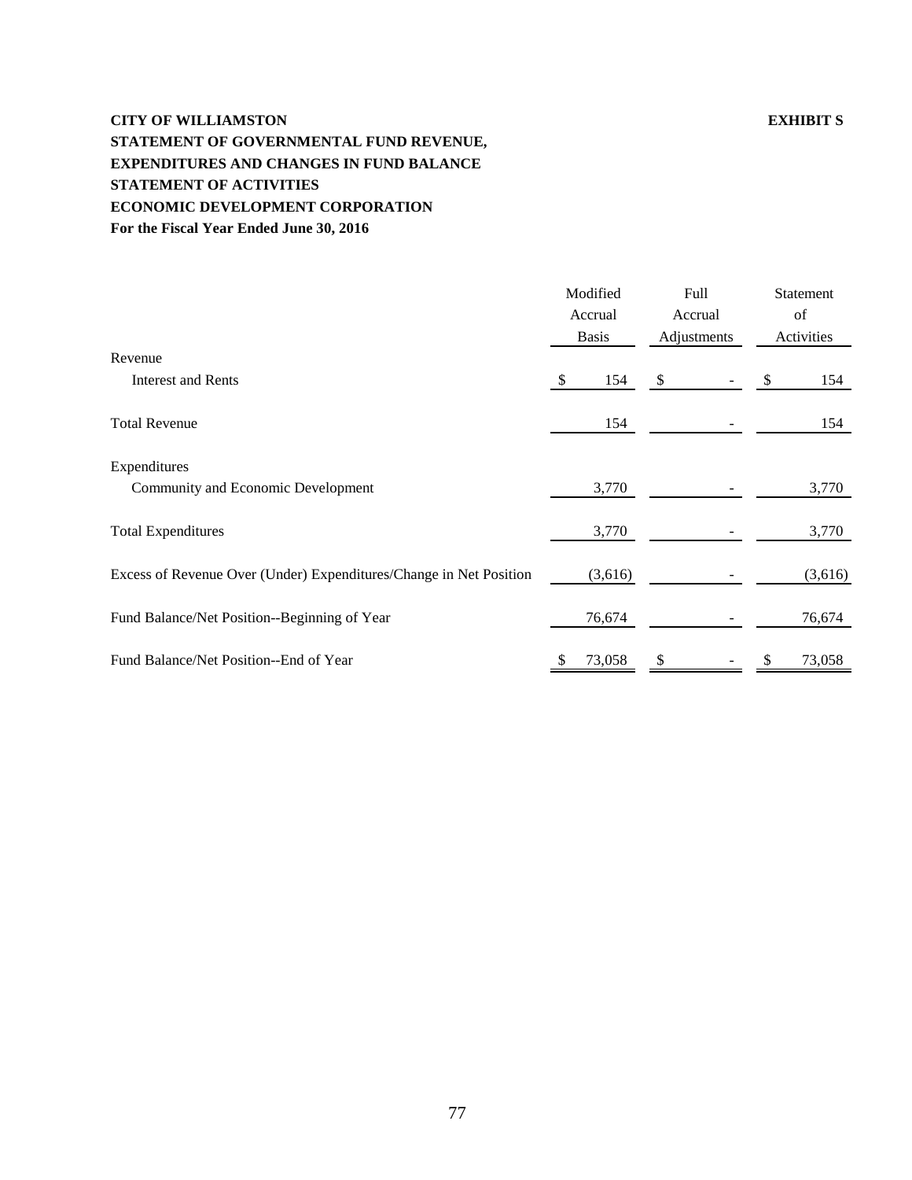**CITY OF WILLIAMSTON** **EXHIBIT S**

**STATEMENT OF GOVERNMENTAL FUND REVENUE,**
**EXPENDITURES AND CHANGES IN FUND BALANCE**
**STATEMENT OF ACTIVITIES**
**ECONOMIC DEVELOPMENT CORPORATION**
**For the Fiscal Year Ended June 30, 2016**

| | Modified Accrual Basis | Full Accrual Adjustments | Statement of Activities |
|---|---|---|---|
| Revenue | | | |
| Interest and Rents | $ 154 | $ - | $ 154 |
| Total Revenue | 154 | - | 154 |
| Expenditures | | | |
| Community and Economic Development | 3,770 | - | 3,770 |
| Total Expenditures | 3,770 | - | 3,770 |
| Excess of Revenue Over (Under) Expenditures/Change in Net Position | (3,616) | - | (3,616) |
| Fund Balance/Net Position--Beginning of Year | 76,674 | - | 76,674 |
| Fund Balance/Net Position--End of Year | $ 73,058 | $ - | $ 73,058 |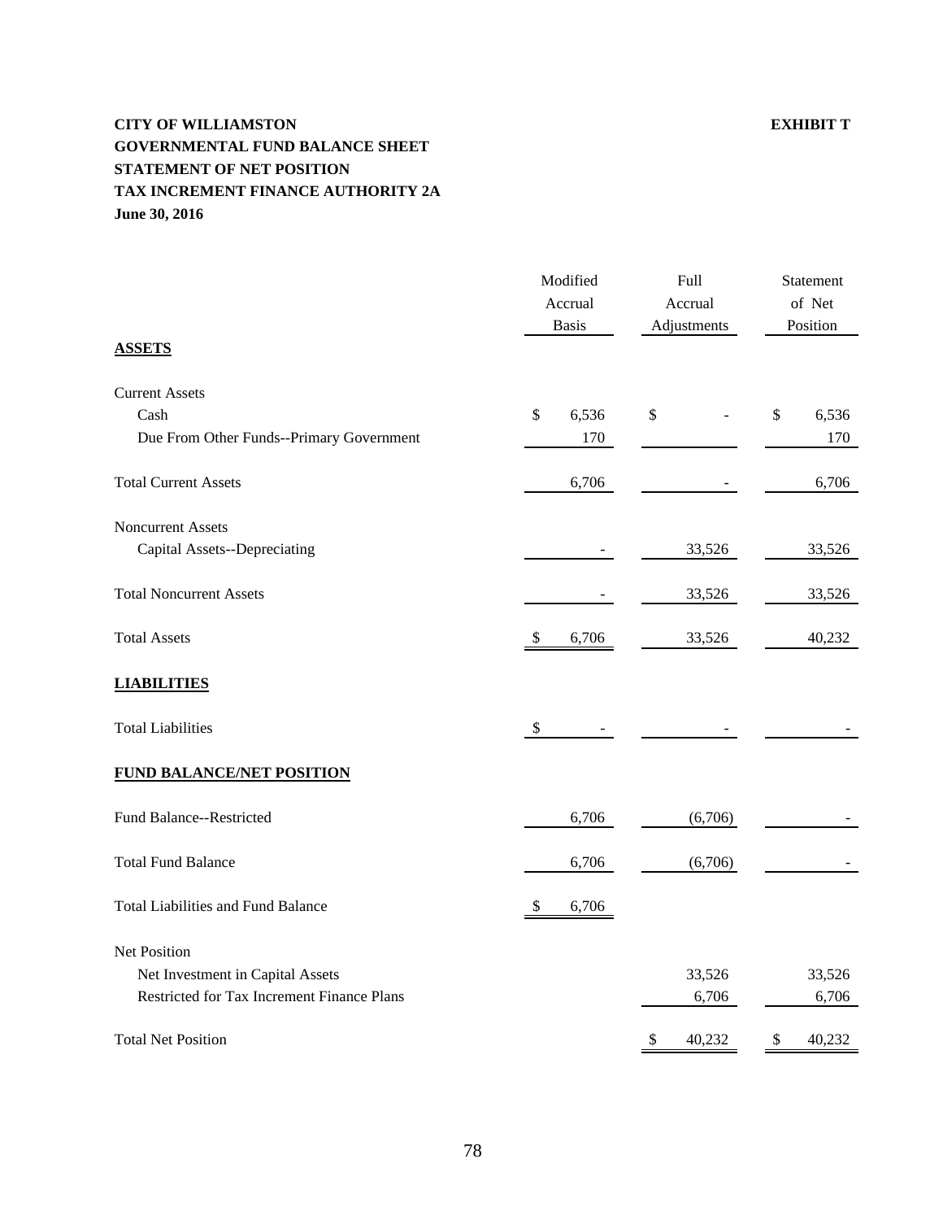**CITY OF WILLIAMSTON** **EXHIBIT T**

**GOVERNMENTAL FUND BALANCE SHEET**

**STATEMENT OF NET POSITION**

**TAX INCREMENT FINANCE AUTHORITY 2A**

**June 30, 2016**

| | Modified Accrual Basis | Full Accrual Adjustments | Statement of Net Position |
|---|---|---|---|
| **ASSETS** | | | |
| Current Assets | | | |
| Cash | $ 6,536 | $ - | $ 6,536 |
| Due From Other Funds--Primary Government | 170 | | 170 |
| Total Current Assets | 6,706 | - | 6,706 |
| Noncurrent Assets | | | |
| Capital Assets--Depreciating | - | 33,526 | 33,526 |
| Total Noncurrent Assets | - | 33,526 | 33,526 |
| Total Assets | $ 6,706 | 33,526 | 40,232 |
| **LIABILITIES** | | | |
| Total Liabilities | $ - | - | - |
| **FUND BALANCE/NET POSITION** | | | |
| Fund Balance--Restricted | 6,706 | (6,706) | - |
| Total Fund Balance | 6,706 | (6,706) | - |
| Total Liabilities and Fund Balance | $ 6,706 | | |
| Net Position | | | |
| Net Investment in Capital Assets | | 33,526 | 33,526 |
| Restricted for Tax Increment Finance Plans | | 6,706 | 6,706 |
| Total Net Position | | $ 40,232 | $ 40,232 |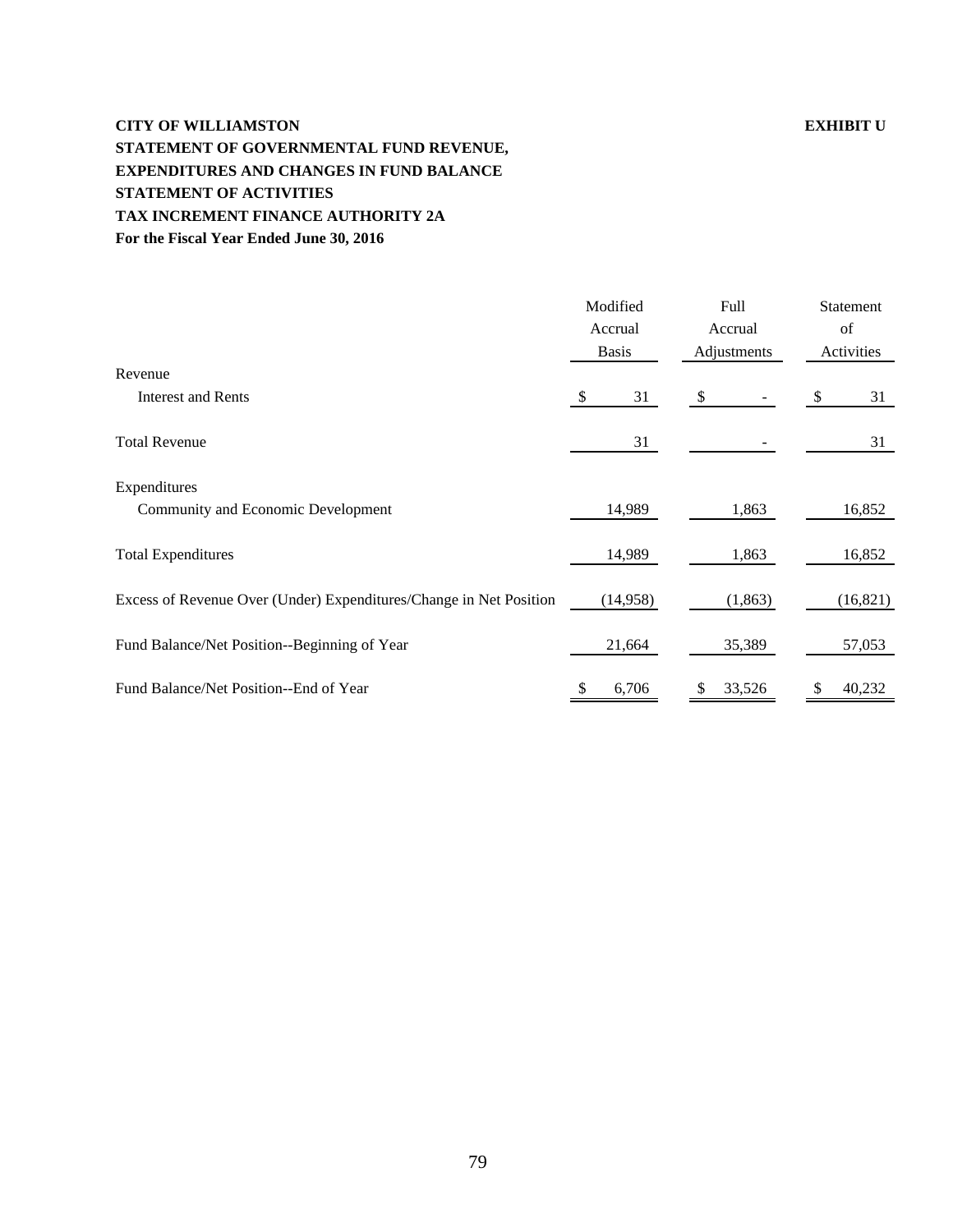**CITY OF WILLIAMSTON** **EXHIBIT U**

**STATEMENT OF GOVERNMENTAL FUND REVENUE,**
**EXPENDITURES AND CHANGES IN FUND BALANCE**
**STATEMENT OF ACTIVITIES**
**TAX INCREMENT FINANCE AUTHORITY 2A**
**For the Fiscal Year Ended June 30, 2016**

| | Modified Accrual Basis | Full Accrual Adjustments | Statement of Activities |
|---|---|---|---|
| Revenue | | | |
| Interest and Rents | $ 31 | $ - | $ 31 |
| Total Revenue | 31 | - | 31 |
| Expenditures | | | |
| Community and Economic Development | 14,989 | 1,863 | 16,852 |
| Total Expenditures | 14,989 | 1,863 | 16,852 |
| Excess of Revenue Over (Under) Expenditures/Change in Net Position | (14,958) | (1,863) | (16,821) |
| Fund Balance/Net Position--Beginning of Year | 21,664 | 35,389 | 57,053 |
| Fund Balance/Net Position--End of Year | $ 6,706 | $ 33,526 | $ 40,232 |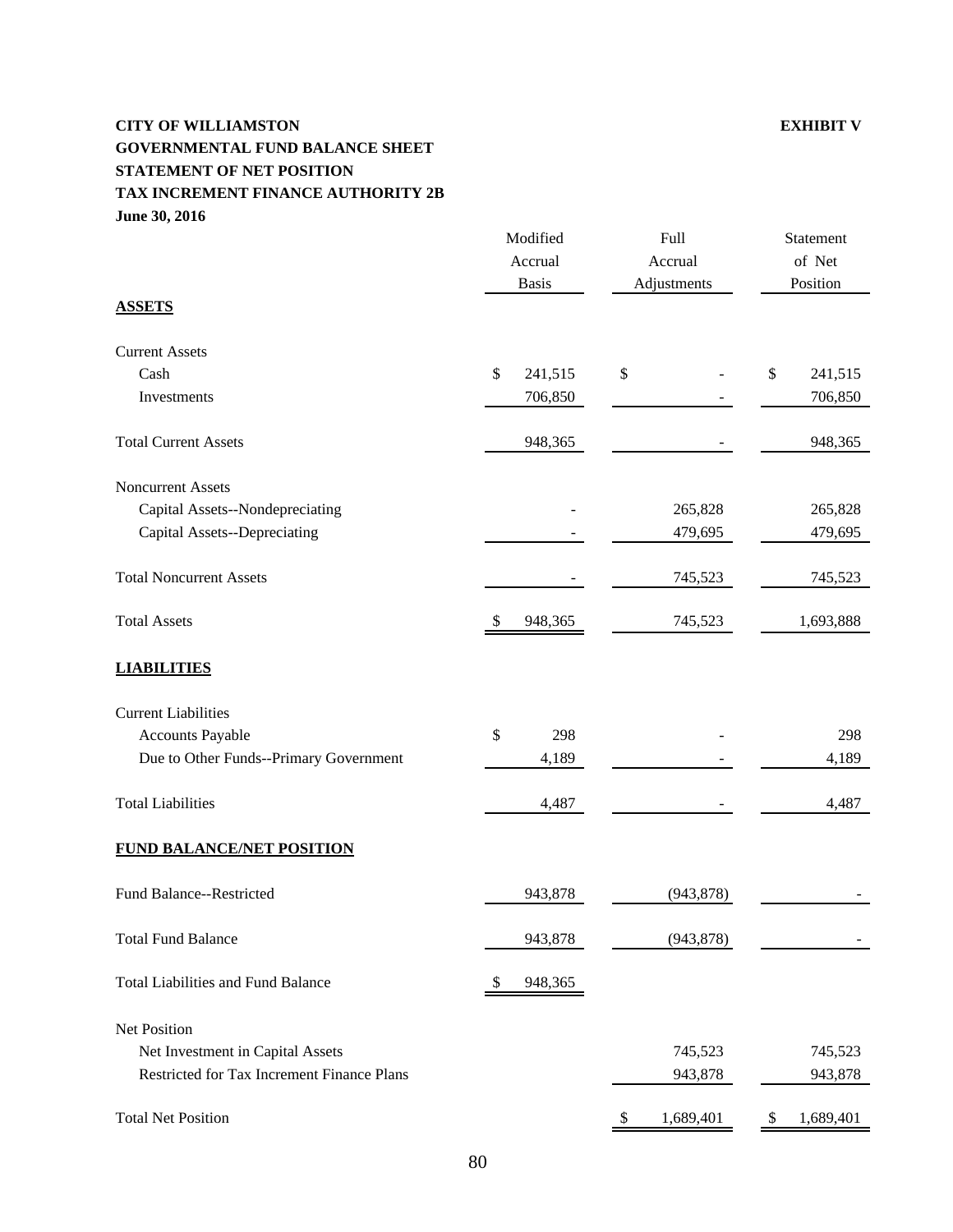**CITY OF WILLIAMSTON** **EXHIBIT V**

**GOVERNMENTAL FUND BALANCE SHEET**

**STATEMENT OF NET POSITION**

**TAX INCREMENT FINANCE AUTHORITY 2B**

**June 30, 2016**

| | Modified Accrual Basis | Full Accrual Adjustments | Statement of Net Position |
|---|---|---|---|
| **ASSETS** | | | |
| Current Assets | | | |
| Cash | $ 241,515 | $ - | $ 241,515 |
| Investments | 706,850 | - | 706,850 |
| Total Current Assets | 948,365 | - | 948,365 |
| Noncurrent Assets | | | |
| Capital Assets--Nondepreciating | - | 265,828 | 265,828 |
| Capital Assets--Depreciating | - | 479,695 | 479,695 |
| Total Noncurrent Assets | - | 745,523 | 745,523 |
| Total Assets | $ 948,365 | 745,523 | 1,693,888 |
| **LIABILITIES** | | | |
| Current Liabilities | | | |
| Accounts Payable | $ 298 | - | 298 |
| Due to Other Funds--Primary Government | 4,189 | - | 4,189 |
| Total Liabilities | 4,487 | - | 4,487 |
| **FUND BALANCE/NET POSITION** | | | |
| Fund Balance--Restricted | 943,878 | (943,878) | - |
| Total Fund Balance | 943,878 | (943,878) | - |
| Total Liabilities and Fund Balance | $ 948,365 | | |
| Net Position | | | |
| Net Investment in Capital Assets | | 745,523 | 745,523 |
| Restricted for Tax Increment Finance Plans | | 943,878 | 943,878 |
| Total Net Position | | $ 1,689,401 | $ 1,689,401 |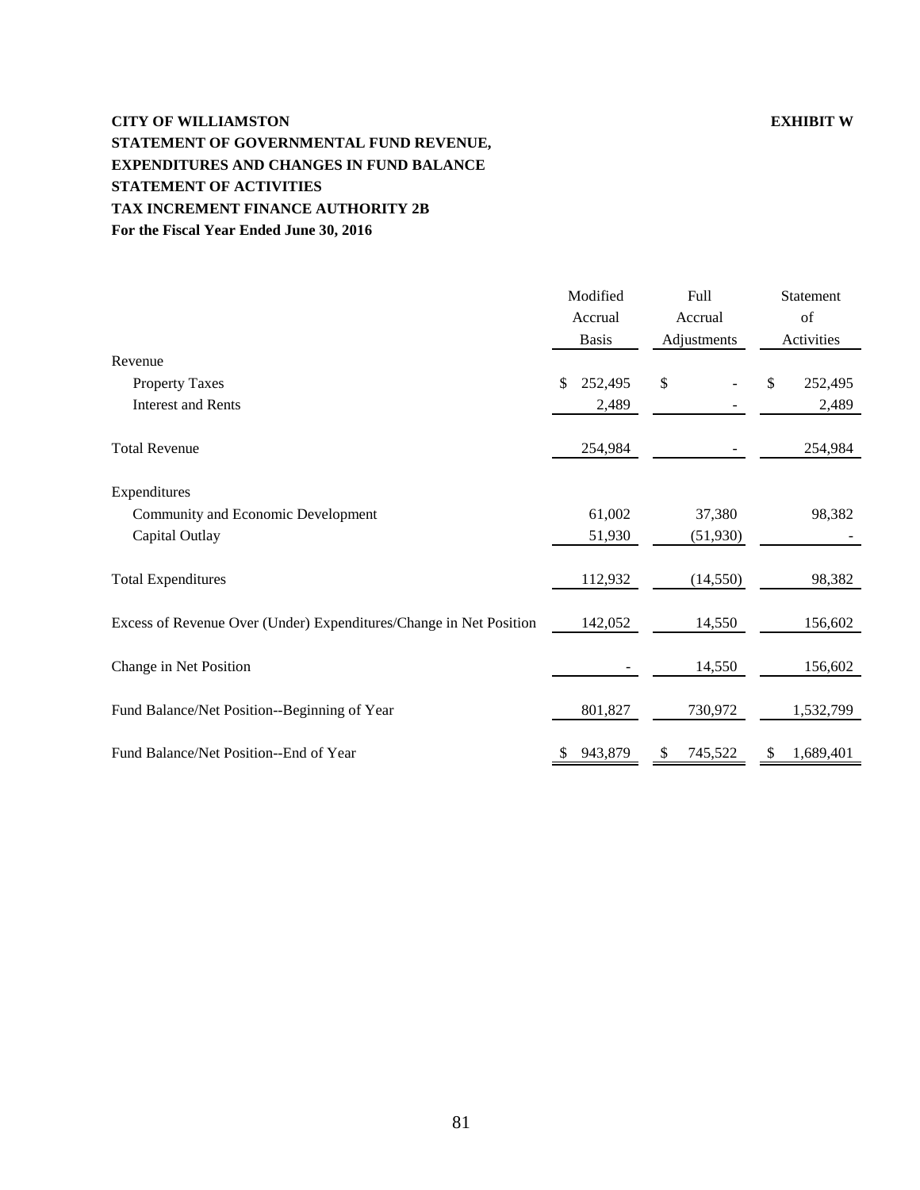**CITY OF WILLIAMSTON** **EXHIBIT W**

**STATEMENT OF GOVERNMENTAL FUND REVENUE,**
**EXPENDITURES AND CHANGES IN FUND BALANCE**
**STATEMENT OF ACTIVITIES**
**TAX INCREMENT FINANCE AUTHORITY 2B**
**For the Fiscal Year Ended June 30, 2016**

| | Modified Accrual Basis | Full Accrual Adjustments | Statement of Activities |
|---|---|---|---|
| Revenue | | | |
| Property Taxes | $ 252,495 | $ - | $ 252,495 |
| Interest and Rents | 2,489 | - | 2,489 |
| Total Revenue | 254,984 | - | 254,984 |
| Expenditures | | | |
| Community and Economic Development | 61,002 | 37,380 | 98,382 |
| Capital Outlay | 51,930 | (51,930) | - |
| Total Expenditures | 112,932 | (14,550) | 98,382 |
| Excess of Revenue Over (Under) Expenditures/Change in Net Position | 142,052 | 14,550 | 156,602 |
| Change in Net Position | - | 14,550 | 156,602 |
| Fund Balance/Net Position--Beginning of Year | 801,827 | 730,972 | 1,532,799 |
| Fund Balance/Net Position--End of Year | $ 943,879 | $ 745,522 | $ 1,689,401 |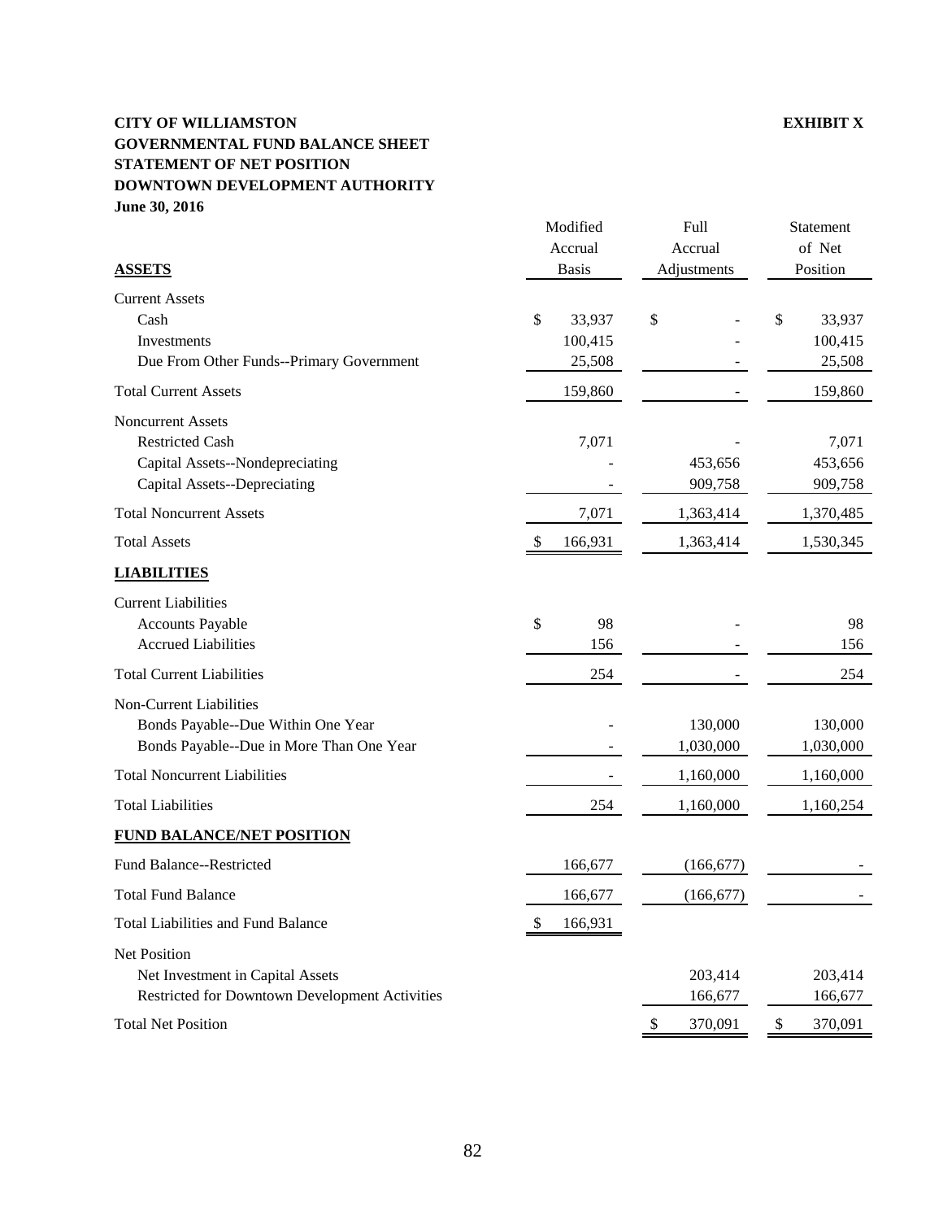**CITY OF WILLIAMSTON** **EXHIBIT X**

**GOVERNMENTAL FUND BALANCE SHEET**

**STATEMENT OF NET POSITION**

**DOWNTOWN DEVELOPMENT AUTHORITY**

**June 30, 2016**

| | Modified Accrual Basis | Full Accrual Adjustments | Statement of Net Position |
|---|---|---|---|
| **ASSETS** | | | |
| Current Assets | | | |
| Cash | $ 33,937 | $ - | $ 33,937 |
| Investments | 100,415 | - | 100,415 |
| Due From Other Funds--Primary Government | 25,508 | - | 25,508 |
| Total Current Assets | 159,860 | - | 159,860 |
| Noncurrent Assets | | | |
| Restricted Cash | 7,071 | - | 7,071 |
| Capital Assets--Nondepreciating | - | 453,656 | 453,656 |
| Capital Assets--Depreciating | - | 909,758 | 909,758 |
| Total Noncurrent Assets | 7,071 | 1,363,414 | 1,370,485 |
| Total Assets | $ 166,931 | 1,363,414 | 1,530,345 |
| **LIABILITIES** | | | |
| Current Liabilities | | | |
| Accounts Payable | $ 98 | - | 98 |
| Accrued Liabilities | 156 | - | 156 |
| Total Current Liabilities | 254 | - | 254 |
| Non-Current Liabilities | | | |
| Bonds Payable--Due Within One Year | - | 130,000 | 130,000 |
| Bonds Payable--Due in More Than One Year | - | 1,030,000 | 1,030,000 |
| Total Noncurrent Liabilities | - | 1,160,000 | 1,160,000 |
| Total Liabilities | 254 | 1,160,000 | 1,160,254 |
| **FUND BALANCE/NET POSITION** | | | |
| Fund Balance--Restricted | 166,677 | (166,677) | - |
| Total Fund Balance | 166,677 | (166,677) | - |
| Total Liabilities and Fund Balance | $ 166,931 | | |
| Net Position | | | |
| Net Investment in Capital Assets | | 203,414 | 203,414 |
| Restricted for Downtown Development Activities | | 166,677 | 166,677 |
| Total Net Position | | $ 370,091 | $ 370,091 |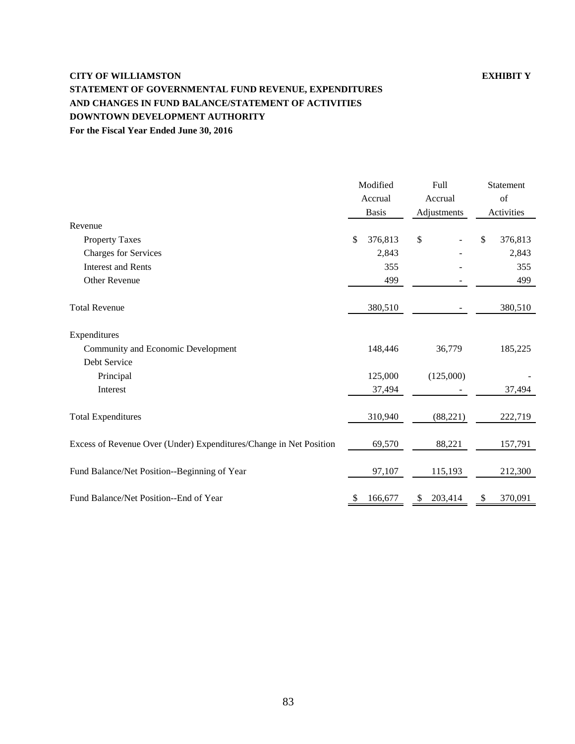**CITY OF WILLIAMSTON** **EXHIBIT Y**

**STATEMENT OF GOVERNMENTAL FUND REVENUE, EXPENDITURES AND CHANGES IN FUND BALANCE/STATEMENT OF ACTIVITIES**

**DOWNTOWN DEVELOPMENT AUTHORITY**

**For the Fiscal Year Ended June 30, 2016**

| | Modified Accrual Basis | Full Accrual Adjustments | Statement of Activities |
|---|---|---|---|
| Revenue | | | |
| Property Taxes | $ 376,813 | $ - | $ 376,813 |
| Charges for Services | 2,843 | - | 2,843 |
| Interest and Rents | 355 | - | 355 |
| Other Revenue | 499 | - | 499 |
| Total Revenue | 380,510 | - | 380,510 |
| Expenditures | | | |
| Community and Economic Development | 148,446 | 36,779 | 185,225 |
| Debt Service | | | |
| Principal | 125,000 | (125,000) | - |
| Interest | 37,494 | - | 37,494 |
| Total Expenditures | 310,940 | (88,221) | 222,719 |
| Excess of Revenue Over (Under) Expenditures/Change in Net Position | 69,570 | 88,221 | 157,791 |
| Fund Balance/Net Position--Beginning of Year | 97,107 | 115,193 | 212,300 |
| Fund Balance/Net Position--End of Year | $ 166,677 | $ 203,414 | $ 370,091 |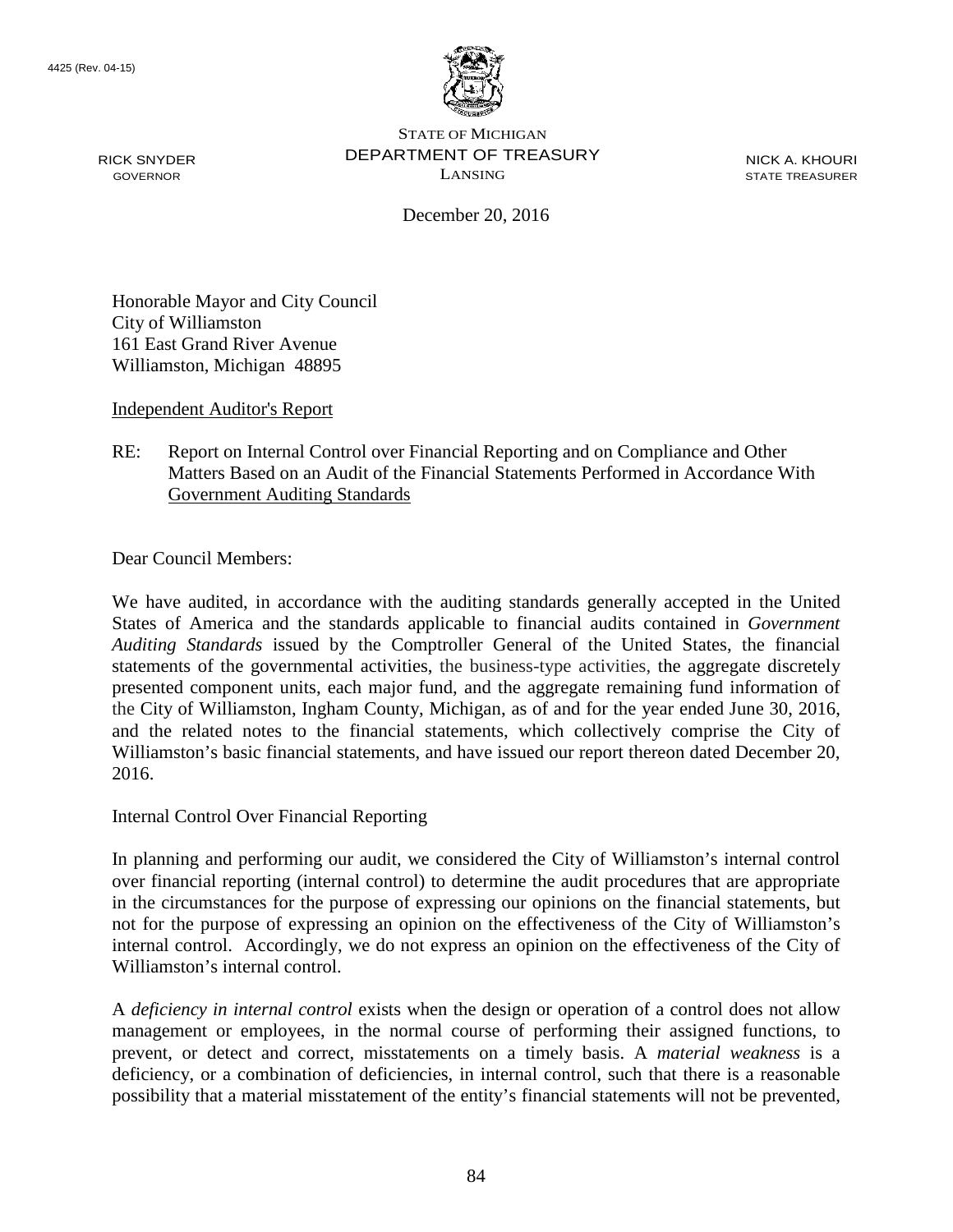4425 (Rev. 04-15)

STATE OF MICHIGAN
DEPARTMENT OF TREASURY
LANSING

RICK SNYDER
GOVERNOR

NICK A. KHOURI
STATE TREASURER

December 20, 2016

Honorable Mayor and City Council
City of Williamston
161 East Grand River Avenue
Williamston, Michigan 48895

Independent Auditor's Report

RE: Report on Internal Control over Financial Reporting and on Compliance and Other Matters Based on an Audit of the Financial Statements Performed in Accordance With Government Auditing Standards

Dear Council Members:

We have audited, in accordance with the auditing standards generally accepted in the United States of America and the standards applicable to financial audits contained in *Government Auditing Standards* issued by the Comptroller General of the United States, the financial statements of the governmental activities, the business-type activities, the aggregate discretely presented component units, each major fund, and the aggregate remaining fund information of the City of Williamston, Ingham County, Michigan, as of and for the year ended June 30, 2016, and the related notes to the financial statements, which collectively comprise the City of Williamston's basic financial statements, and have issued our report thereon dated December 20, 2016.

Internal Control Over Financial Reporting

In planning and performing our audit, we considered the City of Williamston's internal control over financial reporting (internal control) to determine the audit procedures that are appropriate in the circumstances for the purpose of expressing our opinions on the financial statements, but not for the purpose of expressing an opinion on the effectiveness of the City of Williamston's internal control. Accordingly, we do not express an opinion on the effectiveness of the City of Williamston's internal control.

A *deficiency in internal control* exists when the design or operation of a control does not allow management or employees, in the normal course of performing their assigned functions, to prevent, or detect and correct, misstatements on a timely basis. A *material weakness* is a deficiency, or a combination of deficiencies, in internal control, such that there is a reasonable possibility that a material misstatement of the entity's financial statements will not be prevented,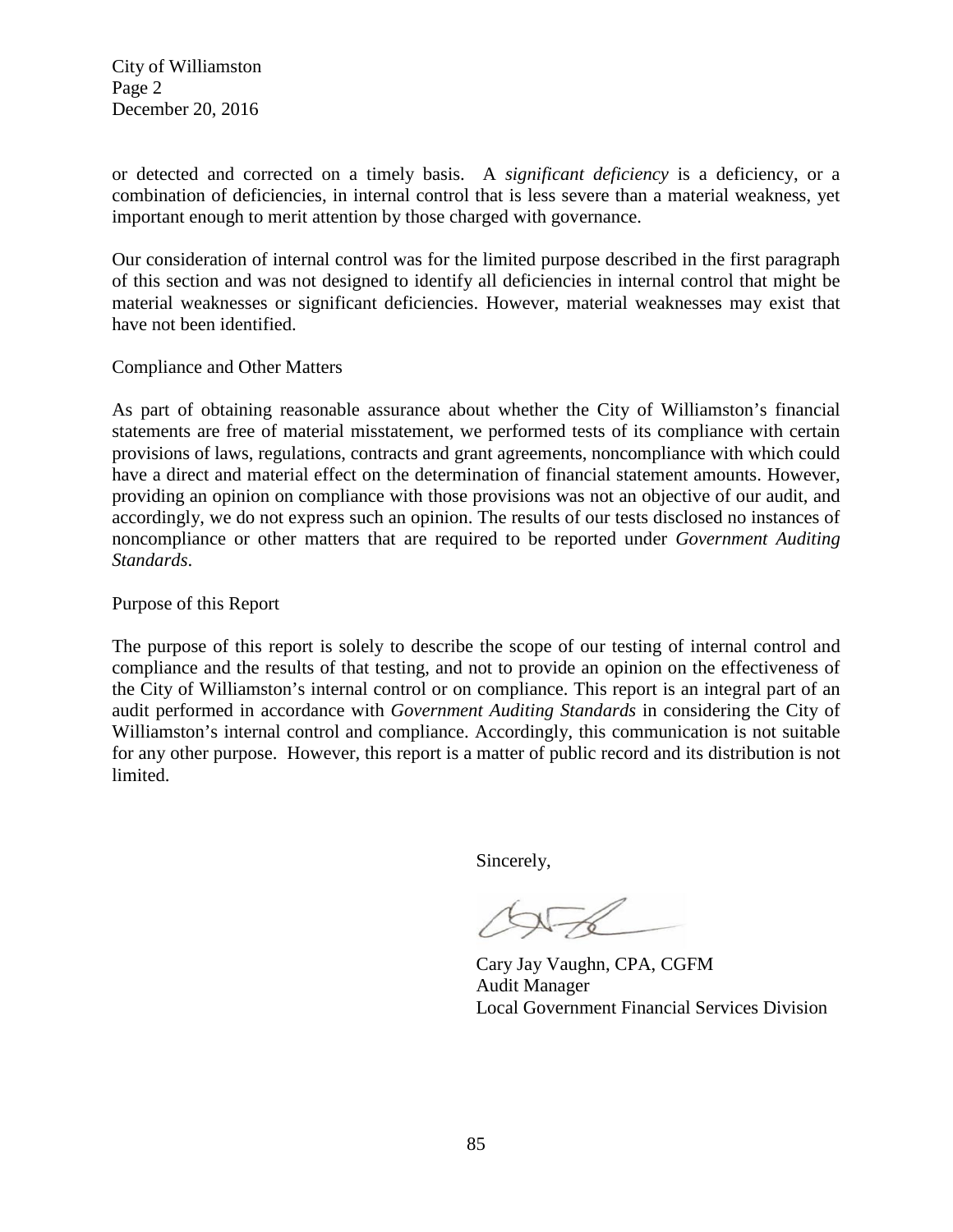City of Williamston
Page 2
December 20, 2016

or detected and corrected on a timely basis. A *significant deficiency* is a deficiency, or a combination of deficiencies, in internal control that is less severe than a material weakness, yet important enough to merit attention by those charged with governance.

Our consideration of internal control was for the limited purpose described in the first paragraph of this section and was not designed to identify all deficiencies in internal control that might be material weaknesses or significant deficiencies. However, material weaknesses may exist that have not been identified.

Compliance and Other Matters

As part of obtaining reasonable assurance about whether the City of Williamston's financial statements are free of material misstatement, we performed tests of its compliance with certain provisions of laws, regulations, contracts and grant agreements, noncompliance with which could have a direct and material effect on the determination of financial statement amounts. However, providing an opinion on compliance with those provisions was not an objective of our audit, and accordingly, we do not express such an opinion. The results of our tests disclosed no instances of noncompliance or other matters that are required to be reported under *Government Auditing Standards*.

Purpose of this Report

The purpose of this report is solely to describe the scope of our testing of internal control and compliance and the results of that testing, and not to provide an opinion on the effectiveness of the City of Williamston's internal control or on compliance. This report is an integral part of an audit performed in accordance with *Government Auditing Standards* in considering the City of Williamston's internal control and compliance. Accordingly, this communication is not suitable for any other purpose. However, this report is a matter of public record and its distribution is not limited.

Sincerely,

Cary Jay Vaughn, CPA, CGFM
Audit Manager
Local Government Financial Services Division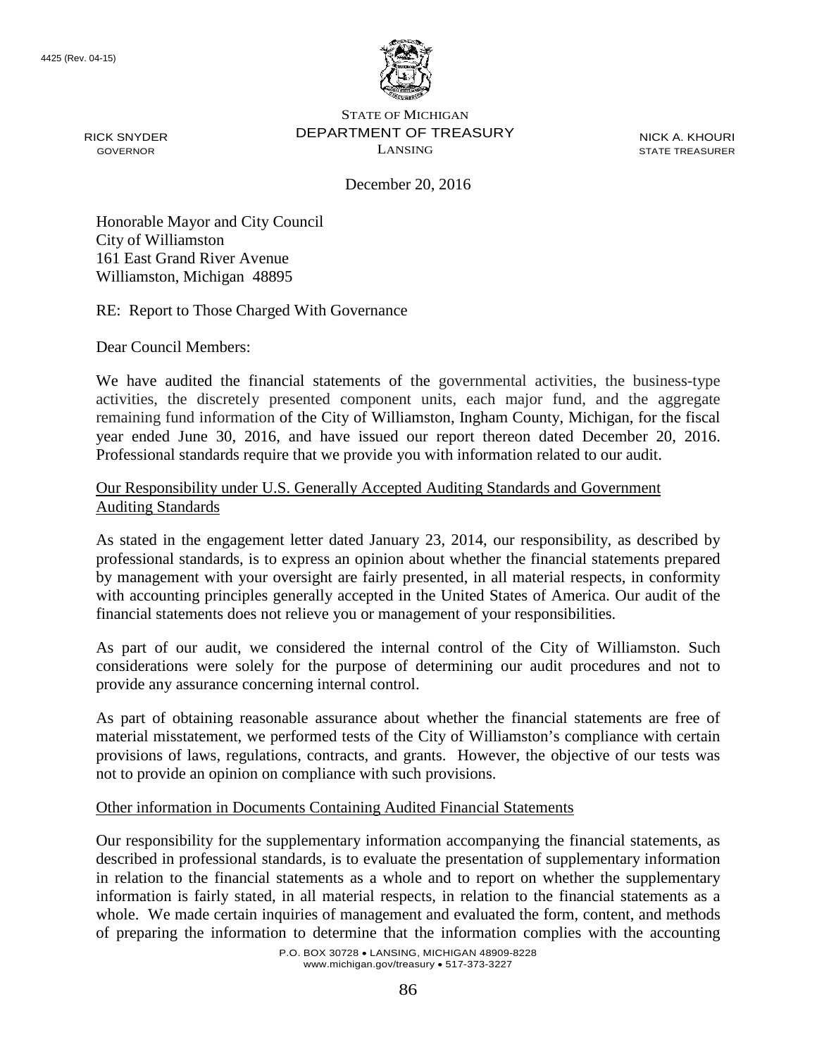4425 (Rev. 04-15)

STATE OF MICHIGAN
DEPARTMENT OF TREASURY
LANSING

RICK SNYDER
GOVERNOR

NICK A. KHOURI
STATE TREASURER

December 20, 2016

Honorable Mayor and City Council
City of Williamston
161 East Grand River Avenue
Williamston, Michigan 48895

RE: Report to Those Charged With Governance

Dear Council Members:

We have audited the financial statements of the governmental activities, the business-type activities, the discretely presented component units, each major fund, and the aggregate remaining fund information of the City of Williamston, Ingham County, Michigan, for the fiscal year ended June 30, 2016, and have issued our report thereon dated December 20, 2016. Professional standards require that we provide you with information related to our audit.

Our Responsibility under U.S. Generally Accepted Auditing Standards and Government Auditing Standards

As stated in the engagement letter dated January 23, 2014, our responsibility, as described by professional standards, is to express an opinion about whether the financial statements prepared by management with your oversight are fairly presented, in all material respects, in conformity with accounting principles generally accepted in the United States of America. Our audit of the financial statements does not relieve you or management of your responsibilities.

As part of our audit, we considered the internal control of the City of Williamston. Such considerations were solely for the purpose of determining our audit procedures and not to provide any assurance concerning internal control.

As part of obtaining reasonable assurance about whether the financial statements are free of material misstatement, we performed tests of the City of Williamston's compliance with certain provisions of laws, regulations, contracts, and grants. However, the objective of our tests was not to provide an opinion on compliance with such provisions.

Other information in Documents Containing Audited Financial Statements

Our responsibility for the supplementary information accompanying the financial statements, as described in professional standards, is to evaluate the presentation of supplementary information in relation to the financial statements as a whole and to report on whether the supplementary information is fairly stated, in all material respects, in relation to the financial statements as a whole. We made certain inquiries of management and evaluated the form, content, and methods of preparing the information to determine that the information complies with the accounting

P.O. BOX 30728 • LANSING, MICHIGAN 48909-8228
www.michigan.gov/treasury • 517-373-3227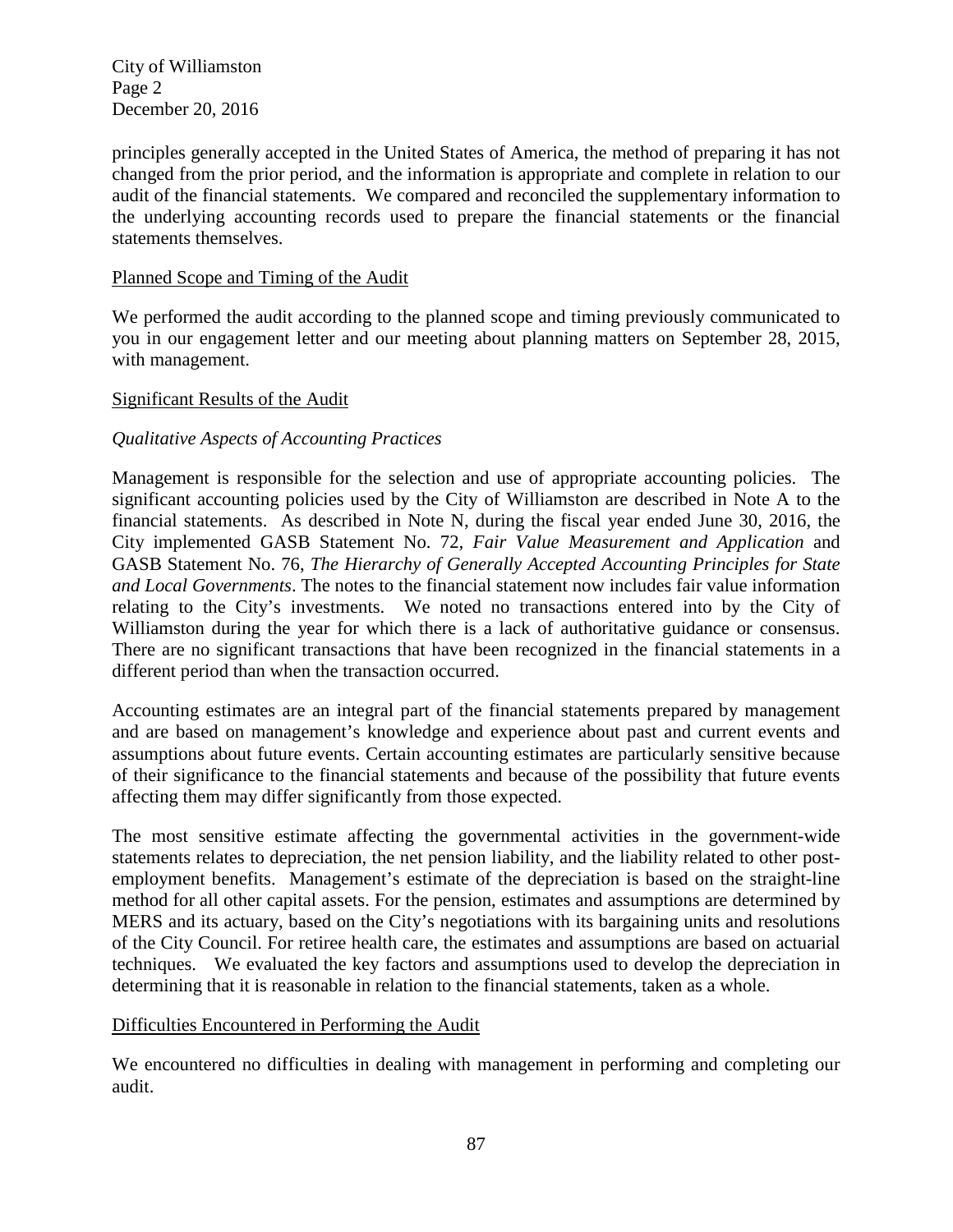principles generally accepted in the United States of America, the method of preparing it has not changed from the prior period, and the information is appropriate and complete in relation to our audit of the financial statements. We compared and reconciled the supplementary information to the underlying accounting records used to prepare the financial statements or the financial statements themselves.

## Planned Scope and Timing of the Audit

We performed the audit according to the planned scope and timing previously communicated to you in our engagement letter and our meeting about planning matters on September 28, 2015, with management.

## Significant Results of the Audit

### *Qualitative Aspects of Accounting Practices*

Management is responsible for the selection and use of appropriate accounting policies. The significant accounting policies used by the City of Williamston are described in Note A to the financial statements. As described in Note N, during the fiscal year ended June 30, 2016, the City implemented GASB Statement No. 72, *Fair Value Measurement and Application* and GASB Statement No. 76, *The Hierarchy of Generally Accepted Accounting Principles for State and Local Governments*. The notes to the financial statement now includes fair value information relating to the City's investments. We noted no transactions entered into by the City of Williamston during the year for which there is a lack of authoritative guidance or consensus. There are no significant transactions that have been recognized in the financial statements in a different period than when the transaction occurred.

Accounting estimates are an integral part of the financial statements prepared by management and are based on management's knowledge and experience about past and current events and assumptions about future events. Certain accounting estimates are particularly sensitive because of their significance to the financial statements and because of the possibility that future events affecting them may differ significantly from those expected.

The most sensitive estimate affecting the governmental activities in the government-wide statements relates to depreciation, the net pension liability, and the liability related to other post-employment benefits. Management's estimate of the depreciation is based on the straight-line method for all other capital assets. For the pension, estimates and assumptions are determined by MERS and its actuary, based on the City's negotiations with its bargaining units and resolutions of the City Council. For retiree health care, the estimates and assumptions are based on actuarial techniques. We evaluated the key factors and assumptions used to develop the depreciation in determining that it is reasonable in relation to the financial statements, taken as a whole.

## Difficulties Encountered in Performing the Audit

We encountered no difficulties in dealing with management in performing and completing our audit.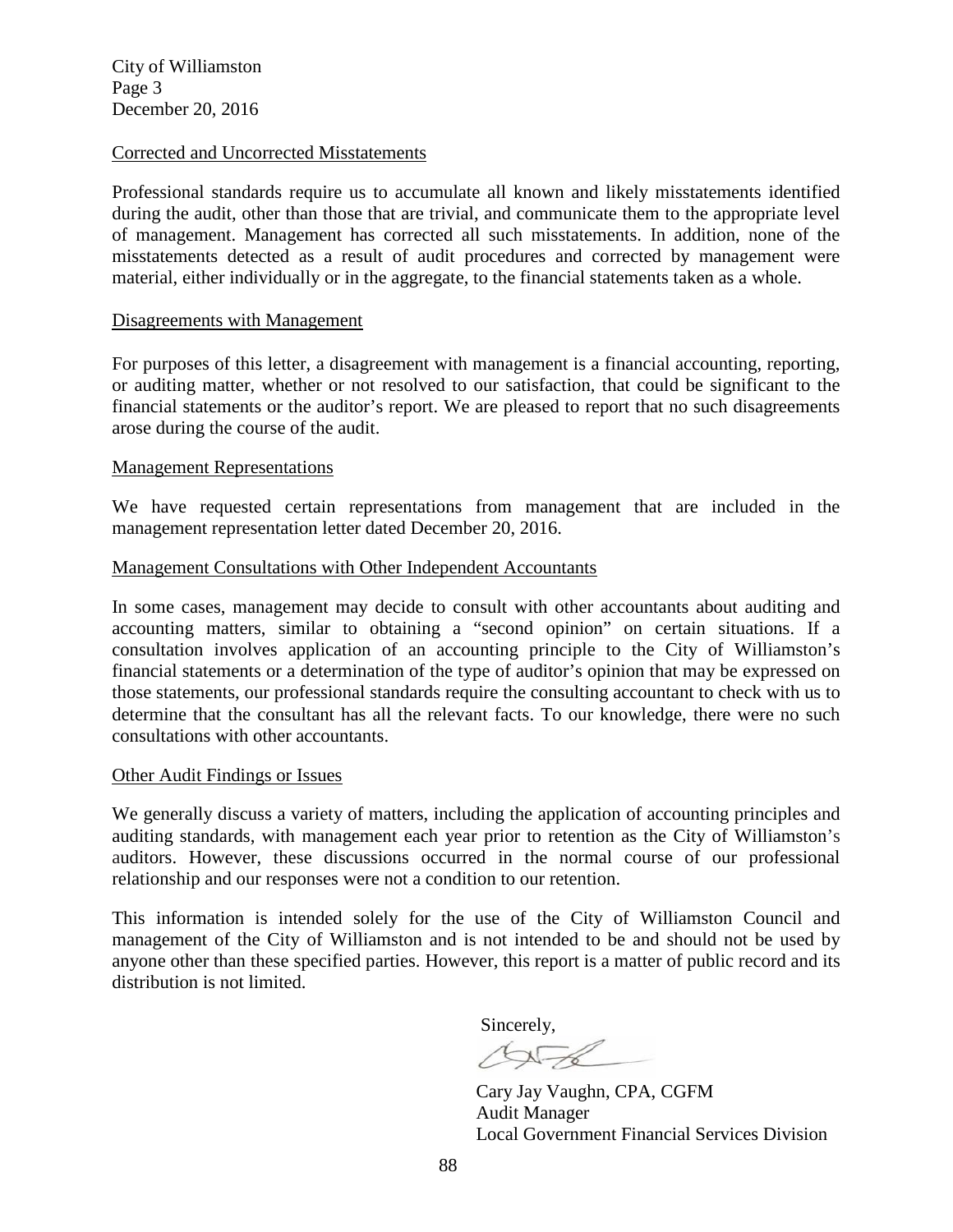### Corrected and Uncorrected Misstatements

Professional standards require us to accumulate all known and likely misstatements identified during the audit, other than those that are trivial, and communicate them to the appropriate level of management. Management has corrected all such misstatements. In addition, none of the misstatements detected as a result of audit procedures and corrected by management were material, either individually or in the aggregate, to the financial statements taken as a whole.

### Disagreements with Management

For purposes of this letter, a disagreement with management is a financial accounting, reporting, or auditing matter, whether or not resolved to our satisfaction, that could be significant to the financial statements or the auditor's report. We are pleased to report that no such disagreements arose during the course of the audit.

### Management Representations

We have requested certain representations from management that are included in the management representation letter dated December 20, 2016.

### Management Consultations with Other Independent Accountants

In some cases, management may decide to consult with other accountants about auditing and accounting matters, similar to obtaining a "second opinion" on certain situations. If a consultation involves application of an accounting principle to the City of Williamston's financial statements or a determination of the type of auditor's opinion that may be expressed on those statements, our professional standards require the consulting accountant to check with us to determine that the consultant has all the relevant facts. To our knowledge, there were no such consultations with other accountants.

### Other Audit Findings or Issues

We generally discuss a variety of matters, including the application of accounting principles and auditing standards, with management each year prior to retention as the City of Williamston's auditors. However, these discussions occurred in the normal course of our professional relationship and our responses were not a condition to our retention.

This information is intended solely for the use of the City of Williamston Council and management of the City of Williamston and is not intended to be and should not be used by anyone other than these specified parties. However, this report is a matter of public record and its distribution is not limited.

Sincerely,

Cary Jay Vaughn, CPA, CGFM
Audit Manager
Local Government Financial Services Division